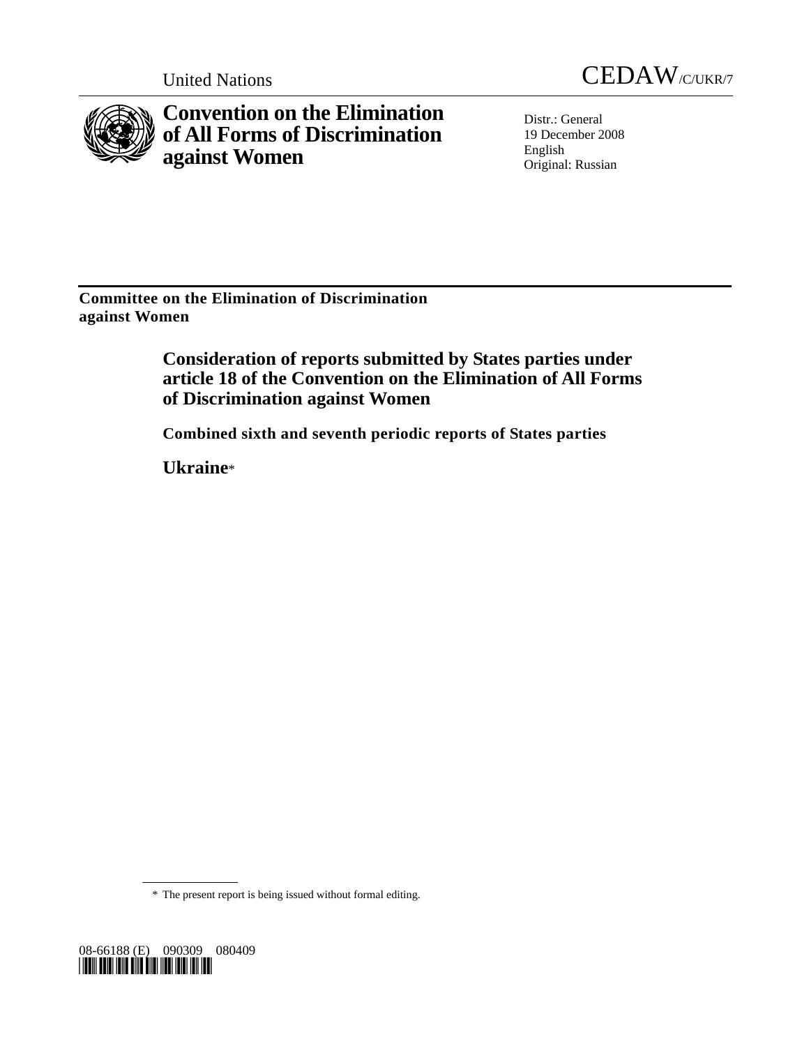United Nations CEDAW/C/UKR/7

# Convention on the Elimination of All Forms of Discrimination against Women

Distr.: General
19 December 2008
English
Original: Russian

**Committee on the Elimination of Discrimination against Women**

## Consideration of reports submitted by States parties under article 18 of the Convention on the Elimination of All Forms of Discrimination against Women

### Combined sixth and seventh periodic reports of States parties

### Ukraine*

\* The present report is being issued without formal editing.

08-66188 (E) 090309 080409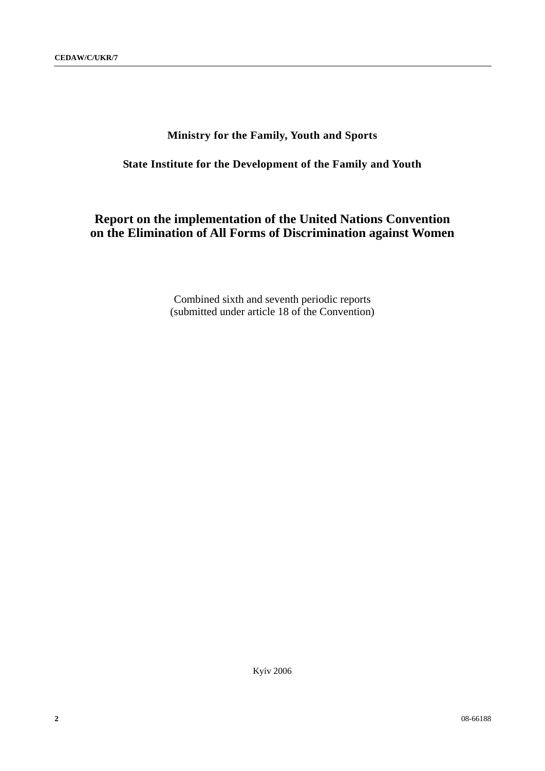**Ministry for the Family, Youth and Sports**

**State Institute for the Development of the Family and Youth**

# Report on the implementation of the United Nations Convention on the Elimination of All Forms of Discrimination against Women

Combined sixth and seventh periodic reports
(submitted under article 18 of the Convention)

Kyiv 2006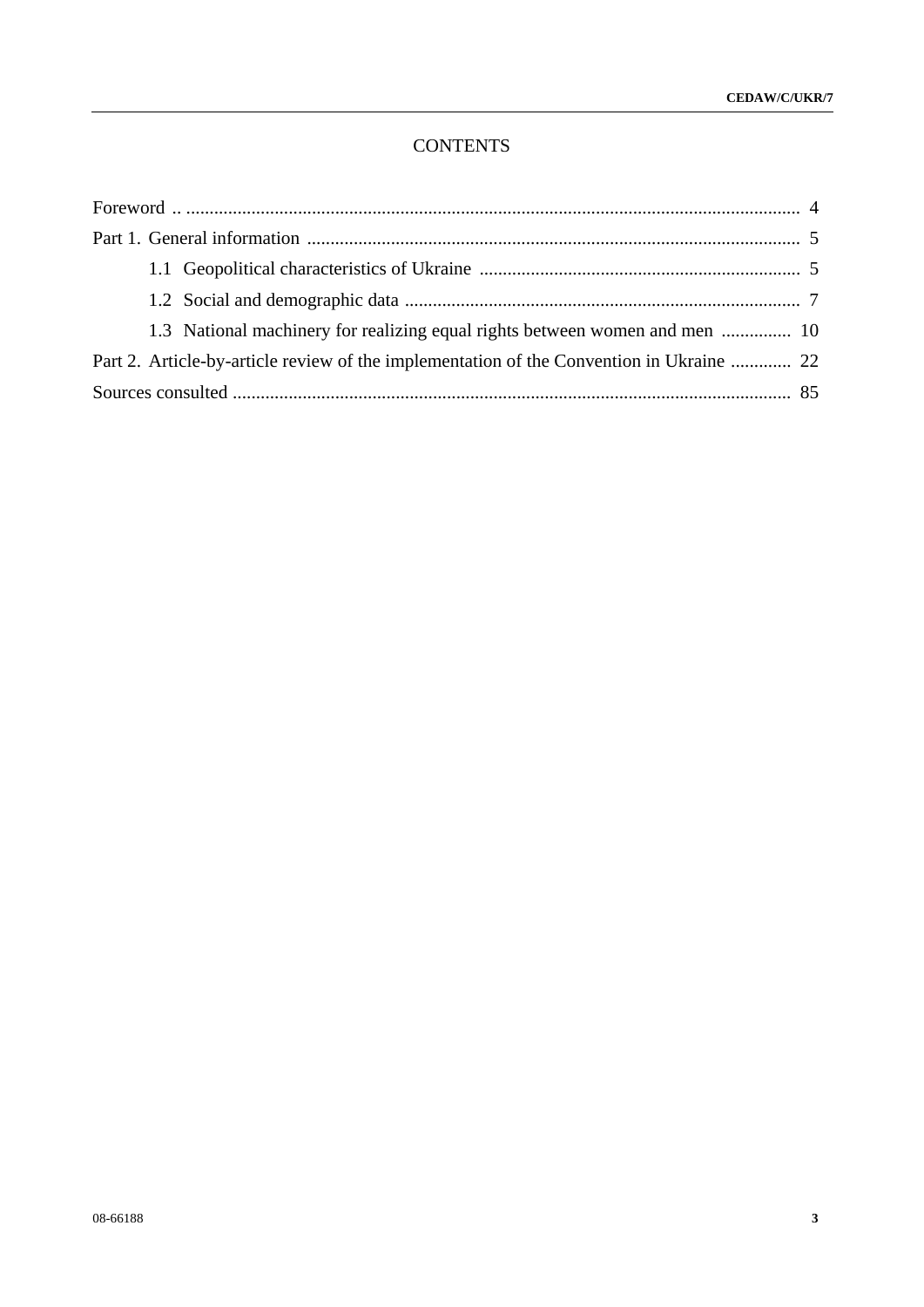# CONTENTS

| | |
|---|---|
| Foreword | 4 |
| Part 1. General information | 5 |
| 1.1 Geopolitical characteristics of Ukraine | 5 |
| 1.2 Social and demographic data | 7 |
| 1.3 National machinery for realizing equal rights between women and men | 10 |
| Part 2. Article-by-article review of the implementation of the Convention in Ukraine | 22 |
| Sources consulted | 85 |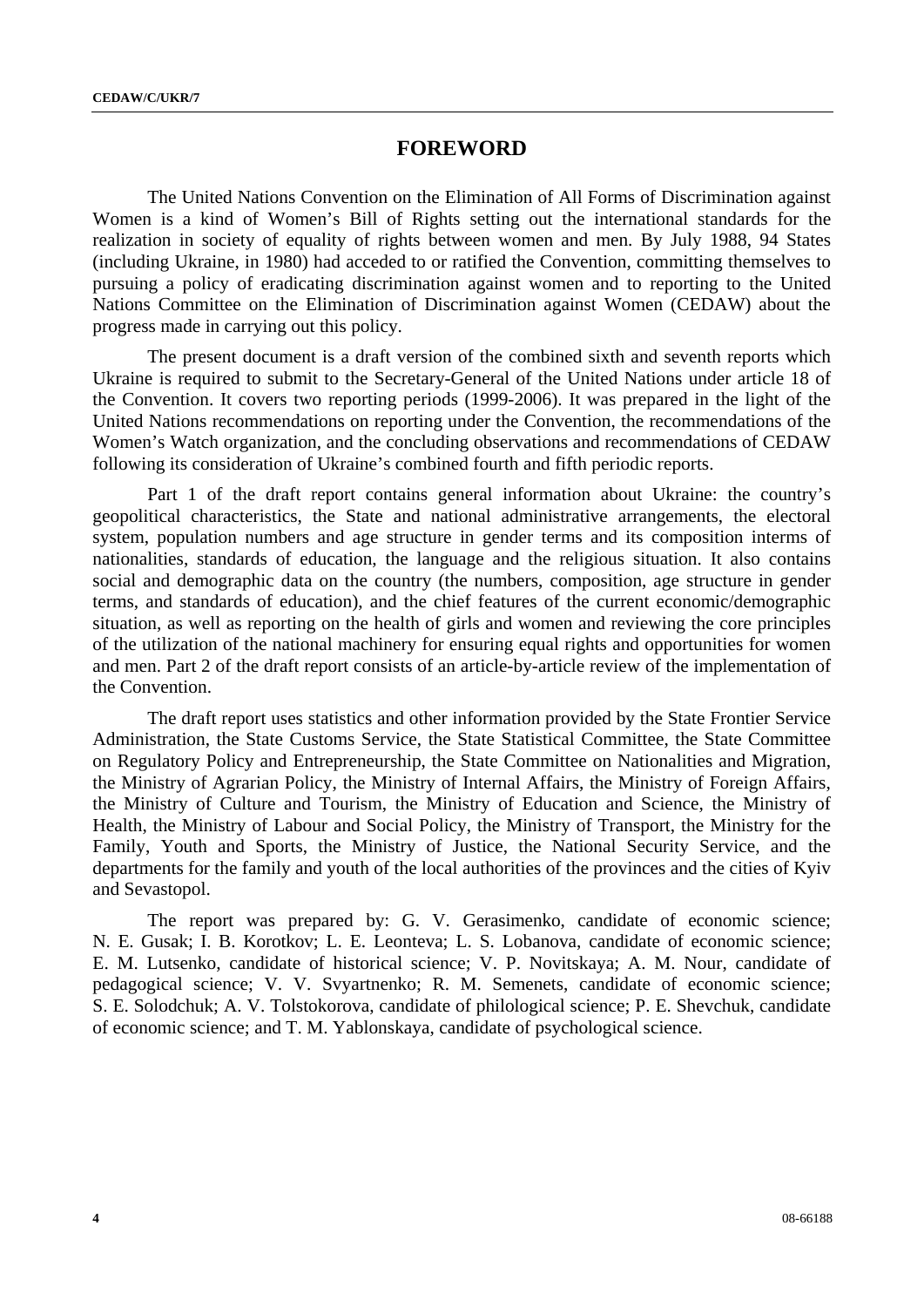# FOREWORD

The United Nations Convention on the Elimination of All Forms of Discrimination against Women is a kind of Women's Bill of Rights setting out the international standards for the realization in society of equality of rights between women and men. By July 1988, 94 States (including Ukraine, in 1980) had acceded to or ratified the Convention, committing themselves to pursuing a policy of eradicating discrimination against women and to reporting to the United Nations Committee on the Elimination of Discrimination against Women (CEDAW) about the progress made in carrying out this policy.

The present document is a draft version of the combined sixth and seventh reports which Ukraine is required to submit to the Secretary-General of the United Nations under article 18 of the Convention. It covers two reporting periods (1999-2006). It was prepared in the light of the United Nations recommendations on reporting under the Convention, the recommendations of the Women's Watch organization, and the concluding observations and recommendations of CEDAW following its consideration of Ukraine's combined fourth and fifth periodic reports.

Part 1 of the draft report contains general information about Ukraine: the country's geopolitical characteristics, the State and national administrative arrangements, the electoral system, population numbers and age structure in gender terms and its composition interms of nationalities, standards of education, the language and the religious situation. It also contains social and demographic data on the country (the numbers, composition, age structure in gender terms, and standards of education), and the chief features of the current economic/demographic situation, as well as reporting on the health of girls and women and reviewing the core principles of the utilization of the national machinery for ensuring equal rights and opportunities for women and men. Part 2 of the draft report consists of an article-by-article review of the implementation of the Convention.

The draft report uses statistics and other information provided by the State Frontier Service Administration, the State Customs Service, the State Statistical Committee, the State Committee on Regulatory Policy and Entrepreneurship, the State Committee on Nationalities and Migration, the Ministry of Agrarian Policy, the Ministry of Internal Affairs, the Ministry of Foreign Affairs, the Ministry of Culture and Tourism, the Ministry of Education and Science, the Ministry of Health, the Ministry of Labour and Social Policy, the Ministry of Transport, the Ministry for the Family, Youth and Sports, the Ministry of Justice, the National Security Service, and the departments for the family and youth of the local authorities of the provinces and the cities of Kyiv and Sevastopol.

The report was prepared by: G. V. Gerasimenko, candidate of economic science; N. E. Gusak; I. B. Korotkov; L. E. Leonteva; L. S. Lobanova, candidate of economic science; E. M. Lutsenko, candidate of historical science; V. P. Novitskaya; A. M. Nour, candidate of pedagogical science; V. V. Svyartnenko; R. M. Semenets, candidate of economic science; S. E. Solodchuk; A. V. Tolstokorova, candidate of philological science; P. E. Shevchuk, candidate of economic science; and T. M. Yablonskaya, candidate of psychological science.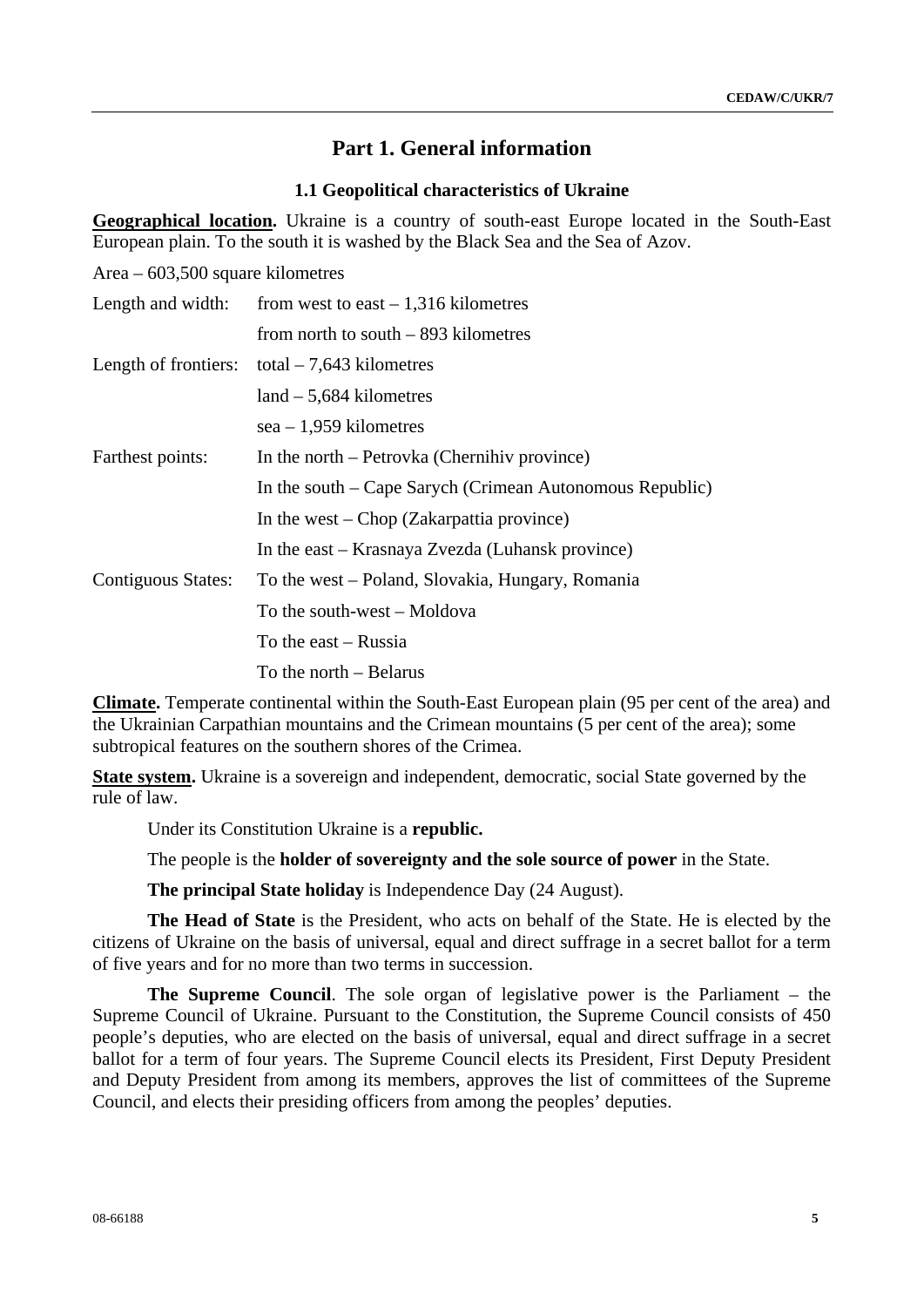# Part 1. General information

## 1.1 Geopolitical characteristics of Ukraine

**Geographical location.** Ukraine is a country of south-east Europe located in the South-East European plain. To the south it is washed by the Black Sea and the Sea of Azov.

Area – 603,500 square kilometres

| | |
|---|---|
| Length and width: | from west to east – 1,316 kilometres |
| | from north to south – 893 kilometres |
| Length of frontiers: | total – 7,643 kilometres |
| | land – 5,684 kilometres |
| | sea – 1,959 kilometres |
| Farthest points: | In the north – Petrovka (Chernihiv province) |
| | In the south – Cape Sarych (Crimean Autonomous Republic) |
| | In the west – Chop (Zakarpattia province) |
| | In the east – Krasnaya Zvezda (Luhansk province) |
| Contiguous States: | To the west – Poland, Slovakia, Hungary, Romania |
| | To the south-west – Moldova |
| | To the east – Russia |
| | To the north – Belarus |

**Climate.** Temperate continental within the South-East European plain (95 per cent of the area) and the Ukrainian Carpathian mountains and the Crimean mountains (5 per cent of the area); some subtropical features on the southern shores of the Crimea.

**State system.** Ukraine is a sovereign and independent, democratic, social State governed by the rule of law.

Under its Constitution Ukraine is a **republic.**

The people is the **holder of sovereignty and the sole source of power** in the State.

**The principal State holiday** is Independence Day (24 August).

**The Head of State** is the President, who acts on behalf of the State. He is elected by the citizens of Ukraine on the basis of universal, equal and direct suffrage in a secret ballot for a term of five years and for no more than two terms in succession.

**The Supreme Council**. The sole organ of legislative power is the Parliament – the Supreme Council of Ukraine. Pursuant to the Constitution, the Supreme Council consists of 450 people's deputies, who are elected on the basis of universal, equal and direct suffrage in a secret ballot for a term of four years. The Supreme Council elects its President, First Deputy President and Deputy President from among its members, approves the list of committees of the Supreme Council, and elects their presiding officers from among the peoples' deputies.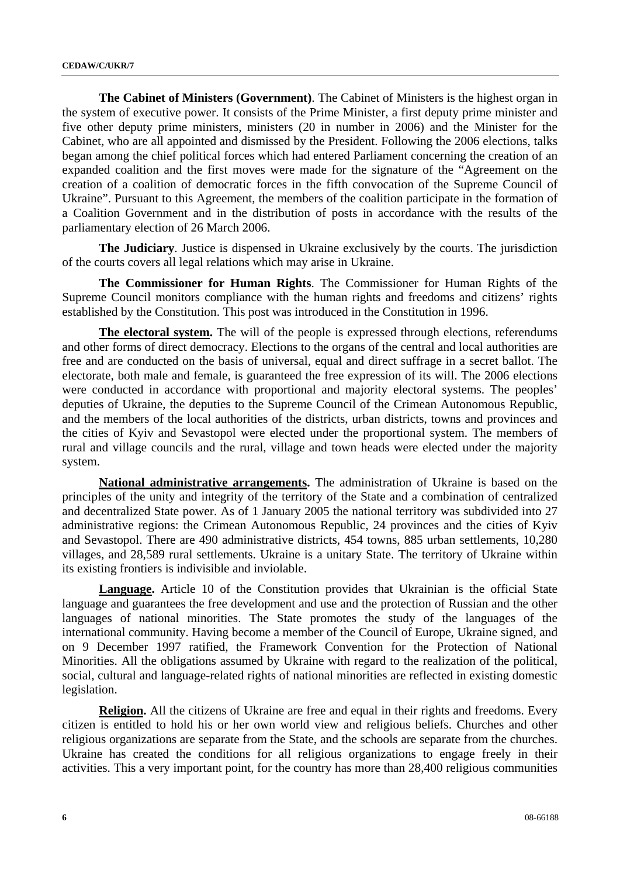**The Cabinet of Ministers (Government)**. The Cabinet of Ministers is the highest organ in the system of executive power. It consists of the Prime Minister, a first deputy prime minister and five other deputy prime ministers, ministers (20 in number in 2006) and the Minister for the Cabinet, who are all appointed and dismissed by the President. Following the 2006 elections, talks began among the chief political forces which had entered Parliament concerning the creation of an expanded coalition and the first moves were made for the signature of the "Agreement on the creation of a coalition of democratic forces in the fifth convocation of the Supreme Council of Ukraine". Pursuant to this Agreement, the members of the coalition participate in the formation of a Coalition Government and in the distribution of posts in accordance with the results of the parliamentary election of 26 March 2006.

**The Judiciary**. Justice is dispensed in Ukraine exclusively by the courts. The jurisdiction of the courts covers all legal relations which may arise in Ukraine.

**The Commissioner for Human Rights**. The Commissioner for Human Rights of the Supreme Council monitors compliance with the human rights and freedoms and citizens' rights established by the Constitution. This post was introduced in the Constitution in 1996.

**The electoral system.** The will of the people is expressed through elections, referendums and other forms of direct democracy. Elections to the organs of the central and local authorities are free and are conducted on the basis of universal, equal and direct suffrage in a secret ballot. The electorate, both male and female, is guaranteed the free expression of its will. The 2006 elections were conducted in accordance with proportional and majority electoral systems. The peoples' deputies of Ukraine, the deputies to the Supreme Council of the Crimean Autonomous Republic, and the members of the local authorities of the districts, urban districts, towns and provinces and the cities of Kyiv and Sevastopol were elected under the proportional system. The members of rural and village councils and the rural, village and town heads were elected under the majority system.

**National administrative arrangements.** The administration of Ukraine is based on the principles of the unity and integrity of the territory of the State and a combination of centralized and decentralized State power. As of 1 January 2005 the national territory was subdivided into 27 administrative regions: the Crimean Autonomous Republic, 24 provinces and the cities of Kyiv and Sevastopol. There are 490 administrative districts, 454 towns, 885 urban settlements, 10,280 villages, and 28,589 rural settlements. Ukraine is a unitary State. The territory of Ukraine within its existing frontiers is indivisible and inviolable.

**Language.** Article 10 of the Constitution provides that Ukrainian is the official State language and guarantees the free development and use and the protection of Russian and the other languages of national minorities. The State promotes the study of the languages of the international community. Having become a member of the Council of Europe, Ukraine signed, and on 9 December 1997 ratified, the Framework Convention for the Protection of National Minorities. All the obligations assumed by Ukraine with regard to the realization of the political, social, cultural and language-related rights of national minorities are reflected in existing domestic legislation.

**Religion.** All the citizens of Ukraine are free and equal in their rights and freedoms. Every citizen is entitled to hold his or her own world view and religious beliefs. Churches and other religious organizations are separate from the State, and the schools are separate from the churches. Ukraine has created the conditions for all religious organizations to engage freely in their activities. This a very important point, for the country has more than 28,400 religious communities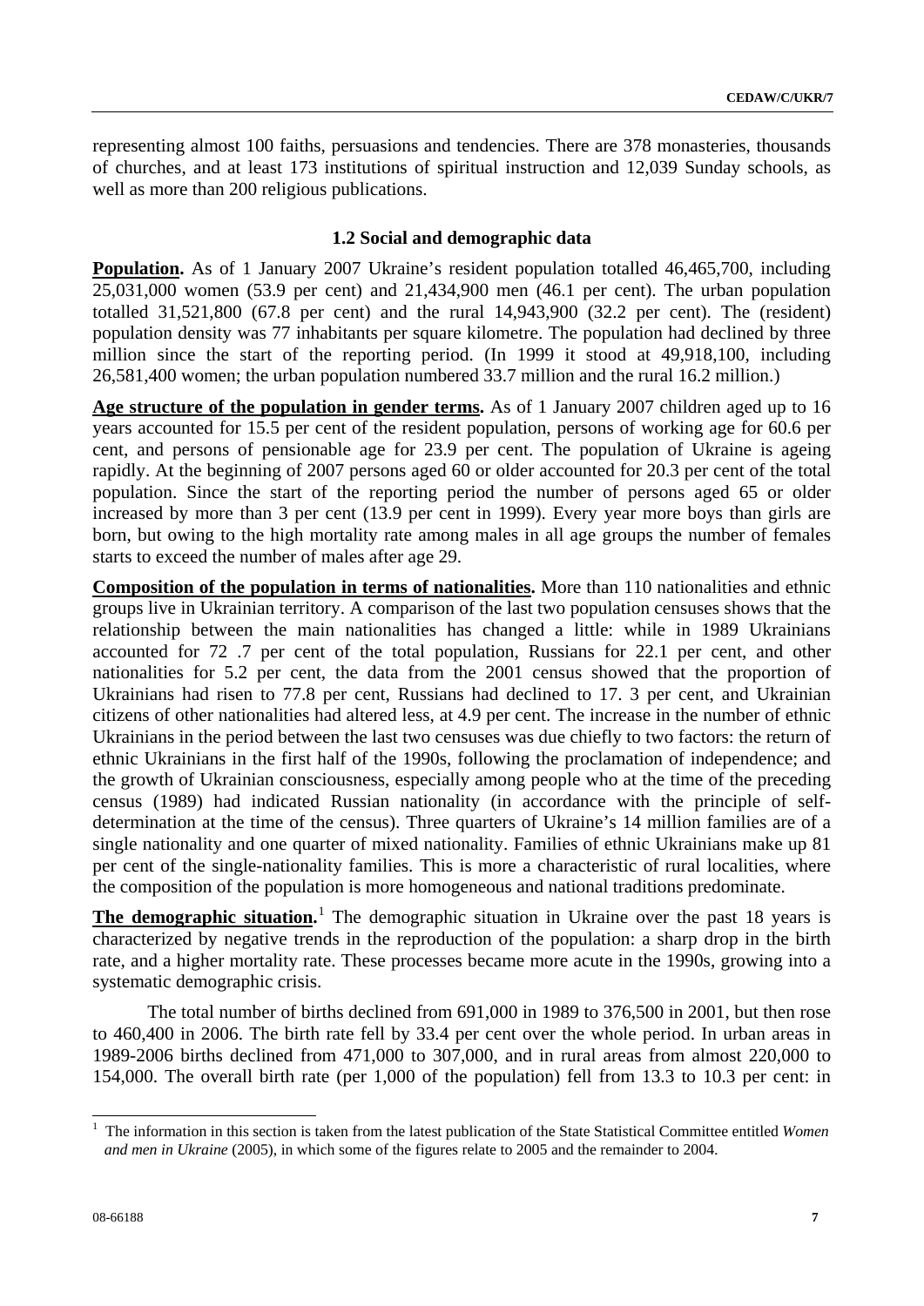representing almost 100 faiths, persuasions and tendencies. There are 378 monasteries, thousands of churches, and at least 173 institutions of spiritual instruction and 12,039 Sunday schools, as well as more than 200 religious publications.

### 1.2 Social and demographic data

**Population.** As of 1 January 2007 Ukraine's resident population totalled 46,465,700, including 25,031,000 women (53.9 per cent) and 21,434,900 men (46.1 per cent). The urban population totalled 31,521,800 (67.8 per cent) and the rural 14,943,900 (32.2 per cent). The (resident) population density was 77 inhabitants per square kilometre. The population had declined by three million since the start of the reporting period. (In 1999 it stood at 49,918,100, including 26,581,400 women; the urban population numbered 33.7 million and the rural 16.2 million.)

**Age structure of the population in gender terms.** As of 1 January 2007 children aged up to 16 years accounted for 15.5 per cent of the resident population, persons of working age for 60.6 per cent, and persons of pensionable age for 23.9 per cent. The population of Ukraine is ageing rapidly. At the beginning of 2007 persons aged 60 or older accounted for 20.3 per cent of the total population. Since the start of the reporting period the number of persons aged 65 or older increased by more than 3 per cent (13.9 per cent in 1999). Every year more boys than girls are born, but owing to the high mortality rate among males in all age groups the number of females starts to exceed the number of males after age 29.

**Composition of the population in terms of nationalities.** More than 110 nationalities and ethnic groups live in Ukrainian territory. A comparison of the last two population censuses shows that the relationship between the main nationalities has changed a little: while in 1989 Ukrainians accounted for 72 .7 per cent of the total population, Russians for 22.1 per cent, and other nationalities for 5.2 per cent, the data from the 2001 census showed that the proportion of Ukrainians had risen to 77.8 per cent, Russians had declined to 17. 3 per cent, and Ukrainian citizens of other nationalities had altered less, at 4.9 per cent. The increase in the number of ethnic Ukrainians in the period between the last two censuses was due chiefly to two factors: the return of ethnic Ukrainians in the first half of the 1990s, following the proclamation of independence; and the growth of Ukrainian consciousness, especially among people who at the time of the preceding census (1989) had indicated Russian nationality (in accordance with the principle of self-determination at the time of the census). Three quarters of Ukraine's 14 million families are of a single nationality and one quarter of mixed nationality. Families of ethnic Ukrainians make up 81 per cent of the single-nationality families. This is more a characteristic of rural localities, where the composition of the population is more homogeneous and national traditions predominate.

**The demographic situation.**[1] The demographic situation in Ukraine over the past 18 years is characterized by negative trends in the reproduction of the population: a sharp drop in the birth rate, and a higher mortality rate. These processes became more acute in the 1990s, growing into a systematic demographic crisis.

The total number of births declined from 691,000 in 1989 to 376,500 in 2001, but then rose to 460,400 in 2006. The birth rate fell by 33.4 per cent over the whole period. In urban areas in 1989-2006 births declined from 471,000 to 307,000, and in rural areas from almost 220,000 to 154,000. The overall birth rate (per 1,000 of the population) fell from 13.3 to 10.3 per cent: in

---

[1] The information in this section is taken from the latest publication of the State Statistical Committee entitled *Women and men in Ukraine* (2005), in which some of the figures relate to 2005 and the remainder to 2004.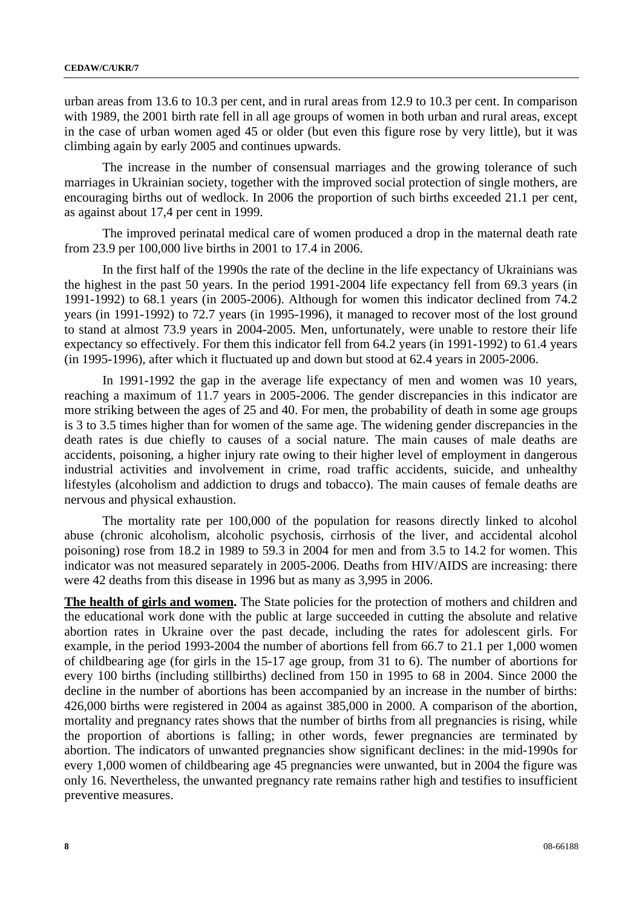urban areas from 13.6 to 10.3 per cent, and in rural areas from 12.9 to 10.3 per cent. In comparison with 1989, the 2001 birth rate fell in all age groups of women in both urban and rural areas, except in the case of urban women aged 45 or older (but even this figure rose by very little), but it was climbing again by early 2005 and continues upwards.

The increase in the number of consensual marriages and the growing tolerance of such marriages in Ukrainian society, together with the improved social protection of single mothers, are encouraging births out of wedlock. In 2006 the proportion of such births exceeded 21.1 per cent, as against about 17,4 per cent in 1999.

The improved perinatal medical care of women produced a drop in the maternal death rate from 23.9 per 100,000 live births in 2001 to 17.4 in 2006.

In the first half of the 1990s the rate of the decline in the life expectancy of Ukrainians was the highest in the past 50 years. In the period 1991-2004 life expectancy fell from 69.3 years (in 1991-1992) to 68.1 years (in 2005-2006). Although for women this indicator declined from 74.2 years (in 1991-1992) to 72.7 years (in 1995-1996), it managed to recover most of the lost ground to stand at almost 73.9 years in 2004-2005. Men, unfortunately, were unable to restore their life expectancy so effectively. For them this indicator fell from 64.2 years (in 1991-1992) to 61.4 years (in 1995-1996), after which it fluctuated up and down but stood at 62.4 years in 2005-2006.

In 1991-1992 the gap in the average life expectancy of men and women was 10 years, reaching a maximum of 11.7 years in 2005-2006. The gender discrepancies in this indicator are more striking between the ages of 25 and 40. For men, the probability of death in some age groups is 3 to 3.5 times higher than for women of the same age. The widening gender discrepancies in the death rates is due chiefly to causes of a social nature. The main causes of male deaths are accidents, poisoning, a higher injury rate owing to their higher level of employment in dangerous industrial activities and involvement in crime, road traffic accidents, suicide, and unhealthy lifestyles (alcoholism and addiction to drugs and tobacco). The main causes of female deaths are nervous and physical exhaustion.

The mortality rate per 100,000 of the population for reasons directly linked to alcohol abuse (chronic alcoholism, alcoholic psychosis, cirrhosis of the liver, and accidental alcohol poisoning) rose from 18.2 in 1989 to 59.3 in 2004 for men and from 3.5 to 14.2 for women. This indicator was not measured separately in 2005-2006. Deaths from HIV/AIDS are increasing: there were 42 deaths from this disease in 1996 but as many as 3,995 in 2006.

**The health of girls and women.** The State policies for the protection of mothers and children and the educational work done with the public at large succeeded in cutting the absolute and relative abortion rates in Ukraine over the past decade, including the rates for adolescent girls. For example, in the period 1993-2004 the number of abortions fell from 66.7 to 21.1 per 1,000 women of childbearing age (for girls in the 15-17 age group, from 31 to 6). The number of abortions for every 100 births (including stillbirths) declined from 150 in 1995 to 68 in 2004. Since 2000 the decline in the number of abortions has been accompanied by an increase in the number of births: 426,000 births were registered in 2004 as against 385,000 in 2000. A comparison of the abortion, mortality and pregnancy rates shows that the number of births from all pregnancies is rising, while the proportion of abortions is falling; in other words, fewer pregnancies are terminated by abortion. The indicators of unwanted pregnancies show significant declines: in the mid-1990s for every 1,000 women of childbearing age 45 pregnancies were unwanted, but in 2004 the figure was only 16. Nevertheless, the unwanted pregnancy rate remains rather high and testifies to insufficient preventive measures.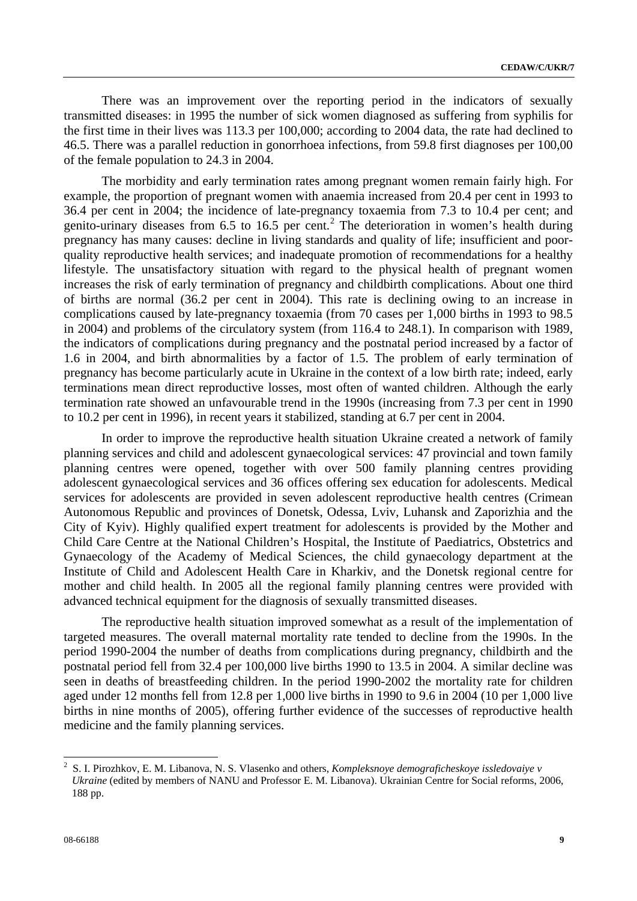There was an improvement over the reporting period in the indicators of sexually transmitted diseases: in 1995 the number of sick women diagnosed as suffering from syphilis for the first time in their lives was 113.3 per 100,000; according to 2004 data, the rate had declined to 46.5. There was a parallel reduction in gonorrhoea infections, from 59.8 first diagnoses per 100,00 of the female population to 24.3 in 2004.

The morbidity and early termination rates among pregnant women remain fairly high. For example, the proportion of pregnant women with anaemia increased from 20.4 per cent in 1993 to 36.4 per cent in 2004; the incidence of late-pregnancy toxaemia from 7.3 to 10.4 per cent; and genito-urinary diseases from 6.5 to 16.5 per cent.[2] The deterioration in women's health during pregnancy has many causes: decline in living standards and quality of life; insufficient and poor-quality reproductive health services; and inadequate promotion of recommendations for a healthy lifestyle. The unsatisfactory situation with regard to the physical health of pregnant women increases the risk of early termination of pregnancy and childbirth complications. About one third of births are normal (36.2 per cent in 2004). This rate is declining owing to an increase in complications caused by late-pregnancy toxaemia (from 70 cases per 1,000 births in 1993 to 98.5 in 2004) and problems of the circulatory system (from 116.4 to 248.1). In comparison with 1989, the indicators of complications during pregnancy and the postnatal period increased by a factor of 1.6 in 2004, and birth abnormalities by a factor of 1.5. The problem of early termination of pregnancy has become particularly acute in Ukraine in the context of a low birth rate; indeed, early terminations mean direct reproductive losses, most often of wanted children. Although the early termination rate showed an unfavourable trend in the 1990s (increasing from 7.3 per cent in 1990 to 10.2 per cent in 1996), in recent years it stabilized, standing at 6.7 per cent in 2004.

In order to improve the reproductive health situation Ukraine created a network of family planning services and child and adolescent gynaecological services: 47 provincial and town family planning centres were opened, together with over 500 family planning centres providing adolescent gynaecological services and 36 offices offering sex education for adolescents. Medical services for adolescents are provided in seven adolescent reproductive health centres (Crimean Autonomous Republic and provinces of Donetsk, Odessa, Lviv, Luhansk and Zaporizhia and the City of Kyiv). Highly qualified expert treatment for adolescents is provided by the Mother and Child Care Centre at the National Children's Hospital, the Institute of Paediatrics, Obstetrics and Gynaecology of the Academy of Medical Sciences, the child gynaecology department at the Institute of Child and Adolescent Health Care in Kharkiv, and the Donetsk regional centre for mother and child health. In 2005 all the regional family planning centres were provided with advanced technical equipment for the diagnosis of sexually transmitted diseases.

The reproductive health situation improved somewhat as a result of the implementation of targeted measures. The overall maternal mortality rate tended to decline from the 1990s. In the period 1990-2004 the number of deaths from complications during pregnancy, childbirth and the postnatal period fell from 32.4 per 100,000 live births 1990 to 13.5 in 2004. A similar decline was seen in deaths of breastfeeding children. In the period 1990-2002 the mortality rate for children aged under 12 months fell from 12.8 per 1,000 live births in 1990 to 9.6 in 2004 (10 per 1,000 live births in nine months of 2005), offering further evidence of the successes of reproductive health medicine and the family planning services.

---

[2] S. I. Pirozhkov, E. M. Libanova, N. S. Vlasenko and others, *Kompleksnoye demograficheskoye issledovaiye v Ukraine* (edited by members of NANU and Professor E. M. Libanova). Ukrainian Centre for Social reforms, 2006, 188 pp.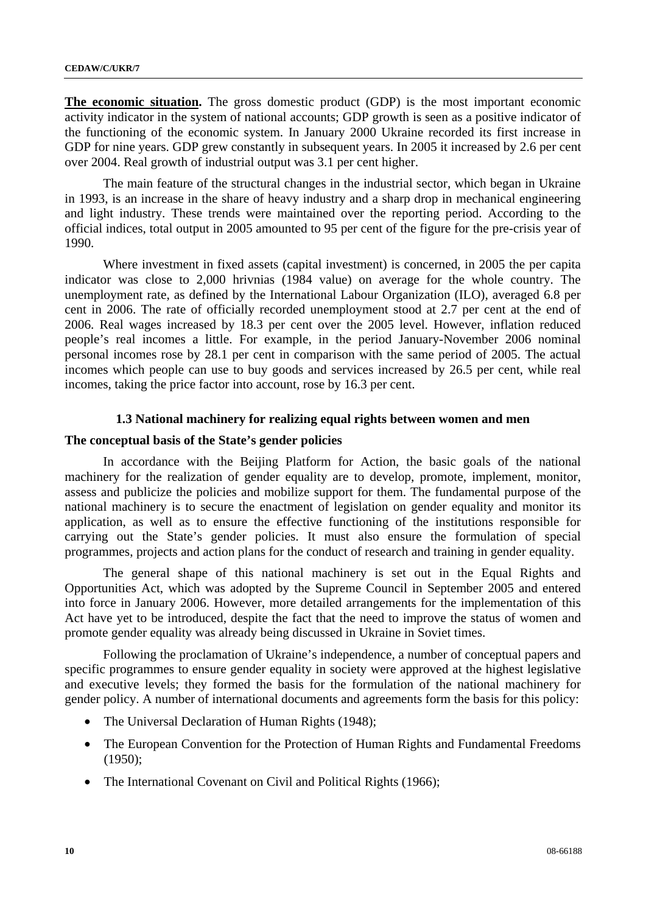**The economic situation.** The gross domestic product (GDP) is the most important economic activity indicator in the system of national accounts; GDP growth is seen as a positive indicator of the functioning of the economic system. In January 2000 Ukraine recorded its first increase in GDP for nine years. GDP grew constantly in subsequent years. In 2005 it increased by 2.6 per cent over 2004. Real growth of industrial output was 3.1 per cent higher.

The main feature of the structural changes in the industrial sector, which began in Ukraine in 1993, is an increase in the share of heavy industry and a sharp drop in mechanical engineering and light industry. These trends were maintained over the reporting period. According to the official indices, total output in 2005 amounted to 95 per cent of the figure for the pre-crisis year of 1990.

Where investment in fixed assets (capital investment) is concerned, in 2005 the per capita indicator was close to 2,000 hrivnias (1984 value) on average for the whole country. The unemployment rate, as defined by the International Labour Organization (ILO), averaged 6.8 per cent in 2006. The rate of officially recorded unemployment stood at 2.7 per cent at the end of 2006. Real wages increased by 18.3 per cent over the 2005 level. However, inflation reduced people's real incomes a little. For example, in the period January-November 2006 nominal personal incomes rose by 28.1 per cent in comparison with the same period of 2005. The actual incomes which people can use to buy goods and services increased by 26.5 per cent, while real incomes, taking the price factor into account, rose by 16.3 per cent.

### 1.3 National machinery for realizing equal rights between women and men

**The conceptual basis of the State's gender policies**

In accordance with the Beijing Platform for Action, the basic goals of the national machinery for the realization of gender equality are to develop, promote, implement, monitor, assess and publicize the policies and mobilize support for them. The fundamental purpose of the national machinery is to secure the enactment of legislation on gender equality and monitor its application, as well as to ensure the effective functioning of the institutions responsible for carrying out the State's gender policies. It must also ensure the formulation of special programmes, projects and action plans for the conduct of research and training in gender equality.

The general shape of this national machinery is set out in the Equal Rights and Opportunities Act, which was adopted by the Supreme Council in September 2005 and entered into force in January 2006. However, more detailed arrangements for the implementation of this Act have yet to be introduced, despite the fact that the need to improve the status of women and promote gender equality was already being discussed in Ukraine in Soviet times.

Following the proclamation of Ukraine's independence, a number of conceptual papers and specific programmes to ensure gender equality in society were approved at the highest legislative and executive levels; they formed the basis for the formulation of the national machinery for gender policy. A number of international documents and agreements form the basis for this policy:

- The Universal Declaration of Human Rights (1948);
- The European Convention for the Protection of Human Rights and Fundamental Freedoms (1950);
- The International Covenant on Civil and Political Rights (1966);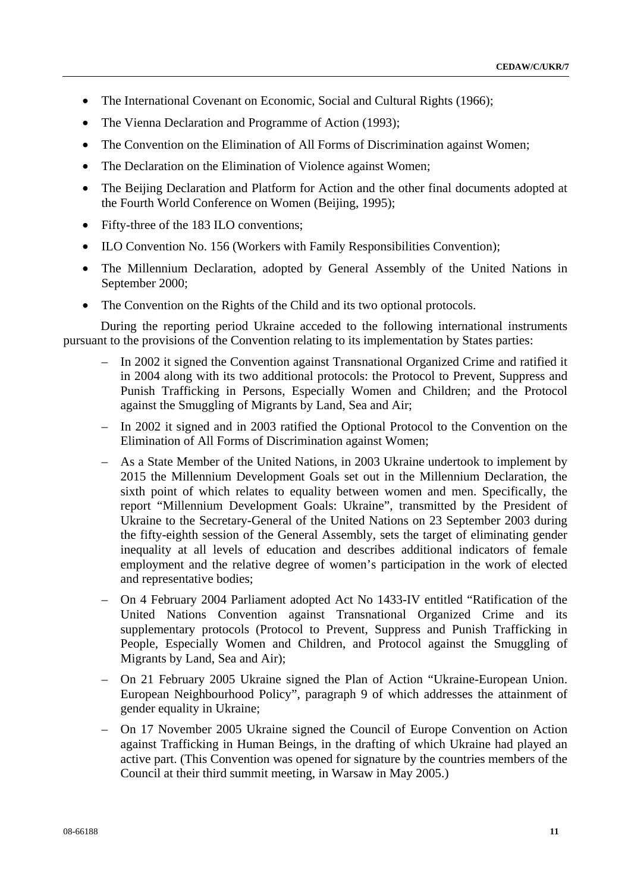- The International Covenant on Economic, Social and Cultural Rights (1966);
- The Vienna Declaration and Programme of Action (1993);
- The Convention on the Elimination of All Forms of Discrimination against Women;
- The Declaration on the Elimination of Violence against Women;
- The Beijing Declaration and Platform for Action and the other final documents adopted at the Fourth World Conference on Women (Beijing, 1995);
- Fifty-three of the 183 ILO conventions;
- ILO Convention No. 156 (Workers with Family Responsibilities Convention);
- The Millennium Declaration, adopted by General Assembly of the United Nations in September 2000;
- The Convention on the Rights of the Child and its two optional protocols.

During the reporting period Ukraine acceded to the following international instruments pursuant to the provisions of the Convention relating to its implementation by States parties:

- In 2002 it signed the Convention against Transnational Organized Crime and ratified it in 2004 along with its two additional protocols: the Protocol to Prevent, Suppress and Punish Trafficking in Persons, Especially Women and Children; and the Protocol against the Smuggling of Migrants by Land, Sea and Air;
- In 2002 it signed and in 2003 ratified the Optional Protocol to the Convention on the Elimination of All Forms of Discrimination against Women;
- As a State Member of the United Nations, in 2003 Ukraine undertook to implement by 2015 the Millennium Development Goals set out in the Millennium Declaration, the sixth point of which relates to equality between women and men. Specifically, the report "Millennium Development Goals: Ukraine", transmitted by the President of Ukraine to the Secretary-General of the United Nations on 23 September 2003 during the fifty-eighth session of the General Assembly, sets the target of eliminating gender inequality at all levels of education and describes additional indicators of female employment and the relative degree of women's participation in the work of elected and representative bodies;
- On 4 February 2004 Parliament adopted Act No 1433-IV entitled "Ratification of the United Nations Convention against Transnational Organized Crime and its supplementary protocols (Protocol to Prevent, Suppress and Punish Trafficking in People, Especially Women and Children, and Protocol against the Smuggling of Migrants by Land, Sea and Air);
- On 21 February 2005 Ukraine signed the Plan of Action "Ukraine-European Union. European Neighbourhood Policy", paragraph 9 of which addresses the attainment of gender equality in Ukraine;
- On 17 November 2005 Ukraine signed the Council of Europe Convention on Action against Trafficking in Human Beings, in the drafting of which Ukraine had played an active part. (This Convention was opened for signature by the countries members of the Council at their third summit meeting, in Warsaw in May 2005.)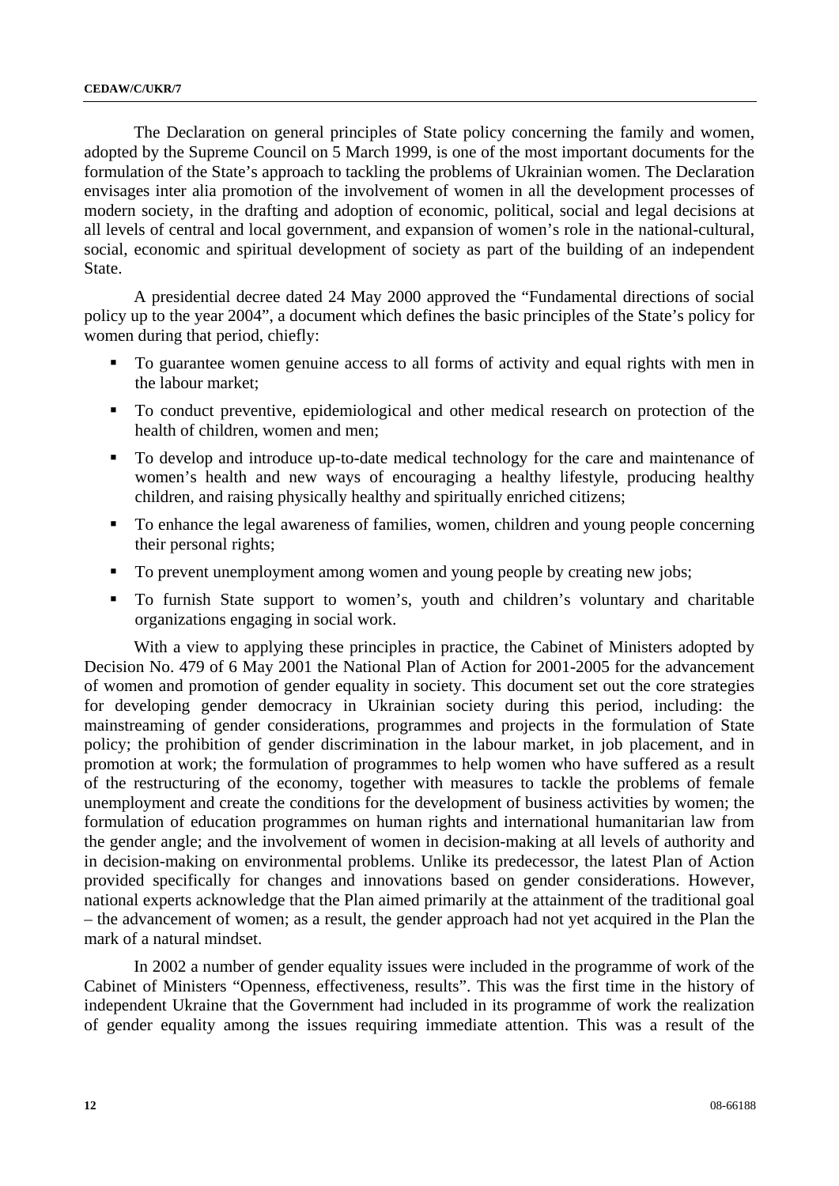The Declaration on general principles of State policy concerning the family and women, adopted by the Supreme Council on 5 March 1999, is one of the most important documents for the formulation of the State's approach to tackling the problems of Ukrainian women. The Declaration envisages inter alia promotion of the involvement of women in all the development processes of modern society, in the drafting and adoption of economic, political, social and legal decisions at all levels of central and local government, and expansion of women's role in the national-cultural, social, economic and spiritual development of society as part of the building of an independent State.

A presidential decree dated 24 May 2000 approved the "Fundamental directions of social policy up to the year 2004", a document which defines the basic principles of the State's policy for women during that period, chiefly:

- To guarantee women genuine access to all forms of activity and equal rights with men in the labour market;
- To conduct preventive, epidemiological and other medical research on protection of the health of children, women and men;
- To develop and introduce up-to-date medical technology for the care and maintenance of women's health and new ways of encouraging a healthy lifestyle, producing healthy children, and raising physically healthy and spiritually enriched citizens;
- To enhance the legal awareness of families, women, children and young people concerning their personal rights;
- To prevent unemployment among women and young people by creating new jobs;
- To furnish State support to women's, youth and children's voluntary and charitable organizations engaging in social work.

With a view to applying these principles in practice, the Cabinet of Ministers adopted by Decision No. 479 of 6 May 2001 the National Plan of Action for 2001-2005 for the advancement of women and promotion of gender equality in society. This document set out the core strategies for developing gender democracy in Ukrainian society during this period, including: the mainstreaming of gender considerations, programmes and projects in the formulation of State policy; the prohibition of gender discrimination in the labour market, in job placement, and in promotion at work; the formulation of programmes to help women who have suffered as a result of the restructuring of the economy, together with measures to tackle the problems of female unemployment and create the conditions for the development of business activities by women; the formulation of education programmes on human rights and international humanitarian law from the gender angle; and the involvement of women in decision-making at all levels of authority and in decision-making on environmental problems. Unlike its predecessor, the latest Plan of Action provided specifically for changes and innovations based on gender considerations. However, national experts acknowledge that the Plan aimed primarily at the attainment of the traditional goal – the advancement of women; as a result, the gender approach had not yet acquired in the Plan the mark of a natural mindset.

In 2002 a number of gender equality issues were included in the programme of work of the Cabinet of Ministers "Openness, effectiveness, results". This was the first time in the history of independent Ukraine that the Government had included in its programme of work the realization of gender equality among the issues requiring immediate attention. This was a result of the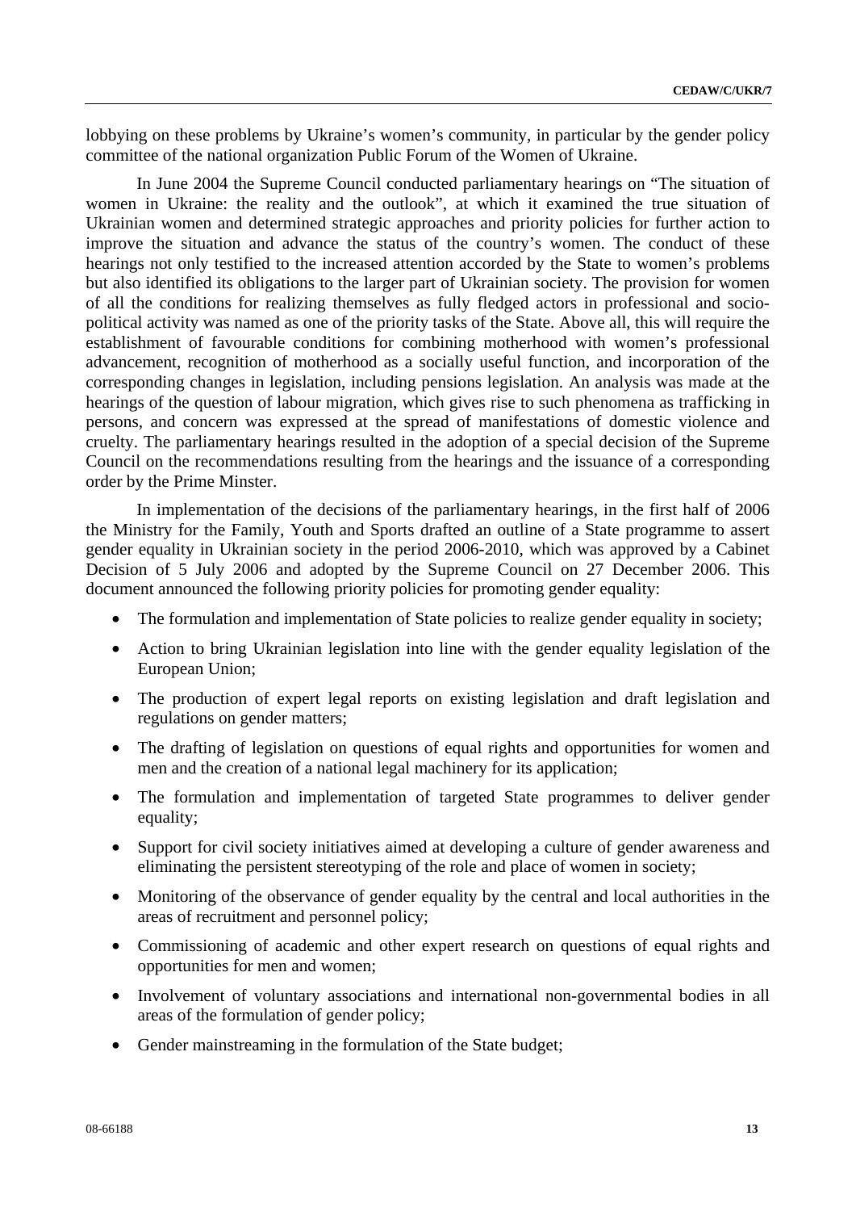lobbying on these problems by Ukraine's women's community, in particular by the gender policy committee of the national organization Public Forum of the Women of Ukraine.

In June 2004 the Supreme Council conducted parliamentary hearings on "The situation of women in Ukraine: the reality and the outlook", at which it examined the true situation of Ukrainian women and determined strategic approaches and priority policies for further action to improve the situation and advance the status of the country's women. The conduct of these hearings not only testified to the increased attention accorded by the State to women's problems but also identified its obligations to the larger part of Ukrainian society. The provision for women of all the conditions for realizing themselves as fully fledged actors in professional and socio-political activity was named as one of the priority tasks of the State. Above all, this will require the establishment of favourable conditions for combining motherhood with women's professional advancement, recognition of motherhood as a socially useful function, and incorporation of the corresponding changes in legislation, including pensions legislation. An analysis was made at the hearings of the question of labour migration, which gives rise to such phenomena as trafficking in persons, and concern was expressed at the spread of manifestations of domestic violence and cruelty. The parliamentary hearings resulted in the adoption of a special decision of the Supreme Council on the recommendations resulting from the hearings and the issuance of a corresponding order by the Prime Minster.

In implementation of the decisions of the parliamentary hearings, in the first half of 2006 the Ministry for the Family, Youth and Sports drafted an outline of a State programme to assert gender equality in Ukrainian society in the period 2006-2010, which was approved by a Cabinet Decision of 5 July 2006 and adopted by the Supreme Council on 27 December 2006. This document announced the following priority policies for promoting gender equality:

- The formulation and implementation of State policies to realize gender equality in society;
- Action to bring Ukrainian legislation into line with the gender equality legislation of the European Union;
- The production of expert legal reports on existing legislation and draft legislation and regulations on gender matters;
- The drafting of legislation on questions of equal rights and opportunities for women and men and the creation of a national legal machinery for its application;
- The formulation and implementation of targeted State programmes to deliver gender equality;
- Support for civil society initiatives aimed at developing a culture of gender awareness and eliminating the persistent stereotyping of the role and place of women in society;
- Monitoring of the observance of gender equality by the central and local authorities in the areas of recruitment and personnel policy;
- Commissioning of academic and other expert research on questions of equal rights and opportunities for men and women;
- Involvement of voluntary associations and international non-governmental bodies in all areas of the formulation of gender policy;
- Gender mainstreaming in the formulation of the State budget;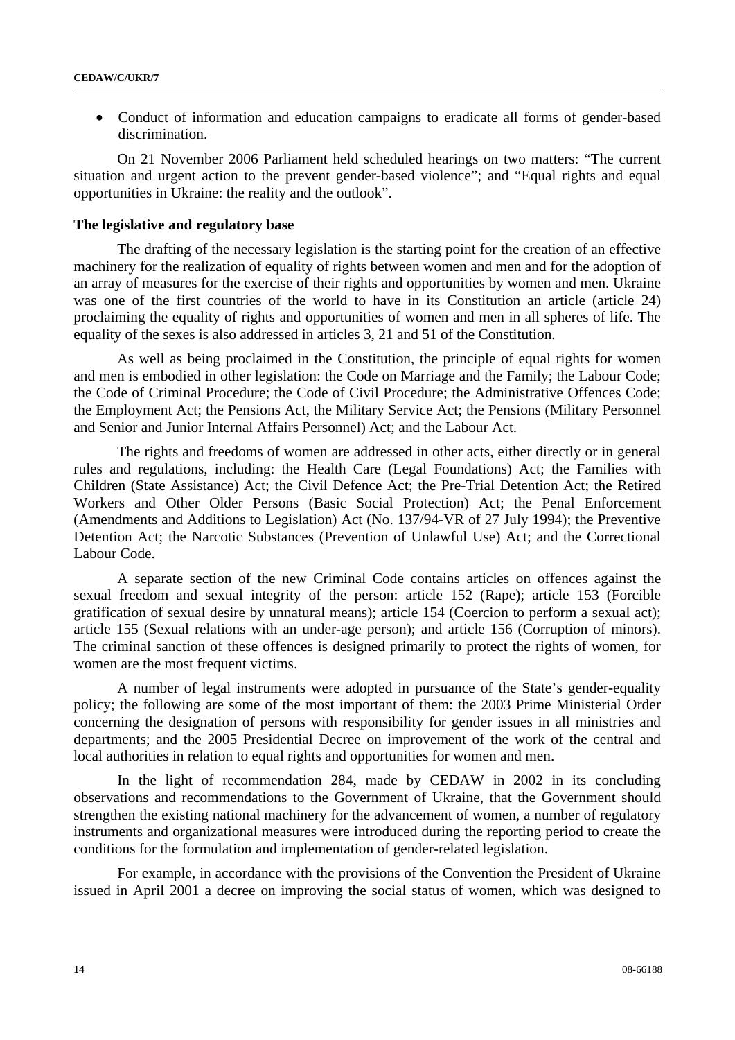- Conduct of information and education campaigns to eradicate all forms of gender-based discrimination.

On 21 November 2006 Parliament held scheduled hearings on two matters: “The current situation and urgent action to the prevent gender-based violence”; and “Equal rights and equal opportunities in Ukraine: the reality and the outlook”.

**The legislative and regulatory base**

The drafting of the necessary legislation is the starting point for the creation of an effective machinery for the realization of equality of rights between women and men and for the adoption of an array of measures for the exercise of their rights and opportunities by women and men. Ukraine was one of the first countries of the world to have in its Constitution an article (article 24) proclaiming the equality of rights and opportunities of women and men in all spheres of life. The equality of the sexes is also addressed in articles 3, 21 and 51 of the Constitution.

As well as being proclaimed in the Constitution, the principle of equal rights for women and men is embodied in other legislation: the Code on Marriage and the Family; the Labour Code; the Code of Criminal Procedure; the Code of Civil Procedure; the Administrative Offences Code; the Employment Act; the Pensions Act, the Military Service Act; the Pensions (Military Personnel and Senior and Junior Internal Affairs Personnel) Act; and the Labour Act.

The rights and freedoms of women are addressed in other acts, either directly or in general rules and regulations, including: the Health Care (Legal Foundations) Act; the Families with Children (State Assistance) Act; the Civil Defence Act; the Pre-Trial Detention Act; the Retired Workers and Other Older Persons (Basic Social Protection) Act; the Penal Enforcement (Amendments and Additions to Legislation) Act (No. 137/94-VR of 27 July 1994); the Preventive Detention Act; the Narcotic Substances (Prevention of Unlawful Use) Act; and the Correctional Labour Code.

A separate section of the new Criminal Code contains articles on offences against the sexual freedom and sexual integrity of the person: article 152 (Rape); article 153 (Forcible gratification of sexual desire by unnatural means); article 154 (Coercion to perform a sexual act); article 155 (Sexual relations with an under-age person); and article 156 (Corruption of minors). The criminal sanction of these offences is designed primarily to protect the rights of women, for women are the most frequent victims.

A number of legal instruments were adopted in pursuance of the State’s gender-equality policy; the following are some of the most important of them: the 2003 Prime Ministerial Order concerning the designation of persons with responsibility for gender issues in all ministries and departments; and the 2005 Presidential Decree on improvement of the work of the central and local authorities in relation to equal rights and opportunities for women and men.

In the light of recommendation 284, made by CEDAW in 2002 in its concluding observations and recommendations to the Government of Ukraine, that the Government should strengthen the existing national machinery for the advancement of women, a number of regulatory instruments and organizational measures were introduced during the reporting period to create the conditions for the formulation and implementation of gender-related legislation.

For example, in accordance with the provisions of the Convention the President of Ukraine issued in April 2001 a decree on improving the social status of women, which was designed to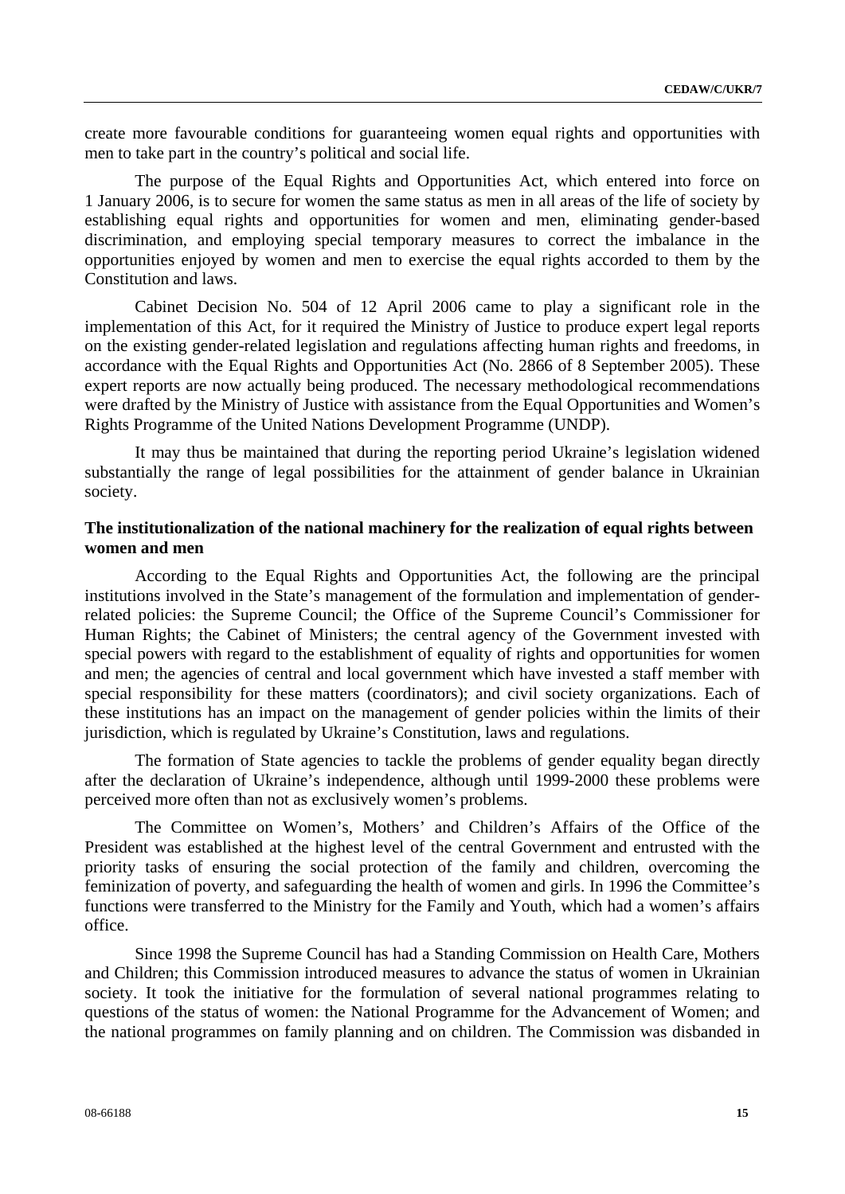create more favourable conditions for guaranteeing women equal rights and opportunities with men to take part in the country's political and social life.

The purpose of the Equal Rights and Opportunities Act, which entered into force on 1 January 2006, is to secure for women the same status as men in all areas of the life of society by establishing equal rights and opportunities for women and men, eliminating gender-based discrimination, and employing special temporary measures to correct the imbalance in the opportunities enjoyed by women and men to exercise the equal rights accorded to them by the Constitution and laws.

Cabinet Decision No. 504 of 12 April 2006 came to play a significant role in the implementation of this Act, for it required the Ministry of Justice to produce expert legal reports on the existing gender-related legislation and regulations affecting human rights and freedoms, in accordance with the Equal Rights and Opportunities Act (No. 2866 of 8 September 2005). These expert reports are now actually being produced. The necessary methodological recommendations were drafted by the Ministry of Justice with assistance from the Equal Opportunities and Women's Rights Programme of the United Nations Development Programme (UNDP).

It may thus be maintained that during the reporting period Ukraine's legislation widened substantially the range of legal possibilities for the attainment of gender balance in Ukrainian society.

### The institutionalization of the national machinery for the realization of equal rights between women and men

According to the Equal Rights and Opportunities Act, the following are the principal institutions involved in the State's management of the formulation and implementation of gender-related policies: the Supreme Council; the Office of the Supreme Council's Commissioner for Human Rights; the Cabinet of Ministers; the central agency of the Government invested with special powers with regard to the establishment of equality of rights and opportunities for women and men; the agencies of central and local government which have invested a staff member with special responsibility for these matters (coordinators); and civil society organizations. Each of these institutions has an impact on the management of gender policies within the limits of their jurisdiction, which is regulated by Ukraine's Constitution, laws and regulations.

The formation of State agencies to tackle the problems of gender equality began directly after the declaration of Ukraine's independence, although until 1999-2000 these problems were perceived more often than not as exclusively women's problems.

The Committee on Women's, Mothers' and Children's Affairs of the Office of the President was established at the highest level of the central Government and entrusted with the priority tasks of ensuring the social protection of the family and children, overcoming the feminization of poverty, and safeguarding the health of women and girls. In 1996 the Committee's functions were transferred to the Ministry for the Family and Youth, which had a women's affairs office.

Since 1998 the Supreme Council has had a Standing Commission on Health Care, Mothers and Children; this Commission introduced measures to advance the status of women in Ukrainian society. It took the initiative for the formulation of several national programmes relating to questions of the status of women: the National Programme for the Advancement of Women; and the national programmes on family planning and on children. The Commission was disbanded in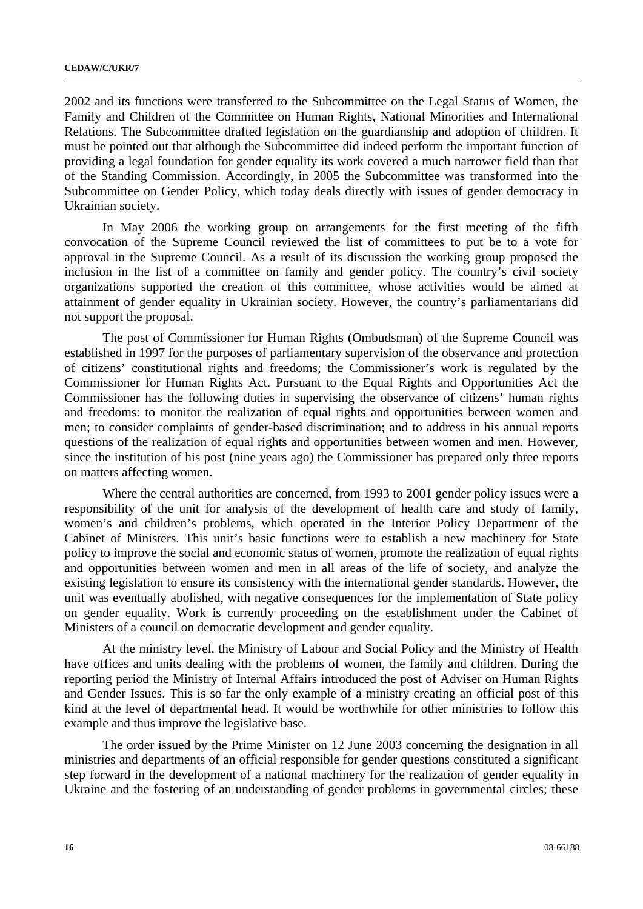2002 and its functions were transferred to the Subcommittee on the Legal Status of Women, the Family and Children of the Committee on Human Rights, National Minorities and International Relations. The Subcommittee drafted legislation on the guardianship and adoption of children. It must be pointed out that although the Subcommittee did indeed perform the important function of providing a legal foundation for gender equality its work covered a much narrower field than that of the Standing Commission. Accordingly, in 2005 the Subcommittee was transformed into the Subcommittee on Gender Policy, which today deals directly with issues of gender democracy in Ukrainian society.

In May 2006 the working group on arrangements for the first meeting of the fifth convocation of the Supreme Council reviewed the list of committees to put be to a vote for approval in the Supreme Council. As a result of its discussion the working group proposed the inclusion in the list of a committee on family and gender policy. The country's civil society organizations supported the creation of this committee, whose activities would be aimed at attainment of gender equality in Ukrainian society. However, the country's parliamentarians did not support the proposal.

The post of Commissioner for Human Rights (Ombudsman) of the Supreme Council was established in 1997 for the purposes of parliamentary supervision of the observance and protection of citizens' constitutional rights and freedoms; the Commissioner's work is regulated by the Commissioner for Human Rights Act. Pursuant to the Equal Rights and Opportunities Act the Commissioner has the following duties in supervising the observance of citizens' human rights and freedoms: to monitor the realization of equal rights and opportunities between women and men; to consider complaints of gender-based discrimination; and to address in his annual reports questions of the realization of equal rights and opportunities between women and men. However, since the institution of his post (nine years ago) the Commissioner has prepared only three reports on matters affecting women.

Where the central authorities are concerned, from 1993 to 2001 gender policy issues were a responsibility of the unit for analysis of the development of health care and study of family, women's and children's problems, which operated in the Interior Policy Department of the Cabinet of Ministers. This unit's basic functions were to establish a new machinery for State policy to improve the social and economic status of women, promote the realization of equal rights and opportunities between women and men in all areas of the life of society, and analyze the existing legislation to ensure its consistency with the international gender standards. However, the unit was eventually abolished, with negative consequences for the implementation of State policy on gender equality. Work is currently proceeding on the establishment under the Cabinet of Ministers of a council on democratic development and gender equality.

At the ministry level, the Ministry of Labour and Social Policy and the Ministry of Health have offices and units dealing with the problems of women, the family and children. During the reporting period the Ministry of Internal Affairs introduced the post of Adviser on Human Rights and Gender Issues. This is so far the only example of a ministry creating an official post of this kind at the level of departmental head. It would be worthwhile for other ministries to follow this example and thus improve the legislative base.

The order issued by the Prime Minister on 12 June 2003 concerning the designation in all ministries and departments of an official responsible for gender questions constituted a significant step forward in the development of a national machinery for the realization of gender equality in Ukraine and the fostering of an understanding of gender problems in governmental circles; these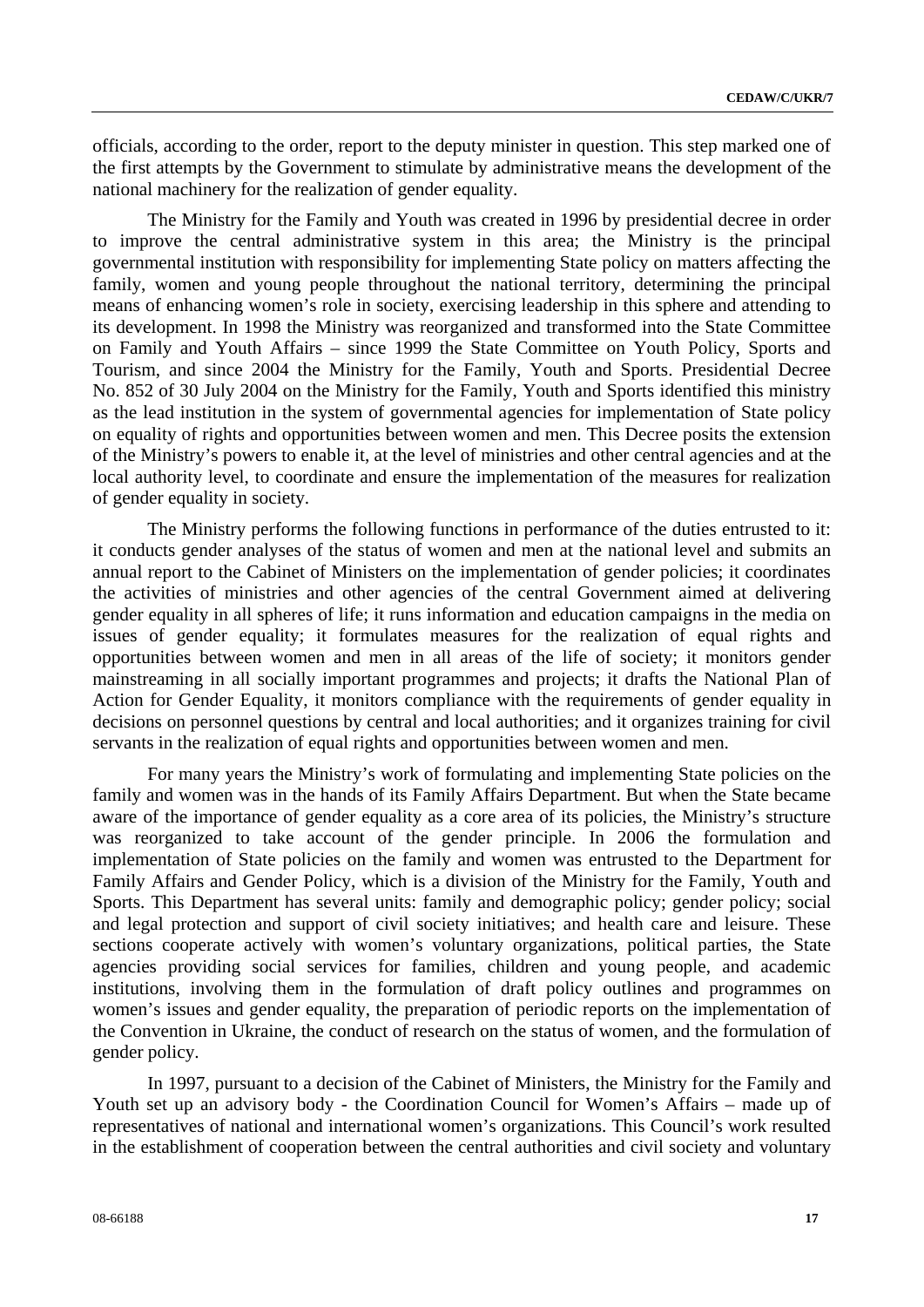officials, according to the order, report to the deputy minister in question. This step marked one of the first attempts by the Government to stimulate by administrative means the development of the national machinery for the realization of gender equality.

The Ministry for the Family and Youth was created in 1996 by presidential decree in order to improve the central administrative system in this area; the Ministry is the principal governmental institution with responsibility for implementing State policy on matters affecting the family, women and young people throughout the national territory, determining the principal means of enhancing women's role in society, exercising leadership in this sphere and attending to its development. In 1998 the Ministry was reorganized and transformed into the State Committee on Family and Youth Affairs – since 1999 the State Committee on Youth Policy, Sports and Tourism, and since 2004 the Ministry for the Family, Youth and Sports. Presidential Decree No. 852 of 30 July 2004 on the Ministry for the Family, Youth and Sports identified this ministry as the lead institution in the system of governmental agencies for implementation of State policy on equality of rights and opportunities between women and men. This Decree posits the extension of the Ministry's powers to enable it, at the level of ministries and other central agencies and at the local authority level, to coordinate and ensure the implementation of the measures for realization of gender equality in society.

The Ministry performs the following functions in performance of the duties entrusted to it: it conducts gender analyses of the status of women and men at the national level and submits an annual report to the Cabinet of Ministers on the implementation of gender policies; it coordinates the activities of ministries and other agencies of the central Government aimed at delivering gender equality in all spheres of life; it runs information and education campaigns in the media on issues of gender equality; it formulates measures for the realization of equal rights and opportunities between women and men in all areas of the life of society; it monitors gender mainstreaming in all socially important programmes and projects; it drafts the National Plan of Action for Gender Equality, it monitors compliance with the requirements of gender equality in decisions on personnel questions by central and local authorities; and it organizes training for civil servants in the realization of equal rights and opportunities between women and men.

For many years the Ministry's work of formulating and implementing State policies on the family and women was in the hands of its Family Affairs Department. But when the State became aware of the importance of gender equality as a core area of its policies, the Ministry's structure was reorganized to take account of the gender principle. In 2006 the formulation and implementation of State policies on the family and women was entrusted to the Department for Family Affairs and Gender Policy, which is a division of the Ministry for the Family, Youth and Sports. This Department has several units: family and demographic policy; gender policy; social and legal protection and support of civil society initiatives; and health care and leisure. These sections cooperate actively with women's voluntary organizations, political parties, the State agencies providing social services for families, children and young people, and academic institutions, involving them in the formulation of draft policy outlines and programmes on women's issues and gender equality, the preparation of periodic reports on the implementation of the Convention in Ukraine, the conduct of research on the status of women, and the formulation of gender policy.

In 1997, pursuant to a decision of the Cabinet of Ministers, the Ministry for the Family and Youth set up an advisory body - the Coordination Council for Women's Affairs – made up of representatives of national and international women's organizations. This Council's work resulted in the establishment of cooperation between the central authorities and civil society and voluntary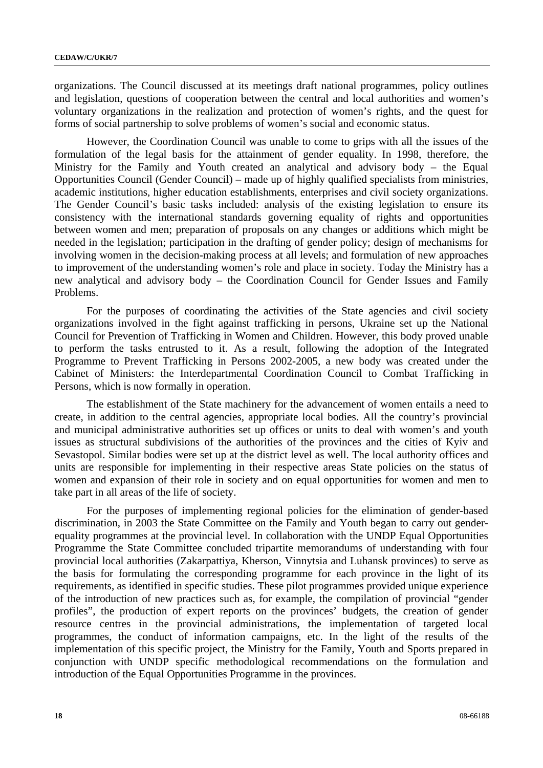organizations. The Council discussed at its meetings draft national programmes, policy outlines and legislation, questions of cooperation between the central and local authorities and women's voluntary organizations in the realization and protection of women's rights, and the quest for forms of social partnership to solve problems of women's social and economic status.

However, the Coordination Council was unable to come to grips with all the issues of the formulation of the legal basis for the attainment of gender equality. In 1998, therefore, the Ministry for the Family and Youth created an analytical and advisory body – the Equal Opportunities Council (Gender Council) – made up of highly qualified specialists from ministries, academic institutions, higher education establishments, enterprises and civil society organizations. The Gender Council's basic tasks included: analysis of the existing legislation to ensure its consistency with the international standards governing equality of rights and opportunities between women and men; preparation of proposals on any changes or additions which might be needed in the legislation; participation in the drafting of gender policy; design of mechanisms for involving women in the decision-making process at all levels; and formulation of new approaches to improvement of the understanding women's role and place in society. Today the Ministry has a new analytical and advisory body – the Coordination Council for Gender Issues and Family Problems.

For the purposes of coordinating the activities of the State agencies and civil society organizations involved in the fight against trafficking in persons, Ukraine set up the National Council for Prevention of Trafficking in Women and Children. However, this body proved unable to perform the tasks entrusted to it. As a result, following the adoption of the Integrated Programme to Prevent Trafficking in Persons 2002-2005, a new body was created under the Cabinet of Ministers: the Interdepartmental Coordination Council to Combat Trafficking in Persons, which is now formally in operation.

The establishment of the State machinery for the advancement of women entails a need to create, in addition to the central agencies, appropriate local bodies. All the country's provincial and municipal administrative authorities set up offices or units to deal with women's and youth issues as structural subdivisions of the authorities of the provinces and the cities of Kyiv and Sevastopol. Similar bodies were set up at the district level as well. The local authority offices and units are responsible for implementing in their respective areas State policies on the status of women and expansion of their role in society and on equal opportunities for women and men to take part in all areas of the life of society.

For the purposes of implementing regional policies for the elimination of gender-based discrimination, in 2003 the State Committee on the Family and Youth began to carry out gender-equality programmes at the provincial level. In collaboration with the UNDP Equal Opportunities Programme the State Committee concluded tripartite memorandums of understanding with four provincial local authorities (Zakarpattiya, Kherson, Vinnytsia and Luhansk provinces) to serve as the basis for formulating the corresponding programme for each province in the light of its requirements, as identified in specific studies. These pilot programmes provided unique experience of the introduction of new practices such as, for example, the compilation of provincial "gender profiles", the production of expert reports on the provinces' budgets, the creation of gender resource centres in the provincial administrations, the implementation of targeted local programmes, the conduct of information campaigns, etc. In the light of the results of the implementation of this specific project, the Ministry for the Family, Youth and Sports prepared in conjunction with UNDP specific methodological recommendations on the formulation and introduction of the Equal Opportunities Programme in the provinces.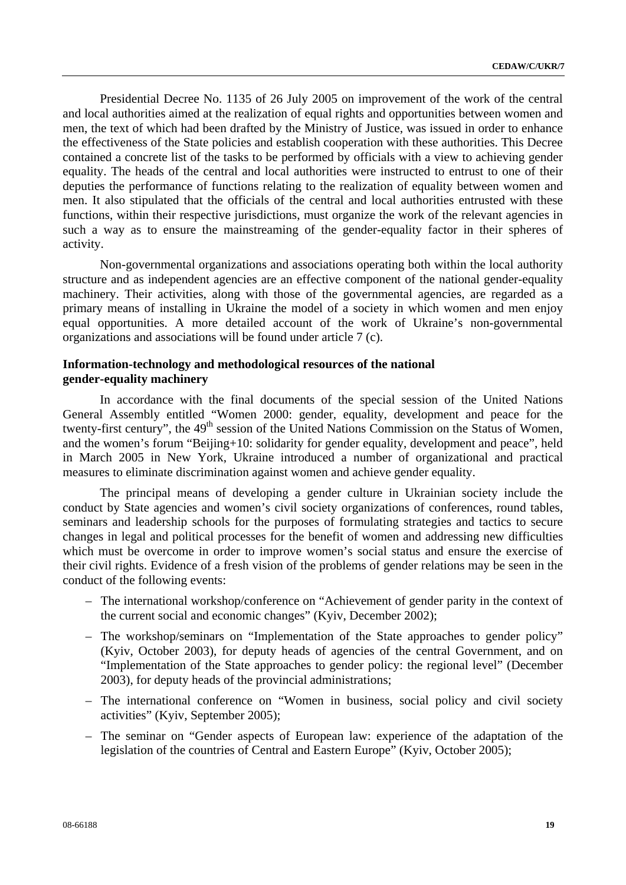Presidential Decree No. 1135 of 26 July 2005 on improvement of the work of the central and local authorities aimed at the realization of equal rights and opportunities between women and men, the text of which had been drafted by the Ministry of Justice, was issued in order to enhance the effectiveness of the State policies and establish cooperation with these authorities. This Decree contained a concrete list of the tasks to be performed by officials with a view to achieving gender equality. The heads of the central and local authorities were instructed to entrust to one of their deputies the performance of functions relating to the realization of equality between women and men. It also stipulated that the officials of the central and local authorities entrusted with these functions, within their respective jurisdictions, must organize the work of the relevant agencies in such a way as to ensure the mainstreaming of the gender-equality factor in their spheres of activity.

Non-governmental organizations and associations operating both within the local authority structure and as independent agencies are an effective component of the national gender-equality machinery. Their activities, along with those of the governmental agencies, are regarded as a primary means of installing in Ukraine the model of a society in which women and men enjoy equal opportunities. A more detailed account of the work of Ukraine's non-governmental organizations and associations will be found under article 7 (c).

**Information-technology and methodological resources of the national gender-equality machinery**

In accordance with the final documents of the special session of the United Nations General Assembly entitled "Women 2000: gender, equality, development and peace for the twenty-first century", the 49th session of the United Nations Commission on the Status of Women, and the women's forum "Beijing+10: solidarity for gender equality, development and peace", held in March 2005 in New York, Ukraine introduced a number of organizational and practical measures to eliminate discrimination against women and achieve gender equality.

The principal means of developing a gender culture in Ukrainian society include the conduct by State agencies and women's civil society organizations of conferences, round tables, seminars and leadership schools for the purposes of formulating strategies and tactics to secure changes in legal and political processes for the benefit of women and addressing new difficulties which must be overcome in order to improve women's social status and ensure the exercise of their civil rights. Evidence of a fresh vision of the problems of gender relations may be seen in the conduct of the following events:

– The international workshop/conference on "Achievement of gender parity in the context of the current social and economic changes" (Kyiv, December 2002);

– The workshop/seminars on "Implementation of the State approaches to gender policy" (Kyiv, October 2003), for deputy heads of agencies of the central Government, and on "Implementation of the State approaches to gender policy: the regional level" (December 2003), for deputy heads of the provincial administrations;

– The international conference on "Women in business, social policy and civil society activities" (Kyiv, September 2005);

– The seminar on "Gender aspects of European law: experience of the adaptation of the legislation of the countries of Central and Eastern Europe" (Kyiv, October 2005);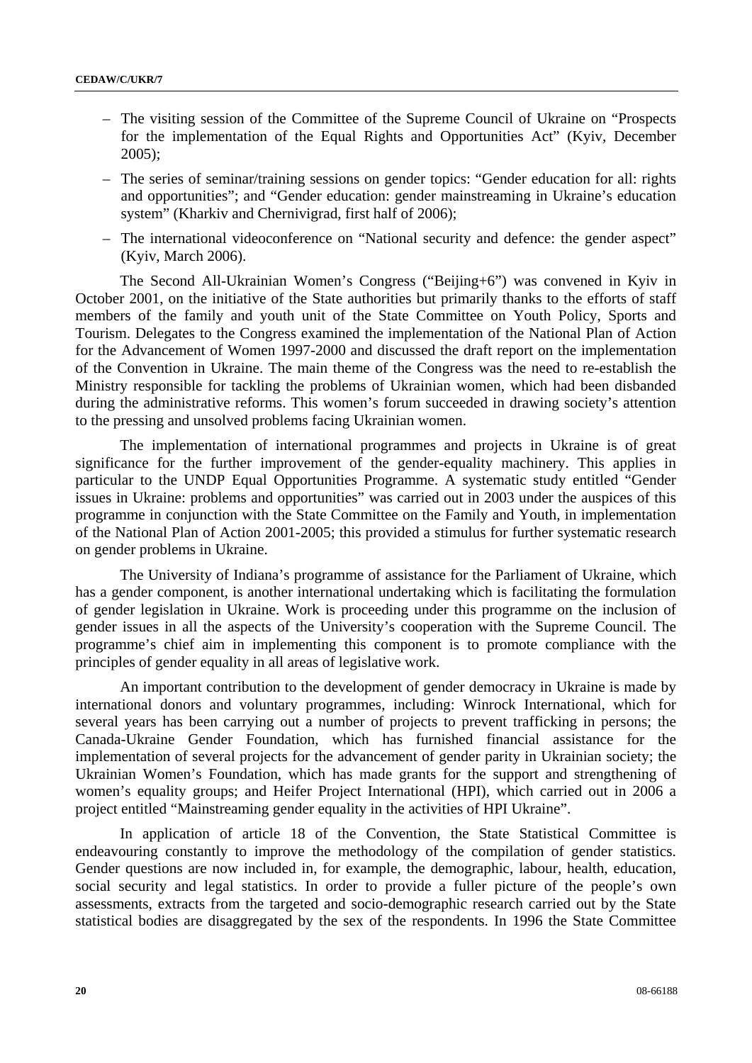- The visiting session of the Committee of the Supreme Council of Ukraine on "Prospects for the implementation of the Equal Rights and Opportunities Act" (Kyiv, December 2005);
- The series of seminar/training sessions on gender topics: "Gender education for all: rights and opportunities"; and "Gender education: gender mainstreaming in Ukraine's education system" (Kharkiv and Chernivigrad, first half of 2006);
- The international videoconference on "National security and defence: the gender aspect" (Kyiv, March 2006).

The Second All-Ukrainian Women's Congress ("Beijing+6") was convened in Kyiv in October 2001, on the initiative of the State authorities but primarily thanks to the efforts of staff members of the family and youth unit of the State Committee on Youth Policy, Sports and Tourism. Delegates to the Congress examined the implementation of the National Plan of Action for the Advancement of Women 1997-2000 and discussed the draft report on the implementation of the Convention in Ukraine. The main theme of the Congress was the need to re-establish the Ministry responsible for tackling the problems of Ukrainian women, which had been disbanded during the administrative reforms. This women's forum succeeded in drawing society's attention to the pressing and unsolved problems facing Ukrainian women.

The implementation of international programmes and projects in Ukraine is of great significance for the further improvement of the gender-equality machinery. This applies in particular to the UNDP Equal Opportunities Programme. A systematic study entitled "Gender issues in Ukraine: problems and opportunities" was carried out in 2003 under the auspices of this programme in conjunction with the State Committee on the Family and Youth, in implementation of the National Plan of Action 2001-2005; this provided a stimulus for further systematic research on gender problems in Ukraine.

The University of Indiana's programme of assistance for the Parliament of Ukraine, which has a gender component, is another international undertaking which is facilitating the formulation of gender legislation in Ukraine. Work is proceeding under this programme on the inclusion of gender issues in all the aspects of the University's cooperation with the Supreme Council. The programme's chief aim in implementing this component is to promote compliance with the principles of gender equality in all areas of legislative work.

An important contribution to the development of gender democracy in Ukraine is made by international donors and voluntary programmes, including: Winrock International, which for several years has been carrying out a number of projects to prevent trafficking in persons; the Canada-Ukraine Gender Foundation, which has furnished financial assistance for the implementation of several projects for the advancement of gender parity in Ukrainian society; the Ukrainian Women's Foundation, which has made grants for the support and strengthening of women's equality groups; and Heifer Project International (HPI), which carried out in 2006 a project entitled "Mainstreaming gender equality in the activities of HPI Ukraine".

In application of article 18 of the Convention, the State Statistical Committee is endeavouring constantly to improve the methodology of the compilation of gender statistics. Gender questions are now included in, for example, the demographic, labour, health, education, social security and legal statistics. In order to provide a fuller picture of the people's own assessments, extracts from the targeted and socio-demographic research carried out by the State statistical bodies are disaggregated by the sex of the respondents. In 1996 the State Committee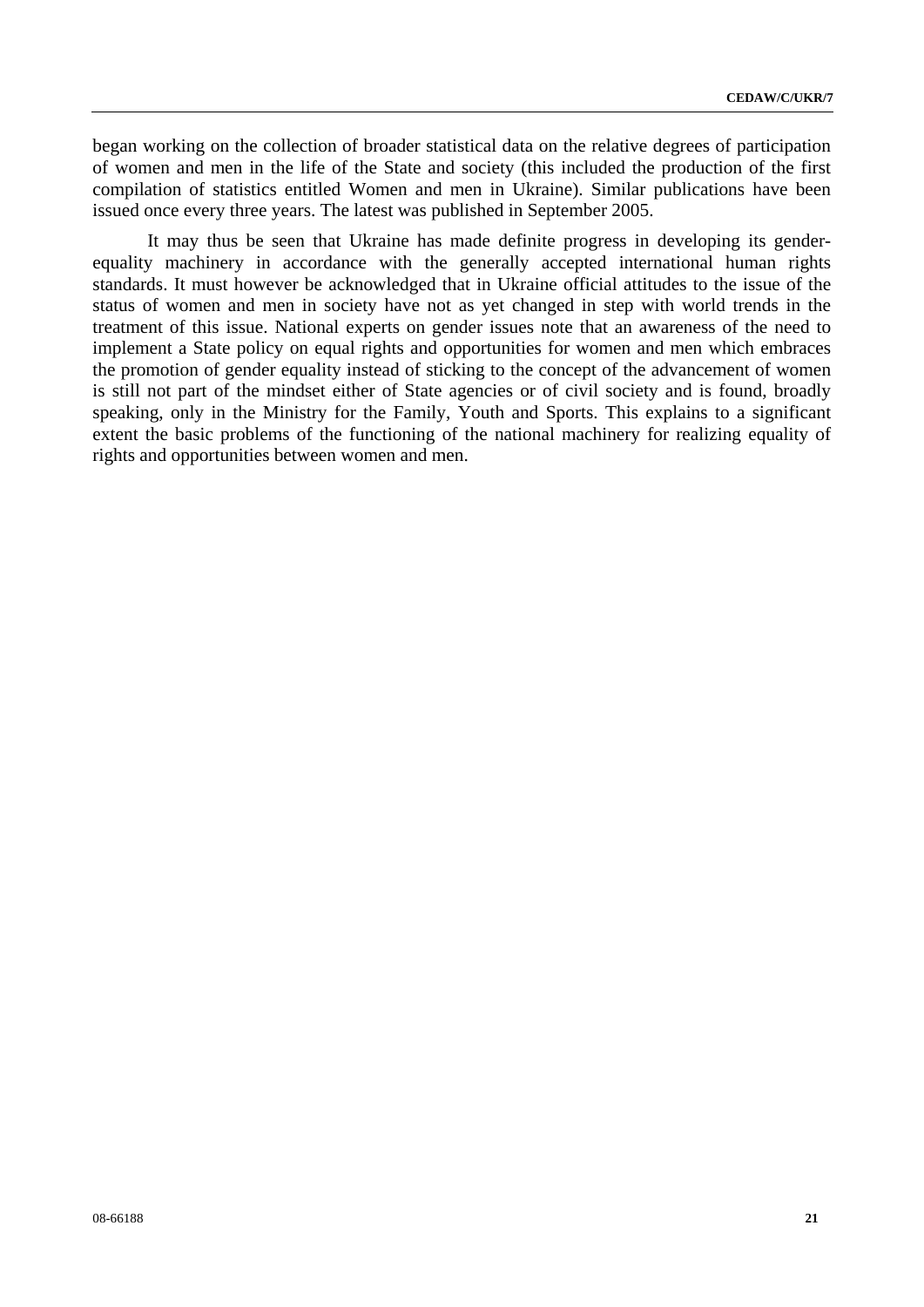began working on the collection of broader statistical data on the relative degrees of participation of women and men in the life of the State and society (this included the production of the first compilation of statistics entitled Women and men in Ukraine). Similar publications have been issued once every three years. The latest was published in September 2005.

It may thus be seen that Ukraine has made definite progress in developing its gender-equality machinery in accordance with the generally accepted international human rights standards. It must however be acknowledged that in Ukraine official attitudes to the issue of the status of women and men in society have not as yet changed in step with world trends in the treatment of this issue. National experts on gender issues note that an awareness of the need to implement a State policy on equal rights and opportunities for women and men which embraces the promotion of gender equality instead of sticking to the concept of the advancement of women is still not part of the mindset either of State agencies or of civil society and is found, broadly speaking, only in the Ministry for the Family, Youth and Sports. This explains to a significant extent the basic problems of the functioning of the national machinery for realizing equality of rights and opportunities between women and men.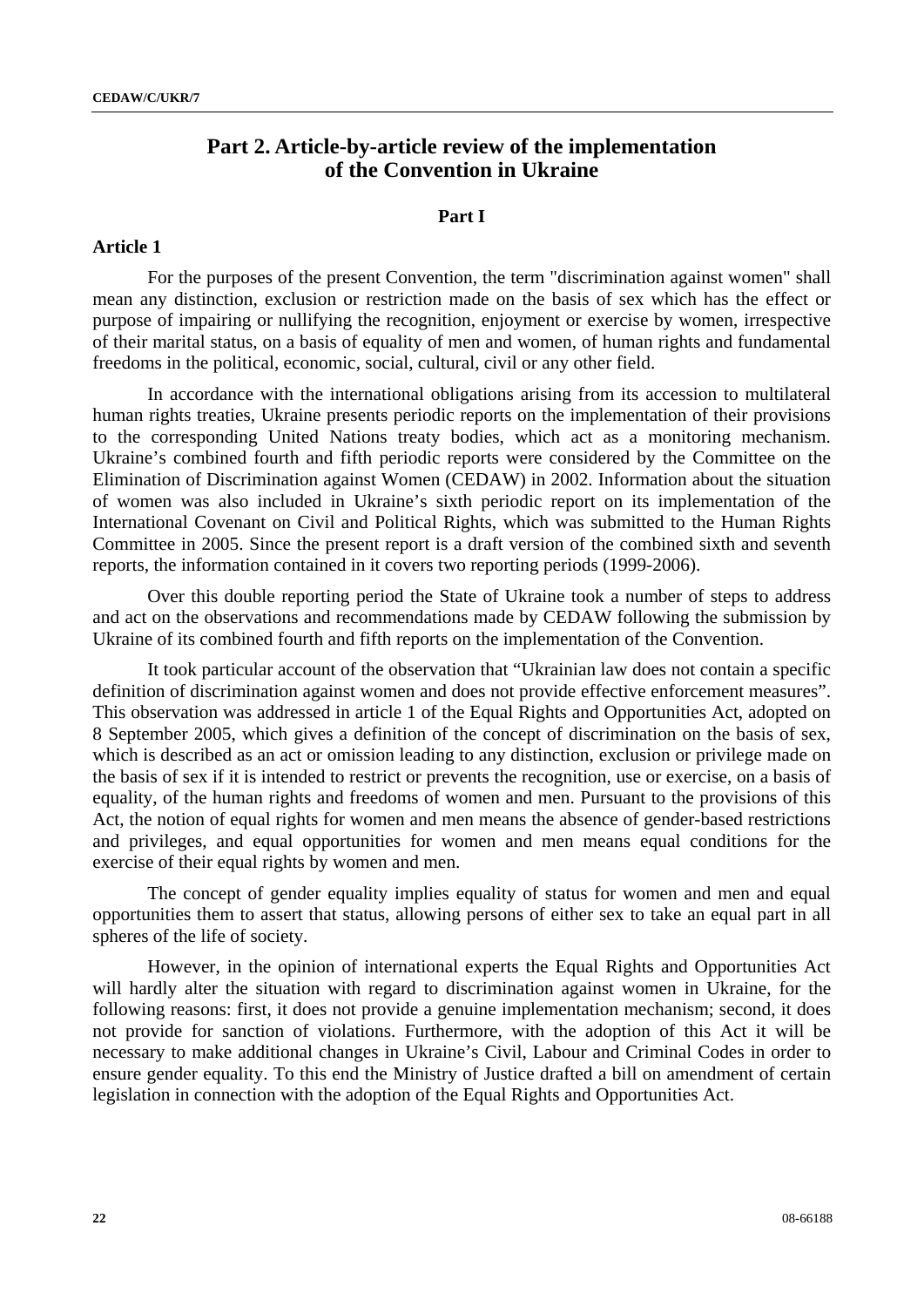## Part 2. Article-by-article review of the implementation of the Convention in Ukraine

### Part I

#### Article 1

For the purposes of the present Convention, the term "discrimination against women" shall mean any distinction, exclusion or restriction made on the basis of sex which has the effect or purpose of impairing or nullifying the recognition, enjoyment or exercise by women, irrespective of their marital status, on a basis of equality of men and women, of human rights and fundamental freedoms in the political, economic, social, cultural, civil or any other field.

In accordance with the international obligations arising from its accession to multilateral human rights treaties, Ukraine presents periodic reports on the implementation of their provisions to the corresponding United Nations treaty bodies, which act as a monitoring mechanism. Ukraine's combined fourth and fifth periodic reports were considered by the Committee on the Elimination of Discrimination against Women (CEDAW) in 2002. Information about the situation of women was also included in Ukraine's sixth periodic report on its implementation of the International Covenant on Civil and Political Rights, which was submitted to the Human Rights Committee in 2005. Since the present report is a draft version of the combined sixth and seventh reports, the information contained in it covers two reporting periods (1999-2006).

Over this double reporting period the State of Ukraine took a number of steps to address and act on the observations and recommendations made by CEDAW following the submission by Ukraine of its combined fourth and fifth reports on the implementation of the Convention.

It took particular account of the observation that "Ukrainian law does not contain a specific definition of discrimination against women and does not provide effective enforcement measures". This observation was addressed in article 1 of the Equal Rights and Opportunities Act, adopted on 8 September 2005, which gives a definition of the concept of discrimination on the basis of sex, which is described as an act or omission leading to any distinction, exclusion or privilege made on the basis of sex if it is intended to restrict or prevents the recognition, use or exercise, on a basis of equality, of the human rights and freedoms of women and men. Pursuant to the provisions of this Act, the notion of equal rights for women and men means the absence of gender-based restrictions and privileges, and equal opportunities for women and men means equal conditions for the exercise of their equal rights by women and men.

The concept of gender equality implies equality of status for women and men and equal opportunities them to assert that status, allowing persons of either sex to take an equal part in all spheres of the life of society.

However, in the opinion of international experts the Equal Rights and Opportunities Act will hardly alter the situation with regard to discrimination against women in Ukraine, for the following reasons: first, it does not provide a genuine implementation mechanism; second, it does not provide for sanction of violations. Furthermore, with the adoption of this Act it will be necessary to make additional changes in Ukraine's Civil, Labour and Criminal Codes in order to ensure gender equality. To this end the Ministry of Justice drafted a bill on amendment of certain legislation in connection with the adoption of the Equal Rights and Opportunities Act.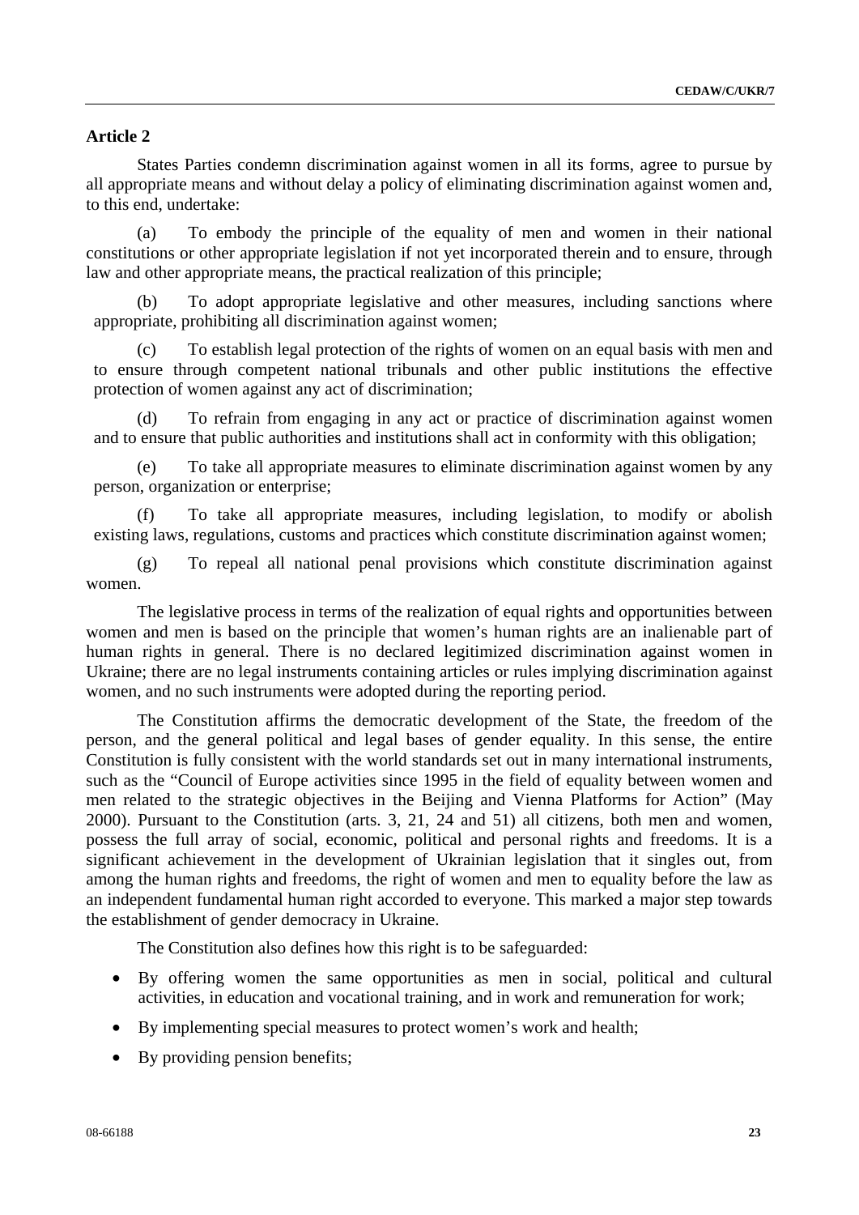## Article 2

States Parties condemn discrimination against women in all its forms, agree to pursue by all appropriate means and without delay a policy of eliminating discrimination against women and, to this end, undertake:

(a) To embody the principle of the equality of men and women in their national constitutions or other appropriate legislation if not yet incorporated therein and to ensure, through law and other appropriate means, the practical realization of this principle;

(b) To adopt appropriate legislative and other measures, including sanctions where appropriate, prohibiting all discrimination against women;

(c) To establish legal protection of the rights of women on an equal basis with men and to ensure through competent national tribunals and other public institutions the effective protection of women against any act of discrimination;

(d) To refrain from engaging in any act or practice of discrimination against women and to ensure that public authorities and institutions shall act in conformity with this obligation;

(e) To take all appropriate measures to eliminate discrimination against women by any person, organization or enterprise;

(f) To take all appropriate measures, including legislation, to modify or abolish existing laws, regulations, customs and practices which constitute discrimination against women;

(g) To repeal all national penal provisions which constitute discrimination against women.

The legislative process in terms of the realization of equal rights and opportunities between women and men is based on the principle that women's human rights are an inalienable part of human rights in general. There is no declared legitimized discrimination against women in Ukraine; there are no legal instruments containing articles or rules implying discrimination against women, and no such instruments were adopted during the reporting period.

The Constitution affirms the democratic development of the State, the freedom of the person, and the general political and legal bases of gender equality. In this sense, the entire Constitution is fully consistent with the world standards set out in many international instruments, such as the "Council of Europe activities since 1995 in the field of equality between women and men related to the strategic objectives in the Beijing and Vienna Platforms for Action" (May 2000). Pursuant to the Constitution (arts. 3, 21, 24 and 51) all citizens, both men and women, possess the full array of social, economic, political and personal rights and freedoms. It is a significant achievement in the development of Ukrainian legislation that it singles out, from among the human rights and freedoms, the right of women and men to equality before the law as an independent fundamental human right accorded to everyone. This marked a major step towards the establishment of gender democracy in Ukraine.

The Constitution also defines how this right is to be safeguarded:

- By offering women the same opportunities as men in social, political and cultural activities, in education and vocational training, and in work and remuneration for work;
- By implementing special measures to protect women's work and health;
- By providing pension benefits;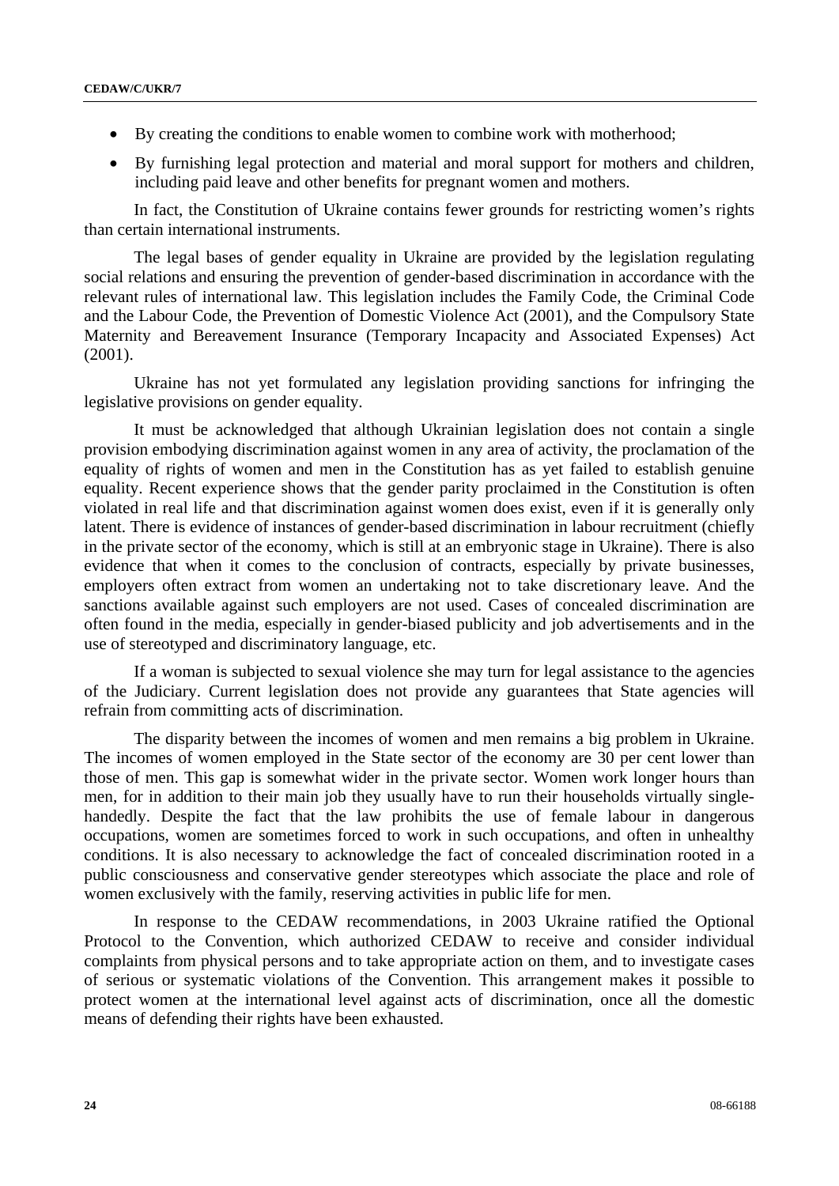- By creating the conditions to enable women to combine work with motherhood;
- By furnishing legal protection and material and moral support for mothers and children, including paid leave and other benefits for pregnant women and mothers.

In fact, the Constitution of Ukraine contains fewer grounds for restricting women's rights than certain international instruments.

The legal bases of gender equality in Ukraine are provided by the legislation regulating social relations and ensuring the prevention of gender-based discrimination in accordance with the relevant rules of international law. This legislation includes the Family Code, the Criminal Code and the Labour Code, the Prevention of Domestic Violence Act (2001), and the Compulsory State Maternity and Bereavement Insurance (Temporary Incapacity and Associated Expenses) Act (2001).

Ukraine has not yet formulated any legislation providing sanctions for infringing the legislative provisions on gender equality.

It must be acknowledged that although Ukrainian legislation does not contain a single provision embodying discrimination against women in any area of activity, the proclamation of the equality of rights of women and men in the Constitution has as yet failed to establish genuine equality. Recent experience shows that the gender parity proclaimed in the Constitution is often violated in real life and that discrimination against women does exist, even if it is generally only latent. There is evidence of instances of gender-based discrimination in labour recruitment (chiefly in the private sector of the economy, which is still at an embryonic stage in Ukraine). There is also evidence that when it comes to the conclusion of contracts, especially by private businesses, employers often extract from women an undertaking not to take discretionary leave. And the sanctions available against such employers are not used. Cases of concealed discrimination are often found in the media, especially in gender-biased publicity and job advertisements and in the use of stereotyped and discriminatory language, etc.

If a woman is subjected to sexual violence she may turn for legal assistance to the agencies of the Judiciary. Current legislation does not provide any guarantees that State agencies will refrain from committing acts of discrimination.

The disparity between the incomes of women and men remains a big problem in Ukraine. The incomes of women employed in the State sector of the economy are 30 per cent lower than those of men. This gap is somewhat wider in the private sector. Women work longer hours than men, for in addition to their main job they usually have to run their households virtually single-handedly. Despite the fact that the law prohibits the use of female labour in dangerous occupations, women are sometimes forced to work in such occupations, and often in unhealthy conditions. It is also necessary to acknowledge the fact of concealed discrimination rooted in a public consciousness and conservative gender stereotypes which associate the place and role of women exclusively with the family, reserving activities in public life for men.

In response to the CEDAW recommendations, in 2003 Ukraine ratified the Optional Protocol to the Convention, which authorized CEDAW to receive and consider individual complaints from physical persons and to take appropriate action on them, and to investigate cases of serious or systematic violations of the Convention. This arrangement makes it possible to protect women at the international level against acts of discrimination, once all the domestic means of defending their rights have been exhausted.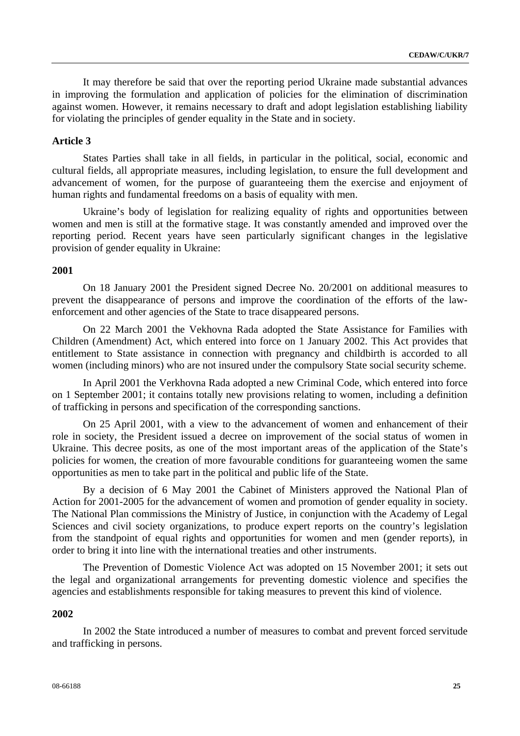It may therefore be said that over the reporting period Ukraine made substantial advances in improving the formulation and application of policies for the elimination of discrimination against women. However, it remains necessary to draft and adopt legislation establishing liability for violating the principles of gender equality in the State and in society.

### Article 3

States Parties shall take in all fields, in particular in the political, social, economic and cultural fields, all appropriate measures, including legislation, to ensure the full development and advancement of women, for the purpose of guaranteeing them the exercise and enjoyment of human rights and fundamental freedoms on a basis of equality with men.

Ukraine's body of legislation for realizing equality of rights and opportunities between women and men is still at the formative stage. It was constantly amended and improved over the reporting period. Recent years have seen particularly significant changes in the legislative provision of gender equality in Ukraine:

#### 2001

On 18 January 2001 the President signed Decree No. 20/2001 on additional measures to prevent the disappearance of persons and improve the coordination of the efforts of the law-enforcement and other agencies of the State to trace disappeared persons.

On 22 March 2001 the Vekhovna Rada adopted the State Assistance for Families with Children (Amendment) Act, which entered into force on 1 January 2002. This Act provides that entitlement to State assistance in connection with pregnancy and childbirth is accorded to all women (including minors) who are not insured under the compulsory State social security scheme.

In April 2001 the Verkhovna Rada adopted a new Criminal Code, which entered into force on 1 September 2001; it contains totally new provisions relating to women, including a definition of trafficking in persons and specification of the corresponding sanctions.

On 25 April 2001, with a view to the advancement of women and enhancement of their role in society, the President issued a decree on improvement of the social status of women in Ukraine. This decree posits, as one of the most important areas of the application of the State's policies for women, the creation of more favourable conditions for guaranteeing women the same opportunities as men to take part in the political and public life of the State.

By a decision of 6 May 2001 the Cabinet of Ministers approved the National Plan of Action for 2001-2005 for the advancement of women and promotion of gender equality in society. The National Plan commissions the Ministry of Justice, in conjunction with the Academy of Legal Sciences and civil society organizations, to produce expert reports on the country's legislation from the standpoint of equal rights and opportunities for women and men (gender reports), in order to bring it into line with the international treaties and other instruments.

The Prevention of Domestic Violence Act was adopted on 15 November 2001; it sets out the legal and organizational arrangements for preventing domestic violence and specifies the agencies and establishments responsible for taking measures to prevent this kind of violence.

#### 2002

In 2002 the State introduced a number of measures to combat and prevent forced servitude and trafficking in persons.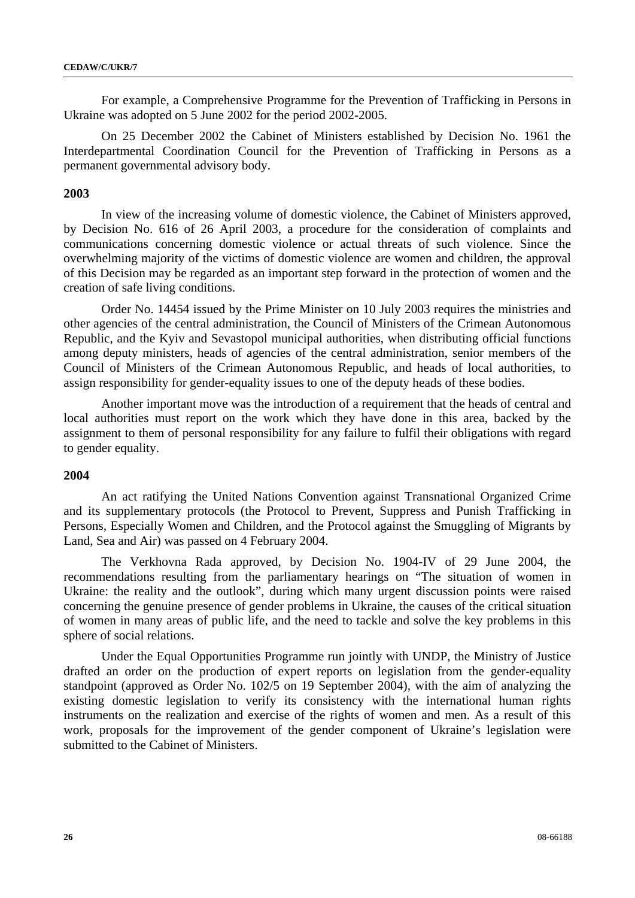For example, a Comprehensive Programme for the Prevention of Trafficking in Persons in Ukraine was adopted on 5 June 2002 for the period 2002-2005.

On 25 December 2002 the Cabinet of Ministers established by Decision No. 1961 the Interdepartmental Coordination Council for the Prevention of Trafficking in Persons as a permanent governmental advisory body.

**2003**

In view of the increasing volume of domestic violence, the Cabinet of Ministers approved, by Decision No. 616 of 26 April 2003, a procedure for the consideration of complaints and communications concerning domestic violence or actual threats of such violence. Since the overwhelming majority of the victims of domestic violence are women and children, the approval of this Decision may be regarded as an important step forward in the protection of women and the creation of safe living conditions.

Order No. 14454 issued by the Prime Minister on 10 July 2003 requires the ministries and other agencies of the central administration, the Council of Ministers of the Crimean Autonomous Republic, and the Kyiv and Sevastopol municipal authorities, when distributing official functions among deputy ministers, heads of agencies of the central administration, senior members of the Council of Ministers of the Crimean Autonomous Republic, and heads of local authorities, to assign responsibility for gender-equality issues to one of the deputy heads of these bodies.

Another important move was the introduction of a requirement that the heads of central and local authorities must report on the work which they have done in this area, backed by the assignment to them of personal responsibility for any failure to fulfil their obligations with regard to gender equality.

**2004**

An act ratifying the United Nations Convention against Transnational Organized Crime and its supplementary protocols (the Protocol to Prevent, Suppress and Punish Trafficking in Persons, Especially Women and Children, and the Protocol against the Smuggling of Migrants by Land, Sea and Air) was passed on 4 February 2004.

The Verkhovna Rada approved, by Decision No. 1904-IV of 29 June 2004, the recommendations resulting from the parliamentary hearings on "The situation of women in Ukraine: the reality and the outlook", during which many urgent discussion points were raised concerning the genuine presence of gender problems in Ukraine, the causes of the critical situation of women in many areas of public life, and the need to tackle and solve the key problems in this sphere of social relations.

Under the Equal Opportunities Programme run jointly with UNDP, the Ministry of Justice drafted an order on the production of expert reports on legislation from the gender-equality standpoint (approved as Order No. 102/5 on 19 September 2004), with the aim of analyzing the existing domestic legislation to verify its consistency with the international human rights instruments on the realization and exercise of the rights of women and men. As a result of this work, proposals for the improvement of the gender component of Ukraine's legislation were submitted to the Cabinet of Ministers.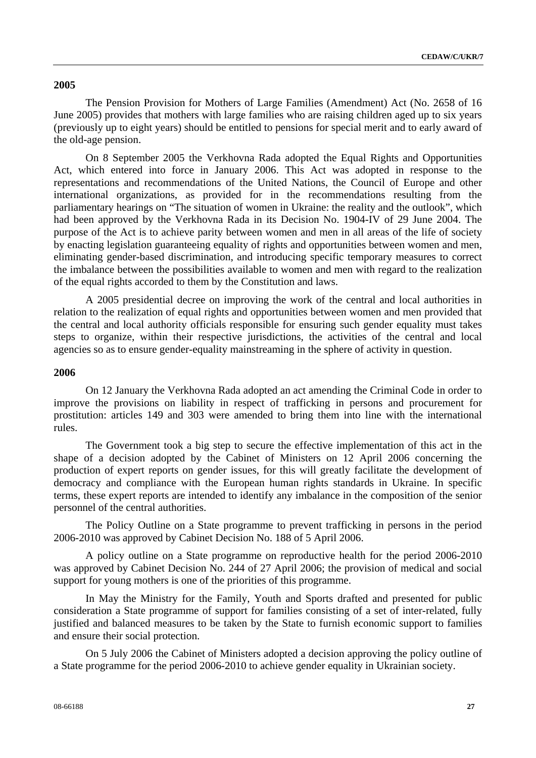**2005**

The Pension Provision for Mothers of Large Families (Amendment) Act (No. 2658 of 16 June 2005) provides that mothers with large families who are raising children aged up to six years (previously up to eight years) should be entitled to pensions for special merit and to early award of the old-age pension.

On 8 September 2005 the Verkhovna Rada adopted the Equal Rights and Opportunities Act, which entered into force in January 2006. This Act was adopted in response to the representations and recommendations of the United Nations, the Council of Europe and other international organizations, as provided for in the recommendations resulting from the parliamentary hearings on "The situation of women in Ukraine: the reality and the outlook", which had been approved by the Verkhovna Rada in its Decision No. 1904-IV of 29 June 2004. The purpose of the Act is to achieve parity between women and men in all areas of the life of society by enacting legislation guaranteeing equality of rights and opportunities between women and men, eliminating gender-based discrimination, and introducing specific temporary measures to correct the imbalance between the possibilities available to women and men with regard to the realization of the equal rights accorded to them by the Constitution and laws.

A 2005 presidential decree on improving the work of the central and local authorities in relation to the realization of equal rights and opportunities between women and men provided that the central and local authority officials responsible for ensuring such gender equality must takes steps to organize, within their respective jurisdictions, the activities of the central and local agencies so as to ensure gender-equality mainstreaming in the sphere of activity in question.

**2006**

On 12 January the Verkhovna Rada adopted an act amending the Criminal Code in order to improve the provisions on liability in respect of trafficking in persons and procurement for prostitution: articles 149 and 303 were amended to bring them into line with the international rules.

The Government took a big step to secure the effective implementation of this act in the shape of a decision adopted by the Cabinet of Ministers on 12 April 2006 concerning the production of expert reports on gender issues, for this will greatly facilitate the development of democracy and compliance with the European human rights standards in Ukraine. In specific terms, these expert reports are intended to identify any imbalance in the composition of the senior personnel of the central authorities.

The Policy Outline on a State programme to prevent trafficking in persons in the period 2006-2010 was approved by Cabinet Decision No. 188 of 5 April 2006.

A policy outline on a State programme on reproductive health for the period 2006-2010 was approved by Cabinet Decision No. 244 of 27 April 2006; the provision of medical and social support for young mothers is one of the priorities of this programme.

In May the Ministry for the Family, Youth and Sports drafted and presented for public consideration a State programme of support for families consisting of a set of inter-related, fully justified and balanced measures to be taken by the State to furnish economic support to families and ensure their social protection.

On 5 July 2006 the Cabinet of Ministers adopted a decision approving the policy outline of a State programme for the period 2006-2010 to achieve gender equality in Ukrainian society.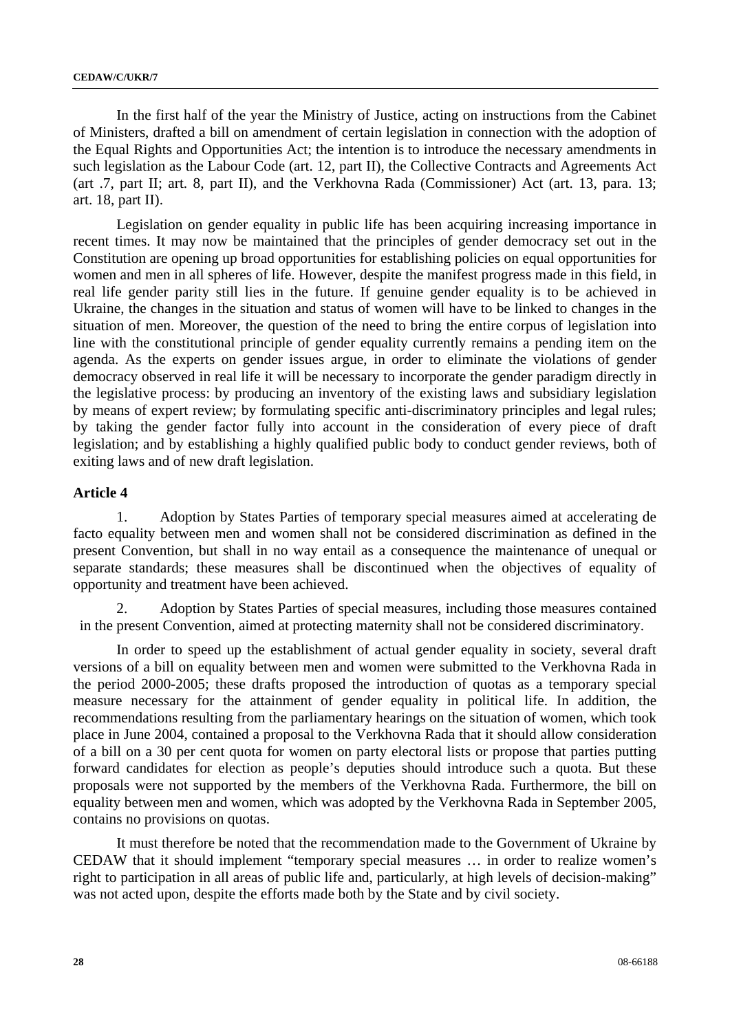In the first half of the year the Ministry of Justice, acting on instructions from the Cabinet of Ministers, drafted a bill on amendment of certain legislation in connection with the adoption of the Equal Rights and Opportunities Act; the intention is to introduce the necessary amendments in such legislation as the Labour Code (art. 12, part II), the Collective Contracts and Agreements Act (art .7, part II; art. 8, part II), and the Verkhovna Rada (Commissioner) Act (art. 13, para. 13; art. 18, part II).

Legislation on gender equality in public life has been acquiring increasing importance in recent times. It may now be maintained that the principles of gender democracy set out in the Constitution are opening up broad opportunities for establishing policies on equal opportunities for women and men in all spheres of life. However, despite the manifest progress made in this field, in real life gender parity still lies in the future. If genuine gender equality is to be achieved in Ukraine, the changes in the situation and status of women will have to be linked to changes in the situation of men. Moreover, the question of the need to bring the entire corpus of legislation into line with the constitutional principle of gender equality currently remains a pending item on the agenda. As the experts on gender issues argue, in order to eliminate the violations of gender democracy observed in real life it will be necessary to incorporate the gender paradigm directly in the legislative process: by producing an inventory of the existing laws and subsidiary legislation by means of expert review; by formulating specific anti-discriminatory principles and legal rules; by taking the gender factor fully into account in the consideration of every piece of draft legislation; and by establishing a highly qualified public body to conduct gender reviews, both of exiting laws and of new draft legislation.

### Article 4

1. Adoption by States Parties of temporary special measures aimed at accelerating de facto equality between men and women shall not be considered discrimination as defined in the present Convention, but shall in no way entail as a consequence the maintenance of unequal or separate standards; these measures shall be discontinued when the objectives of equality of opportunity and treatment have been achieved.

2. Adoption by States Parties of special measures, including those measures contained in the present Convention, aimed at protecting maternity shall not be considered discriminatory.

In order to speed up the establishment of actual gender equality in society, several draft versions of a bill on equality between men and women were submitted to the Verkhovna Rada in the period 2000-2005; these drafts proposed the introduction of quotas as a temporary special measure necessary for the attainment of gender equality in political life. In addition, the recommendations resulting from the parliamentary hearings on the situation of women, which took place in June 2004, contained a proposal to the Verkhovna Rada that it should allow consideration of a bill on a 30 per cent quota for women on party electoral lists or propose that parties putting forward candidates for election as people's deputies should introduce such a quota. But these proposals were not supported by the members of the Verkhovna Rada. Furthermore, the bill on equality between men and women, which was adopted by the Verkhovna Rada in September 2005, contains no provisions on quotas.

It must therefore be noted that the recommendation made to the Government of Ukraine by CEDAW that it should implement "temporary special measures … in order to realize women's right to participation in all areas of public life and, particularly, at high levels of decision-making" was not acted upon, despite the efforts made both by the State and by civil society.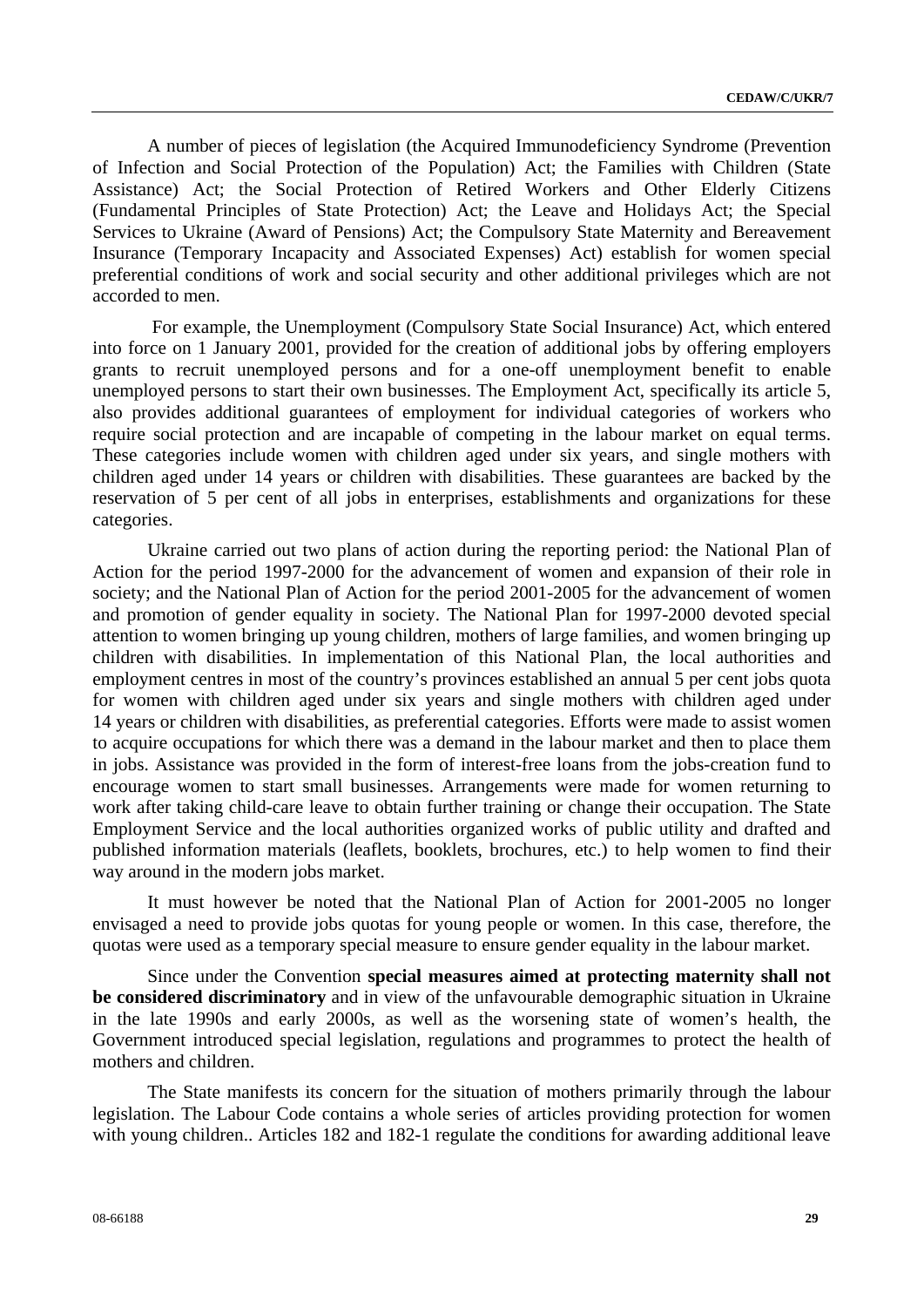A number of pieces of legislation (the Acquired Immunodeficiency Syndrome (Prevention of Infection and Social Protection of the Population) Act; the Families with Children (State Assistance) Act; the Social Protection of Retired Workers and Other Elderly Citizens (Fundamental Principles of State Protection) Act; the Leave and Holidays Act; the Special Services to Ukraine (Award of Pensions) Act; the Compulsory State Maternity and Bereavement Insurance (Temporary Incapacity and Associated Expenses) Act) establish for women special preferential conditions of work and social security and other additional privileges which are not accorded to men.

For example, the Unemployment (Compulsory State Social Insurance) Act, which entered into force on 1 January 2001, provided for the creation of additional jobs by offering employers grants to recruit unemployed persons and for a one-off unemployment benefit to enable unemployed persons to start their own businesses. The Employment Act, specifically its article 5, also provides additional guarantees of employment for individual categories of workers who require social protection and are incapable of competing in the labour market on equal terms. These categories include women with children aged under six years, and single mothers with children aged under 14 years or children with disabilities. These guarantees are backed by the reservation of 5 per cent of all jobs in enterprises, establishments and organizations for these categories.

Ukraine carried out two plans of action during the reporting period: the National Plan of Action for the period 1997-2000 for the advancement of women and expansion of their role in society; and the National Plan of Action for the period 2001-2005 for the advancement of women and promotion of gender equality in society. The National Plan for 1997-2000 devoted special attention to women bringing up young children, mothers of large families, and women bringing up children with disabilities. In implementation of this National Plan, the local authorities and employment centres in most of the country's provinces established an annual 5 per cent jobs quota for women with children aged under six years and single mothers with children aged under 14 years or children with disabilities, as preferential categories. Efforts were made to assist women to acquire occupations for which there was a demand in the labour market and then to place them in jobs. Assistance was provided in the form of interest-free loans from the jobs-creation fund to encourage women to start small businesses. Arrangements were made for women returning to work after taking child-care leave to obtain further training or change their occupation. The State Employment Service and the local authorities organized works of public utility and drafted and published information materials (leaflets, booklets, brochures, etc.) to help women to find their way around in the modern jobs market.

It must however be noted that the National Plan of Action for 2001-2005 no longer envisaged a need to provide jobs quotas for young people or women. In this case, therefore, the quotas were used as a temporary special measure to ensure gender equality in the labour market.

Since under the Convention **special measures aimed at protecting maternity shall not be considered discriminatory** and in view of the unfavourable demographic situation in Ukraine in the late 1990s and early 2000s, as well as the worsening state of women's health, the Government introduced special legislation, regulations and programmes to protect the health of mothers and children.

The State manifests its concern for the situation of mothers primarily through the labour legislation. The Labour Code contains a whole series of articles providing protection for women with young children.. Articles 182 and 182-1 regulate the conditions for awarding additional leave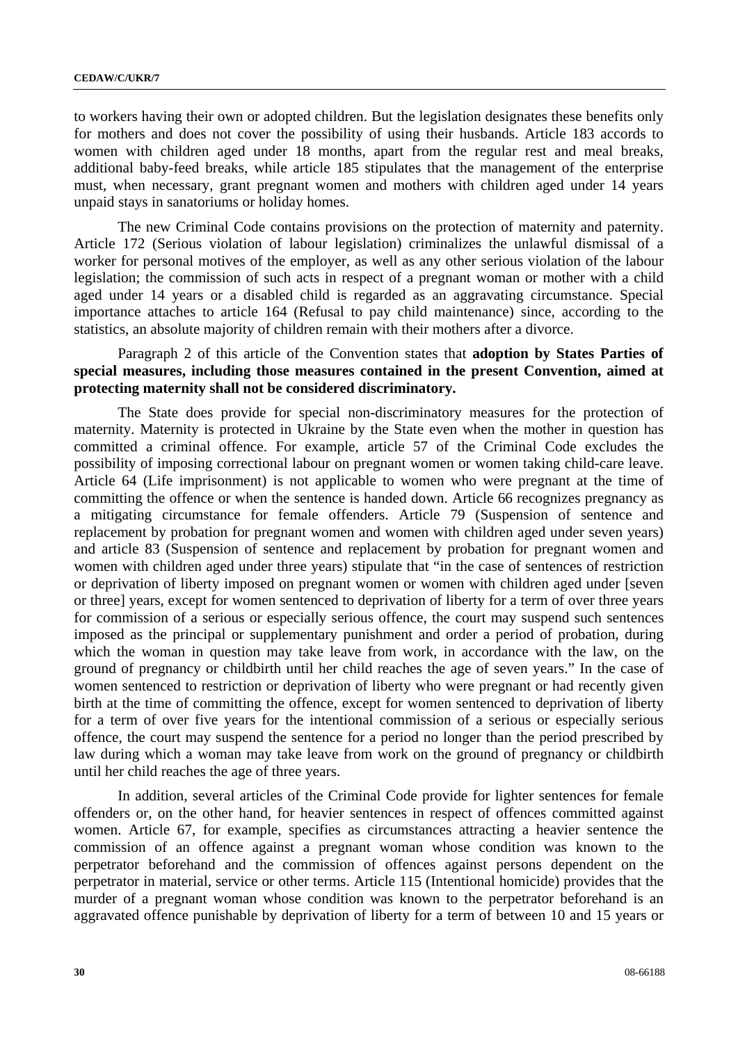to workers having their own or adopted children. But the legislation designates these benefits only for mothers and does not cover the possibility of using their husbands. Article 183 accords to women with children aged under 18 months, apart from the regular rest and meal breaks, additional baby-feed breaks, while article 185 stipulates that the management of the enterprise must, when necessary, grant pregnant women and mothers with children aged under 14 years unpaid stays in sanatoriums or holiday homes.

The new Criminal Code contains provisions on the protection of maternity and paternity. Article 172 (Serious violation of labour legislation) criminalizes the unlawful dismissal of a worker for personal motives of the employer, as well as any other serious violation of the labour legislation; the commission of such acts in respect of a pregnant woman or mother with a child aged under 14 years or a disabled child is regarded as an aggravating circumstance. Special importance attaches to article 164 (Refusal to pay child maintenance) since, according to the statistics, an absolute majority of children remain with their mothers after a divorce.

Paragraph 2 of this article of the Convention states that **adoption by States Parties of special measures, including those measures contained in the present Convention, aimed at protecting maternity shall not be considered discriminatory.**

The State does provide for special non-discriminatory measures for the protection of maternity. Maternity is protected in Ukraine by the State even when the mother in question has committed a criminal offence. For example, article 57 of the Criminal Code excludes the possibility of imposing correctional labour on pregnant women or women taking child-care leave. Article 64 (Life imprisonment) is not applicable to women who were pregnant at the time of committing the offence or when the sentence is handed down. Article 66 recognizes pregnancy as a mitigating circumstance for female offenders. Article 79 (Suspension of sentence and replacement by probation for pregnant women and women with children aged under seven years) and article 83 (Suspension of sentence and replacement by probation for pregnant women and women with children aged under three years) stipulate that "in the case of sentences of restriction or deprivation of liberty imposed on pregnant women or women with children aged under [seven or three] years, except for women sentenced to deprivation of liberty for a term of over three years for commission of a serious or especially serious offence, the court may suspend such sentences imposed as the principal or supplementary punishment and order a period of probation, during which the woman in question may take leave from work, in accordance with the law, on the ground of pregnancy or childbirth until her child reaches the age of seven years." In the case of women sentenced to restriction or deprivation of liberty who were pregnant or had recently given birth at the time of committing the offence, except for women sentenced to deprivation of liberty for a term of over five years for the intentional commission of a serious or especially serious offence, the court may suspend the sentence for a period no longer than the period prescribed by law during which a woman may take leave from work on the ground of pregnancy or childbirth until her child reaches the age of three years.

In addition, several articles of the Criminal Code provide for lighter sentences for female offenders or, on the other hand, for heavier sentences in respect of offences committed against women. Article 67, for example, specifies as circumstances attracting a heavier sentence the commission of an offence against a pregnant woman whose condition was known to the perpetrator beforehand and the commission of offences against persons dependent on the perpetrator in material, service or other terms. Article 115 (Intentional homicide) provides that the murder of a pregnant woman whose condition was known to the perpetrator beforehand is an aggravated offence punishable by deprivation of liberty for a term of between 10 and 15 years or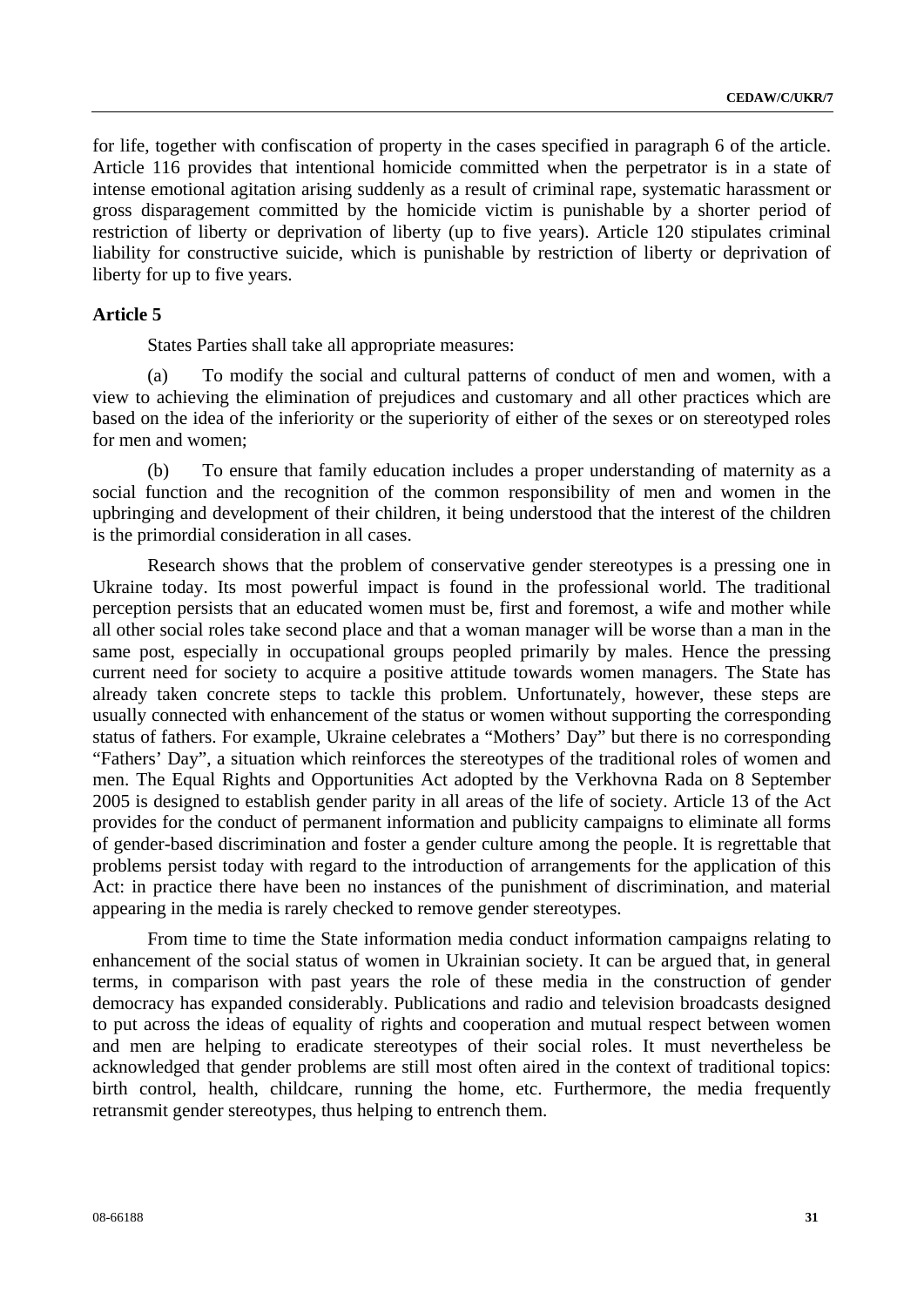for life, together with confiscation of property in the cases specified in paragraph 6 of the article. Article 116 provides that intentional homicide committed when the perpetrator is in a state of intense emotional agitation arising suddenly as a result of criminal rape, systematic harassment or gross disparagement committed by the homicide victim is punishable by a shorter period of restriction of liberty or deprivation of liberty (up to five years). Article 120 stipulates criminal liability for constructive suicide, which is punishable by restriction of liberty or deprivation of liberty for up to five years.

**Article 5**

States Parties shall take all appropriate measures:

(a) To modify the social and cultural patterns of conduct of men and women, with a view to achieving the elimination of prejudices and customary and all other practices which are based on the idea of the inferiority or the superiority of either of the sexes or on stereotyped roles for men and women;

(b) To ensure that family education includes a proper understanding of maternity as a social function and the recognition of the common responsibility of men and women in the upbringing and development of their children, it being understood that the interest of the children is the primordial consideration in all cases.

Research shows that the problem of conservative gender stereotypes is a pressing one in Ukraine today. Its most powerful impact is found in the professional world. The traditional perception persists that an educated women must be, first and foremost, a wife and mother while all other social roles take second place and that a woman manager will be worse than a man in the same post, especially in occupational groups peopled primarily by males. Hence the pressing current need for society to acquire a positive attitude towards women managers. The State has already taken concrete steps to tackle this problem. Unfortunately, however, these steps are usually connected with enhancement of the status or women without supporting the corresponding status of fathers. For example, Ukraine celebrates a "Mothers' Day" but there is no corresponding "Fathers' Day", a situation which reinforces the stereotypes of the traditional roles of women and men. The Equal Rights and Opportunities Act adopted by the Verkhovna Rada on 8 September 2005 is designed to establish gender parity in all areas of the life of society. Article 13 of the Act provides for the conduct of permanent information and publicity campaigns to eliminate all forms of gender-based discrimination and foster a gender culture among the people. It is regrettable that problems persist today with regard to the introduction of arrangements for the application of this Act: in practice there have been no instances of the punishment of discrimination, and material appearing in the media is rarely checked to remove gender stereotypes.

From time to time the State information media conduct information campaigns relating to enhancement of the social status of women in Ukrainian society. It can be argued that, in general terms, in comparison with past years the role of these media in the construction of gender democracy has expanded considerably. Publications and radio and television broadcasts designed to put across the ideas of equality of rights and cooperation and mutual respect between women and men are helping to eradicate stereotypes of their social roles. It must nevertheless be acknowledged that gender problems are still most often aired in the context of traditional topics: birth control, health, childcare, running the home, etc. Furthermore, the media frequently retransmit gender stereotypes, thus helping to entrench them.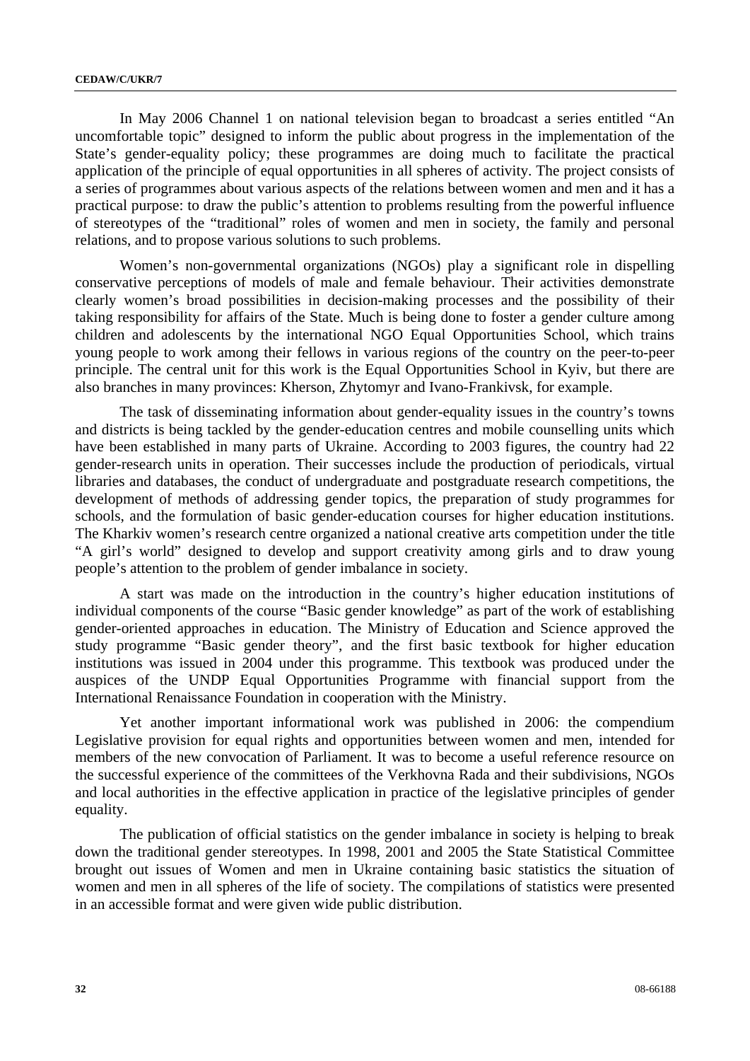In May 2006 Channel 1 on national television began to broadcast a series entitled "An uncomfortable topic" designed to inform the public about progress in the implementation of the State's gender-equality policy; these programmes are doing much to facilitate the practical application of the principle of equal opportunities in all spheres of activity. The project consists of a series of programmes about various aspects of the relations between women and men and it has a practical purpose: to draw the public's attention to problems resulting from the powerful influence of stereotypes of the "traditional" roles of women and men in society, the family and personal relations, and to propose various solutions to such problems.

Women's non-governmental organizations (NGOs) play a significant role in dispelling conservative perceptions of models of male and female behaviour. Their activities demonstrate clearly women's broad possibilities in decision-making processes and the possibility of their taking responsibility for affairs of the State. Much is being done to foster a gender culture among children and adolescents by the international NGO Equal Opportunities School, which trains young people to work among their fellows in various regions of the country on the peer-to-peer principle. The central unit for this work is the Equal Opportunities School in Kyiv, but there are also branches in many provinces: Kherson, Zhytomyr and Ivano-Frankivsk, for example.

The task of disseminating information about gender-equality issues in the country's towns and districts is being tackled by the gender-education centres and mobile counselling units which have been established in many parts of Ukraine. According to 2003 figures, the country had 22 gender-research units in operation. Their successes include the production of periodicals, virtual libraries and databases, the conduct of undergraduate and postgraduate research competitions, the development of methods of addressing gender topics, the preparation of study programmes for schools, and the formulation of basic gender-education courses for higher education institutions. The Kharkiv women's research centre organized a national creative arts competition under the title "A girl's world" designed to develop and support creativity among girls and to draw young people's attention to the problem of gender imbalance in society.

A start was made on the introduction in the country's higher education institutions of individual components of the course "Basic gender knowledge" as part of the work of establishing gender-oriented approaches in education. The Ministry of Education and Science approved the study programme "Basic gender theory", and the first basic textbook for higher education institutions was issued in 2004 under this programme. This textbook was produced under the auspices of the UNDP Equal Opportunities Programme with financial support from the International Renaissance Foundation in cooperation with the Ministry.

Yet another important informational work was published in 2006: the compendium Legislative provision for equal rights and opportunities between women and men, intended for members of the new convocation of Parliament. It was to become a useful reference resource on the successful experience of the committees of the Verkhovna Rada and their subdivisions, NGOs and local authorities in the effective application in practice of the legislative principles of gender equality.

The publication of official statistics on the gender imbalance in society is helping to break down the traditional gender stereotypes. In 1998, 2001 and 2005 the State Statistical Committee brought out issues of Women and men in Ukraine containing basic statistics the situation of women and men in all spheres of the life of society. The compilations of statistics were presented in an accessible format and were given wide public distribution.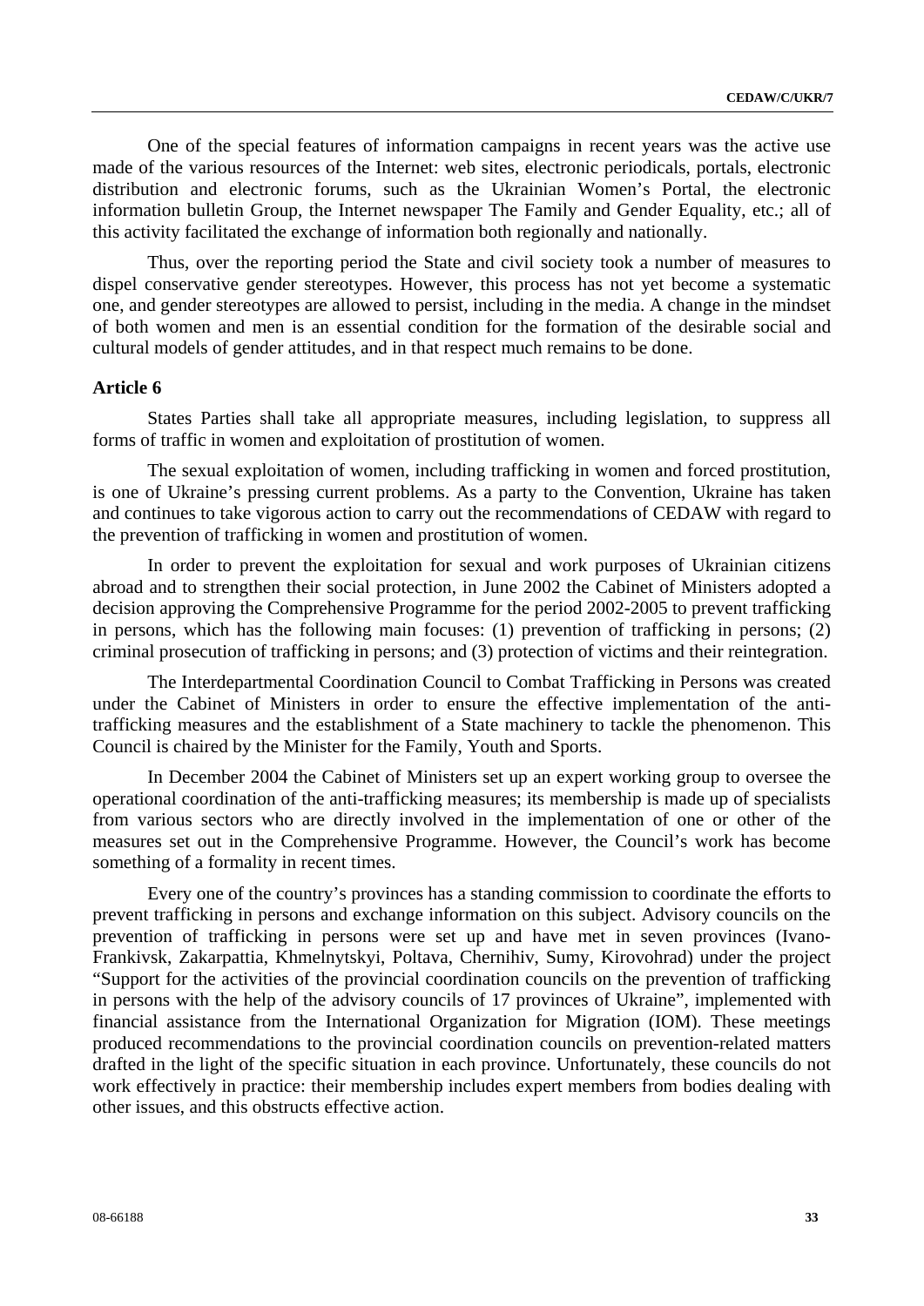One of the special features of information campaigns in recent years was the active use made of the various resources of the Internet: web sites, electronic periodicals, portals, electronic distribution and electronic forums, such as the Ukrainian Women's Portal, the electronic information bulletin Group, the Internet newspaper The Family and Gender Equality, etc.; all of this activity facilitated the exchange of information both regionally and nationally.

Thus, over the reporting period the State and civil society took a number of measures to dispel conservative gender stereotypes. However, this process has not yet become a systematic one, and gender stereotypes are allowed to persist, including in the media. A change in the mindset of both women and men is an essential condition for the formation of the desirable social and cultural models of gender attitudes, and in that respect much remains to be done.

## Article 6

States Parties shall take all appropriate measures, including legislation, to suppress all forms of traffic in women and exploitation of prostitution of women.

The sexual exploitation of women, including trafficking in women and forced prostitution, is one of Ukraine's pressing current problems. As a party to the Convention, Ukraine has taken and continues to take vigorous action to carry out the recommendations of CEDAW with regard to the prevention of trafficking in women and prostitution of women.

In order to prevent the exploitation for sexual and work purposes of Ukrainian citizens abroad and to strengthen their social protection, in June 2002 the Cabinet of Ministers adopted a decision approving the Comprehensive Programme for the period 2002-2005 to prevent trafficking in persons, which has the following main focuses: (1) prevention of trafficking in persons; (2) criminal prosecution of trafficking in persons; and (3) protection of victims and their reintegration.

The Interdepartmental Coordination Council to Combat Trafficking in Persons was created under the Cabinet of Ministers in order to ensure the effective implementation of the anti-trafficking measures and the establishment of a State machinery to tackle the phenomenon. This Council is chaired by the Minister for the Family, Youth and Sports.

In December 2004 the Cabinet of Ministers set up an expert working group to oversee the operational coordination of the anti-trafficking measures; its membership is made up of specialists from various sectors who are directly involved in the implementation of one or other of the measures set out in the Comprehensive Programme. However, the Council's work has become something of a formality in recent times.

Every one of the country's provinces has a standing commission to coordinate the efforts to prevent trafficking in persons and exchange information on this subject. Advisory councils on the prevention of trafficking in persons were set up and have met in seven provinces (Ivano-Frankivsk, Zakarpattia, Khmelnytskyi, Poltava, Chernihiv, Sumy, Kirovohrad) under the project "Support for the activities of the provincial coordination councils on the prevention of trafficking in persons with the help of the advisory councils of 17 provinces of Ukraine", implemented with financial assistance from the International Organization for Migration (IOM). These meetings produced recommendations to the provincial coordination councils on prevention-related matters drafted in the light of the specific situation in each province. Unfortunately, these councils do not work effectively in practice: their membership includes expert members from bodies dealing with other issues, and this obstructs effective action.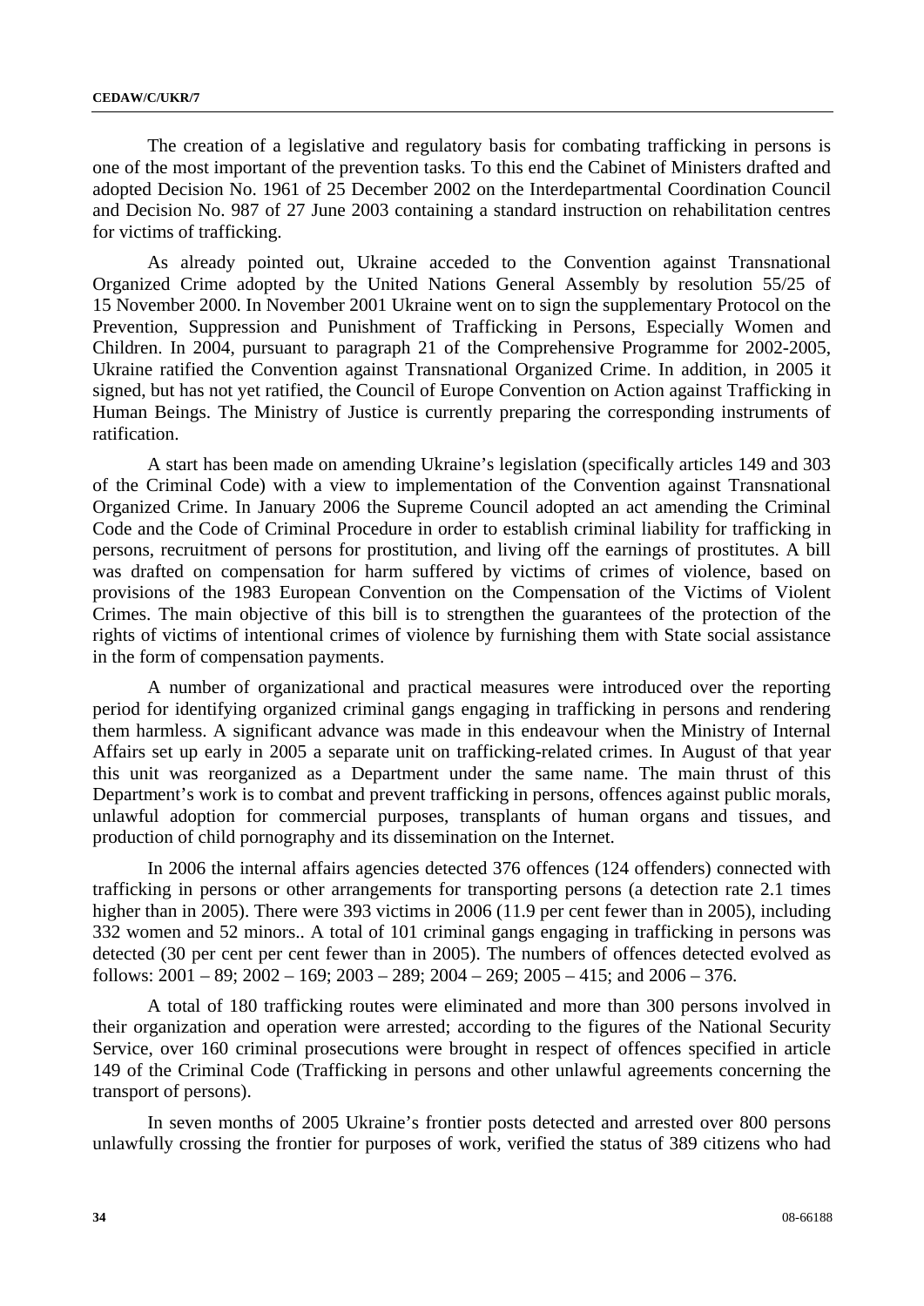The creation of a legislative and regulatory basis for combating trafficking in persons is one of the most important of the prevention tasks. To this end the Cabinet of Ministers drafted and adopted Decision No. 1961 of 25 December 2002 on the Interdepartmental Coordination Council and Decision No. 987 of 27 June 2003 containing a standard instruction on rehabilitation centres for victims of trafficking.

As already pointed out, Ukraine acceded to the Convention against Transnational Organized Crime adopted by the United Nations General Assembly by resolution 55/25 of 15 November 2000. In November 2001 Ukraine went on to sign the supplementary Protocol on the Prevention, Suppression and Punishment of Trafficking in Persons, Especially Women and Children. In 2004, pursuant to paragraph 21 of the Comprehensive Programme for 2002-2005, Ukraine ratified the Convention against Transnational Organized Crime. In addition, in 2005 it signed, but has not yet ratified, the Council of Europe Convention on Action against Trafficking in Human Beings. The Ministry of Justice is currently preparing the corresponding instruments of ratification.

A start has been made on amending Ukraine's legislation (specifically articles 149 and 303 of the Criminal Code) with a view to implementation of the Convention against Transnational Organized Crime. In January 2006 the Supreme Council adopted an act amending the Criminal Code and the Code of Criminal Procedure in order to establish criminal liability for trafficking in persons, recruitment of persons for prostitution, and living off the earnings of prostitutes. A bill was drafted on compensation for harm suffered by victims of crimes of violence, based on provisions of the 1983 European Convention on the Compensation of the Victims of Violent Crimes. The main objective of this bill is to strengthen the guarantees of the protection of the rights of victims of intentional crimes of violence by furnishing them with State social assistance in the form of compensation payments.

A number of organizational and practical measures were introduced over the reporting period for identifying organized criminal gangs engaging in trafficking in persons and rendering them harmless. A significant advance was made in this endeavour when the Ministry of Internal Affairs set up early in 2005 a separate unit on trafficking-related crimes. In August of that year this unit was reorganized as a Department under the same name. The main thrust of this Department's work is to combat and prevent trafficking in persons, offences against public morals, unlawful adoption for commercial purposes, transplants of human organs and tissues, and production of child pornography and its dissemination on the Internet.

In 2006 the internal affairs agencies detected 376 offences (124 offenders) connected with trafficking in persons or other arrangements for transporting persons (a detection rate 2.1 times higher than in 2005). There were 393 victims in 2006 (11.9 per cent fewer than in 2005), including 332 women and 52 minors.. A total of 101 criminal gangs engaging in trafficking in persons was detected (30 per cent per cent fewer than in 2005). The numbers of offences detected evolved as follows: 2001 – 89; 2002 – 169; 2003 – 289; 2004 – 269; 2005 – 415; and 2006 – 376.

A total of 180 trafficking routes were eliminated and more than 300 persons involved in their organization and operation were arrested; according to the figures of the National Security Service, over 160 criminal prosecutions were brought in respect of offences specified in article 149 of the Criminal Code (Trafficking in persons and other unlawful agreements concerning the transport of persons).

In seven months of 2005 Ukraine's frontier posts detected and arrested over 800 persons unlawfully crossing the frontier for purposes of work, verified the status of 389 citizens who had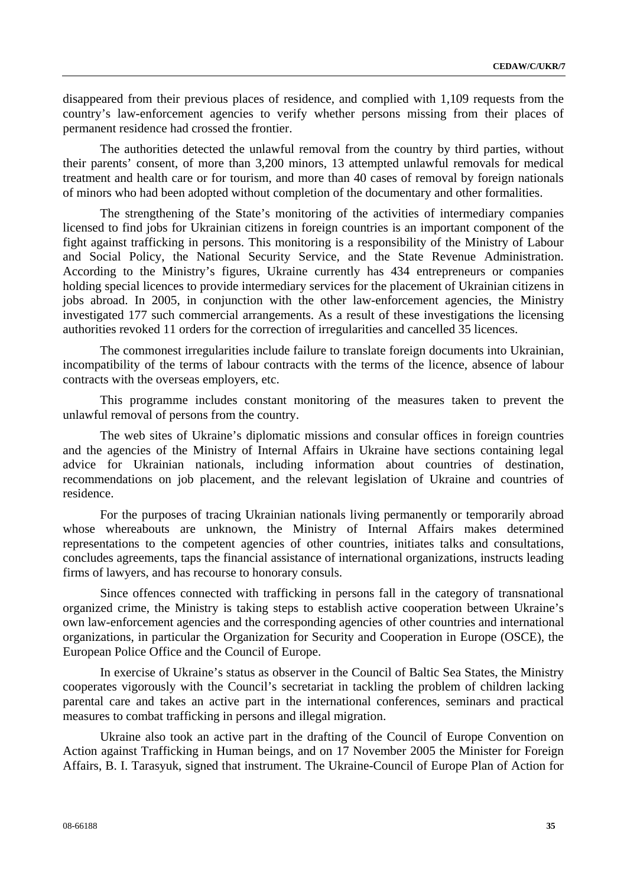disappeared from their previous places of residence, and complied with 1,109 requests from the country's law-enforcement agencies to verify whether persons missing from their places of permanent residence had crossed the frontier.

The authorities detected the unlawful removal from the country by third parties, without their parents' consent, of more than 3,200 minors, 13 attempted unlawful removals for medical treatment and health care or for tourism, and more than 40 cases of removal by foreign nationals of minors who had been adopted without completion of the documentary and other formalities.

The strengthening of the State's monitoring of the activities of intermediary companies licensed to find jobs for Ukrainian citizens in foreign countries is an important component of the fight against trafficking in persons. This monitoring is a responsibility of the Ministry of Labour and Social Policy, the National Security Service, and the State Revenue Administration. According to the Ministry's figures, Ukraine currently has 434 entrepreneurs or companies holding special licences to provide intermediary services for the placement of Ukrainian citizens in jobs abroad. In 2005, in conjunction with the other law-enforcement agencies, the Ministry investigated 177 such commercial arrangements. As a result of these investigations the licensing authorities revoked 11 orders for the correction of irregularities and cancelled 35 licences.

The commonest irregularities include failure to translate foreign documents into Ukrainian, incompatibility of the terms of labour contracts with the terms of the licence, absence of labour contracts with the overseas employers, etc.

This programme includes constant monitoring of the measures taken to prevent the unlawful removal of persons from the country.

The web sites of Ukraine's diplomatic missions and consular offices in foreign countries and the agencies of the Ministry of Internal Affairs in Ukraine have sections containing legal advice for Ukrainian nationals, including information about countries of destination, recommendations on job placement, and the relevant legislation of Ukraine and countries of residence.

For the purposes of tracing Ukrainian nationals living permanently or temporarily abroad whose whereabouts are unknown, the Ministry of Internal Affairs makes determined representations to the competent agencies of other countries, initiates talks and consultations, concludes agreements, taps the financial assistance of international organizations, instructs leading firms of lawyers, and has recourse to honorary consuls.

Since offences connected with trafficking in persons fall in the category of transnational organized crime, the Ministry is taking steps to establish active cooperation between Ukraine's own law-enforcement agencies and the corresponding agencies of other countries and international organizations, in particular the Organization for Security and Cooperation in Europe (OSCE), the European Police Office and the Council of Europe.

In exercise of Ukraine's status as observer in the Council of Baltic Sea States, the Ministry cooperates vigorously with the Council's secretariat in tackling the problem of children lacking parental care and takes an active part in the international conferences, seminars and practical measures to combat trafficking in persons and illegal migration.

Ukraine also took an active part in the drafting of the Council of Europe Convention on Action against Trafficking in Human beings, and on 17 November 2005 the Minister for Foreign Affairs, B. I. Tarasyuk, signed that instrument. The Ukraine-Council of Europe Plan of Action for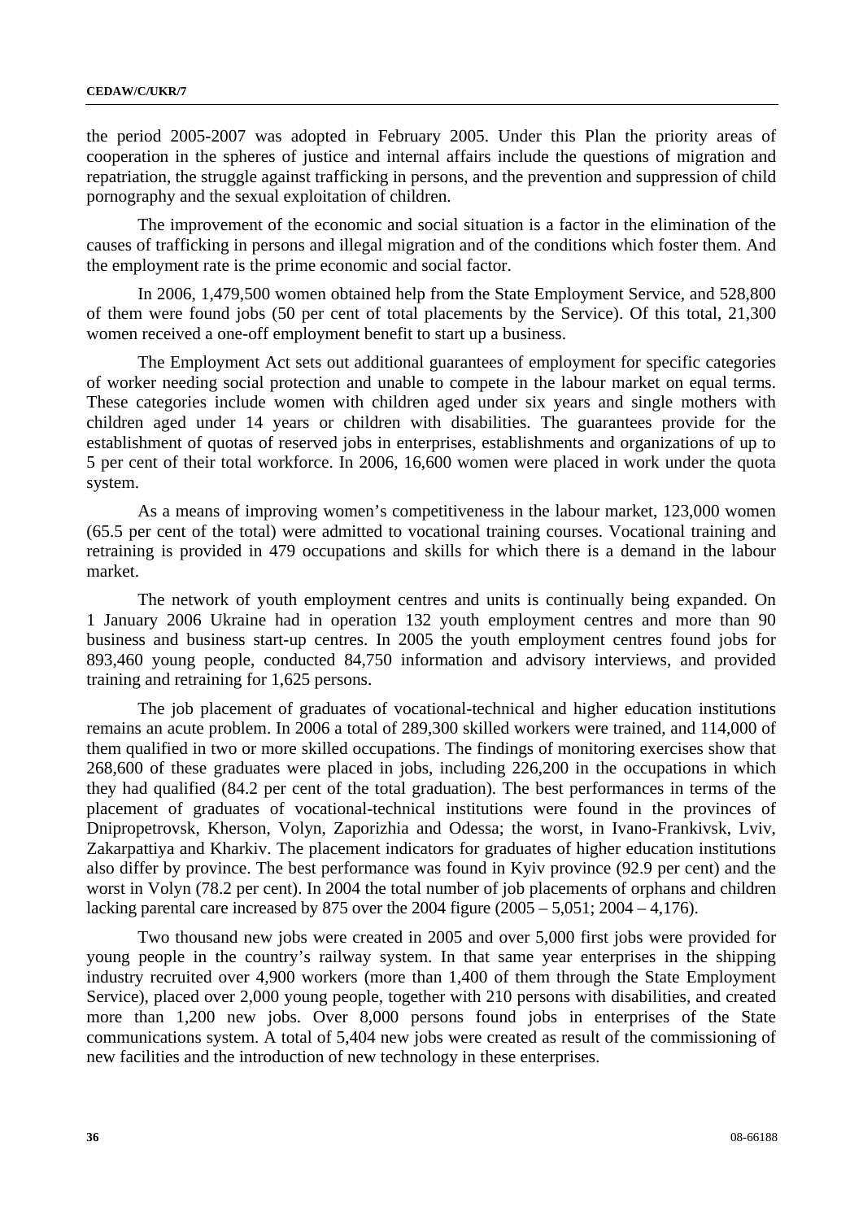the period 2005-2007 was adopted in February 2005. Under this Plan the priority areas of cooperation in the spheres of justice and internal affairs include the questions of migration and repatriation, the struggle against trafficking in persons, and the prevention and suppression of child pornography and the sexual exploitation of children.

The improvement of the economic and social situation is a factor in the elimination of the causes of trafficking in persons and illegal migration and of the conditions which foster them. And the employment rate is the prime economic and social factor.

In 2006, 1,479,500 women obtained help from the State Employment Service, and 528,800 of them were found jobs (50 per cent of total placements by the Service). Of this total, 21,300 women received a one-off employment benefit to start up a business.

The Employment Act sets out additional guarantees of employment for specific categories of worker needing social protection and unable to compete in the labour market on equal terms. These categories include women with children aged under six years and single mothers with children aged under 14 years or children with disabilities. The guarantees provide for the establishment of quotas of reserved jobs in enterprises, establishments and organizations of up to 5 per cent of their total workforce. In 2006, 16,600 women were placed in work under the quota system.

As a means of improving women's competitiveness in the labour market, 123,000 women (65.5 per cent of the total) were admitted to vocational training courses. Vocational training and retraining is provided in 479 occupations and skills for which there is a demand in the labour market.

The network of youth employment centres and units is continually being expanded. On 1 January 2006 Ukraine had in operation 132 youth employment centres and more than 90 business and business start-up centres. In 2005 the youth employment centres found jobs for 893,460 young people, conducted 84,750 information and advisory interviews, and provided training and retraining for 1,625 persons.

The job placement of graduates of vocational-technical and higher education institutions remains an acute problem. In 2006 a total of 289,300 skilled workers were trained, and 114,000 of them qualified in two or more skilled occupations. The findings of monitoring exercises show that 268,600 of these graduates were placed in jobs, including 226,200 in the occupations in which they had qualified (84.2 per cent of the total graduation). The best performances in terms of the placement of graduates of vocational-technical institutions were found in the provinces of Dnipropetrovsk, Kherson, Volyn, Zaporizhia and Odessa; the worst, in Ivano-Frankivsk, Lviv, Zakarpattiya and Kharkiv. The placement indicators for graduates of higher education institutions also differ by province. The best performance was found in Kyiv province (92.9 per cent) and the worst in Volyn (78.2 per cent). In 2004 the total number of job placements of orphans and children lacking parental care increased by 875 over the 2004 figure (2005 – 5,051; 2004 – 4,176).

Two thousand new jobs were created in 2005 and over 5,000 first jobs were provided for young people in the country's railway system. In that same year enterprises in the shipping industry recruited over 4,900 workers (more than 1,400 of them through the State Employment Service), placed over 2,000 young people, together with 210 persons with disabilities, and created more than 1,200 new jobs. Over 8,000 persons found jobs in enterprises of the State communications system. A total of 5,404 new jobs were created as result of the commissioning of new facilities and the introduction of new technology in these enterprises.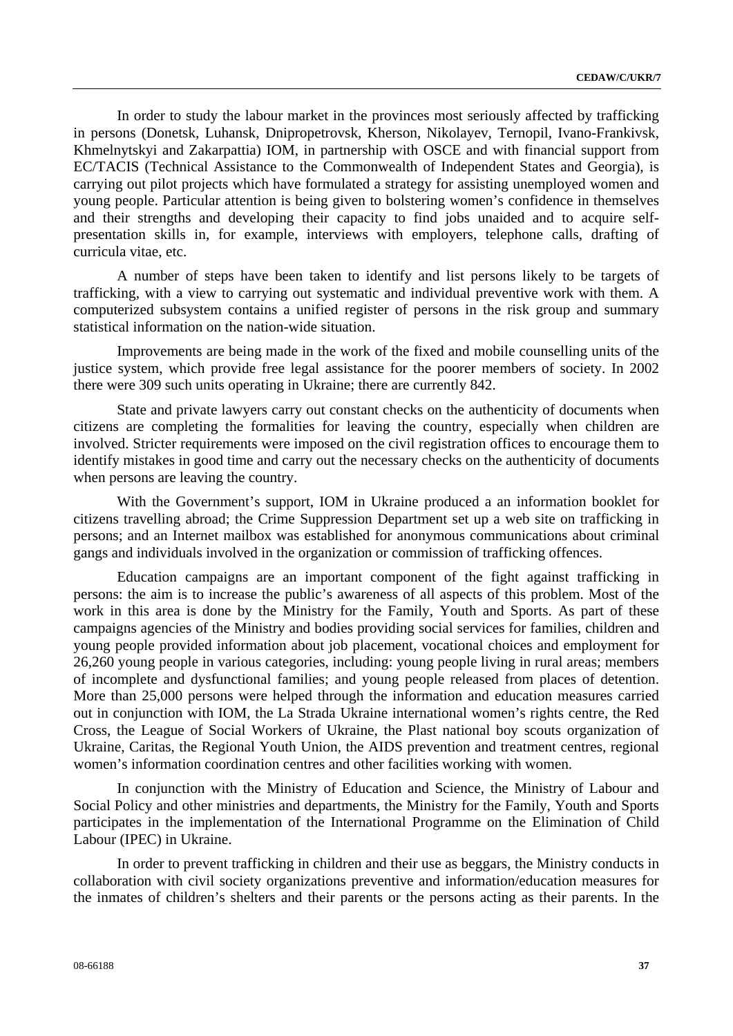In order to study the labour market in the provinces most seriously affected by trafficking in persons (Donetsk, Luhansk, Dnipropetrovsk, Kherson, Nikolayev, Ternopil, Ivano-Frankivsk, Khmelnytskyi and Zakarpattia) IOM, in partnership with OSCE and with financial support from EC/TACIS (Technical Assistance to the Commonwealth of Independent States and Georgia), is carrying out pilot projects which have formulated a strategy for assisting unemployed women and young people. Particular attention is being given to bolstering women's confidence in themselves and their strengths and developing their capacity to find jobs unaided and to acquire self-presentation skills in, for example, interviews with employers, telephone calls, drafting of curricula vitae, etc.

A number of steps have been taken to identify and list persons likely to be targets of trafficking, with a view to carrying out systematic and individual preventive work with them. A computerized subsystem contains a unified register of persons in the risk group and summary statistical information on the nation-wide situation.

Improvements are being made in the work of the fixed and mobile counselling units of the justice system, which provide free legal assistance for the poorer members of society. In 2002 there were 309 such units operating in Ukraine; there are currently 842.

State and private lawyers carry out constant checks on the authenticity of documents when citizens are completing the formalities for leaving the country, especially when children are involved. Stricter requirements were imposed on the civil registration offices to encourage them to identify mistakes in good time and carry out the necessary checks on the authenticity of documents when persons are leaving the country.

With the Government's support, IOM in Ukraine produced a an information booklet for citizens travelling abroad; the Crime Suppression Department set up a web site on trafficking in persons; and an Internet mailbox was established for anonymous communications about criminal gangs and individuals involved in the organization or commission of trafficking offences.

Education campaigns are an important component of the fight against trafficking in persons: the aim is to increase the public's awareness of all aspects of this problem. Most of the work in this area is done by the Ministry for the Family, Youth and Sports. As part of these campaigns agencies of the Ministry and bodies providing social services for families, children and young people provided information about job placement, vocational choices and employment for 26,260 young people in various categories, including: young people living in rural areas; members of incomplete and dysfunctional families; and young people released from places of detention. More than 25,000 persons were helped through the information and education measures carried out in conjunction with IOM, the La Strada Ukraine international women's rights centre, the Red Cross, the League of Social Workers of Ukraine, the Plast national boy scouts organization of Ukraine, Caritas, the Regional Youth Union, the AIDS prevention and treatment centres, regional women's information coordination centres and other facilities working with women.

In conjunction with the Ministry of Education and Science, the Ministry of Labour and Social Policy and other ministries and departments, the Ministry for the Family, Youth and Sports participates in the implementation of the International Programme on the Elimination of Child Labour (IPEC) in Ukraine.

In order to prevent trafficking in children and their use as beggars, the Ministry conducts in collaboration with civil society organizations preventive and information/education measures for the inmates of children's shelters and their parents or the persons acting as their parents. In the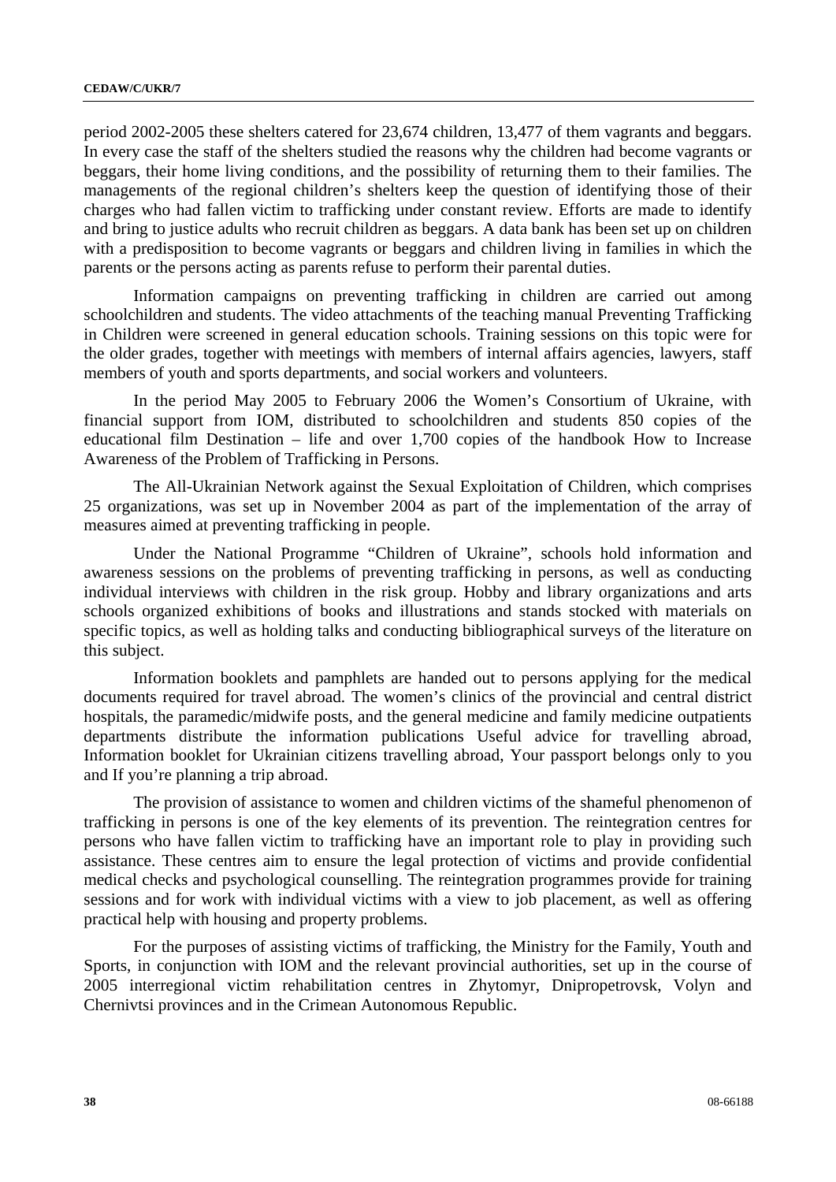period 2002-2005 these shelters catered for 23,674 children, 13,477 of them vagrants and beggars. In every case the staff of the shelters studied the reasons why the children had become vagrants or beggars, their home living conditions, and the possibility of returning them to their families. The managements of the regional children's shelters keep the question of identifying those of their charges who had fallen victim to trafficking under constant review. Efforts are made to identify and bring to justice adults who recruit children as beggars. A data bank has been set up on children with a predisposition to become vagrants or beggars and children living in families in which the parents or the persons acting as parents refuse to perform their parental duties.

Information campaigns on preventing trafficking in children are carried out among schoolchildren and students. The video attachments of the teaching manual Preventing Trafficking in Children were screened in general education schools. Training sessions on this topic were for the older grades, together with meetings with members of internal affairs agencies, lawyers, staff members of youth and sports departments, and social workers and volunteers.

In the period May 2005 to February 2006 the Women's Consortium of Ukraine, with financial support from IOM, distributed to schoolchildren and students 850 copies of the educational film Destination – life and over 1,700 copies of the handbook How to Increase Awareness of the Problem of Trafficking in Persons.

The All-Ukrainian Network against the Sexual Exploitation of Children, which comprises 25 organizations, was set up in November 2004 as part of the implementation of the array of measures aimed at preventing trafficking in people.

Under the National Programme "Children of Ukraine", schools hold information and awareness sessions on the problems of preventing trafficking in persons, as well as conducting individual interviews with children in the risk group. Hobby and library organizations and arts schools organized exhibitions of books and illustrations and stands stocked with materials on specific topics, as well as holding talks and conducting bibliographical surveys of the literature on this subject.

Information booklets and pamphlets are handed out to persons applying for the medical documents required for travel abroad. The women's clinics of the provincial and central district hospitals, the paramedic/midwife posts, and the general medicine and family medicine outpatients departments distribute the information publications Useful advice for travelling abroad, Information booklet for Ukrainian citizens travelling abroad, Your passport belongs only to you and If you're planning a trip abroad.

The provision of assistance to women and children victims of the shameful phenomenon of trafficking in persons is one of the key elements of its prevention. The reintegration centres for persons who have fallen victim to trafficking have an important role to play in providing such assistance. These centres aim to ensure the legal protection of victims and provide confidential medical checks and psychological counselling. The reintegration programmes provide for training sessions and for work with individual victims with a view to job placement, as well as offering practical help with housing and property problems.

For the purposes of assisting victims of trafficking, the Ministry for the Family, Youth and Sports, in conjunction with IOM and the relevant provincial authorities, set up in the course of 2005 interregional victim rehabilitation centres in Zhytomyr, Dnipropetrovsk, Volyn and Chernivtsi provinces and in the Crimean Autonomous Republic.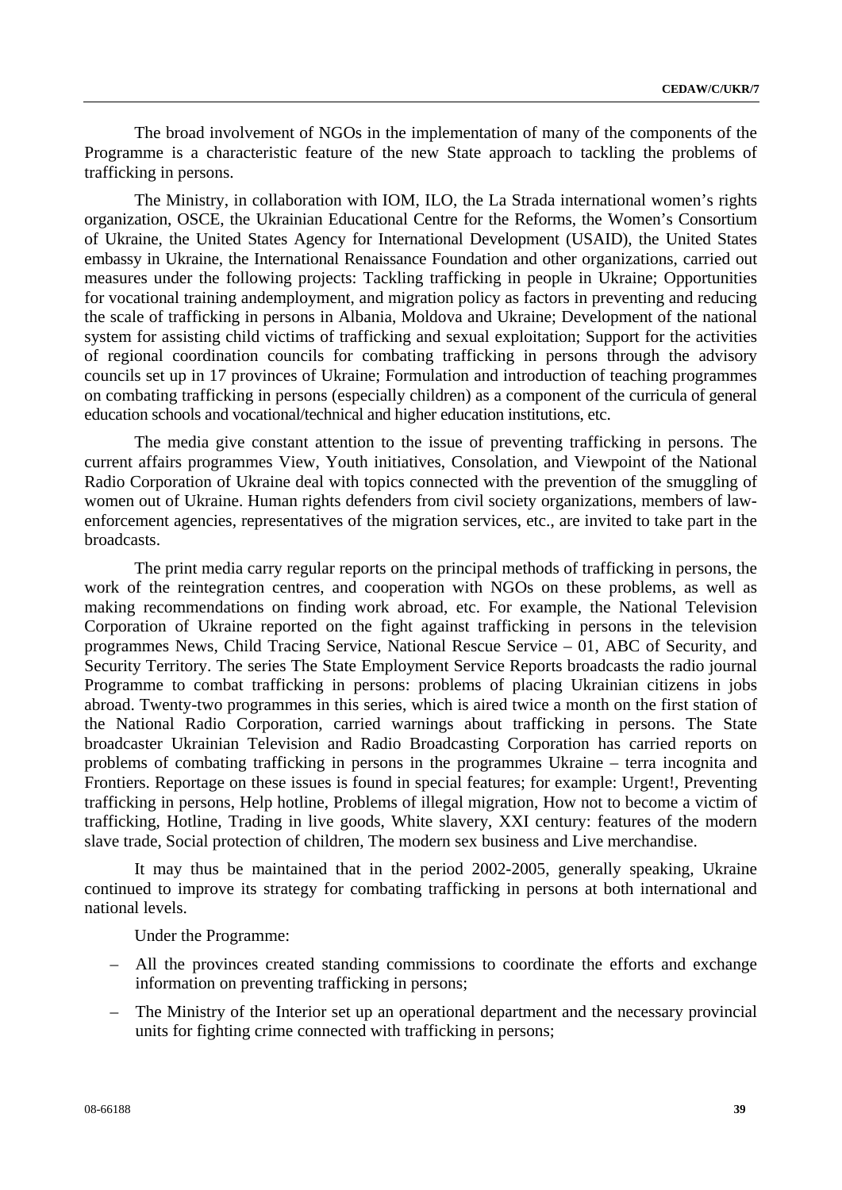The broad involvement of NGOs in the implementation of many of the components of the Programme is a characteristic feature of the new State approach to tackling the problems of trafficking in persons.

The Ministry, in collaboration with IOM, ILO, the La Strada international women's rights organization, OSCE, the Ukrainian Educational Centre for the Reforms, the Women's Consortium of Ukraine, the United States Agency for International Development (USAID), the United States embassy in Ukraine, the International Renaissance Foundation and other organizations, carried out measures under the following projects: Tackling trafficking in people in Ukraine; Opportunities for vocational training andemployment, and migration policy as factors in preventing and reducing the scale of trafficking in persons in Albania, Moldova and Ukraine; Development of the national system for assisting child victims of trafficking and sexual exploitation; Support for the activities of regional coordination councils for combating trafficking in persons through the advisory councils set up in 17 provinces of Ukraine; Formulation and introduction of teaching programmes on combating trafficking in persons (especially children) as a component of the curricula of general education schools and vocational/technical and higher education institutions, etc.

The media give constant attention to the issue of preventing trafficking in persons. The current affairs programmes View, Youth initiatives, Consolation, and Viewpoint of the National Radio Corporation of Ukraine deal with topics connected with the prevention of the smuggling of women out of Ukraine. Human rights defenders from civil society organizations, members of law-enforcement agencies, representatives of the migration services, etc., are invited to take part in the broadcasts.

The print media carry regular reports on the principal methods of trafficking in persons, the work of the reintegration centres, and cooperation with NGOs on these problems, as well as making recommendations on finding work abroad, etc. For example, the National Television Corporation of Ukraine reported on the fight against trafficking in persons in the television programmes News, Child Tracing Service, National Rescue Service – 01, ABC of Security, and Security Territory. The series The State Employment Service Reports broadcasts the radio journal Programme to combat trafficking in persons: problems of placing Ukrainian citizens in jobs abroad. Twenty-two programmes in this series, which is aired twice a month on the first station of the National Radio Corporation, carried warnings about trafficking in persons. The State broadcaster Ukrainian Television and Radio Broadcasting Corporation has carried reports on problems of combating trafficking in persons in the programmes Ukraine – terra incognita and Frontiers. Reportage on these issues is found in special features; for example: Urgent!, Preventing trafficking in persons, Help hotline, Problems of illegal migration, How not to become a victim of trafficking, Hotline, Trading in live goods, White slavery, XXI century: features of the modern slave trade, Social protection of children, The modern sex business and Live merchandise.

It may thus be maintained that in the period 2002-2005, generally speaking, Ukraine continued to improve its strategy for combating trafficking in persons at both international and national levels.

Under the Programme:

- All the provinces created standing commissions to coordinate the efforts and exchange information on preventing trafficking in persons;
- The Ministry of the Interior set up an operational department and the necessary provincial units for fighting crime connected with trafficking in persons;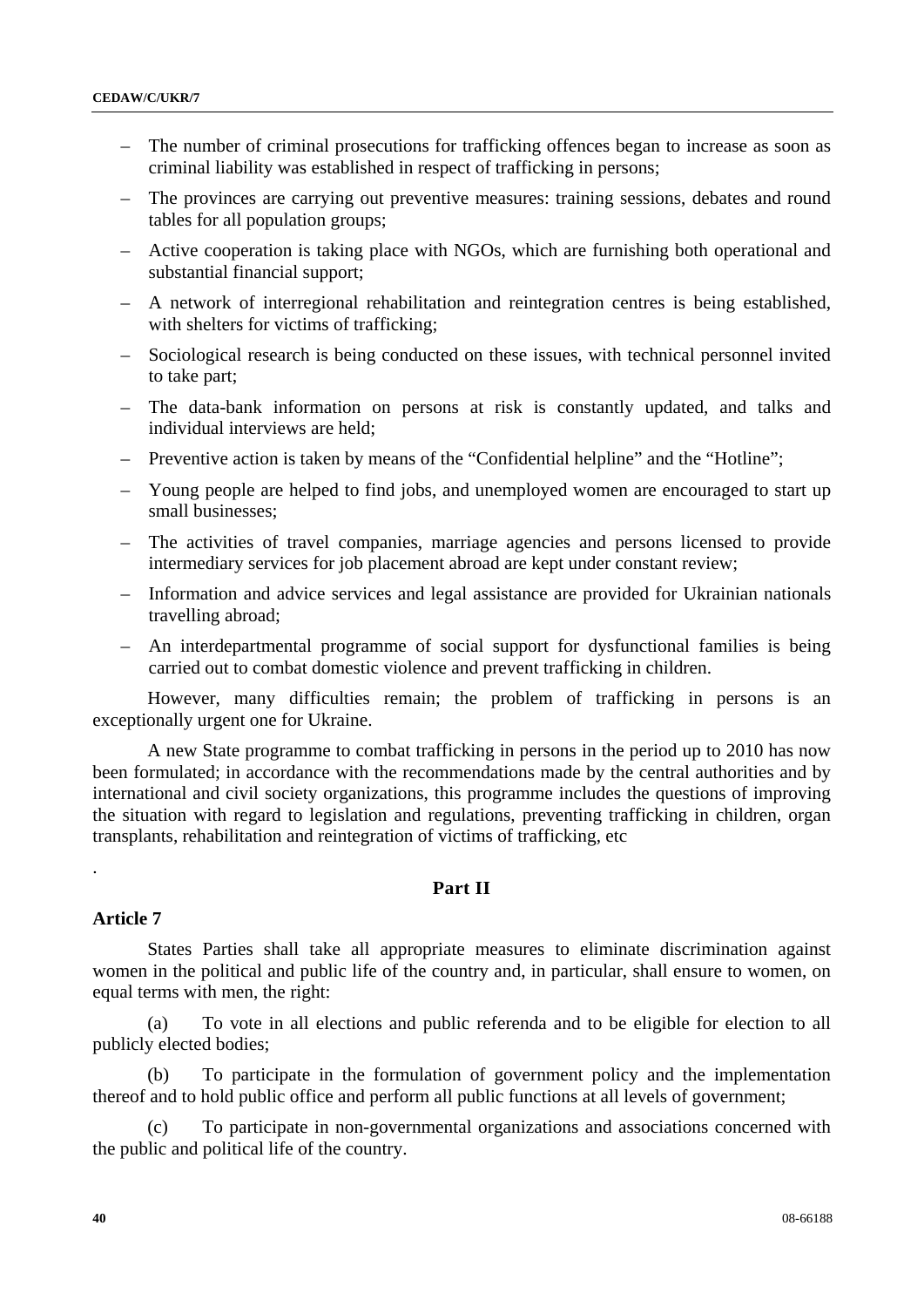- The number of criminal prosecutions for trafficking offences began to increase as soon as criminal liability was established in respect of trafficking in persons;
- The provinces are carrying out preventive measures: training sessions, debates and round tables for all population groups;
- Active cooperation is taking place with NGOs, which are furnishing both operational and substantial financial support;
- A network of interregional rehabilitation and reintegration centres is being established, with shelters for victims of trafficking;
- Sociological research is being conducted on these issues, with technical personnel invited to take part;
- The data-bank information on persons at risk is constantly updated, and talks and individual interviews are held;
- Preventive action is taken by means of the "Confidential helpline" and the "Hotline";
- Young people are helped to find jobs, and unemployed women are encouraged to start up small businesses;
- The activities of travel companies, marriage agencies and persons licensed to provide intermediary services for job placement abroad are kept under constant review;
- Information and advice services and legal assistance are provided for Ukrainian nationals travelling abroad;
- An interdepartmental programme of social support for dysfunctional families is being carried out to combat domestic violence and prevent trafficking in children.

However, many difficulties remain; the problem of trafficking in persons is an exceptionally urgent one for Ukraine.

A new State programme to combat trafficking in persons in the period up to 2010 has now been formulated; in accordance with the recommendations made by the central authorities and by international and civil society organizations, this programme includes the questions of improving the situation with regard to legislation and regulations, preventing trafficking in children, organ transplants, rehabilitation and reintegration of victims of trafficking, etc

.

## Part II

### Article 7

States Parties shall take all appropriate measures to eliminate discrimination against women in the political and public life of the country and, in particular, shall ensure to women, on equal terms with men, the right:

(a) To vote in all elections and public referenda and to be eligible for election to all publicly elected bodies;

(b) To participate in the formulation of government policy and the implementation thereof and to hold public office and perform all public functions at all levels of government;

(c) To participate in non-governmental organizations and associations concerned with the public and political life of the country.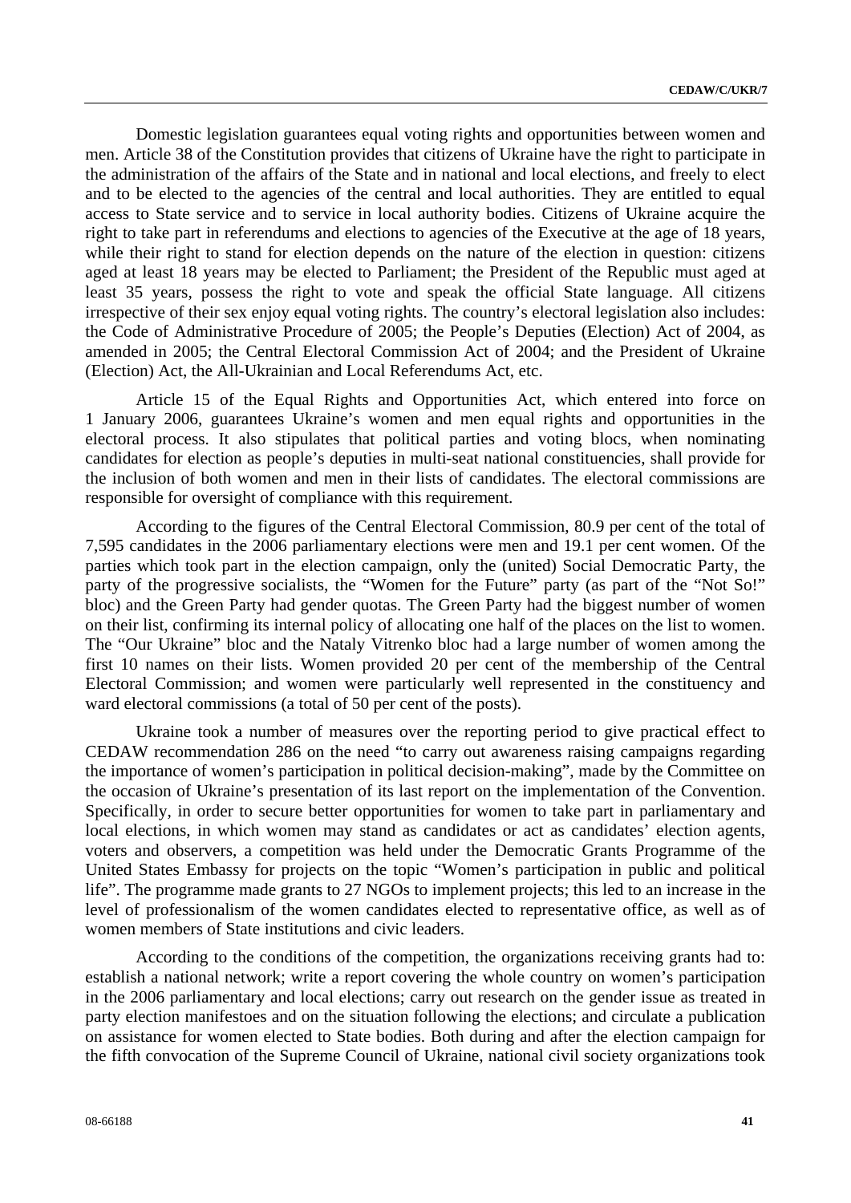Domestic legislation guarantees equal voting rights and opportunities between women and men. Article 38 of the Constitution provides that citizens of Ukraine have the right to participate in the administration of the affairs of the State and in national and local elections, and freely to elect and to be elected to the agencies of the central and local authorities. They are entitled to equal access to State service and to service in local authority bodies. Citizens of Ukraine acquire the right to take part in referendums and elections to agencies of the Executive at the age of 18 years, while their right to stand for election depends on the nature of the election in question: citizens aged at least 18 years may be elected to Parliament; the President of the Republic must aged at least 35 years, possess the right to vote and speak the official State language. All citizens irrespective of their sex enjoy equal voting rights. The country's electoral legislation also includes: the Code of Administrative Procedure of 2005; the People's Deputies (Election) Act of 2004, as amended in 2005; the Central Electoral Commission Act of 2004; and the President of Ukraine (Election) Act, the All-Ukrainian and Local Referendums Act, etc.

Article 15 of the Equal Rights and Opportunities Act, which entered into force on 1 January 2006, guarantees Ukraine's women and men equal rights and opportunities in the electoral process. It also stipulates that political parties and voting blocs, when nominating candidates for election as people's deputies in multi-seat national constituencies, shall provide for the inclusion of both women and men in their lists of candidates. The electoral commissions are responsible for oversight of compliance with this requirement.

According to the figures of the Central Electoral Commission, 80.9 per cent of the total of 7,595 candidates in the 2006 parliamentary elections were men and 19.1 per cent women. Of the parties which took part in the election campaign, only the (united) Social Democratic Party, the party of the progressive socialists, the "Women for the Future" party (as part of the "Not So!" bloc) and the Green Party had gender quotas. The Green Party had the biggest number of women on their list, confirming its internal policy of allocating one half of the places on the list to women. The "Our Ukraine" bloc and the Nataly Vitrenko bloc had a large number of women among the first 10 names on their lists. Women provided 20 per cent of the membership of the Central Electoral Commission; and women were particularly well represented in the constituency and ward electoral commissions (a total of 50 per cent of the posts).

Ukraine took a number of measures over the reporting period to give practical effect to CEDAW recommendation 286 on the need "to carry out awareness raising campaigns regarding the importance of women's participation in political decision-making", made by the Committee on the occasion of Ukraine's presentation of its last report on the implementation of the Convention. Specifically, in order to secure better opportunities for women to take part in parliamentary and local elections, in which women may stand as candidates or act as candidates' election agents, voters and observers, a competition was held under the Democratic Grants Programme of the United States Embassy for projects on the topic "Women's participation in public and political life". The programme made grants to 27 NGOs to implement projects; this led to an increase in the level of professionalism of the women candidates elected to representative office, as well as of women members of State institutions and civic leaders.

According to the conditions of the competition, the organizations receiving grants had to: establish a national network; write a report covering the whole country on women's participation in the 2006 parliamentary and local elections; carry out research on the gender issue as treated in party election manifestoes and on the situation following the elections; and circulate a publication on assistance for women elected to State bodies. Both during and after the election campaign for the fifth convocation of the Supreme Council of Ukraine, national civil society organizations took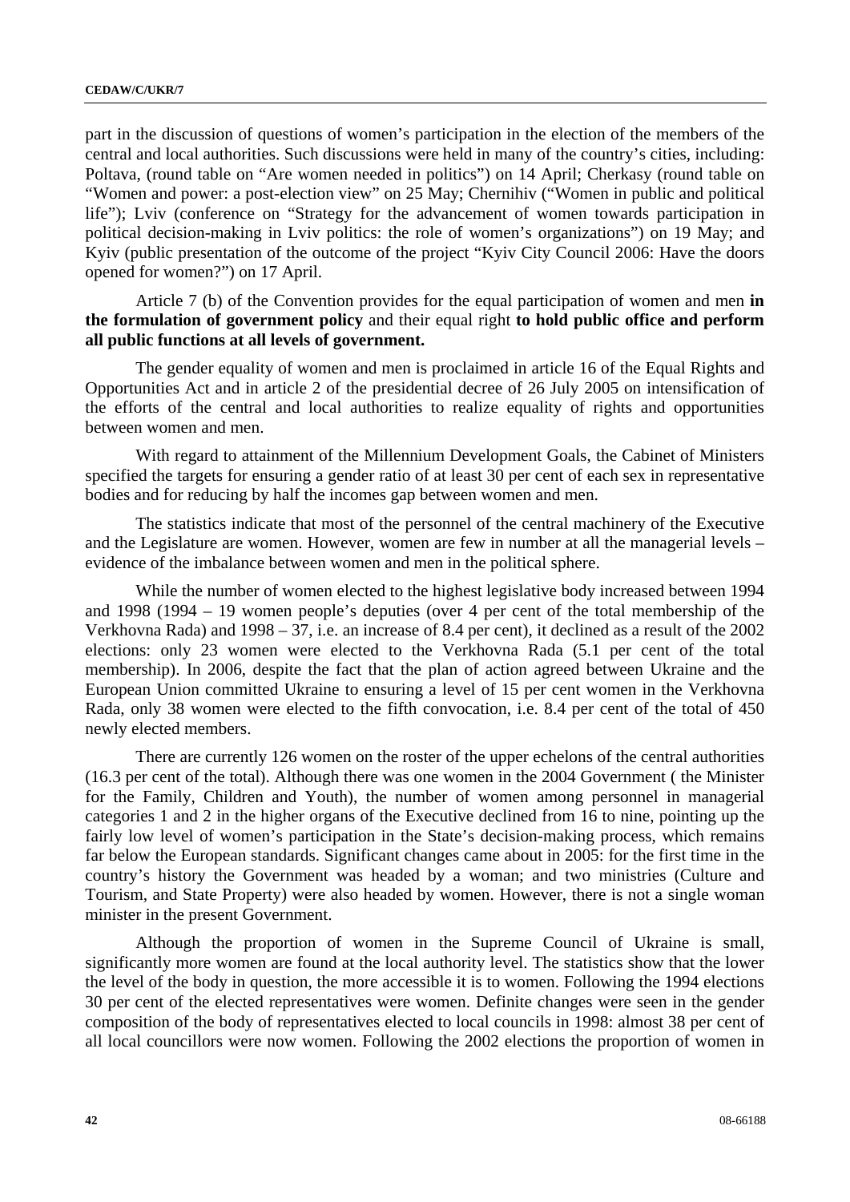part in the discussion of questions of women's participation in the election of the members of the central and local authorities. Such discussions were held in many of the country's cities, including: Poltava, (round table on "Are women needed in politics") on 14 April; Cherkasy (round table on "Women and power: a post-election view" on 25 May; Chernihiv ("Women in public and political life"); Lviv (conference on "Strategy for the advancement of women towards participation in political decision-making in Lviv politics: the role of women's organizations") on 19 May; and Kyiv (public presentation of the outcome of the project "Kyiv City Council 2006: Have the doors opened for women?") on 17 April.

Article 7 (b) of the Convention provides for the equal participation of women and men **in the formulation of government policy** and their equal right **to hold public office and perform all public functions at all levels of government.**

The gender equality of women and men is proclaimed in article 16 of the Equal Rights and Opportunities Act and in article 2 of the presidential decree of 26 July 2005 on intensification of the efforts of the central and local authorities to realize equality of rights and opportunities between women and men.

With regard to attainment of the Millennium Development Goals, the Cabinet of Ministers specified the targets for ensuring a gender ratio of at least 30 per cent of each sex in representative bodies and for reducing by half the incomes gap between women and men.

The statistics indicate that most of the personnel of the central machinery of the Executive and the Legislature are women. However, women are few in number at all the managerial levels – evidence of the imbalance between women and men in the political sphere.

While the number of women elected to the highest legislative body increased between 1994 and 1998 (1994 – 19 women people's deputies (over 4 per cent of the total membership of the Verkhovna Rada) and 1998 – 37, i.e. an increase of 8.4 per cent), it declined as a result of the 2002 elections: only 23 women were elected to the Verkhovna Rada (5.1 per cent of the total membership). In 2006, despite the fact that the plan of action agreed between Ukraine and the European Union committed Ukraine to ensuring a level of 15 per cent women in the Verkhovna Rada, only 38 women were elected to the fifth convocation, i.e. 8.4 per cent of the total of 450 newly elected members.

There are currently 126 women on the roster of the upper echelons of the central authorities (16.3 per cent of the total). Although there was one women in the 2004 Government ( the Minister for the Family, Children and Youth), the number of women among personnel in managerial categories 1 and 2 in the higher organs of the Executive declined from 16 to nine, pointing up the fairly low level of women's participation in the State's decision-making process, which remains far below the European standards. Significant changes came about in 2005: for the first time in the country's history the Government was headed by a woman; and two ministries (Culture and Tourism, and State Property) were also headed by women. However, there is not a single woman minister in the present Government.

Although the proportion of women in the Supreme Council of Ukraine is small, significantly more women are found at the local authority level. The statistics show that the lower the level of the body in question, the more accessible it is to women. Following the 1994 elections 30 per cent of the elected representatives were women. Definite changes were seen in the gender composition of the body of representatives elected to local councils in 1998: almost 38 per cent of all local councillors were now women. Following the 2002 elections the proportion of women in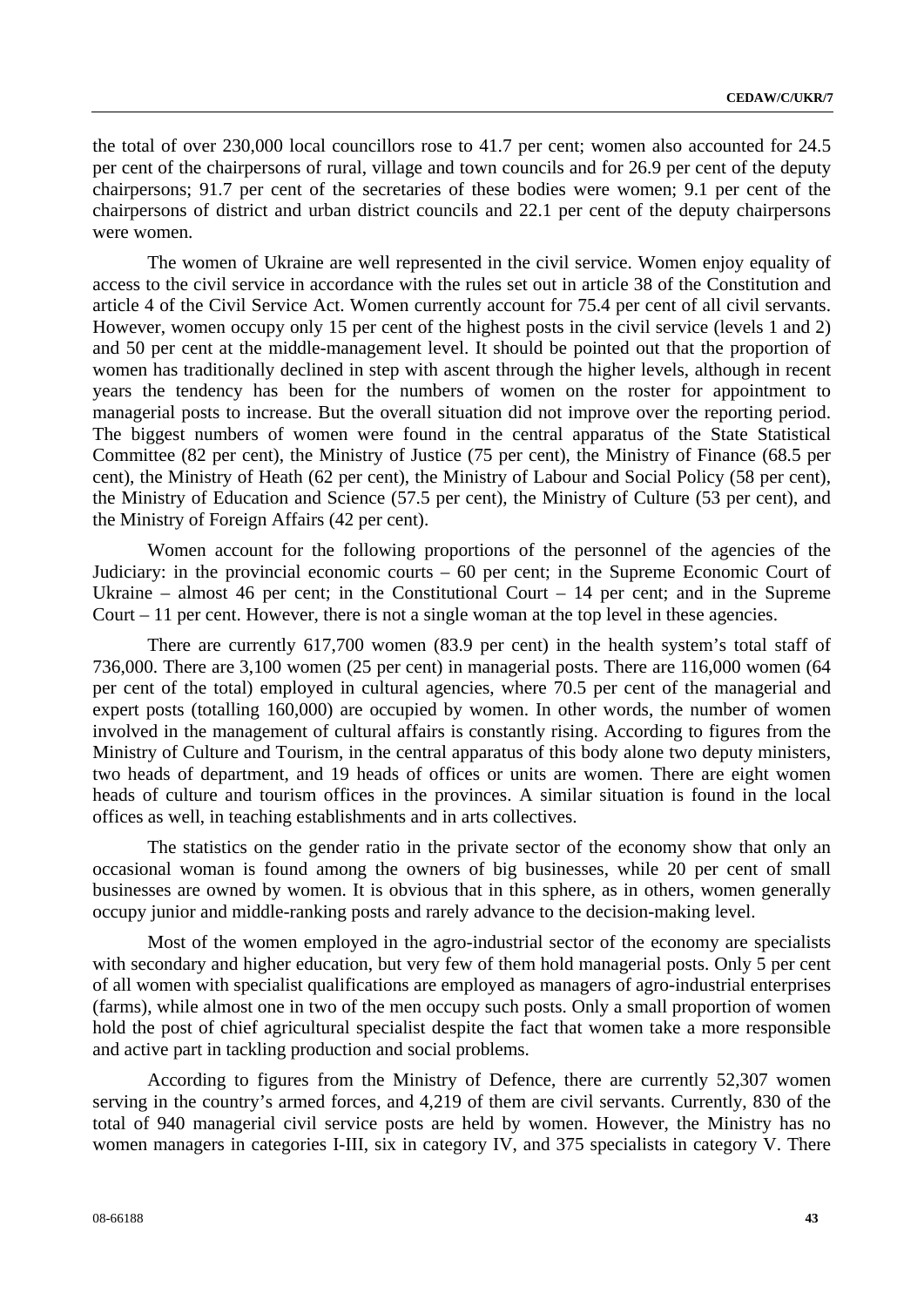the total of over 230,000 local councillors rose to 41.7 per cent; women also accounted for 24.5 per cent of the chairpersons of rural, village and town councils and for 26.9 per cent of the deputy chairpersons; 91.7 per cent of the secretaries of these bodies were women; 9.1 per cent of the chairpersons of district and urban district councils and 22.1 per cent of the deputy chairpersons were women.

The women of Ukraine are well represented in the civil service. Women enjoy equality of access to the civil service in accordance with the rules set out in article 38 of the Constitution and article 4 of the Civil Service Act. Women currently account for 75.4 per cent of all civil servants. However, women occupy only 15 per cent of the highest posts in the civil service (levels 1 and 2) and 50 per cent at the middle-management level. It should be pointed out that the proportion of women has traditionally declined in step with ascent through the higher levels, although in recent years the tendency has been for the numbers of women on the roster for appointment to managerial posts to increase. But the overall situation did not improve over the reporting period. The biggest numbers of women were found in the central apparatus of the State Statistical Committee (82 per cent), the Ministry of Justice (75 per cent), the Ministry of Finance (68.5 per cent), the Ministry of Heath (62 per cent), the Ministry of Labour and Social Policy (58 per cent), the Ministry of Education and Science (57.5 per cent), the Ministry of Culture (53 per cent), and the Ministry of Foreign Affairs (42 per cent).

Women account for the following proportions of the personnel of the agencies of the Judiciary: in the provincial economic courts – 60 per cent; in the Supreme Economic Court of Ukraine – almost 46 per cent; in the Constitutional Court – 14 per cent; and in the Supreme Court – 11 per cent. However, there is not a single woman at the top level in these agencies.

There are currently 617,700 women (83.9 per cent) in the health system's total staff of 736,000. There are 3,100 women (25 per cent) in managerial posts. There are 116,000 women (64 per cent of the total) employed in cultural agencies, where 70.5 per cent of the managerial and expert posts (totalling 160,000) are occupied by women. In other words, the number of women involved in the management of cultural affairs is constantly rising. According to figures from the Ministry of Culture and Tourism, in the central apparatus of this body alone two deputy ministers, two heads of department, and 19 heads of offices or units are women. There are eight women heads of culture and tourism offices in the provinces. A similar situation is found in the local offices as well, in teaching establishments and in arts collectives.

The statistics on the gender ratio in the private sector of the economy show that only an occasional woman is found among the owners of big businesses, while 20 per cent of small businesses are owned by women. It is obvious that in this sphere, as in others, women generally occupy junior and middle-ranking posts and rarely advance to the decision-making level.

Most of the women employed in the agro-industrial sector of the economy are specialists with secondary and higher education, but very few of them hold managerial posts. Only 5 per cent of all women with specialist qualifications are employed as managers of agro-industrial enterprises (farms), while almost one in two of the men occupy such posts. Only a small proportion of women hold the post of chief agricultural specialist despite the fact that women take a more responsible and active part in tackling production and social problems.

According to figures from the Ministry of Defence, there are currently 52,307 women serving in the country's armed forces, and 4,219 of them are civil servants. Currently, 830 of the total of 940 managerial civil service posts are held by women. However, the Ministry has no women managers in categories I-III, six in category IV, and 375 specialists in category V. There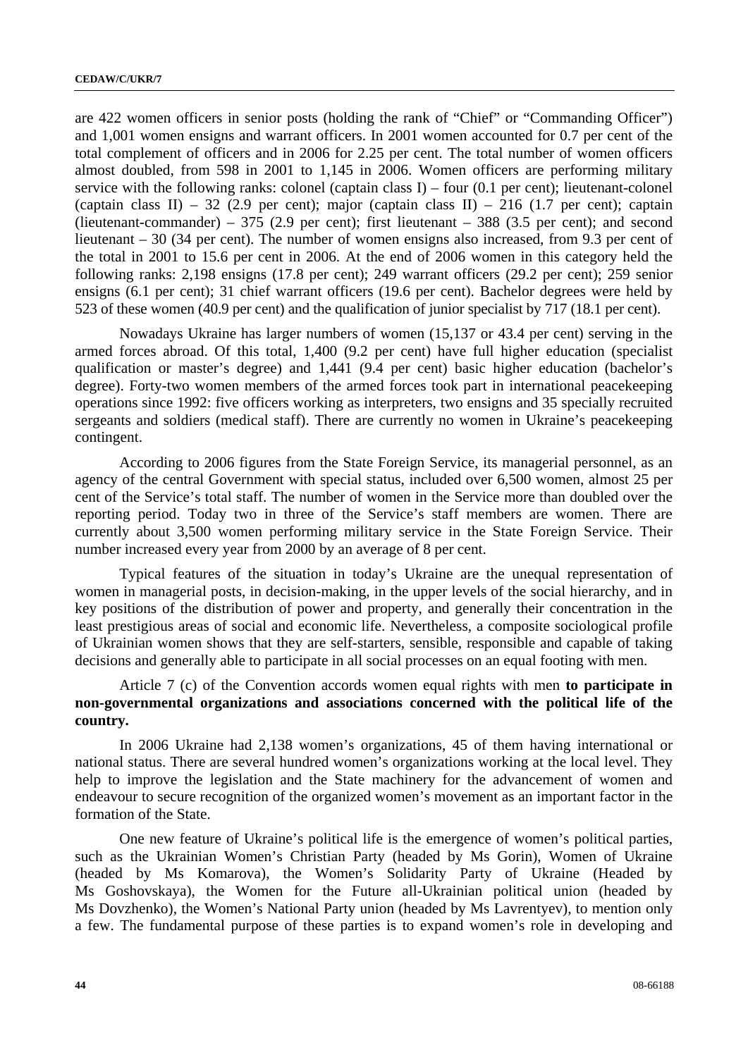are 422 women officers in senior posts (holding the rank of "Chief" or "Commanding Officer") and 1,001 women ensigns and warrant officers. In 2001 women accounted for 0.7 per cent of the total complement of officers and in 2006 for 2.25 per cent. The total number of women officers almost doubled, from 598 in 2001 to 1,145 in 2006. Women officers are performing military service with the following ranks: colonel (captain class I) – four (0.1 per cent); lieutenant-colonel (captain class II) – 32 (2.9 per cent); major (captain class II) – 216 (1.7 per cent); captain (lieutenant-commander) – 375 (2.9 per cent); first lieutenant – 388 (3.5 per cent); and second lieutenant – 30 (34 per cent). The number of women ensigns also increased, from 9.3 per cent of the total in 2001 to 15.6 per cent in 2006. At the end of 2006 women in this category held the following ranks: 2,198 ensigns (17.8 per cent); 249 warrant officers (29.2 per cent); 259 senior ensigns (6.1 per cent); 31 chief warrant officers (19.6 per cent). Bachelor degrees were held by 523 of these women (40.9 per cent) and the qualification of junior specialist by 717 (18.1 per cent).

Nowadays Ukraine has larger numbers of women (15,137 or 43.4 per cent) serving in the armed forces abroad. Of this total, 1,400 (9.2 per cent) have full higher education (specialist qualification or master's degree) and 1,441 (9.4 per cent) basic higher education (bachelor's degree). Forty-two women members of the armed forces took part in international peacekeeping operations since 1992: five officers working as interpreters, two ensigns and 35 specially recruited sergeants and soldiers (medical staff). There are currently no women in Ukraine's peacekeeping contingent.

According to 2006 figures from the State Foreign Service, its managerial personnel, as an agency of the central Government with special status, included over 6,500 women, almost 25 per cent of the Service's total staff. The number of women in the Service more than doubled over the reporting period. Today two in three of the Service's staff members are women. There are currently about 3,500 women performing military service in the State Foreign Service. Their number increased every year from 2000 by an average of 8 per cent.

Typical features of the situation in today's Ukraine are the unequal representation of women in managerial posts, in decision-making, in the upper levels of the social hierarchy, and in key positions of the distribution of power and property, and generally their concentration in the least prestigious areas of social and economic life. Nevertheless, a composite sociological profile of Ukrainian women shows that they are self-starters, sensible, responsible and capable of taking decisions and generally able to participate in all social processes on an equal footing with men.

Article 7 (c) of the Convention accords women equal rights with men **to participate in non-governmental organizations and associations concerned with the political life of the country.**

In 2006 Ukraine had 2,138 women's organizations, 45 of them having international or national status. There are several hundred women's organizations working at the local level. They help to improve the legislation and the State machinery for the advancement of women and endeavour to secure recognition of the organized women's movement as an important factor in the formation of the State.

One new feature of Ukraine's political life is the emergence of women's political parties, such as the Ukrainian Women's Christian Party (headed by Ms Gorin), Women of Ukraine (headed by Ms Komarova), the Women's Solidarity Party of Ukraine (Headed by Ms Goshovskaya), the Women for the Future all-Ukrainian political union (headed by Ms Dovzhenko), the Women's National Party union (headed by Ms Lavrentyev), to mention only a few. The fundamental purpose of these parties is to expand women's role in developing and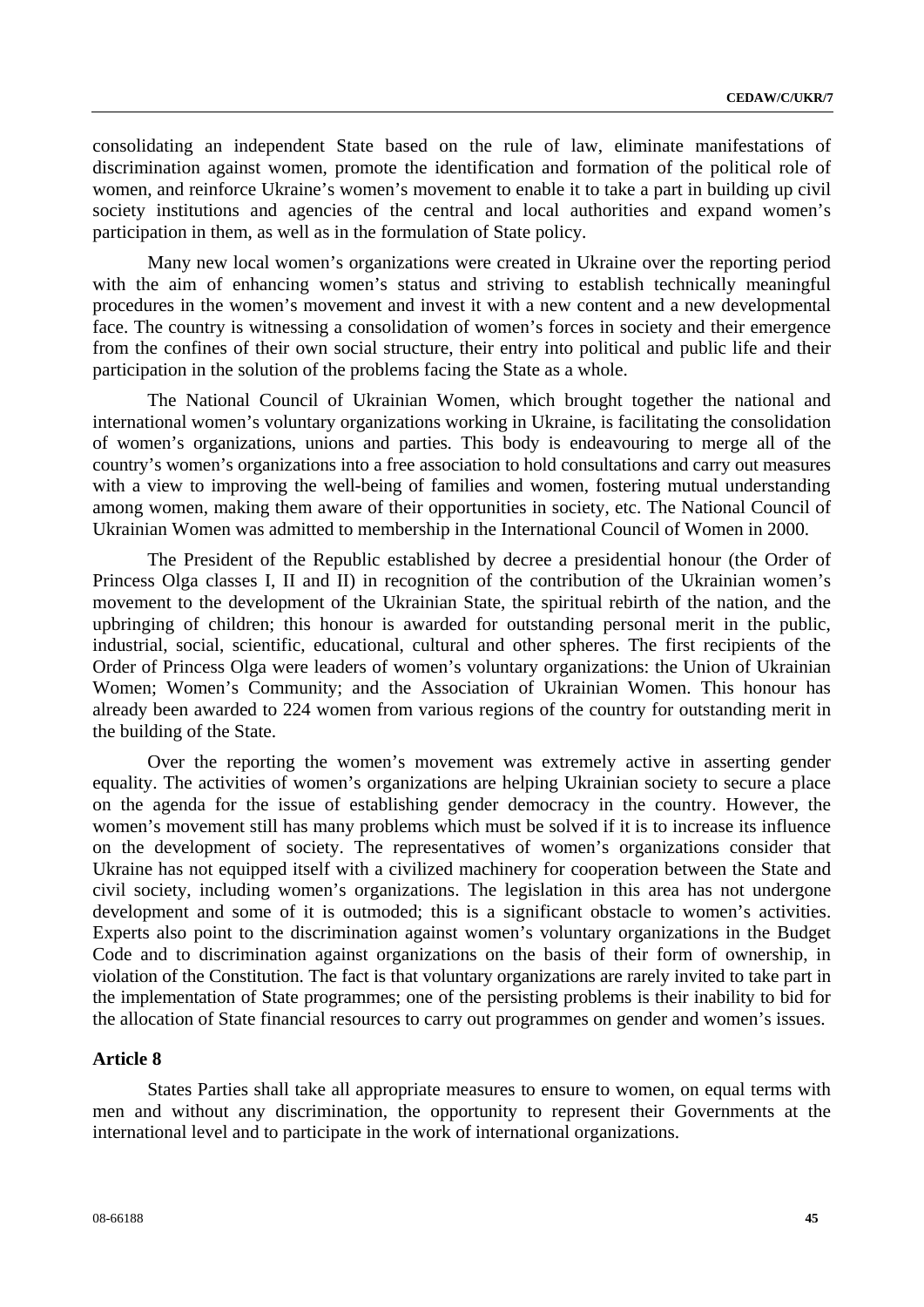consolidating an independent State based on the rule of law, eliminate manifestations of discrimination against women, promote the identification and formation of the political role of women, and reinforce Ukraine's women's movement to enable it to take a part in building up civil society institutions and agencies of the central and local authorities and expand women's participation in them, as well as in the formulation of State policy.

Many new local women's organizations were created in Ukraine over the reporting period with the aim of enhancing women's status and striving to establish technically meaningful procedures in the women's movement and invest it with a new content and a new developmental face. The country is witnessing a consolidation of women's forces in society and their emergence from the confines of their own social structure, their entry into political and public life and their participation in the solution of the problems facing the State as a whole.

The National Council of Ukrainian Women, which brought together the national and international women's voluntary organizations working in Ukraine, is facilitating the consolidation of women's organizations, unions and parties. This body is endeavouring to merge all of the country's women's organizations into a free association to hold consultations and carry out measures with a view to improving the well-being of families and women, fostering mutual understanding among women, making them aware of their opportunities in society, etc. The National Council of Ukrainian Women was admitted to membership in the International Council of Women in 2000.

The President of the Republic established by decree a presidential honour (the Order of Princess Olga classes I, II and II) in recognition of the contribution of the Ukrainian women's movement to the development of the Ukrainian State, the spiritual rebirth of the nation, and the upbringing of children; this honour is awarded for outstanding personal merit in the public, industrial, social, scientific, educational, cultural and other spheres. The first recipients of the Order of Princess Olga were leaders of women's voluntary organizations: the Union of Ukrainian Women; Women's Community; and the Association of Ukrainian Women. This honour has already been awarded to 224 women from various regions of the country for outstanding merit in the building of the State.

Over the reporting the women's movement was extremely active in asserting gender equality. The activities of women's organizations are helping Ukrainian society to secure a place on the agenda for the issue of establishing gender democracy in the country. However, the women's movement still has many problems which must be solved if it is to increase its influence on the development of society. The representatives of women's organizations consider that Ukraine has not equipped itself with a civilized machinery for cooperation between the State and civil society, including women's organizations. The legislation in this area has not undergone development and some of it is outmoded; this is a significant obstacle to women's activities. Experts also point to the discrimination against women's voluntary organizations in the Budget Code and to discrimination against organizations on the basis of their form of ownership, in violation of the Constitution. The fact is that voluntary organizations are rarely invited to take part in the implementation of State programmes; one of the persisting problems is their inability to bid for the allocation of State financial resources to carry out programmes on gender and women's issues.

### Article 8

States Parties shall take all appropriate measures to ensure to women, on equal terms with men and without any discrimination, the opportunity to represent their Governments at the international level and to participate in the work of international organizations.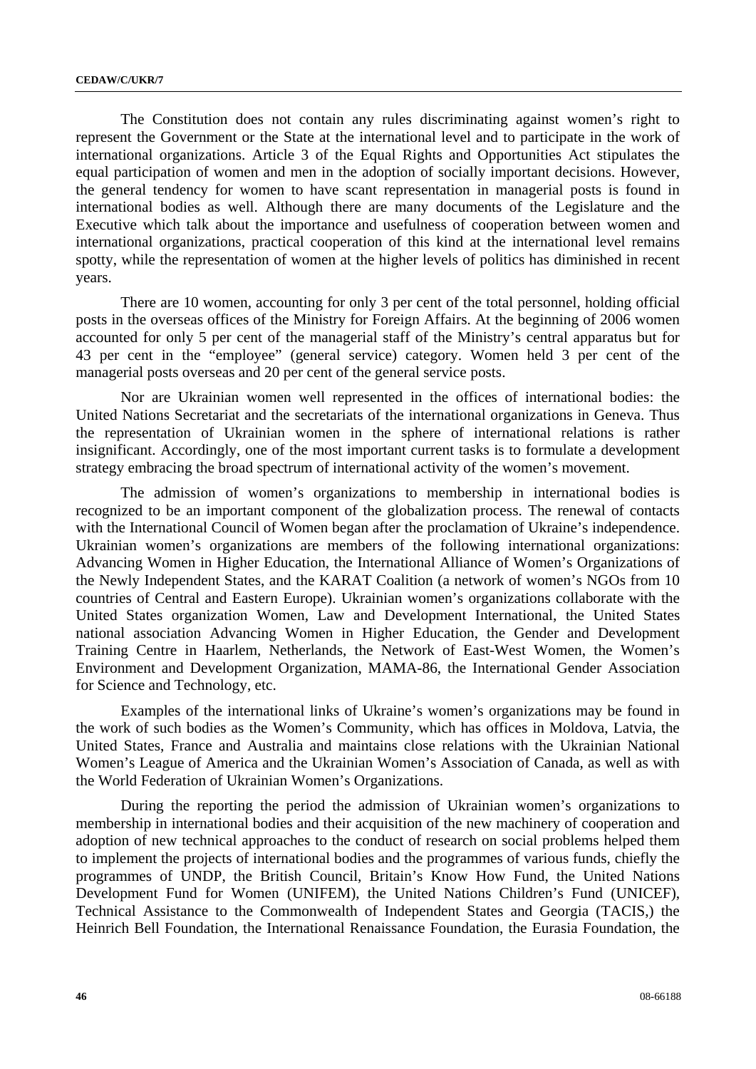The Constitution does not contain any rules discriminating against women's right to represent the Government or the State at the international level and to participate in the work of international organizations. Article 3 of the Equal Rights and Opportunities Act stipulates the equal participation of women and men in the adoption of socially important decisions. However, the general tendency for women to have scant representation in managerial posts is found in international bodies as well. Although there are many documents of the Legislature and the Executive which talk about the importance and usefulness of cooperation between women and international organizations, practical cooperation of this kind at the international level remains spotty, while the representation of women at the higher levels of politics has diminished in recent years.

There are 10 women, accounting for only 3 per cent of the total personnel, holding official posts in the overseas offices of the Ministry for Foreign Affairs. At the beginning of 2006 women accounted for only 5 per cent of the managerial staff of the Ministry's central apparatus but for 43 per cent in the "employee" (general service) category. Women held 3 per cent of the managerial posts overseas and 20 per cent of the general service posts.

Nor are Ukrainian women well represented in the offices of international bodies: the United Nations Secretariat and the secretariats of the international organizations in Geneva. Thus the representation of Ukrainian women in the sphere of international relations is rather insignificant. Accordingly, one of the most important current tasks is to formulate a development strategy embracing the broad spectrum of international activity of the women's movement.

The admission of women's organizations to membership in international bodies is recognized to be an important component of the globalization process. The renewal of contacts with the International Council of Women began after the proclamation of Ukraine's independence. Ukrainian women's organizations are members of the following international organizations: Advancing Women in Higher Education, the International Alliance of Women's Organizations of the Newly Independent States, and the KARAT Coalition (a network of women's NGOs from 10 countries of Central and Eastern Europe). Ukrainian women's organizations collaborate with the United States organization Women, Law and Development International, the United States national association Advancing Women in Higher Education, the Gender and Development Training Centre in Haarlem, Netherlands, the Network of East-West Women, the Women's Environment and Development Organization, MAMA-86, the International Gender Association for Science and Technology, etc.

Examples of the international links of Ukraine's women's organizations may be found in the work of such bodies as the Women's Community, which has offices in Moldova, Latvia, the United States, France and Australia and maintains close relations with the Ukrainian National Women's League of America and the Ukrainian Women's Association of Canada, as well as with the World Federation of Ukrainian Women's Organizations.

During the reporting the period the admission of Ukrainian women's organizations to membership in international bodies and their acquisition of the new machinery of cooperation and adoption of new technical approaches to the conduct of research on social problems helped them to implement the projects of international bodies and the programmes of various funds, chiefly the programmes of UNDP, the British Council, Britain's Know How Fund, the United Nations Development Fund for Women (UNIFEM), the United Nations Children's Fund (UNICEF), Technical Assistance to the Commonwealth of Independent States and Georgia (TACIS,) the Heinrich Bell Foundation, the International Renaissance Foundation, the Eurasia Foundation, the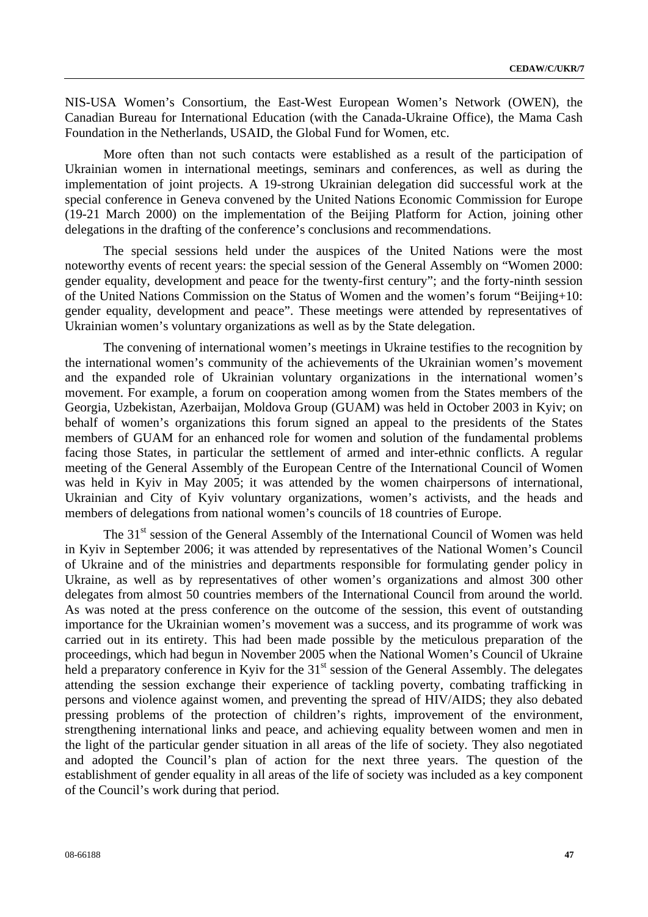NIS-USA Women's Consortium, the East-West European Women's Network (OWEN), the Canadian Bureau for International Education (with the Canada-Ukraine Office), the Mama Cash Foundation in the Netherlands, USAID, the Global Fund for Women, etc.

More often than not such contacts were established as a result of the participation of Ukrainian women in international meetings, seminars and conferences, as well as during the implementation of joint projects. A 19-strong Ukrainian delegation did successful work at the special conference in Geneva convened by the United Nations Economic Commission for Europe (19-21 March 2000) on the implementation of the Beijing Platform for Action, joining other delegations in the drafting of the conference's conclusions and recommendations.

The special sessions held under the auspices of the United Nations were the most noteworthy events of recent years: the special session of the General Assembly on "Women 2000: gender equality, development and peace for the twenty-first century"; and the forty-ninth session of the United Nations Commission on the Status of Women and the women's forum "Beijing+10: gender equality, development and peace". These meetings were attended by representatives of Ukrainian women's voluntary organizations as well as by the State delegation.

The convening of international women's meetings in Ukraine testifies to the recognition by the international women's community of the achievements of the Ukrainian women's movement and the expanded role of Ukrainian voluntary organizations in the international women's movement. For example, a forum on cooperation among women from the States members of the Georgia, Uzbekistan, Azerbaijan, Moldova Group (GUAM) was held in October 2003 in Kyiv; on behalf of women's organizations this forum signed an appeal to the presidents of the States members of GUAM for an enhanced role for women and solution of the fundamental problems facing those States, in particular the settlement of armed and inter-ethnic conflicts. A regular meeting of the General Assembly of the European Centre of the International Council of Women was held in Kyiv in May 2005; it was attended by the women chairpersons of international, Ukrainian and City of Kyiv voluntary organizations, women's activists, and the heads and members of delegations from national women's councils of 18 countries of Europe.

The 31st session of the General Assembly of the International Council of Women was held in Kyiv in September 2006; it was attended by representatives of the National Women's Council of Ukraine and of the ministries and departments responsible for formulating gender policy in Ukraine, as well as by representatives of other women's organizations and almost 300 other delegates from almost 50 countries members of the International Council from around the world. As was noted at the press conference on the outcome of the session, this event of outstanding importance for the Ukrainian women's movement was a success, and its programme of work was carried out in its entirety. This had been made possible by the meticulous preparation of the proceedings, which had begun in November 2005 when the National Women's Council of Ukraine held a preparatory conference in Kyiv for the 31st session of the General Assembly. The delegates attending the session exchange their experience of tackling poverty, combating trafficking in persons and violence against women, and preventing the spread of HIV/AIDS; they also debated pressing problems of the protection of children's rights, improvement of the environment, strengthening international links and peace, and achieving equality between women and men in the light of the particular gender situation in all areas of the life of society. They also negotiated and adopted the Council's plan of action for the next three years. The question of the establishment of gender equality in all areas of the life of society was included as a key component of the Council's work during that period.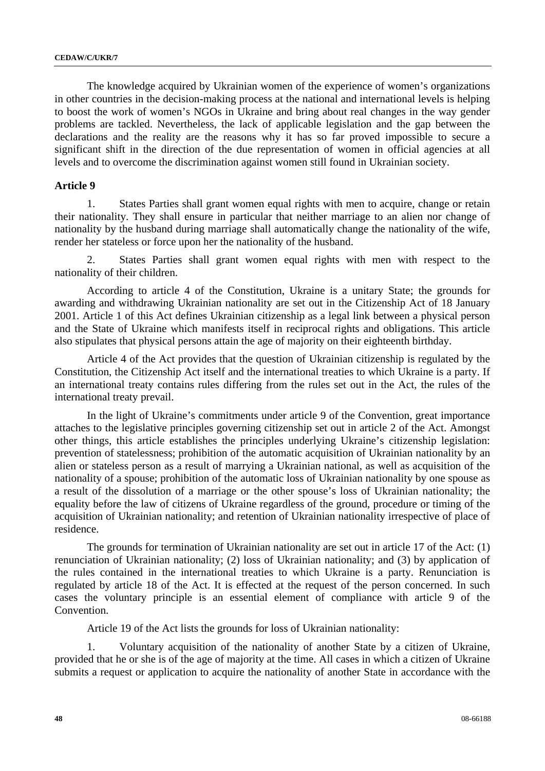The knowledge acquired by Ukrainian women of the experience of women's organizations in other countries in the decision-making process at the national and international levels is helping to boost the work of women's NGOs in Ukraine and bring about real changes in the way gender problems are tackled. Nevertheless, the lack of applicable legislation and the gap between the declarations and the reality are the reasons why it has so far proved impossible to secure a significant shift in the direction of the due representation of women in official agencies at all levels and to overcome the discrimination against women still found in Ukrainian society.

### Article 9

1. States Parties shall grant women equal rights with men to acquire, change or retain their nationality. They shall ensure in particular that neither marriage to an alien nor change of nationality by the husband during marriage shall automatically change the nationality of the wife, render her stateless or force upon her the nationality of the husband.

2. States Parties shall grant women equal rights with men with respect to the nationality of their children.

According to article 4 of the Constitution, Ukraine is a unitary State; the grounds for awarding and withdrawing Ukrainian nationality are set out in the Citizenship Act of 18 January 2001. Article 1 of this Act defines Ukrainian citizenship as a legal link between a physical person and the State of Ukraine which manifests itself in reciprocal rights and obligations. This article also stipulates that physical persons attain the age of majority on their eighteenth birthday.

Article 4 of the Act provides that the question of Ukrainian citizenship is regulated by the Constitution, the Citizenship Act itself and the international treaties to which Ukraine is a party. If an international treaty contains rules differing from the rules set out in the Act, the rules of the international treaty prevail.

In the light of Ukraine's commitments under article 9 of the Convention, great importance attaches to the legislative principles governing citizenship set out in article 2 of the Act. Amongst other things, this article establishes the principles underlying Ukraine's citizenship legislation: prevention of statelessness; prohibition of the automatic acquisition of Ukrainian nationality by an alien or stateless person as a result of marrying a Ukrainian national, as well as acquisition of the nationality of a spouse; prohibition of the automatic loss of Ukrainian nationality by one spouse as a result of the dissolution of a marriage or the other spouse's loss of Ukrainian nationality; the equality before the law of citizens of Ukraine regardless of the ground, procedure or timing of the acquisition of Ukrainian nationality; and retention of Ukrainian nationality irrespective of place of residence.

The grounds for termination of Ukrainian nationality are set out in article 17 of the Act: (1) renunciation of Ukrainian nationality; (2) loss of Ukrainian nationality; and (3) by application of the rules contained in the international treaties to which Ukraine is a party. Renunciation is regulated by article 18 of the Act. It is effected at the request of the person concerned. In such cases the voluntary principle is an essential element of compliance with article 9 of the Convention.

Article 19 of the Act lists the grounds for loss of Ukrainian nationality:

1. Voluntary acquisition of the nationality of another State by a citizen of Ukraine, provided that he or she is of the age of majority at the time. All cases in which a citizen of Ukraine submits a request or application to acquire the nationality of another State in accordance with the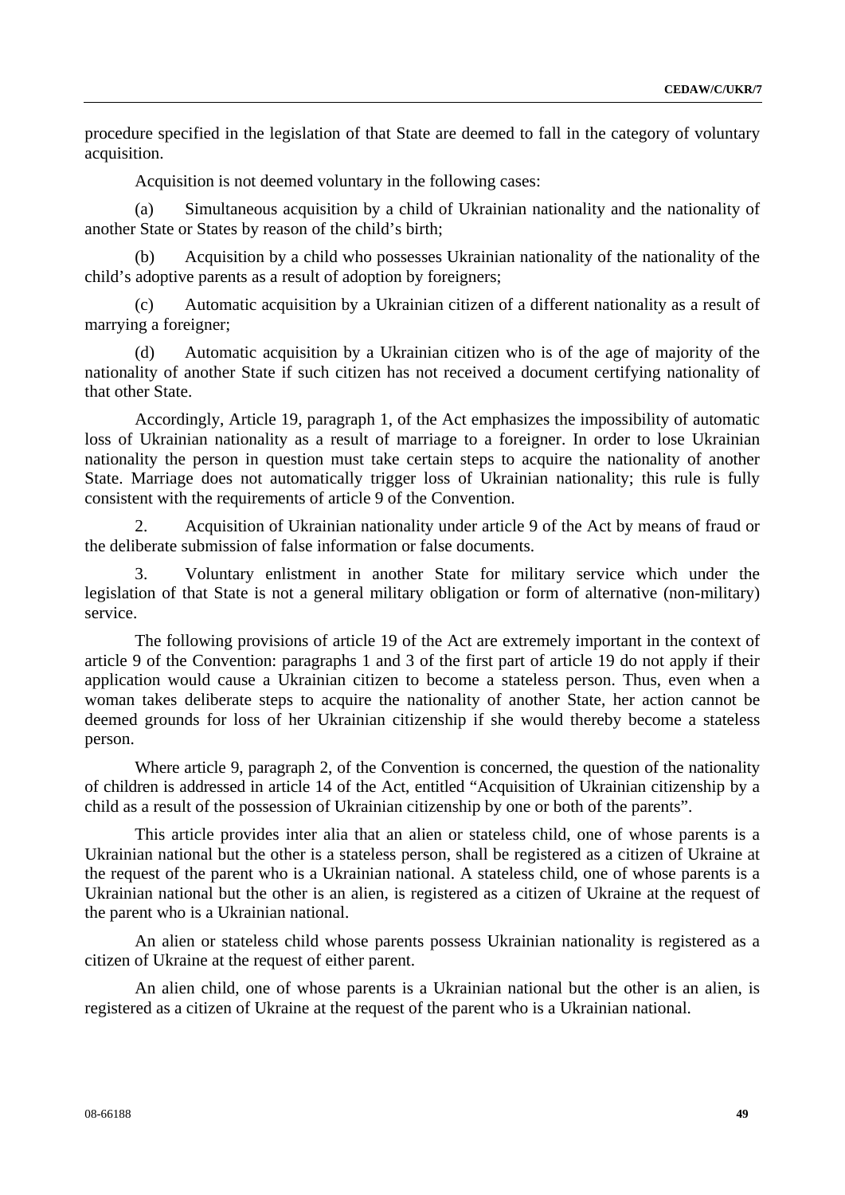procedure specified in the legislation of that State are deemed to fall in the category of voluntary acquisition.

Acquisition is not deemed voluntary in the following cases:

(a) Simultaneous acquisition by a child of Ukrainian nationality and the nationality of another State or States by reason of the child's birth;

(b) Acquisition by a child who possesses Ukrainian nationality of the nationality of the child's adoptive parents as a result of adoption by foreigners;

(c) Automatic acquisition by a Ukrainian citizen of a different nationality as a result of marrying a foreigner;

(d) Automatic acquisition by a Ukrainian citizen who is of the age of majority of the nationality of another State if such citizen has not received a document certifying nationality of that other State.

Accordingly, Article 19, paragraph 1, of the Act emphasizes the impossibility of automatic loss of Ukrainian nationality as a result of marriage to a foreigner. In order to lose Ukrainian nationality the person in question must take certain steps to acquire the nationality of another State. Marriage does not automatically trigger loss of Ukrainian nationality; this rule is fully consistent with the requirements of article 9 of the Convention.

2. Acquisition of Ukrainian nationality under article 9 of the Act by means of fraud or the deliberate submission of false information or false documents.

3. Voluntary enlistment in another State for military service which under the legislation of that State is not a general military obligation or form of alternative (non-military) service.

The following provisions of article 19 of the Act are extremely important in the context of article 9 of the Convention: paragraphs 1 and 3 of the first part of article 19 do not apply if their application would cause a Ukrainian citizen to become a stateless person. Thus, even when a woman takes deliberate steps to acquire the nationality of another State, her action cannot be deemed grounds for loss of her Ukrainian citizenship if she would thereby become a stateless person.

Where article 9, paragraph 2, of the Convention is concerned, the question of the nationality of children is addressed in article 14 of the Act, entitled "Acquisition of Ukrainian citizenship by a child as a result of the possession of Ukrainian citizenship by one or both of the parents".

This article provides inter alia that an alien or stateless child, one of whose parents is a Ukrainian national but the other is a stateless person, shall be registered as a citizen of Ukraine at the request of the parent who is a Ukrainian national. A stateless child, one of whose parents is a Ukrainian national but the other is an alien, is registered as a citizen of Ukraine at the request of the parent who is a Ukrainian national.

An alien or stateless child whose parents possess Ukrainian nationality is registered as a citizen of Ukraine at the request of either parent.

An alien child, one of whose parents is a Ukrainian national but the other is an alien, is registered as a citizen of Ukraine at the request of the parent who is a Ukrainian national.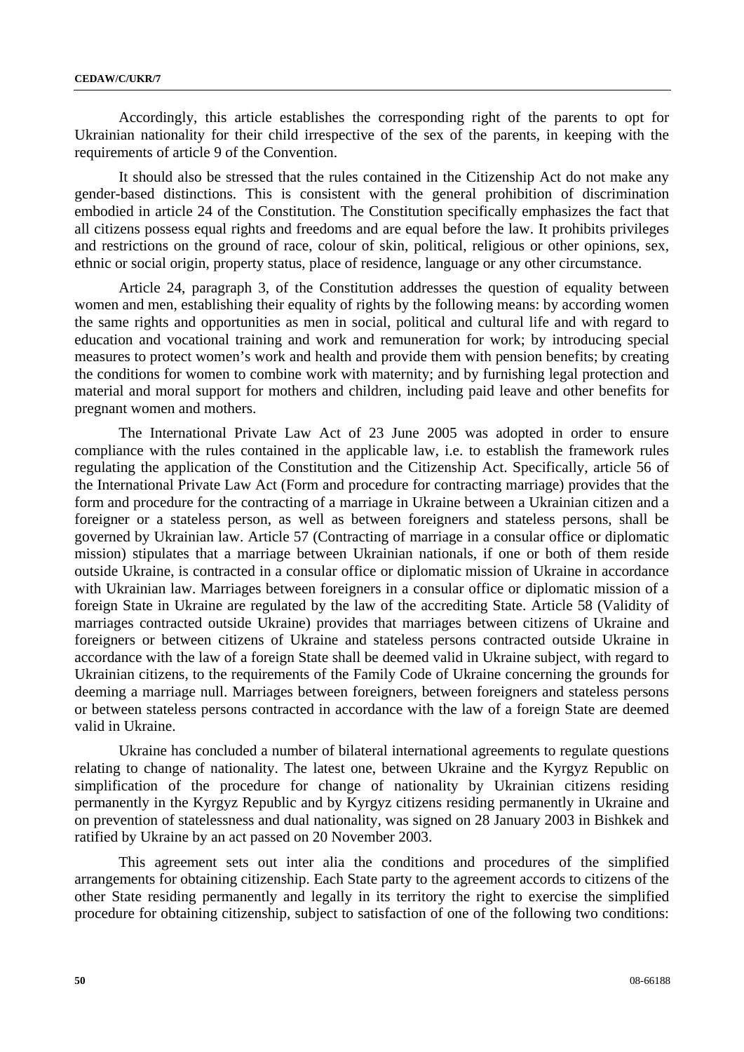Accordingly, this article establishes the corresponding right of the parents to opt for Ukrainian nationality for their child irrespective of the sex of the parents, in keeping with the requirements of article 9 of the Convention.

It should also be stressed that the rules contained in the Citizenship Act do not make any gender-based distinctions. This is consistent with the general prohibition of discrimination embodied in article 24 of the Constitution. The Constitution specifically emphasizes the fact that all citizens possess equal rights and freedoms and are equal before the law. It prohibits privileges and restrictions on the ground of race, colour of skin, political, religious or other opinions, sex, ethnic or social origin, property status, place of residence, language or any other circumstance.

Article 24, paragraph 3, of the Constitution addresses the question of equality between women and men, establishing their equality of rights by the following means: by according women the same rights and opportunities as men in social, political and cultural life and with regard to education and vocational training and work and remuneration for work; by introducing special measures to protect women's work and health and provide them with pension benefits; by creating the conditions for women to combine work with maternity; and by furnishing legal protection and material and moral support for mothers and children, including paid leave and other benefits for pregnant women and mothers.

The International Private Law Act of 23 June 2005 was adopted in order to ensure compliance with the rules contained in the applicable law, i.e. to establish the framework rules regulating the application of the Constitution and the Citizenship Act. Specifically, article 56 of the International Private Law Act (Form and procedure for contracting marriage) provides that the form and procedure for the contracting of a marriage in Ukraine between a Ukrainian citizen and a foreigner or a stateless person, as well as between foreigners and stateless persons, shall be governed by Ukrainian law. Article 57 (Contracting of marriage in a consular office or diplomatic mission) stipulates that a marriage between Ukrainian nationals, if one or both of them reside outside Ukraine, is contracted in a consular office or diplomatic mission of Ukraine in accordance with Ukrainian law. Marriages between foreigners in a consular office or diplomatic mission of a foreign State in Ukraine are regulated by the law of the accrediting State. Article 58 (Validity of marriages contracted outside Ukraine) provides that marriages between citizens of Ukraine and foreigners or between citizens of Ukraine and stateless persons contracted outside Ukraine in accordance with the law of a foreign State shall be deemed valid in Ukraine subject, with regard to Ukrainian citizens, to the requirements of the Family Code of Ukraine concerning the grounds for deeming a marriage null. Marriages between foreigners, between foreigners and stateless persons or between stateless persons contracted in accordance with the law of a foreign State are deemed valid in Ukraine.

Ukraine has concluded a number of bilateral international agreements to regulate questions relating to change of nationality. The latest one, between Ukraine and the Kyrgyz Republic on simplification of the procedure for change of nationality by Ukrainian citizens residing permanently in the Kyrgyz Republic and by Kyrgyz citizens residing permanently in Ukraine and on prevention of statelessness and dual nationality, was signed on 28 January 2003 in Bishkek and ratified by Ukraine by an act passed on 20 November 2003.

This agreement sets out inter alia the conditions and procedures of the simplified arrangements for obtaining citizenship. Each State party to the agreement accords to citizens of the other State residing permanently and legally in its territory the right to exercise the simplified procedure for obtaining citizenship, subject to satisfaction of one of the following two conditions: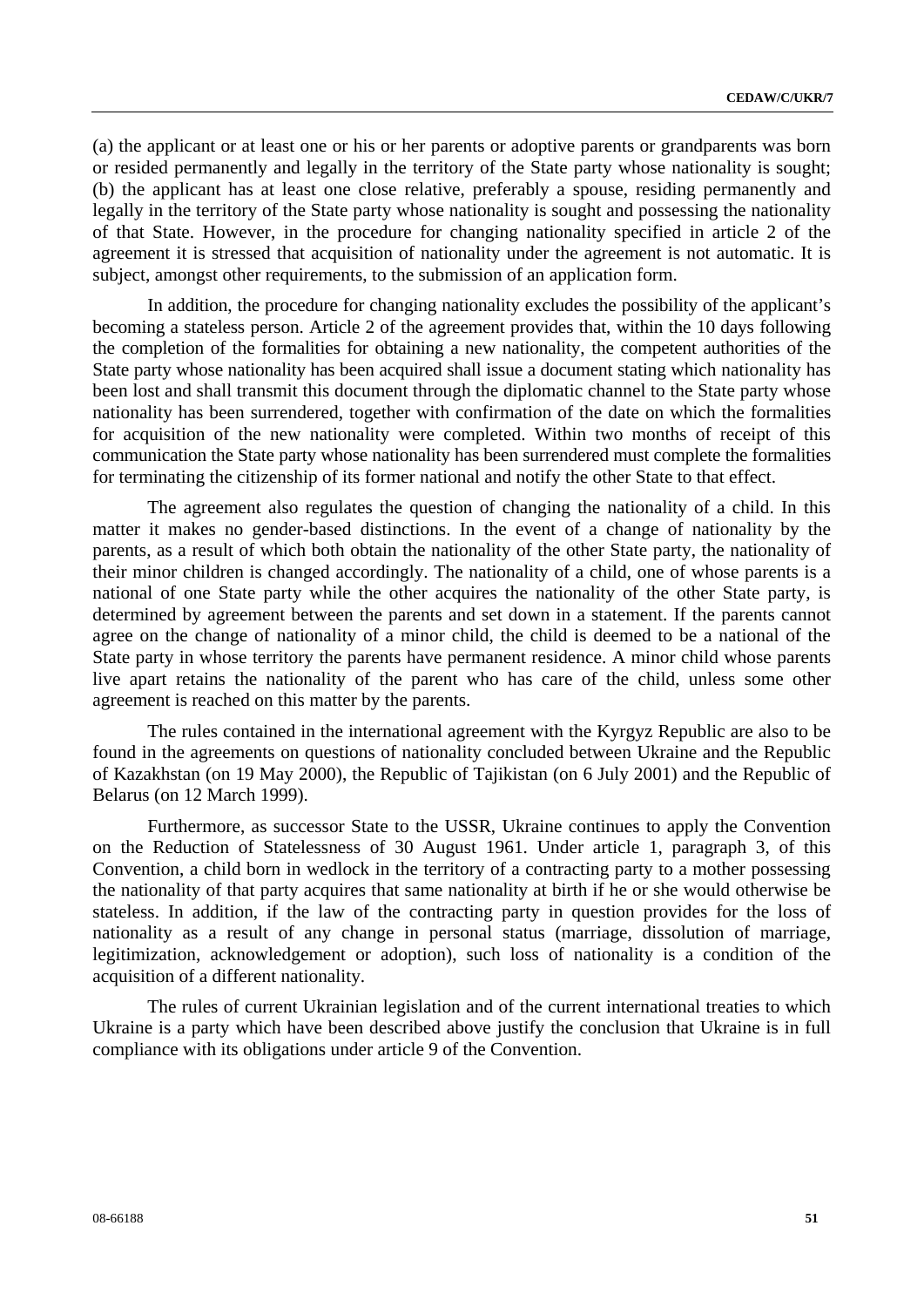(a) the applicant or at least one or his or her parents or adoptive parents or grandparents was born or resided permanently and legally in the territory of the State party whose nationality is sought; (b) the applicant has at least one close relative, preferably a spouse, residing permanently and legally in the territory of the State party whose nationality is sought and possessing the nationality of that State. However, in the procedure for changing nationality specified in article 2 of the agreement it is stressed that acquisition of nationality under the agreement is not automatic. It is subject, amongst other requirements, to the submission of an application form.

In addition, the procedure for changing nationality excludes the possibility of the applicant's becoming a stateless person. Article 2 of the agreement provides that, within the 10 days following the completion of the formalities for obtaining a new nationality, the competent authorities of the State party whose nationality has been acquired shall issue a document stating which nationality has been lost and shall transmit this document through the diplomatic channel to the State party whose nationality has been surrendered, together with confirmation of the date on which the formalities for acquisition of the new nationality were completed. Within two months of receipt of this communication the State party whose nationality has been surrendered must complete the formalities for terminating the citizenship of its former national and notify the other State to that effect.

The agreement also regulates the question of changing the nationality of a child. In this matter it makes no gender-based distinctions. In the event of a change of nationality by the parents, as a result of which both obtain the nationality of the other State party, the nationality of their minor children is changed accordingly. The nationality of a child, one of whose parents is a national of one State party while the other acquires the nationality of the other State party, is determined by agreement between the parents and set down in a statement. If the parents cannot agree on the change of nationality of a minor child, the child is deemed to be a national of the State party in whose territory the parents have permanent residence. A minor child whose parents live apart retains the nationality of the parent who has care of the child, unless some other agreement is reached on this matter by the parents.

The rules contained in the international agreement with the Kyrgyz Republic are also to be found in the agreements on questions of nationality concluded between Ukraine and the Republic of Kazakhstan (on 19 May 2000), the Republic of Tajikistan (on 6 July 2001) and the Republic of Belarus (on 12 March 1999).

Furthermore, as successor State to the USSR, Ukraine continues to apply the Convention on the Reduction of Statelessness of 30 August 1961. Under article 1, paragraph 3, of this Convention, a child born in wedlock in the territory of a contracting party to a mother possessing the nationality of that party acquires that same nationality at birth if he or she would otherwise be stateless. In addition, if the law of the contracting party in question provides for the loss of nationality as a result of any change in personal status (marriage, dissolution of marriage, legitimization, acknowledgement or adoption), such loss of nationality is a condition of the acquisition of a different nationality.

The rules of current Ukrainian legislation and of the current international treaties to which Ukraine is a party which have been described above justify the conclusion that Ukraine is in full compliance with its obligations under article 9 of the Convention.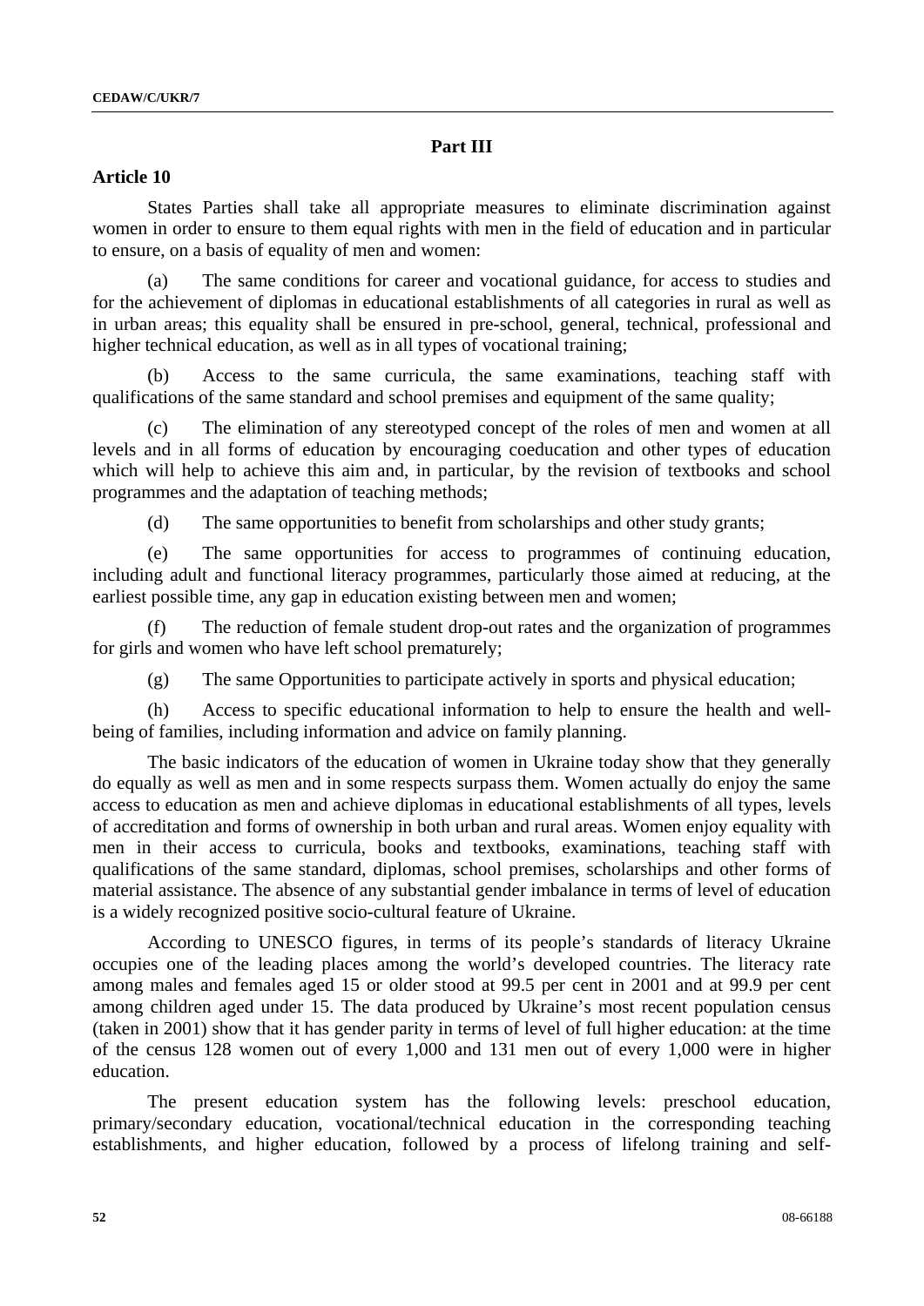## Part III

### Article 10

States Parties shall take all appropriate measures to eliminate discrimination against women in order to ensure to them equal rights with men in the field of education and in particular to ensure, on a basis of equality of men and women:

(a) The same conditions for career and vocational guidance, for access to studies and for the achievement of diplomas in educational establishments of all categories in rural as well as in urban areas; this equality shall be ensured in pre-school, general, technical, professional and higher technical education, as well as in all types of vocational training;

(b) Access to the same curricula, the same examinations, teaching staff with qualifications of the same standard and school premises and equipment of the same quality;

(c) The elimination of any stereotyped concept of the roles of men and women at all levels and in all forms of education by encouraging coeducation and other types of education which will help to achieve this aim and, in particular, by the revision of textbooks and school programmes and the adaptation of teaching methods;

(d) The same opportunities to benefit from scholarships and other study grants;

(e) The same opportunities for access to programmes of continuing education, including adult and functional literacy programmes, particularly those aimed at reducing, at the earliest possible time, any gap in education existing between men and women;

(f) The reduction of female student drop-out rates and the organization of programmes for girls and women who have left school prematurely;

(g) The same Opportunities to participate actively in sports and physical education;

(h) Access to specific educational information to help to ensure the health and well-being of families, including information and advice on family planning.

The basic indicators of the education of women in Ukraine today show that they generally do equally as well as men and in some respects surpass them. Women actually do enjoy the same access to education as men and achieve diplomas in educational establishments of all types, levels of accreditation and forms of ownership in both urban and rural areas. Women enjoy equality with men in their access to curricula, books and textbooks, examinations, teaching staff with qualifications of the same standard, diplomas, school premises, scholarships and other forms of material assistance. The absence of any substantial gender imbalance in terms of level of education is a widely recognized positive socio-cultural feature of Ukraine.

According to UNESCO figures, in terms of its people's standards of literacy Ukraine occupies one of the leading places among the world's developed countries. The literacy rate among males and females aged 15 or older stood at 99.5 per cent in 2001 and at 99.9 per cent among children aged under 15. The data produced by Ukraine's most recent population census (taken in 2001) show that it has gender parity in terms of level of full higher education: at the time of the census 128 women out of every 1,000 and 131 men out of every 1,000 were in higher education.

The present education system has the following levels: preschool education, primary/secondary education, vocational/technical education in the corresponding teaching establishments, and higher education, followed by a process of lifelong training and self-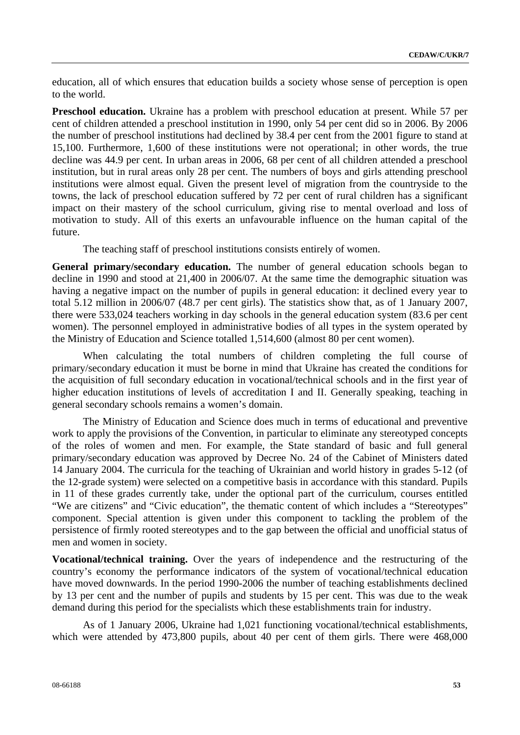education, all of which ensures that education builds a society whose sense of perception is open to the world.

**Preschool education.** Ukraine has a problem with preschool education at present. While 57 per cent of children attended a preschool institution in 1990, only 54 per cent did so in 2006. By 2006 the number of preschool institutions had declined by 38.4 per cent from the 2001 figure to stand at 15,100. Furthermore, 1,600 of these institutions were not operational; in other words, the true decline was 44.9 per cent. In urban areas in 2006, 68 per cent of all children attended a preschool institution, but in rural areas only 28 per cent. The numbers of boys and girls attending preschool institutions were almost equal. Given the present level of migration from the countryside to the towns, the lack of preschool education suffered by 72 per cent of rural children has a significant impact on their mastery of the school curriculum, giving rise to mental overload and loss of motivation to study. All of this exerts an unfavourable influence on the human capital of the future.

The teaching staff of preschool institutions consists entirely of women.

**General primary/secondary education.** The number of general education schools began to decline in 1990 and stood at 21,400 in 2006/07. At the same time the demographic situation was having a negative impact on the number of pupils in general education: it declined every year to total 5.12 million in 2006/07 (48.7 per cent girls). The statistics show that, as of 1 January 2007, there were 533,024 teachers working in day schools in the general education system (83.6 per cent women). The personnel employed in administrative bodies of all types in the system operated by the Ministry of Education and Science totalled 1,514,600 (almost 80 per cent women).

When calculating the total numbers of children completing the full course of primary/secondary education it must be borne in mind that Ukraine has created the conditions for the acquisition of full secondary education in vocational/technical schools and in the first year of higher education institutions of levels of accreditation I and II. Generally speaking, teaching in general secondary schools remains a women's domain.

The Ministry of Education and Science does much in terms of educational and preventive work to apply the provisions of the Convention, in particular to eliminate any stereotyped concepts of the roles of women and men. For example, the State standard of basic and full general primary/secondary education was approved by Decree No. 24 of the Cabinet of Ministers dated 14 January 2004. The curricula for the teaching of Ukrainian and world history in grades 5-12 (of the 12-grade system) were selected on a competitive basis in accordance with this standard. Pupils in 11 of these grades currently take, under the optional part of the curriculum, courses entitled "We are citizens" and "Civic education", the thematic content of which includes a "Stereotypes" component. Special attention is given under this component to tackling the problem of the persistence of firmly rooted stereotypes and to the gap between the official and unofficial status of men and women in society.

**Vocational/technical training.** Over the years of independence and the restructuring of the country's economy the performance indicators of the system of vocational/technical education have moved downwards. In the period 1990-2006 the number of teaching establishments declined by 13 per cent and the number of pupils and students by 15 per cent. This was due to the weak demand during this period for the specialists which these establishments train for industry.

As of 1 January 2006, Ukraine had 1,021 functioning vocational/technical establishments, which were attended by 473,800 pupils, about 40 per cent of them girls. There were 468,000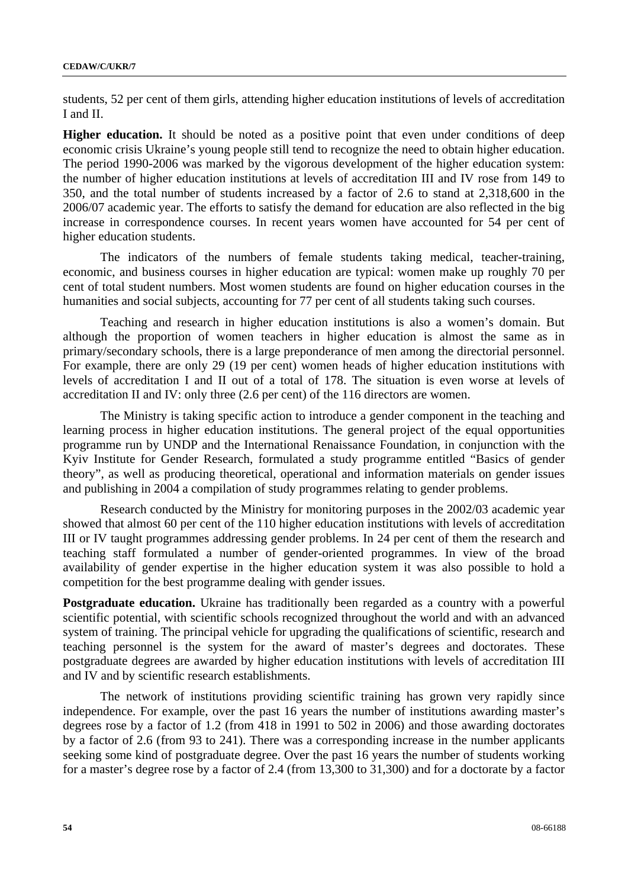students, 52 per cent of them girls, attending higher education institutions of levels of accreditation I and II.

**Higher education.** It should be noted as a positive point that even under conditions of deep economic crisis Ukraine's young people still tend to recognize the need to obtain higher education. The period 1990-2006 was marked by the vigorous development of the higher education system: the number of higher education institutions at levels of accreditation III and IV rose from 149 to 350, and the total number of students increased by a factor of 2.6 to stand at 2,318,600 in the 2006/07 academic year. The efforts to satisfy the demand for education are also reflected in the big increase in correspondence courses. In recent years women have accounted for 54 per cent of higher education students.

The indicators of the numbers of female students taking medical, teacher-training, economic, and business courses in higher education are typical: women make up roughly 70 per cent of total student numbers. Most women students are found on higher education courses in the humanities and social subjects, accounting for 77 per cent of all students taking such courses.

Teaching and research in higher education institutions is also a women's domain. But although the proportion of women teachers in higher education is almost the same as in primary/secondary schools, there is a large preponderance of men among the directorial personnel. For example, there are only 29 (19 per cent) women heads of higher education institutions with levels of accreditation I and II out of a total of 178. The situation is even worse at levels of accreditation II and IV: only three (2.6 per cent) of the 116 directors are women.

The Ministry is taking specific action to introduce a gender component in the teaching and learning process in higher education institutions. The general project of the equal opportunities programme run by UNDP and the International Renaissance Foundation, in conjunction with the Kyiv Institute for Gender Research, formulated a study programme entitled "Basics of gender theory", as well as producing theoretical, operational and information materials on gender issues and publishing in 2004 a compilation of study programmes relating to gender problems.

Research conducted by the Ministry for monitoring purposes in the 2002/03 academic year showed that almost 60 per cent of the 110 higher education institutions with levels of accreditation III or IV taught programmes addressing gender problems. In 24 per cent of them the research and teaching staff formulated a number of gender-oriented programmes. In view of the broad availability of gender expertise in the higher education system it was also possible to hold a competition for the best programme dealing with gender issues.

**Postgraduate education.** Ukraine has traditionally been regarded as a country with a powerful scientific potential, with scientific schools recognized throughout the world and with an advanced system of training. The principal vehicle for upgrading the qualifications of scientific, research and teaching personnel is the system for the award of master's degrees and doctorates. These postgraduate degrees are awarded by higher education institutions with levels of accreditation III and IV and by scientific research establishments.

The network of institutions providing scientific training has grown very rapidly since independence. For example, over the past 16 years the number of institutions awarding master's degrees rose by a factor of 1.2 (from 418 in 1991 to 502 in 2006) and those awarding doctorates by a factor of 2.6 (from 93 to 241). There was a corresponding increase in the number applicants seeking some kind of postgraduate degree. Over the past 16 years the number of students working for a master's degree rose by a factor of 2.4 (from 13,300 to 31,300) and for a doctorate by a factor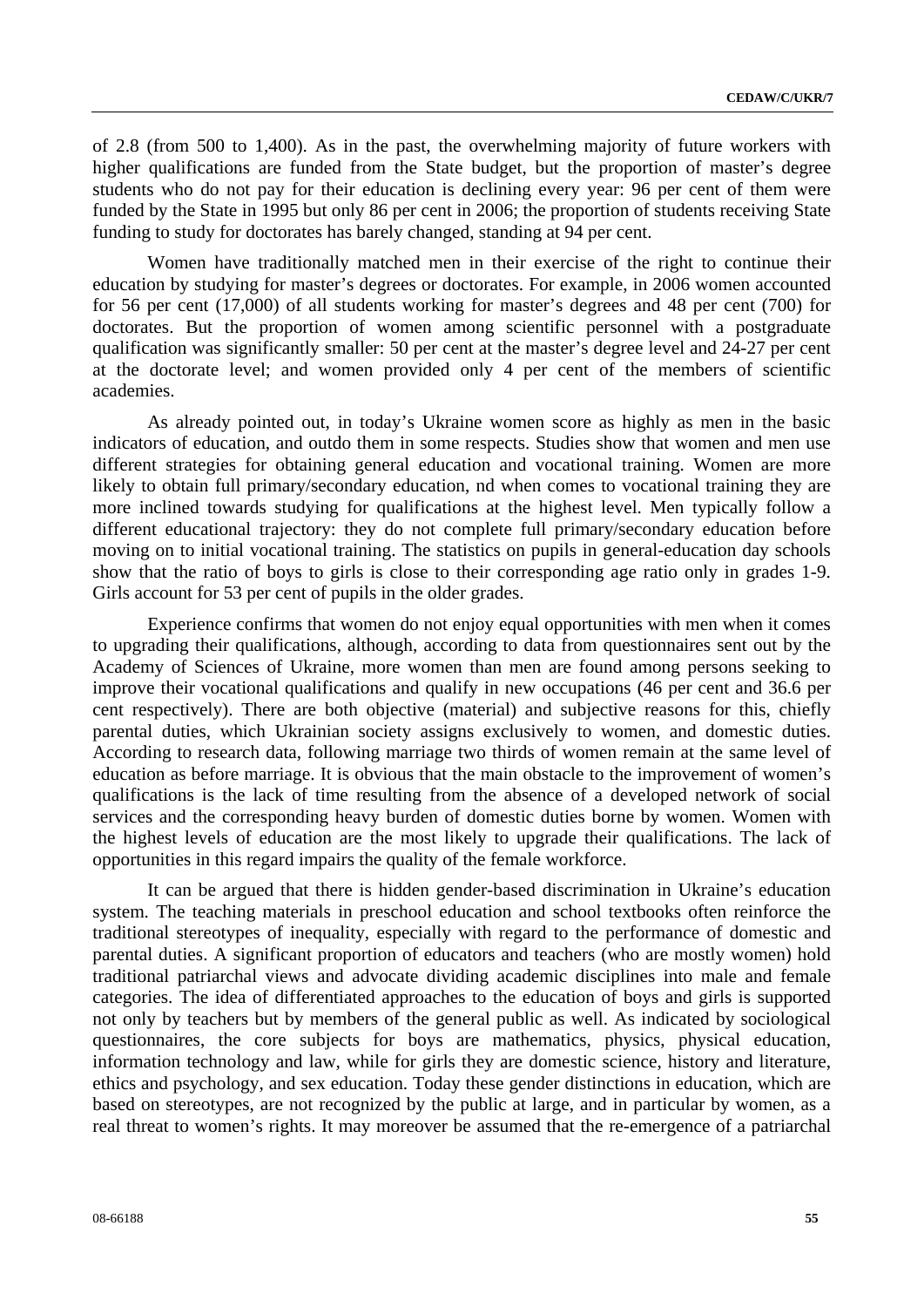of 2.8 (from 500 to 1,400). As in the past, the overwhelming majority of future workers with higher qualifications are funded from the State budget, but the proportion of master's degree students who do not pay for their education is declining every year: 96 per cent of them were funded by the State in 1995 but only 86 per cent in 2006; the proportion of students receiving State funding to study for doctorates has barely changed, standing at 94 per cent.

Women have traditionally matched men in their exercise of the right to continue their education by studying for master's degrees or doctorates. For example, in 2006 women accounted for 56 per cent (17,000) of all students working for master's degrees and 48 per cent (700) for doctorates. But the proportion of women among scientific personnel with a postgraduate qualification was significantly smaller: 50 per cent at the master's degree level and 24-27 per cent at the doctorate level; and women provided only 4 per cent of the members of scientific academies.

As already pointed out, in today's Ukraine women score as highly as men in the basic indicators of education, and outdo them in some respects. Studies show that women and men use different strategies for obtaining general education and vocational training. Women are more likely to obtain full primary/secondary education, nd when comes to vocational training they are more inclined towards studying for qualifications at the highest level. Men typically follow a different educational trajectory: they do not complete full primary/secondary education before moving on to initial vocational training. The statistics on pupils in general-education day schools show that the ratio of boys to girls is close to their corresponding age ratio only in grades 1-9. Girls account for 53 per cent of pupils in the older grades.

Experience confirms that women do not enjoy equal opportunities with men when it comes to upgrading their qualifications, although, according to data from questionnaires sent out by the Academy of Sciences of Ukraine, more women than men are found among persons seeking to improve their vocational qualifications and qualify in new occupations (46 per cent and 36.6 per cent respectively). There are both objective (material) and subjective reasons for this, chiefly parental duties, which Ukrainian society assigns exclusively to women, and domestic duties. According to research data, following marriage two thirds of women remain at the same level of education as before marriage. It is obvious that the main obstacle to the improvement of women's qualifications is the lack of time resulting from the absence of a developed network of social services and the corresponding heavy burden of domestic duties borne by women. Women with the highest levels of education are the most likely to upgrade their qualifications. The lack of opportunities in this regard impairs the quality of the female workforce.

It can be argued that there is hidden gender-based discrimination in Ukraine's education system. The teaching materials in preschool education and school textbooks often reinforce the traditional stereotypes of inequality, especially with regard to the performance of domestic and parental duties. A significant proportion of educators and teachers (who are mostly women) hold traditional patriarchal views and advocate dividing academic disciplines into male and female categories. The idea of differentiated approaches to the education of boys and girls is supported not only by teachers but by members of the general public as well. As indicated by sociological questionnaires, the core subjects for boys are mathematics, physics, physical education, information technology and law, while for girls they are domestic science, history and literature, ethics and psychology, and sex education. Today these gender distinctions in education, which are based on stereotypes, are not recognized by the public at large, and in particular by women, as a real threat to women's rights. It may moreover be assumed that the re-emergence of a patriarchal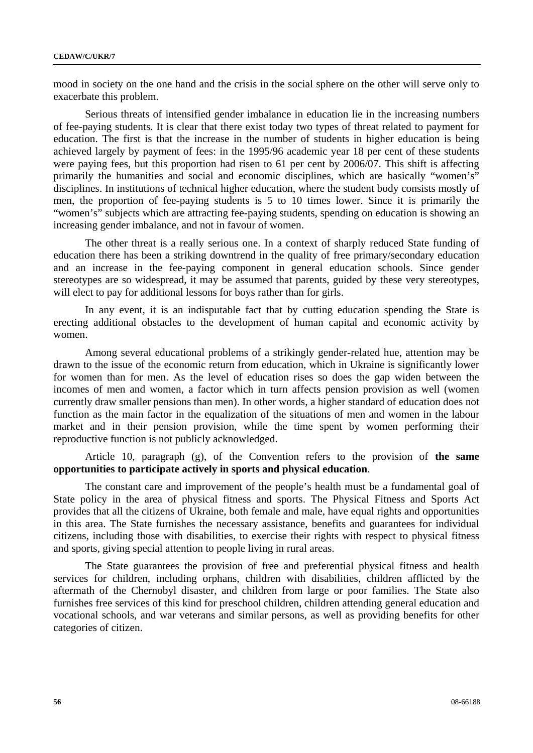mood in society on the one hand and the crisis in the social sphere on the other will serve only to exacerbate this problem.

Serious threats of intensified gender imbalance in education lie in the increasing numbers of fee-paying students. It is clear that there exist today two types of threat related to payment for education. The first is that the increase in the number of students in higher education is being achieved largely by payment of fees: in the 1995/96 academic year 18 per cent of these students were paying fees, but this proportion had risen to 61 per cent by 2006/07. This shift is affecting primarily the humanities and social and economic disciplines, which are basically "women's" disciplines. In institutions of technical higher education, where the student body consists mostly of men, the proportion of fee-paying students is 5 to 10 times lower. Since it is primarily the "women's" subjects which are attracting fee-paying students, spending on education is showing an increasing gender imbalance, and not in favour of women.

The other threat is a really serious one. In a context of sharply reduced State funding of education there has been a striking downtrend in the quality of free primary/secondary education and an increase in the fee-paying component in general education schools. Since gender stereotypes are so widespread, it may be assumed that parents, guided by these very stereotypes, will elect to pay for additional lessons for boys rather than for girls.

In any event, it is an indisputable fact that by cutting education spending the State is erecting additional obstacles to the development of human capital and economic activity by women.

Among several educational problems of a strikingly gender-related hue, attention may be drawn to the issue of the economic return from education, which in Ukraine is significantly lower for women than for men. As the level of education rises so does the gap widen between the incomes of men and women, a factor which in turn affects pension provision as well (women currently draw smaller pensions than men). In other words, a higher standard of education does not function as the main factor in the equalization of the situations of men and women in the labour market and in their pension provision, while the time spent by women performing their reproductive function is not publicly acknowledged.

Article 10, paragraph (g), of the Convention refers to the provision of **the same opportunities to participate actively in sports and physical education**.

The constant care and improvement of the people's health must be a fundamental goal of State policy in the area of physical fitness and sports. The Physical Fitness and Sports Act provides that all the citizens of Ukraine, both female and male, have equal rights and opportunities in this area. The State furnishes the necessary assistance, benefits and guarantees for individual citizens, including those with disabilities, to exercise their rights with respect to physical fitness and sports, giving special attention to people living in rural areas.

The State guarantees the provision of free and preferential physical fitness and health services for children, including orphans, children with disabilities, children afflicted by the aftermath of the Chernobyl disaster, and children from large or poor families. The State also furnishes free services of this kind for preschool children, children attending general education and vocational schools, and war veterans and similar persons, as well as providing benefits for other categories of citizen.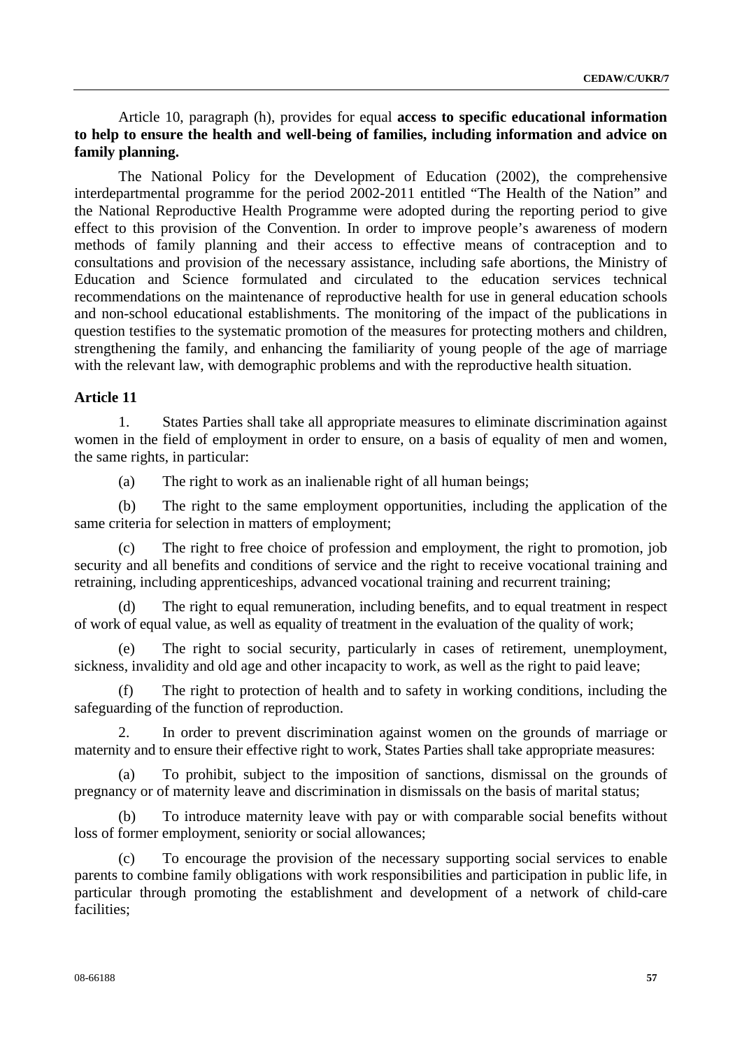Article 10, paragraph (h), provides for equal **access to specific educational information to help to ensure the health and well-being of families, including information and advice on family planning.**

The National Policy for the Development of Education (2002), the comprehensive interdepartmental programme for the period 2002-2011 entitled "The Health of the Nation" and the National Reproductive Health Programme were adopted during the reporting period to give effect to this provision of the Convention. In order to improve people's awareness of modern methods of family planning and their access to effective means of contraception and to consultations and provision of the necessary assistance, including safe abortions, the Ministry of Education and Science formulated and circulated to the education services technical recommendations on the maintenance of reproductive health for use in general education schools and non-school educational establishments. The monitoring of the impact of the publications in question testifies to the systematic promotion of the measures for protecting mothers and children, strengthening the family, and enhancing the familiarity of young people of the age of marriage with the relevant law, with demographic problems and with the reproductive health situation.

### Article 11

1. States Parties shall take all appropriate measures to eliminate discrimination against women in the field of employment in order to ensure, on a basis of equality of men and women, the same rights, in particular:

(a) The right to work as an inalienable right of all human beings;

(b) The right to the same employment opportunities, including the application of the same criteria for selection in matters of employment;

(c) The right to free choice of profession and employment, the right to promotion, job security and all benefits and conditions of service and the right to receive vocational training and retraining, including apprenticeships, advanced vocational training and recurrent training;

(d) The right to equal remuneration, including benefits, and to equal treatment in respect of work of equal value, as well as equality of treatment in the evaluation of the quality of work;

(e) The right to social security, particularly in cases of retirement, unemployment, sickness, invalidity and old age and other incapacity to work, as well as the right to paid leave;

(f) The right to protection of health and to safety in working conditions, including the safeguarding of the function of reproduction.

2. In order to prevent discrimination against women on the grounds of marriage or maternity and to ensure their effective right to work, States Parties shall take appropriate measures:

(a) To prohibit, subject to the imposition of sanctions, dismissal on the grounds of pregnancy or of maternity leave and discrimination in dismissals on the basis of marital status;

(b) To introduce maternity leave with pay or with comparable social benefits without loss of former employment, seniority or social allowances;

(c) To encourage the provision of the necessary supporting social services to enable parents to combine family obligations with work responsibilities and participation in public life, in particular through promoting the establishment and development of a network of child-care facilities;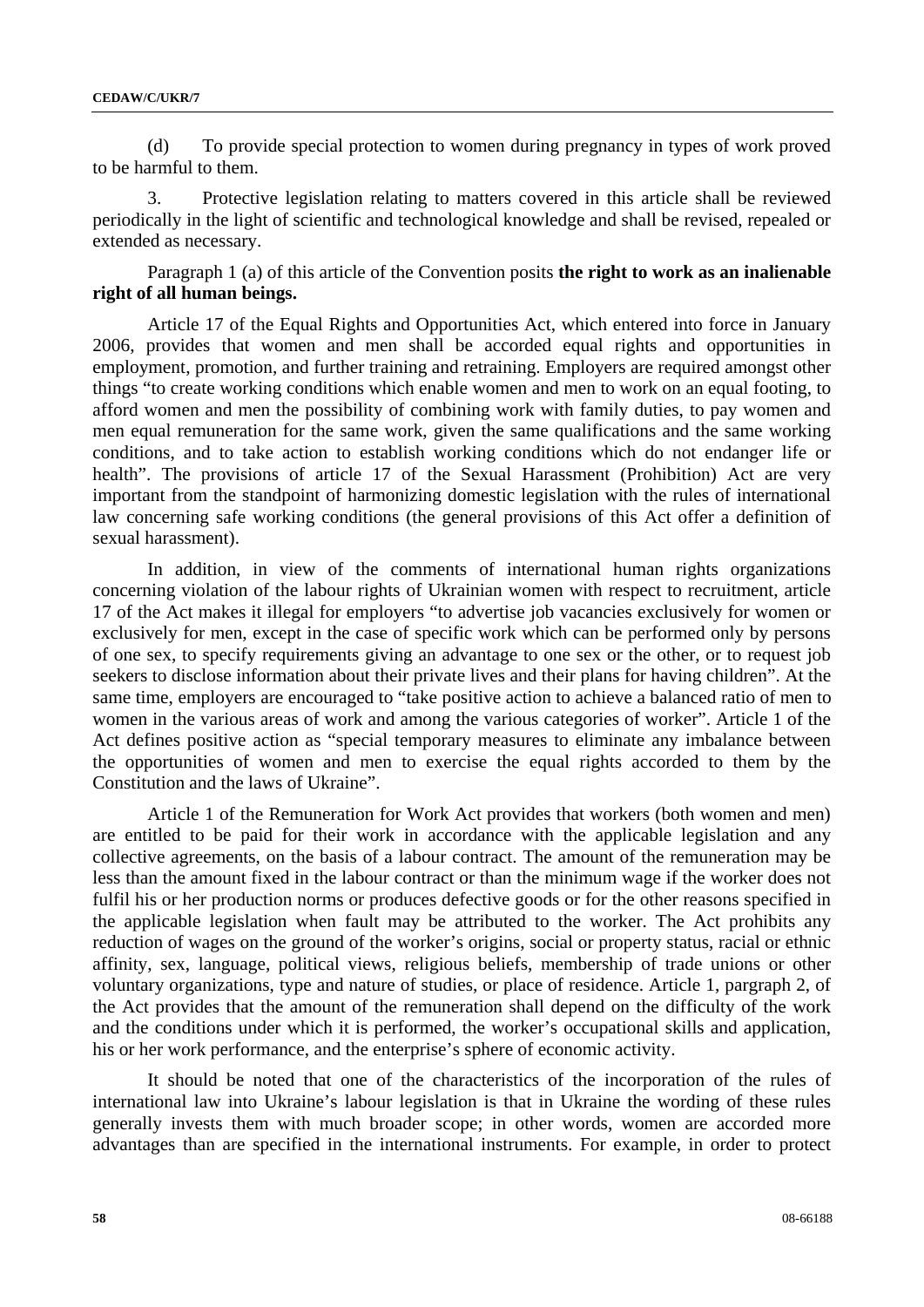(d) To provide special protection to women during pregnancy in types of work proved to be harmful to them.

3. Protective legislation relating to matters covered in this article shall be reviewed periodically in the light of scientific and technological knowledge and shall be revised, repealed or extended as necessary.

Paragraph 1 (a) of this article of the Convention posits **the right to work as an inalienable right of all human beings.**

Article 17 of the Equal Rights and Opportunities Act, which entered into force in January 2006, provides that women and men shall be accorded equal rights and opportunities in employment, promotion, and further training and retraining. Employers are required amongst other things "to create working conditions which enable women and men to work on an equal footing, to afford women and men the possibility of combining work with family duties, to pay women and men equal remuneration for the same work, given the same qualifications and the same working conditions, and to take action to establish working conditions which do not endanger life or health". The provisions of article 17 of the Sexual Harassment (Prohibition) Act are very important from the standpoint of harmonizing domestic legislation with the rules of international law concerning safe working conditions (the general provisions of this Act offer a definition of sexual harassment).

In addition, in view of the comments of international human rights organizations concerning violation of the labour rights of Ukrainian women with respect to recruitment, article 17 of the Act makes it illegal for employers "to advertise job vacancies exclusively for women or exclusively for men, except in the case of specific work which can be performed only by persons of one sex, to specify requirements giving an advantage to one sex or the other, or to request job seekers to disclose information about their private lives and their plans for having children". At the same time, employers are encouraged to "take positive action to achieve a balanced ratio of men to women in the various areas of work and among the various categories of worker". Article 1 of the Act defines positive action as "special temporary measures to eliminate any imbalance between the opportunities of women and men to exercise the equal rights accorded to them by the Constitution and the laws of Ukraine".

Article 1 of the Remuneration for Work Act provides that workers (both women and men) are entitled to be paid for their work in accordance with the applicable legislation and any collective agreements, on the basis of a labour contract. The amount of the remuneration may be less than the amount fixed in the labour contract or than the minimum wage if the worker does not fulfil his or her production norms or produces defective goods or for the other reasons specified in the applicable legislation when fault may be attributed to the worker. The Act prohibits any reduction of wages on the ground of the worker's origins, social or property status, racial or ethnic affinity, sex, language, political views, religious beliefs, membership of trade unions or other voluntary organizations, type and nature of studies, or place of residence. Article 1, pargraph 2, of the Act provides that the amount of the remuneration shall depend on the difficulty of the work and the conditions under which it is performed, the worker's occupational skills and application, his or her work performance, and the enterprise's sphere of economic activity.

It should be noted that one of the characteristics of the incorporation of the rules of international law into Ukraine's labour legislation is that in Ukraine the wording of these rules generally invests them with much broader scope; in other words, women are accorded more advantages than are specified in the international instruments. For example, in order to protect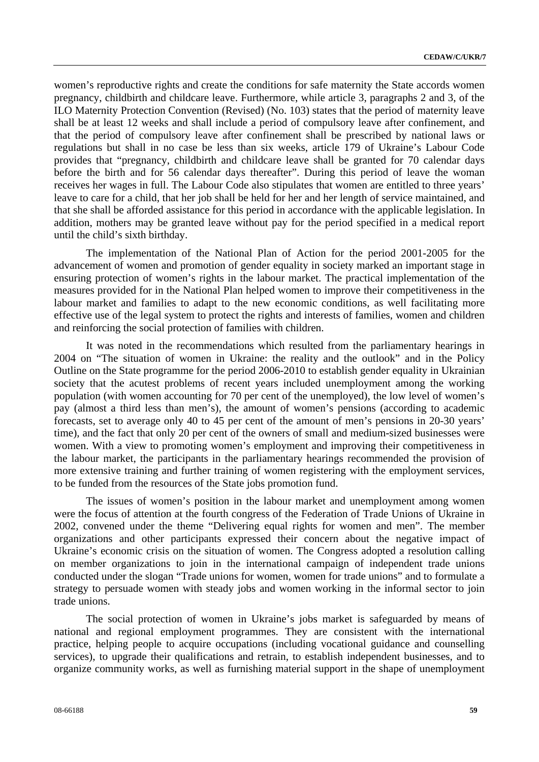women's reproductive rights and create the conditions for safe maternity the State accords women pregnancy, childbirth and childcare leave. Furthermore, while article 3, paragraphs 2 and 3, of the ILO Maternity Protection Convention (Revised) (No. 103) states that the period of maternity leave shall be at least 12 weeks and shall include a period of compulsory leave after confinement, and that the period of compulsory leave after confinement shall be prescribed by national laws or regulations but shall in no case be less than six weeks, article 179 of Ukraine's Labour Code provides that "pregnancy, childbirth and childcare leave shall be granted for 70 calendar days before the birth and for 56 calendar days thereafter". During this period of leave the woman receives her wages in full. The Labour Code also stipulates that women are entitled to three years' leave to care for a child, that her job shall be held for her and her length of service maintained, and that she shall be afforded assistance for this period in accordance with the applicable legislation. In addition, mothers may be granted leave without pay for the period specified in a medical report until the child's sixth birthday.

The implementation of the National Plan of Action for the period 2001-2005 for the advancement of women and promotion of gender equality in society marked an important stage in ensuring protection of women's rights in the labour market. The practical implementation of the measures provided for in the National Plan helped women to improve their competitiveness in the labour market and families to adapt to the new economic conditions, as well facilitating more effective use of the legal system to protect the rights and interests of families, women and children and reinforcing the social protection of families with children.

It was noted in the recommendations which resulted from the parliamentary hearings in 2004 on "The situation of women in Ukraine: the reality and the outlook" and in the Policy Outline on the State programme for the period 2006-2010 to establish gender equality in Ukrainian society that the acutest problems of recent years included unemployment among the working population (with women accounting for 70 per cent of the unemployed), the low level of women's pay (almost a third less than men's), the amount of women's pensions (according to academic forecasts, set to average only 40 to 45 per cent of the amount of men's pensions in 20-30 years' time), and the fact that only 20 per cent of the owners of small and medium-sized businesses were women. With a view to promoting women's employment and improving their competitiveness in the labour market, the participants in the parliamentary hearings recommended the provision of more extensive training and further training of women registering with the employment services, to be funded from the resources of the State jobs promotion fund.

The issues of women's position in the labour market and unemployment among women were the focus of attention at the fourth congress of the Federation of Trade Unions of Ukraine in 2002, convened under the theme "Delivering equal rights for women and men". The member organizations and other participants expressed their concern about the negative impact of Ukraine's economic crisis on the situation of women. The Congress adopted a resolution calling on member organizations to join in the international campaign of independent trade unions conducted under the slogan "Trade unions for women, women for trade unions" and to formulate a strategy to persuade women with steady jobs and women working in the informal sector to join trade unions.

The social protection of women in Ukraine's jobs market is safeguarded by means of national and regional employment programmes. They are consistent with the international practice, helping people to acquire occupations (including vocational guidance and counselling services), to upgrade their qualifications and retrain, to establish independent businesses, and to organize community works, as well as furnishing material support in the shape of unemployment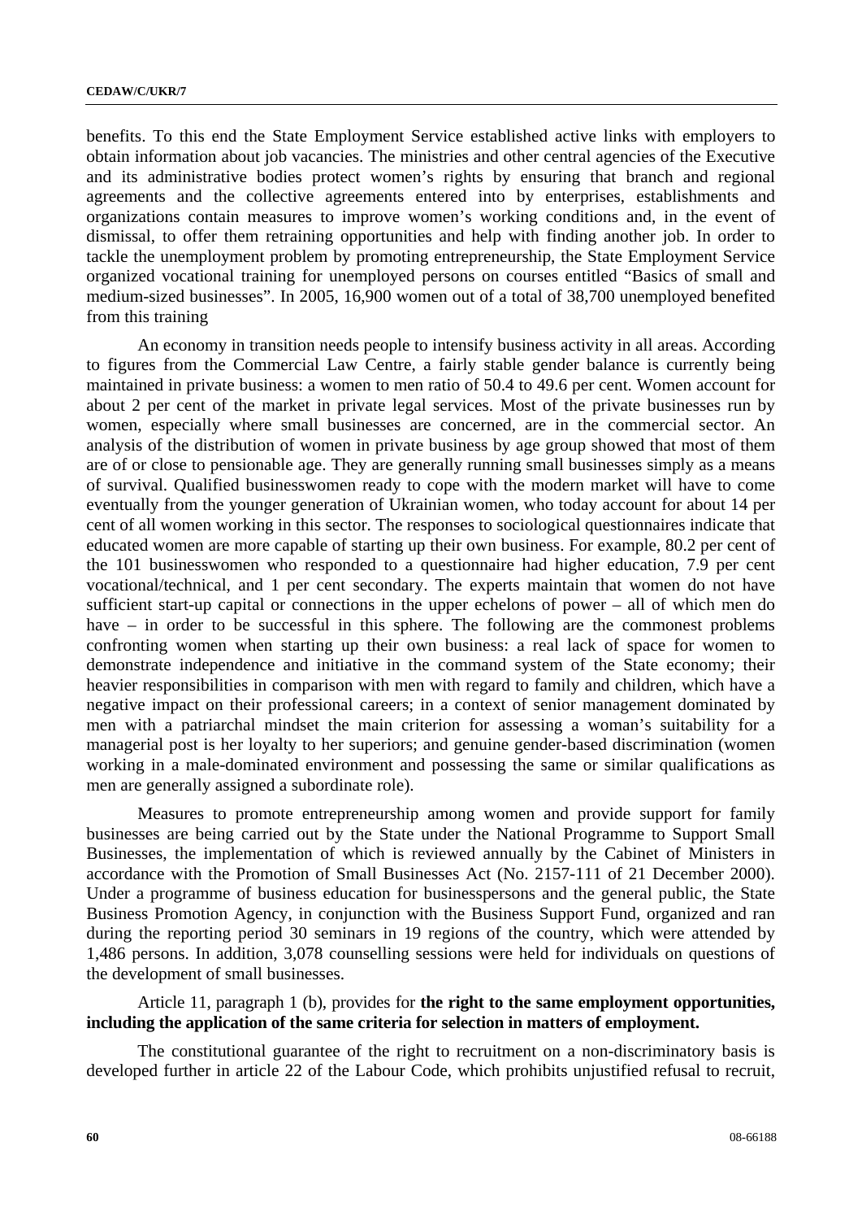benefits. To this end the State Employment Service established active links with employers to obtain information about job vacancies. The ministries and other central agencies of the Executive and its administrative bodies protect women's rights by ensuring that branch and regional agreements and the collective agreements entered into by enterprises, establishments and organizations contain measures to improve women's working conditions and, in the event of dismissal, to offer them retraining opportunities and help with finding another job. In order to tackle the unemployment problem by promoting entrepreneurship, the State Employment Service organized vocational training for unemployed persons on courses entitled "Basics of small and medium-sized businesses". In 2005, 16,900 women out of a total of 38,700 unemployed benefited from this training

An economy in transition needs people to intensify business activity in all areas. According to figures from the Commercial Law Centre, a fairly stable gender balance is currently being maintained in private business: a women to men ratio of 50.4 to 49.6 per cent. Women account for about 2 per cent of the market in private legal services. Most of the private businesses run by women, especially where small businesses are concerned, are in the commercial sector. An analysis of the distribution of women in private business by age group showed that most of them are of or close to pensionable age. They are generally running small businesses simply as a means of survival. Qualified businesswomen ready to cope with the modern market will have to come eventually from the younger generation of Ukrainian women, who today account for about 14 per cent of all women working in this sector. The responses to sociological questionnaires indicate that educated women are more capable of starting up their own business. For example, 80.2 per cent of the 101 businesswomen who responded to a questionnaire had higher education, 7.9 per cent vocational/technical, and 1 per cent secondary. The experts maintain that women do not have sufficient start-up capital or connections in the upper echelons of power – all of which men do have – in order to be successful in this sphere. The following are the commonest problems confronting women when starting up their own business: a real lack of space for women to demonstrate independence and initiative in the command system of the State economy; their heavier responsibilities in comparison with men with regard to family and children, which have a negative impact on their professional careers; in a context of senior management dominated by men with a patriarchal mindset the main criterion for assessing a woman's suitability for a managerial post is her loyalty to her superiors; and genuine gender-based discrimination (women working in a male-dominated environment and possessing the same or similar qualifications as men are generally assigned a subordinate role).

Measures to promote entrepreneurship among women and provide support for family businesses are being carried out by the State under the National Programme to Support Small Businesses, the implementation of which is reviewed annually by the Cabinet of Ministers in accordance with the Promotion of Small Businesses Act (No. 2157-111 of 21 December 2000). Under a programme of business education for businesspersons and the general public, the State Business Promotion Agency, in conjunction with the Business Support Fund, organized and ran during the reporting period 30 seminars in 19 regions of the country, which were attended by 1,486 persons. In addition, 3,078 counselling sessions were held for individuals on questions of the development of small businesses.

Article 11, paragraph 1 (b), provides for **the right to the same employment opportunities, including the application of the same criteria for selection in matters of employment.**

The constitutional guarantee of the right to recruitment on a non-discriminatory basis is developed further in article 22 of the Labour Code, which prohibits unjustified refusal to recruit,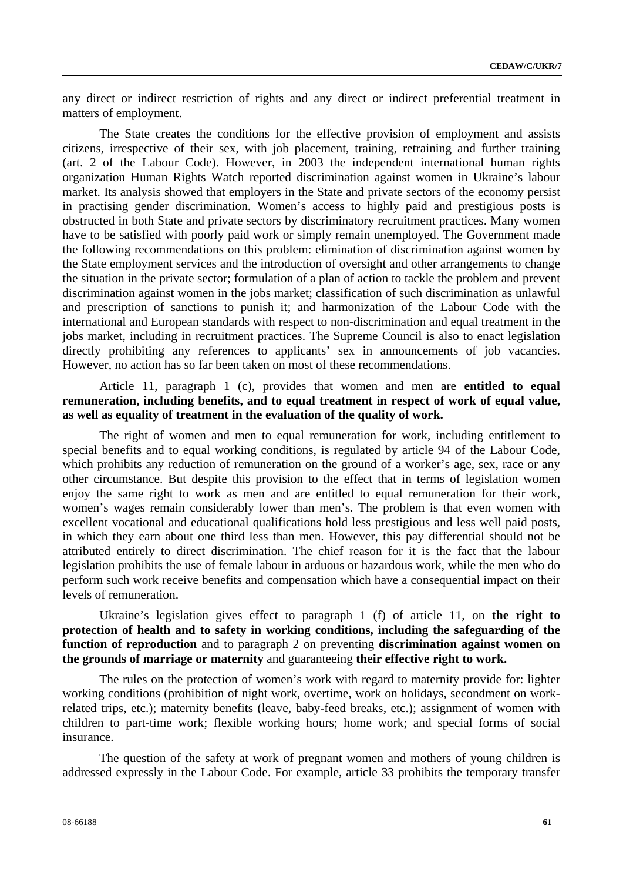any direct or indirect restriction of rights and any direct or indirect preferential treatment in matters of employment.

The State creates the conditions for the effective provision of employment and assists citizens, irrespective of their sex, with job placement, training, retraining and further training (art. 2 of the Labour Code). However, in 2003 the independent international human rights organization Human Rights Watch reported discrimination against women in Ukraine's labour market. Its analysis showed that employers in the State and private sectors of the economy persist in practising gender discrimination. Women's access to highly paid and prestigious posts is obstructed in both State and private sectors by discriminatory recruitment practices. Many women have to be satisfied with poorly paid work or simply remain unemployed. The Government made the following recommendations on this problem: elimination of discrimination against women by the State employment services and the introduction of oversight and other arrangements to change the situation in the private sector; formulation of a plan of action to tackle the problem and prevent discrimination against women in the jobs market; classification of such discrimination as unlawful and prescription of sanctions to punish it; and harmonization of the Labour Code with the international and European standards with respect to non-discrimination and equal treatment in the jobs market, including in recruitment practices. The Supreme Council is also to enact legislation directly prohibiting any references to applicants' sex in announcements of job vacancies. However, no action has so far been taken on most of these recommendations.

Article 11, paragraph 1 (c), provides that women and men are **entitled to equal remuneration, including benefits, and to equal treatment in respect of work of equal value, as well as equality of treatment in the evaluation of the quality of work.**

The right of women and men to equal remuneration for work, including entitlement to special benefits and to equal working conditions, is regulated by article 94 of the Labour Code, which prohibits any reduction of remuneration on the ground of a worker's age, sex, race or any other circumstance. But despite this provision to the effect that in terms of legislation women enjoy the same right to work as men and are entitled to equal remuneration for their work, women's wages remain considerably lower than men's. The problem is that even women with excellent vocational and educational qualifications hold less prestigious and less well paid posts, in which they earn about one third less than men. However, this pay differential should not be attributed entirely to direct discrimination. The chief reason for it is the fact that the labour legislation prohibits the use of female labour in arduous or hazardous work, while the men who do perform such work receive benefits and compensation which have a consequential impact on their levels of remuneration.

Ukraine's legislation gives effect to paragraph 1 (f) of article 11, on **the right to protection of health and to safety in working conditions, including the safeguarding of the function of reproduction** and to paragraph 2 on preventing **discrimination against women on the grounds of marriage or maternity** and guaranteeing **their effective right to work.**

The rules on the protection of women's work with regard to maternity provide for: lighter working conditions (prohibition of night work, overtime, work on holidays, secondment on work-related trips, etc.); maternity benefits (leave, baby-feed breaks, etc.); assignment of women with children to part-time work; flexible working hours; home work; and special forms of social insurance.

The question of the safety at work of pregnant women and mothers of young children is addressed expressly in the Labour Code. For example, article 33 prohibits the temporary transfer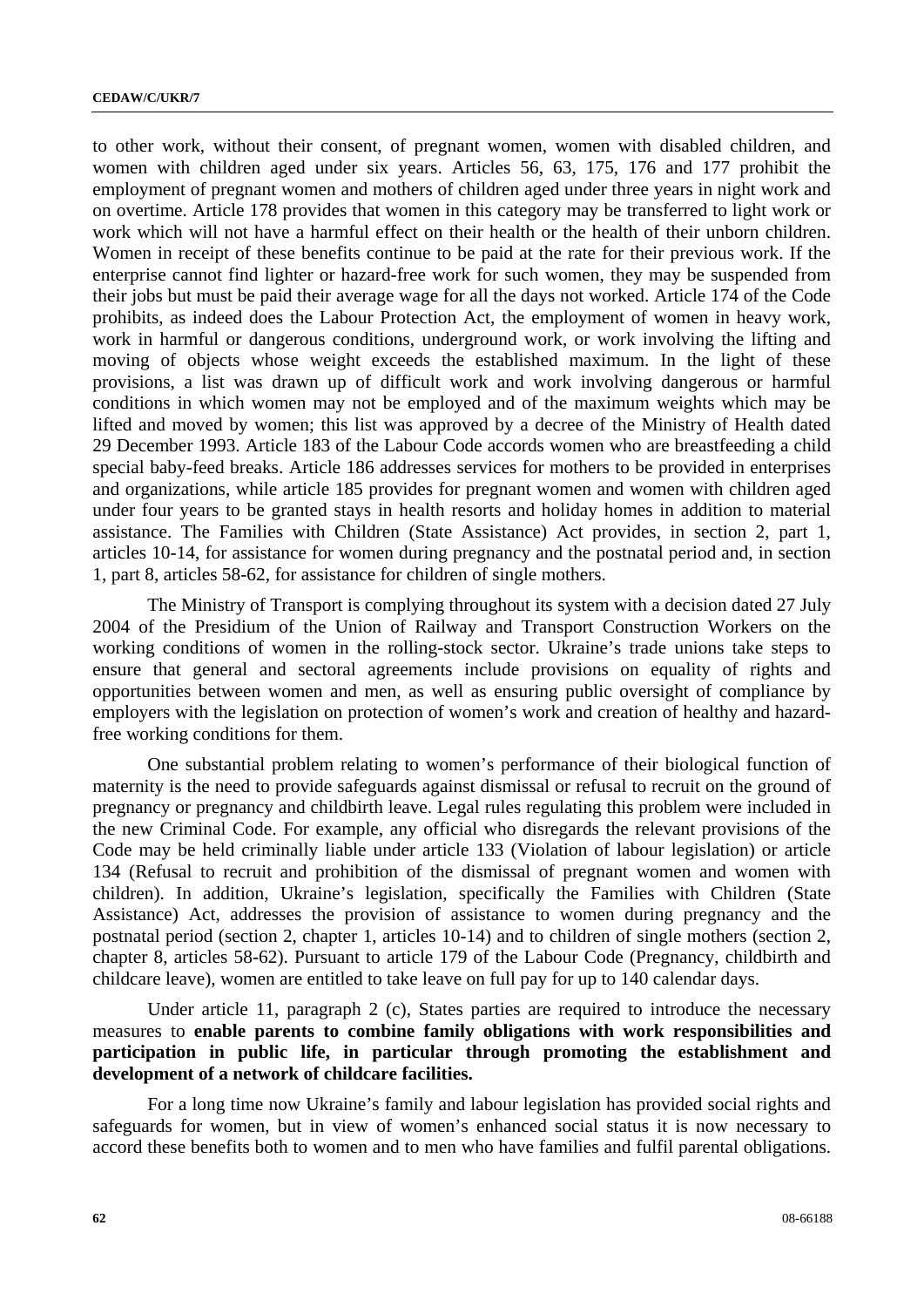to other work, without their consent, of pregnant women, women with disabled children, and women with children aged under six years. Articles 56, 63, 175, 176 and 177 prohibit the employment of pregnant women and mothers of children aged under three years in night work and on overtime. Article 178 provides that women in this category may be transferred to light work or work which will not have a harmful effect on their health or the health of their unborn children. Women in receipt of these benefits continue to be paid at the rate for their previous work. If the enterprise cannot find lighter or hazard-free work for such women, they may be suspended from their jobs but must be paid their average wage for all the days not worked. Article 174 of the Code prohibits, as indeed does the Labour Protection Act, the employment of women in heavy work, work in harmful or dangerous conditions, underground work, or work involving the lifting and moving of objects whose weight exceeds the established maximum. In the light of these provisions, a list was drawn up of difficult work and work involving dangerous or harmful conditions in which women may not be employed and of the maximum weights which may be lifted and moved by women; this list was approved by a decree of the Ministry of Health dated 29 December 1993. Article 183 of the Labour Code accords women who are breastfeeding a child special baby-feed breaks. Article 186 addresses services for mothers to be provided in enterprises and organizations, while article 185 provides for pregnant women and women with children aged under four years to be granted stays in health resorts and holiday homes in addition to material assistance. The Families with Children (State Assistance) Act provides, in section 2, part 1, articles 10-14, for assistance for women during pregnancy and the postnatal period and, in section 1, part 8, articles 58-62, for assistance for children of single mothers.

The Ministry of Transport is complying throughout its system with a decision dated 27 July 2004 of the Presidium of the Union of Railway and Transport Construction Workers on the working conditions of women in the rolling-stock sector. Ukraine's trade unions take steps to ensure that general and sectoral agreements include provisions on equality of rights and opportunities between women and men, as well as ensuring public oversight of compliance by employers with the legislation on protection of women's work and creation of healthy and hazard-free working conditions for them.

One substantial problem relating to women's performance of their biological function of maternity is the need to provide safeguards against dismissal or refusal to recruit on the ground of pregnancy or pregnancy and childbirth leave. Legal rules regulating this problem were included in the new Criminal Code. For example, any official who disregards the relevant provisions of the Code may be held criminally liable under article 133 (Violation of labour legislation) or article 134 (Refusal to recruit and prohibition of the dismissal of pregnant women and women with children). In addition, Ukraine's legislation, specifically the Families with Children (State Assistance) Act, addresses the provision of assistance to women during pregnancy and the postnatal period (section 2, chapter 1, articles 10-14) and to children of single mothers (section 2, chapter 8, articles 58-62). Pursuant to article 179 of the Labour Code (Pregnancy, childbirth and childcare leave), women are entitled to take leave on full pay for up to 140 calendar days.

Under article 11, paragraph 2 (c), States parties are required to introduce the necessary measures to **enable parents to combine family obligations with work responsibilities and participation in public life, in particular through promoting the establishment and development of a network of childcare facilities.**

For a long time now Ukraine's family and labour legislation has provided social rights and safeguards for women, but in view of women's enhanced social status it is now necessary to accord these benefits both to women and to men who have families and fulfil parental obligations.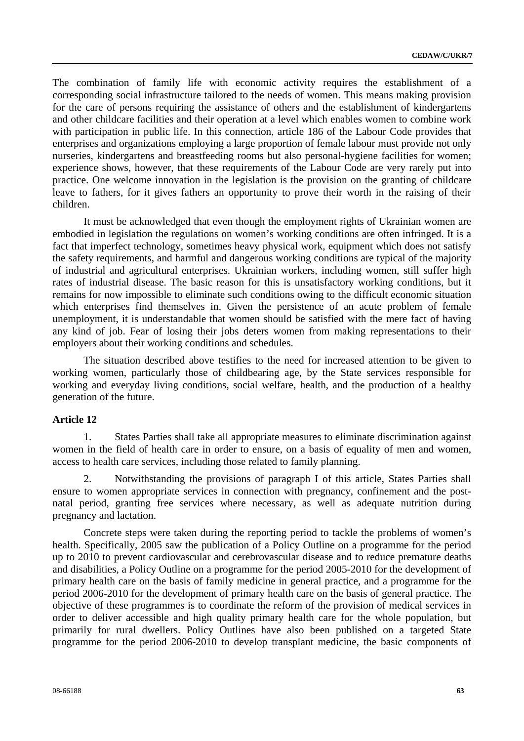The combination of family life with economic activity requires the establishment of a corresponding social infrastructure tailored to the needs of women. This means making provision for the care of persons requiring the assistance of others and the establishment of kindergartens and other childcare facilities and their operation at a level which enables women to combine work with participation in public life. In this connection, article 186 of the Labour Code provides that enterprises and organizations employing a large proportion of female labour must provide not only nurseries, kindergartens and breastfeeding rooms but also personal-hygiene facilities for women; experience shows, however, that these requirements of the Labour Code are very rarely put into practice. One welcome innovation in the legislation is the provision on the granting of childcare leave to fathers, for it gives fathers an opportunity to prove their worth in the raising of their children.

It must be acknowledged that even though the employment rights of Ukrainian women are embodied in legislation the regulations on women's working conditions are often infringed. It is a fact that imperfect technology, sometimes heavy physical work, equipment which does not satisfy the safety requirements, and harmful and dangerous working conditions are typical of the majority of industrial and agricultural enterprises. Ukrainian workers, including women, still suffer high rates of industrial disease. The basic reason for this is unsatisfactory working conditions, but it remains for now impossible to eliminate such conditions owing to the difficult economic situation which enterprises find themselves in. Given the persistence of an acute problem of female unemployment, it is understandable that women should be satisfied with the mere fact of having any kind of job. Fear of losing their jobs deters women from making representations to their employers about their working conditions and schedules.

The situation described above testifies to the need for increased attention to be given to working women, particularly those of childbearing age, by the State services responsible for working and everyday living conditions, social welfare, health, and the production of a healthy generation of the future.

**Article 12**

1. States Parties shall take all appropriate measures to eliminate discrimination against women in the field of health care in order to ensure, on a basis of equality of men and women, access to health care services, including those related to family planning.

2. Notwithstanding the provisions of paragraph I of this article, States Parties shall ensure to women appropriate services in connection with pregnancy, confinement and the post-natal period, granting free services where necessary, as well as adequate nutrition during pregnancy and lactation.

Concrete steps were taken during the reporting period to tackle the problems of women's health. Specifically, 2005 saw the publication of a Policy Outline on a programme for the period up to 2010 to prevent cardiovascular and cerebrovascular disease and to reduce premature deaths and disabilities, a Policy Outline on a programme for the period 2005-2010 for the development of primary health care on the basis of family medicine in general practice, and a programme for the period 2006-2010 for the development of primary health care on the basis of general practice. The objective of these programmes is to coordinate the reform of the provision of medical services in order to deliver accessible and high quality primary health care for the whole population, but primarily for rural dwellers. Policy Outlines have also been published on a targeted State programme for the period 2006-2010 to develop transplant medicine, the basic components of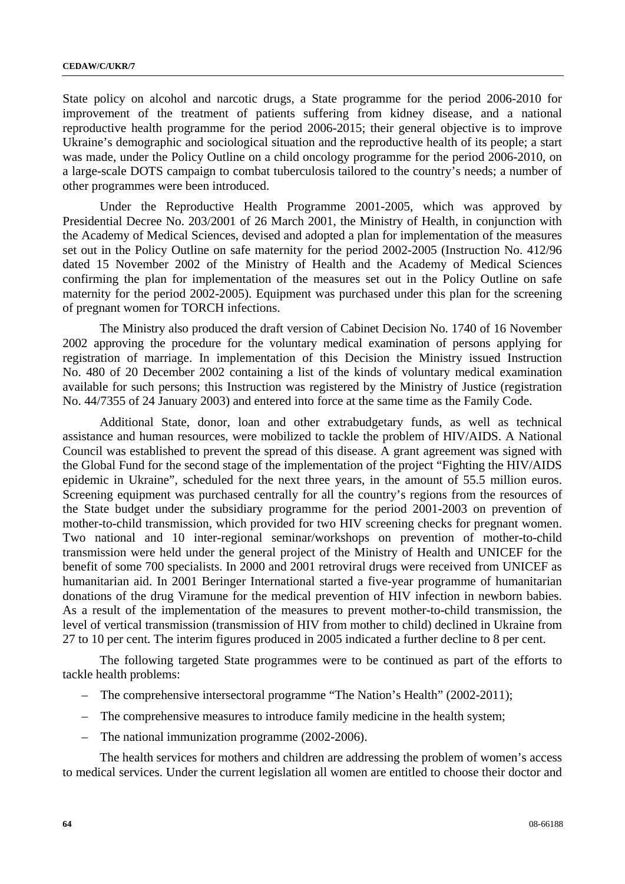State policy on alcohol and narcotic drugs, a State programme for the period 2006-2010 for improvement of the treatment of patients suffering from kidney disease, and a national reproductive health programme for the period 2006-2015; their general objective is to improve Ukraine's demographic and sociological situation and the reproductive health of its people; a start was made, under the Policy Outline on a child oncology programme for the period 2006-2010, on a large-scale DOTS campaign to combat tuberculosis tailored to the country's needs; a number of other programmes were been introduced.

Under the Reproductive Health Programme 2001-2005, which was approved by Presidential Decree No. 203/2001 of 26 March 2001, the Ministry of Health, in conjunction with the Academy of Medical Sciences, devised and adopted a plan for implementation of the measures set out in the Policy Outline on safe maternity for the period 2002-2005 (Instruction No. 412/96 dated 15 November 2002 of the Ministry of Health and the Academy of Medical Sciences confirming the plan for implementation of the measures set out in the Policy Outline on safe maternity for the period 2002-2005). Equipment was purchased under this plan for the screening of pregnant women for TORCH infections.

The Ministry also produced the draft version of Cabinet Decision No. 1740 of 16 November 2002 approving the procedure for the voluntary medical examination of persons applying for registration of marriage. In implementation of this Decision the Ministry issued Instruction No. 480 of 20 December 2002 containing a list of the kinds of voluntary medical examination available for such persons; this Instruction was registered by the Ministry of Justice (registration No. 44/7355 of 24 January 2003) and entered into force at the same time as the Family Code.

Additional State, donor, loan and other extrabudgetary funds, as well as technical assistance and human resources, were mobilized to tackle the problem of HIV/AIDS. A National Council was established to prevent the spread of this disease. A grant agreement was signed with the Global Fund for the second stage of the implementation of the project "Fighting the HIV/AIDS epidemic in Ukraine", scheduled for the next three years, in the amount of 55.5 million euros. Screening equipment was purchased centrally for all the country's regions from the resources of the State budget under the subsidiary programme for the period 2001-2003 on prevention of mother-to-child transmission, which provided for two HIV screening checks for pregnant women. Two national and 10 inter-regional seminar/workshops on prevention of mother-to-child transmission were held under the general project of the Ministry of Health and UNICEF for the benefit of some 700 specialists. In 2000 and 2001 retroviral drugs were received from UNICEF as humanitarian aid. In 2001 Beringer International started a five-year programme of humanitarian donations of the drug Viramune for the medical prevention of HIV infection in newborn babies. As a result of the implementation of the measures to prevent mother-to-child transmission, the level of vertical transmission (transmission of HIV from mother to child) declined in Ukraine from 27 to 10 per cent. The interim figures produced in 2005 indicated a further decline to 8 per cent.

The following targeted State programmes were to be continued as part of the efforts to tackle health problems:

– The comprehensive intersectoral programme "The Nation's Health" (2002-2011);

– The comprehensive measures to introduce family medicine in the health system;

– The national immunization programme (2002-2006).

The health services for mothers and children are addressing the problem of women's access to medical services. Under the current legislation all women are entitled to choose their doctor and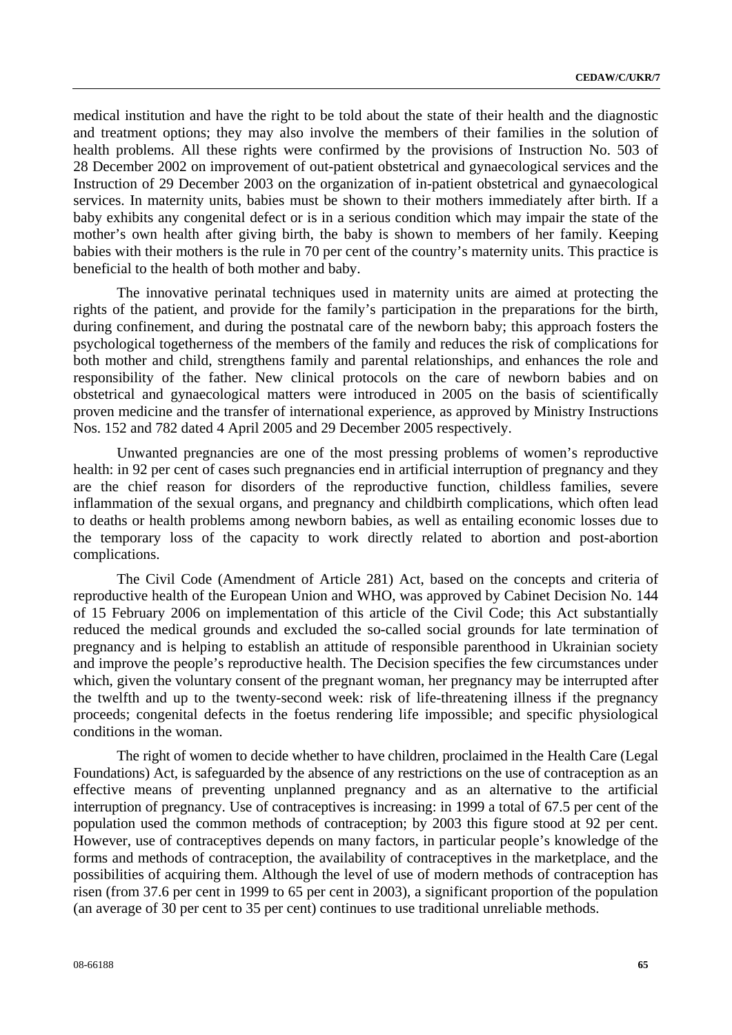medical institution and have the right to be told about the state of their health and the diagnostic and treatment options; they may also involve the members of their families in the solution of health problems. All these rights were confirmed by the provisions of Instruction No. 503 of 28 December 2002 on improvement of out-patient obstetrical and gynaecological services and the Instruction of 29 December 2003 on the organization of in-patient obstetrical and gynaecological services. In maternity units, babies must be shown to their mothers immediately after birth. If a baby exhibits any congenital defect or is in a serious condition which may impair the state of the mother's own health after giving birth, the baby is shown to members of her family. Keeping babies with their mothers is the rule in 70 per cent of the country's maternity units. This practice is beneficial to the health of both mother and baby.

The innovative perinatal techniques used in maternity units are aimed at protecting the rights of the patient, and provide for the family's participation in the preparations for the birth, during confinement, and during the postnatal care of the newborn baby; this approach fosters the psychological togetherness of the members of the family and reduces the risk of complications for both mother and child, strengthens family and parental relationships, and enhances the role and responsibility of the father. New clinical protocols on the care of newborn babies and on obstetrical and gynaecological matters were introduced in 2005 on the basis of scientifically proven medicine and the transfer of international experience, as approved by Ministry Instructions Nos. 152 and 782 dated 4 April 2005 and 29 December 2005 respectively.

Unwanted pregnancies are one of the most pressing problems of women's reproductive health: in 92 per cent of cases such pregnancies end in artificial interruption of pregnancy and they are the chief reason for disorders of the reproductive function, childless families, severe inflammation of the sexual organs, and pregnancy and childbirth complications, which often lead to deaths or health problems among newborn babies, as well as entailing economic losses due to the temporary loss of the capacity to work directly related to abortion and post-abortion complications.

The Civil Code (Amendment of Article 281) Act, based on the concepts and criteria of reproductive health of the European Union and WHO, was approved by Cabinet Decision No. 144 of 15 February 2006 on implementation of this article of the Civil Code; this Act substantially reduced the medical grounds and excluded the so-called social grounds for late termination of pregnancy and is helping to establish an attitude of responsible parenthood in Ukrainian society and improve the people's reproductive health. The Decision specifies the few circumstances under which, given the voluntary consent of the pregnant woman, her pregnancy may be interrupted after the twelfth and up to the twenty-second week: risk of life-threatening illness if the pregnancy proceeds; congenital defects in the foetus rendering life impossible; and specific physiological conditions in the woman.

The right of women to decide whether to have children, proclaimed in the Health Care (Legal Foundations) Act, is safeguarded by the absence of any restrictions on the use of contraception as an effective means of preventing unplanned pregnancy and as an alternative to the artificial interruption of pregnancy. Use of contraceptives is increasing: in 1999 a total of 67.5 per cent of the population used the common methods of contraception; by 2003 this figure stood at 92 per cent. However, use of contraceptives depends on many factors, in particular people's knowledge of the forms and methods of contraception, the availability of contraceptives in the marketplace, and the possibilities of acquiring them. Although the level of use of modern methods of contraception has risen (from 37.6 per cent in 1999 to 65 per cent in 2003), a significant proportion of the population (an average of 30 per cent to 35 per cent) continues to use traditional unreliable methods.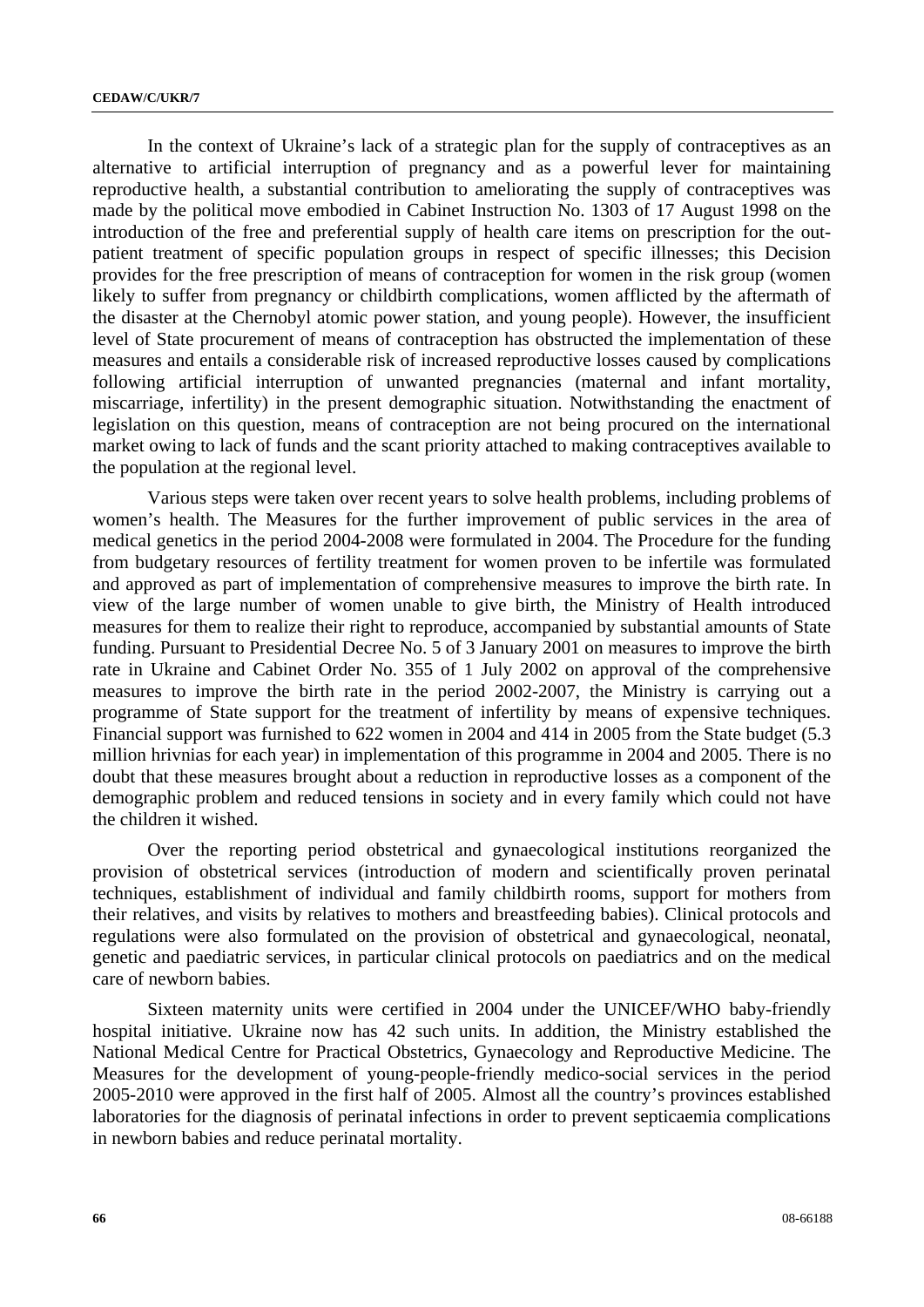In the context of Ukraine's lack of a strategic plan for the supply of contraceptives as an alternative to artificial interruption of pregnancy and as a powerful lever for maintaining reproductive health, a substantial contribution to ameliorating the supply of contraceptives was made by the political move embodied in Cabinet Instruction No. 1303 of 17 August 1998 on the introduction of the free and preferential supply of health care items on prescription for the out-patient treatment of specific population groups in respect of specific illnesses; this Decision provides for the free prescription of means of contraception for women in the risk group (women likely to suffer from pregnancy or childbirth complications, women afflicted by the aftermath of the disaster at the Chernobyl atomic power station, and young people). However, the insufficient level of State procurement of means of contraception has obstructed the implementation of these measures and entails a considerable risk of increased reproductive losses caused by complications following artificial interruption of unwanted pregnancies (maternal and infant mortality, miscarriage, infertility) in the present demographic situation. Notwithstanding the enactment of legislation on this question, means of contraception are not being procured on the international market owing to lack of funds and the scant priority attached to making contraceptives available to the population at the regional level.

Various steps were taken over recent years to solve health problems, including problems of women's health. The Measures for the further improvement of public services in the area of medical genetics in the period 2004-2008 were formulated in 2004. The Procedure for the funding from budgetary resources of fertility treatment for women proven to be infertile was formulated and approved as part of implementation of comprehensive measures to improve the birth rate. In view of the large number of women unable to give birth, the Ministry of Health introduced measures for them to realize their right to reproduce, accompanied by substantial amounts of State funding. Pursuant to Presidential Decree No. 5 of 3 January 2001 on measures to improve the birth rate in Ukraine and Cabinet Order No. 355 of 1 July 2002 on approval of the comprehensive measures to improve the birth rate in the period 2002-2007, the Ministry is carrying out a programme of State support for the treatment of infertility by means of expensive techniques. Financial support was furnished to 622 women in 2004 and 414 in 2005 from the State budget (5.3 million hrivnias for each year) in implementation of this programme in 2004 and 2005. There is no doubt that these measures brought about a reduction in reproductive losses as a component of the demographic problem and reduced tensions in society and in every family which could not have the children it wished.

Over the reporting period obstetrical and gynaecological institutions reorganized the provision of obstetrical services (introduction of modern and scientifically proven perinatal techniques, establishment of individual and family childbirth rooms, support for mothers from their relatives, and visits by relatives to mothers and breastfeeding babies). Clinical protocols and regulations were also formulated on the provision of obstetrical and gynaecological, neonatal, genetic and paediatric services, in particular clinical protocols on paediatrics and on the medical care of newborn babies.

Sixteen maternity units were certified in 2004 under the UNICEF/WHO baby-friendly hospital initiative. Ukraine now has 42 such units. In addition, the Ministry established the National Medical Centre for Practical Obstetrics, Gynaecology and Reproductive Medicine. The Measures for the development of young-people-friendly medico-social services in the period 2005-2010 were approved in the first half of 2005. Almost all the country's provinces established laboratories for the diagnosis of perinatal infections in order to prevent septicaemia complications in newborn babies and reduce perinatal mortality.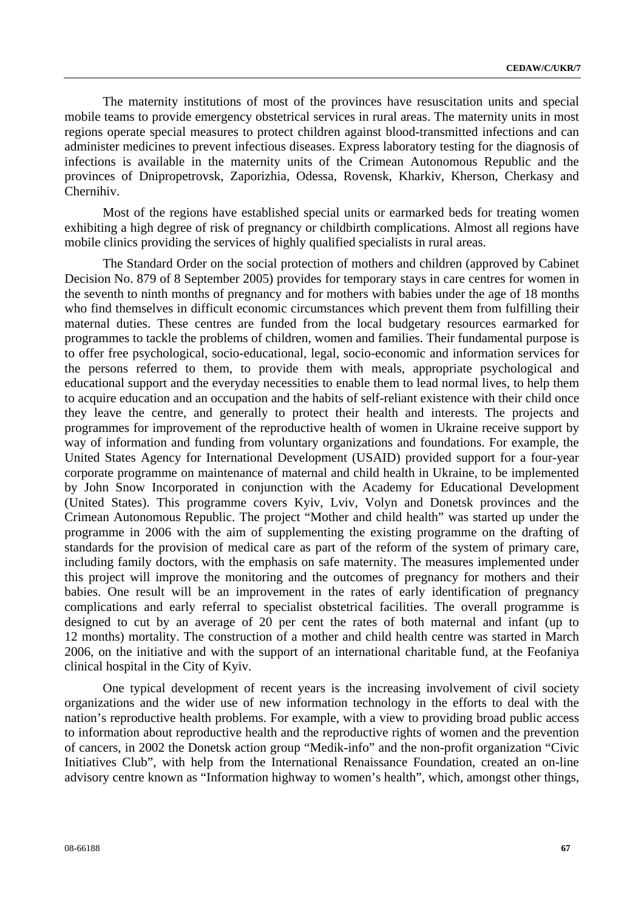The maternity institutions of most of the provinces have resuscitation units and special mobile teams to provide emergency obstetrical services in rural areas. The maternity units in most regions operate special measures to protect children against blood-transmitted infections and can administer medicines to prevent infectious diseases. Express laboratory testing for the diagnosis of infections is available in the maternity units of the Crimean Autonomous Republic and the provinces of Dnipropetrovsk, Zaporizhia, Odessa, Rovensk, Kharkiv, Kherson, Cherkasy and Chernihiv.

Most of the regions have established special units or earmarked beds for treating women exhibiting a high degree of risk of pregnancy or childbirth complications. Almost all regions have mobile clinics providing the services of highly qualified specialists in rural areas.

The Standard Order on the social protection of mothers and children (approved by Cabinet Decision No. 879 of 8 September 2005) provides for temporary stays in care centres for women in the seventh to ninth months of pregnancy and for mothers with babies under the age of 18 months who find themselves in difficult economic circumstances which prevent them from fulfilling their maternal duties. These centres are funded from the local budgetary resources earmarked for programmes to tackle the problems of children, women and families. Their fundamental purpose is to offer free psychological, socio-educational, legal, socio-economic and information services for the persons referred to them, to provide them with meals, appropriate psychological and educational support and the everyday necessities to enable them to lead normal lives, to help them to acquire education and an occupation and the habits of self-reliant existence with their child once they leave the centre, and generally to protect their health and interests. The projects and programmes for improvement of the reproductive health of women in Ukraine receive support by way of information and funding from voluntary organizations and foundations. For example, the United States Agency for International Development (USAID) provided support for a four-year corporate programme on maintenance of maternal and child health in Ukraine, to be implemented by John Snow Incorporated in conjunction with the Academy for Educational Development (United States). This programme covers Kyiv, Lviv, Volyn and Donetsk provinces and the Crimean Autonomous Republic. The project "Mother and child health" was started up under the programme in 2006 with the aim of supplementing the existing programme on the drafting of standards for the provision of medical care as part of the reform of the system of primary care, including family doctors, with the emphasis on safe maternity. The measures implemented under this project will improve the monitoring and the outcomes of pregnancy for mothers and their babies. One result will be an improvement in the rates of early identification of pregnancy complications and early referral to specialist obstetrical facilities. The overall programme is designed to cut by an average of 20 per cent the rates of both maternal and infant (up to 12 months) mortality. The construction of a mother and child health centre was started in March 2006, on the initiative and with the support of an international charitable fund, at the Feofaniya clinical hospital in the City of Kyiv.

One typical development of recent years is the increasing involvement of civil society organizations and the wider use of new information technology in the efforts to deal with the nation's reproductive health problems. For example, with a view to providing broad public access to information about reproductive health and the reproductive rights of women and the prevention of cancers, in 2002 the Donetsk action group "Medik-info" and the non-profit organization "Civic Initiatives Club", with help from the International Renaissance Foundation, created an on-line advisory centre known as "Information highway to women's health", which, amongst other things,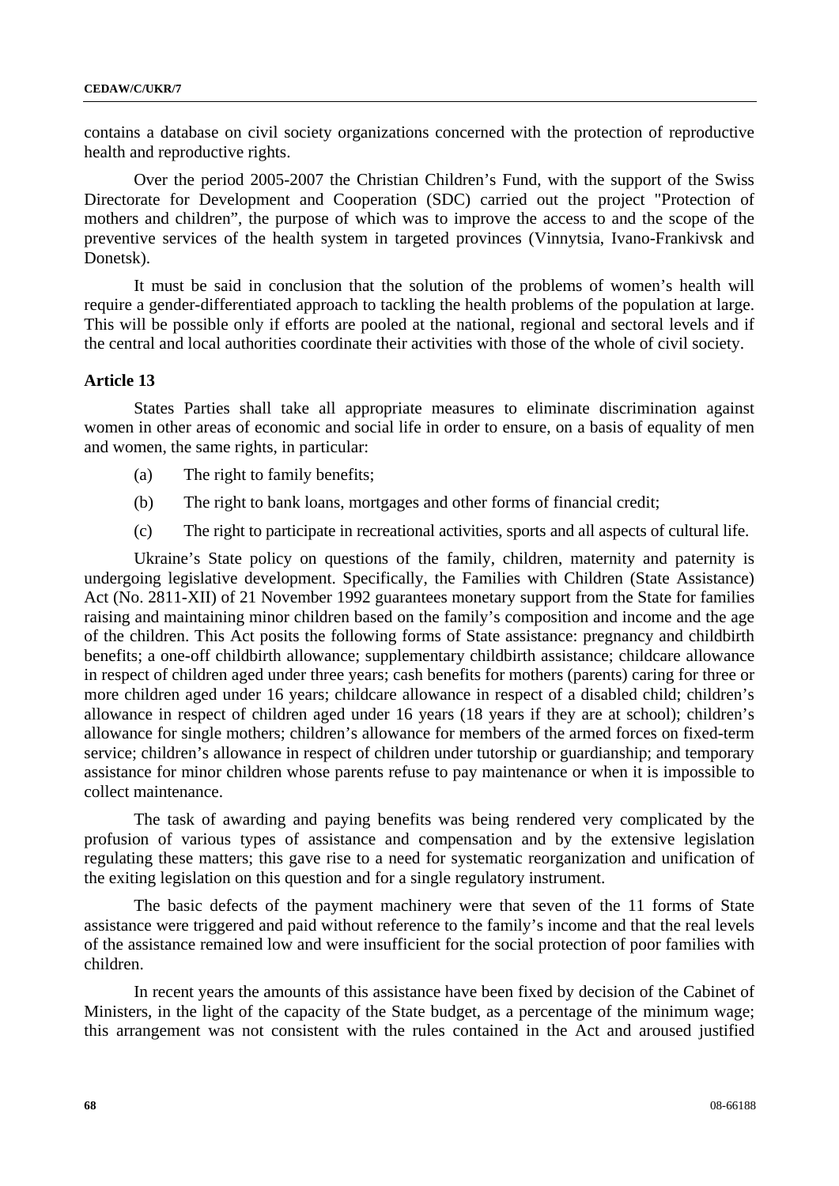contains a database on civil society organizations concerned with the protection of reproductive health and reproductive rights.

Over the period 2005-2007 the Christian Children's Fund, with the support of the Swiss Directorate for Development and Cooperation (SDC) carried out the project "Protection of mothers and children", the purpose of which was to improve the access to and the scope of the preventive services of the health system in targeted provinces (Vinnytsia, Ivano-Frankivsk and Donetsk).

It must be said in conclusion that the solution of the problems of women's health will require a gender-differentiated approach to tackling the health problems of the population at large. This will be possible only if efforts are pooled at the national, regional and sectoral levels and if the central and local authorities coordinate their activities with those of the whole of civil society.

**Article 13**

States Parties shall take all appropriate measures to eliminate discrimination against women in other areas of economic and social life in order to ensure, on a basis of equality of men and women, the same rights, in particular:

(a) The right to family benefits;

(b) The right to bank loans, mortgages and other forms of financial credit;

(c) The right to participate in recreational activities, sports and all aspects of cultural life.

Ukraine's State policy on questions of the family, children, maternity and paternity is undergoing legislative development. Specifically, the Families with Children (State Assistance) Act (No. 2811-XII) of 21 November 1992 guarantees monetary support from the State for families raising and maintaining minor children based on the family's composition and income and the age of the children. This Act posits the following forms of State assistance: pregnancy and childbirth benefits; a one-off childbirth allowance; supplementary childbirth assistance; childcare allowance in respect of children aged under three years; cash benefits for mothers (parents) caring for three or more children aged under 16 years; childcare allowance in respect of a disabled child; children's allowance in respect of children aged under 16 years (18 years if they are at school); children's allowance for single mothers; children's allowance for members of the armed forces on fixed-term service; children's allowance in respect of children under tutorship or guardianship; and temporary assistance for minor children whose parents refuse to pay maintenance or when it is impossible to collect maintenance.

The task of awarding and paying benefits was being rendered very complicated by the profusion of various types of assistance and compensation and by the extensive legislation regulating these matters; this gave rise to a need for systematic reorganization and unification of the exiting legislation on this question and for a single regulatory instrument.

The basic defects of the payment machinery were that seven of the 11 forms of State assistance were triggered and paid without reference to the family's income and that the real levels of the assistance remained low and were insufficient for the social protection of poor families with children.

In recent years the amounts of this assistance have been fixed by decision of the Cabinet of Ministers, in the light of the capacity of the State budget, as a percentage of the minimum wage; this arrangement was not consistent with the rules contained in the Act and aroused justified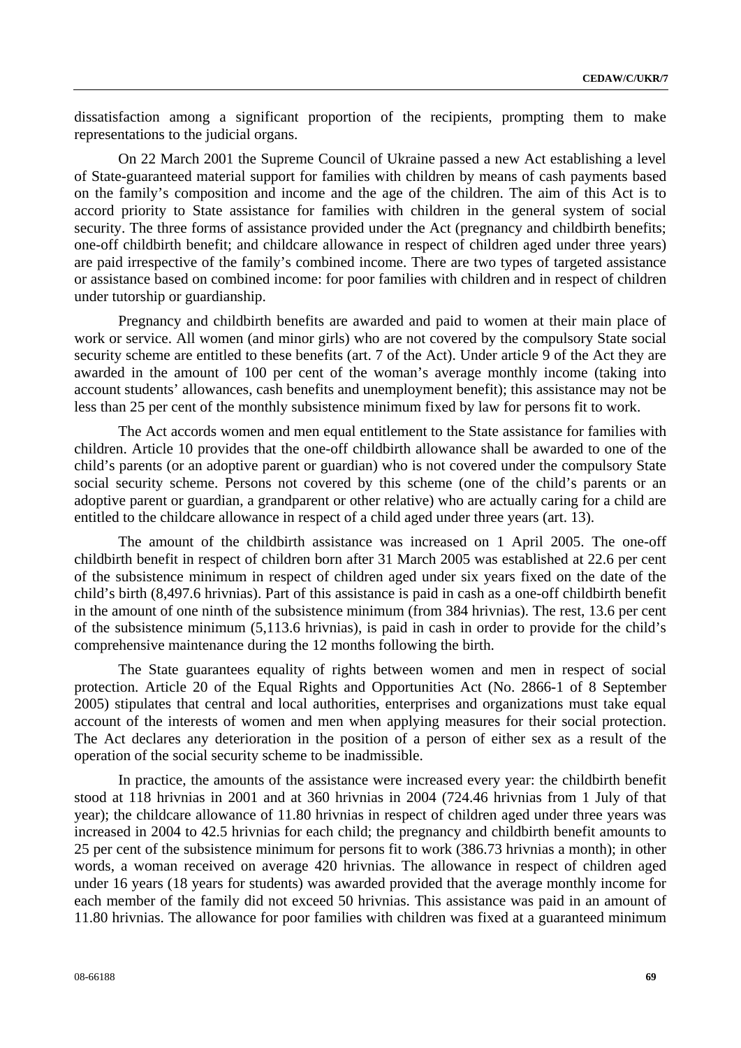dissatisfaction among a significant proportion of the recipients, prompting them to make representations to the judicial organs.

On 22 March 2001 the Supreme Council of Ukraine passed a new Act establishing a level of State-guaranteed material support for families with children by means of cash payments based on the family's composition and income and the age of the children. The aim of this Act is to accord priority to State assistance for families with children in the general system of social security. The three forms of assistance provided under the Act (pregnancy and childbirth benefits; one-off childbirth benefit; and childcare allowance in respect of children aged under three years) are paid irrespective of the family's combined income. There are two types of targeted assistance or assistance based on combined income: for poor families with children and in respect of children under tutorship or guardianship.

Pregnancy and childbirth benefits are awarded and paid to women at their main place of work or service. All women (and minor girls) who are not covered by the compulsory State social security scheme are entitled to these benefits (art. 7 of the Act). Under article 9 of the Act they are awarded in the amount of 100 per cent of the woman's average monthly income (taking into account students' allowances, cash benefits and unemployment benefit); this assistance may not be less than 25 per cent of the monthly subsistence minimum fixed by law for persons fit to work.

The Act accords women and men equal entitlement to the State assistance for families with children. Article 10 provides that the one-off childbirth allowance shall be awarded to one of the child's parents (or an adoptive parent or guardian) who is not covered under the compulsory State social security scheme. Persons not covered by this scheme (one of the child's parents or an adoptive parent or guardian, a grandparent or other relative) who are actually caring for a child are entitled to the childcare allowance in respect of a child aged under three years (art. 13).

The amount of the childbirth assistance was increased on 1 April 2005. The one-off childbirth benefit in respect of children born after 31 March 2005 was established at 22.6 per cent of the subsistence minimum in respect of children aged under six years fixed on the date of the child's birth (8,497.6 hrivnias). Part of this assistance is paid in cash as a one-off childbirth benefit in the amount of one ninth of the subsistence minimum (from 384 hrivnias). The rest, 13.6 per cent of the subsistence minimum (5,113.6 hrivnias), is paid in cash in order to provide for the child's comprehensive maintenance during the 12 months following the birth.

The State guarantees equality of rights between women and men in respect of social protection. Article 20 of the Equal Rights and Opportunities Act (No. 2866-1 of 8 September 2005) stipulates that central and local authorities, enterprises and organizations must take equal account of the interests of women and men when applying measures for their social protection. The Act declares any deterioration in the position of a person of either sex as a result of the operation of the social security scheme to be inadmissible.

In practice, the amounts of the assistance were increased every year: the childbirth benefit stood at 118 hrivnias in 2001 and at 360 hrivnias in 2004 (724.46 hrivnias from 1 July of that year); the childcare allowance of 11.80 hrivnias in respect of children aged under three years was increased in 2004 to 42.5 hrivnias for each child; the pregnancy and childbirth benefit amounts to 25 per cent of the subsistence minimum for persons fit to work (386.73 hrivnias a month); in other words, a woman received on average 420 hrivnias. The allowance in respect of children aged under 16 years (18 years for students) was awarded provided that the average monthly income for each member of the family did not exceed 50 hrivnias. This assistance was paid in an amount of 11.80 hrivnias. The allowance for poor families with children was fixed at a guaranteed minimum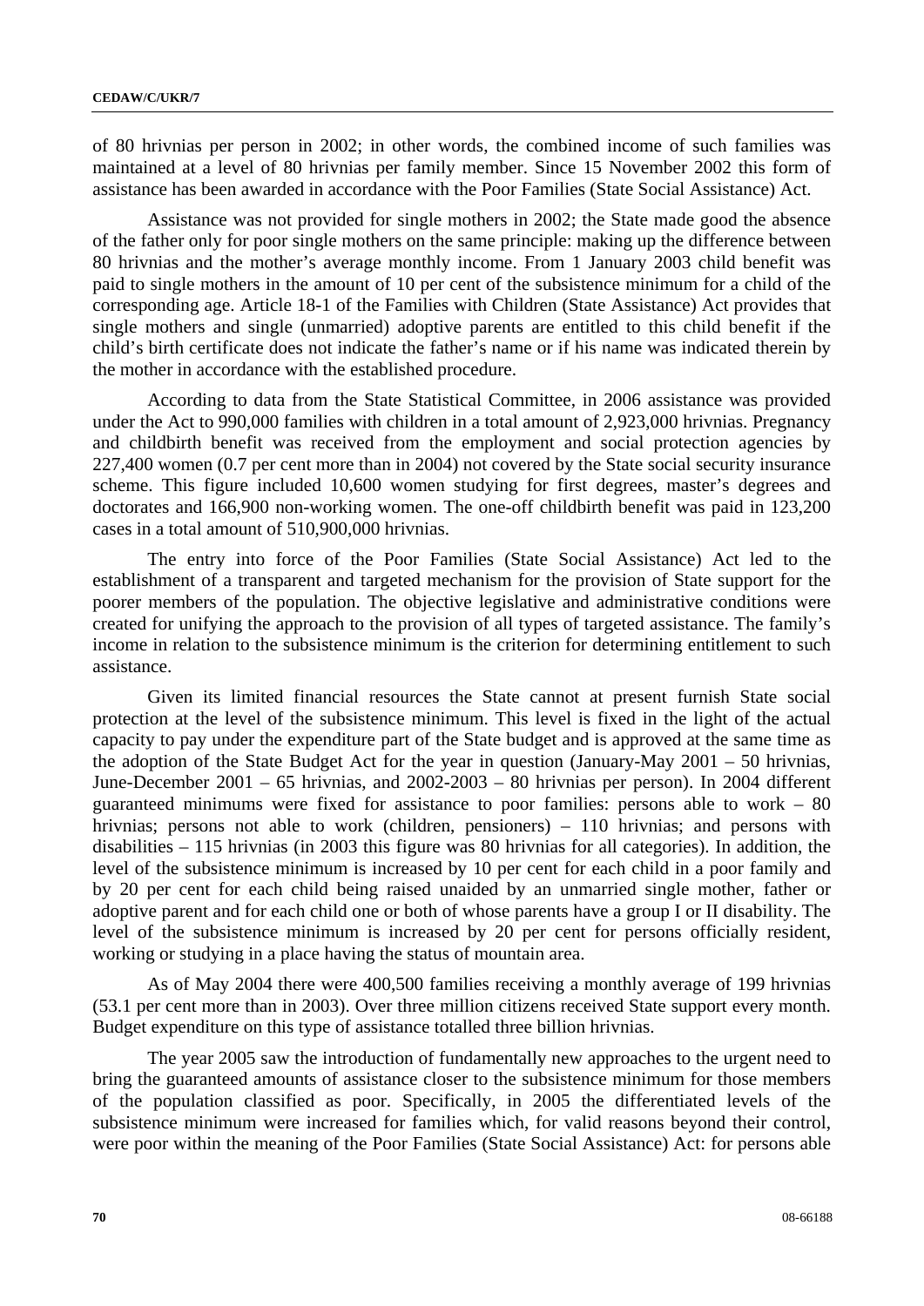of 80 hrivnias per person in 2002; in other words, the combined income of such families was maintained at a level of 80 hrivnias per family member. Since 15 November 2002 this form of assistance has been awarded in accordance with the Poor Families (State Social Assistance) Act.

Assistance was not provided for single mothers in 2002; the State made good the absence of the father only for poor single mothers on the same principle: making up the difference between 80 hrivnias and the mother's average monthly income. From 1 January 2003 child benefit was paid to single mothers in the amount of 10 per cent of the subsistence minimum for a child of the corresponding age. Article 18-1 of the Families with Children (State Assistance) Act provides that single mothers and single (unmarried) adoptive parents are entitled to this child benefit if the child's birth certificate does not indicate the father's name or if his name was indicated therein by the mother in accordance with the established procedure.

According to data from the State Statistical Committee, in 2006 assistance was provided under the Act to 990,000 families with children in a total amount of 2,923,000 hrivnias. Pregnancy and childbirth benefit was received from the employment and social protection agencies by 227,400 women (0.7 per cent more than in 2004) not covered by the State social security insurance scheme. This figure included 10,600 women studying for first degrees, master's degrees and doctorates and 166,900 non-working women. The one-off childbirth benefit was paid in 123,200 cases in a total amount of 510,900,000 hrivnias.

The entry into force of the Poor Families (State Social Assistance) Act led to the establishment of a transparent and targeted mechanism for the provision of State support for the poorer members of the population. The objective legislative and administrative conditions were created for unifying the approach to the provision of all types of targeted assistance. The family's income in relation to the subsistence minimum is the criterion for determining entitlement to such assistance.

Given its limited financial resources the State cannot at present furnish State social protection at the level of the subsistence minimum. This level is fixed in the light of the actual capacity to pay under the expenditure part of the State budget and is approved at the same time as the adoption of the State Budget Act for the year in question (January-May 2001 – 50 hrivnias, June-December 2001 – 65 hrivnias, and 2002-2003 – 80 hrivnias per person). In 2004 different guaranteed minimums were fixed for assistance to poor families: persons able to work – 80 hrivnias; persons not able to work (children, pensioners) – 110 hrivnias; and persons with disabilities – 115 hrivnias (in 2003 this figure was 80 hrivnias for all categories). In addition, the level of the subsistence minimum is increased by 10 per cent for each child in a poor family and by 20 per cent for each child being raised unaided by an unmarried single mother, father or adoptive parent and for each child one or both of whose parents have a group I or II disability. The level of the subsistence minimum is increased by 20 per cent for persons officially resident, working or studying in a place having the status of mountain area.

As of May 2004 there were 400,500 families receiving a monthly average of 199 hrivnias (53.1 per cent more than in 2003). Over three million citizens received State support every month. Budget expenditure on this type of assistance totalled three billion hrivnias.

The year 2005 saw the introduction of fundamentally new approaches to the urgent need to bring the guaranteed amounts of assistance closer to the subsistence minimum for those members of the population classified as poor. Specifically, in 2005 the differentiated levels of the subsistence minimum were increased for families which, for valid reasons beyond their control, were poor within the meaning of the Poor Families (State Social Assistance) Act: for persons able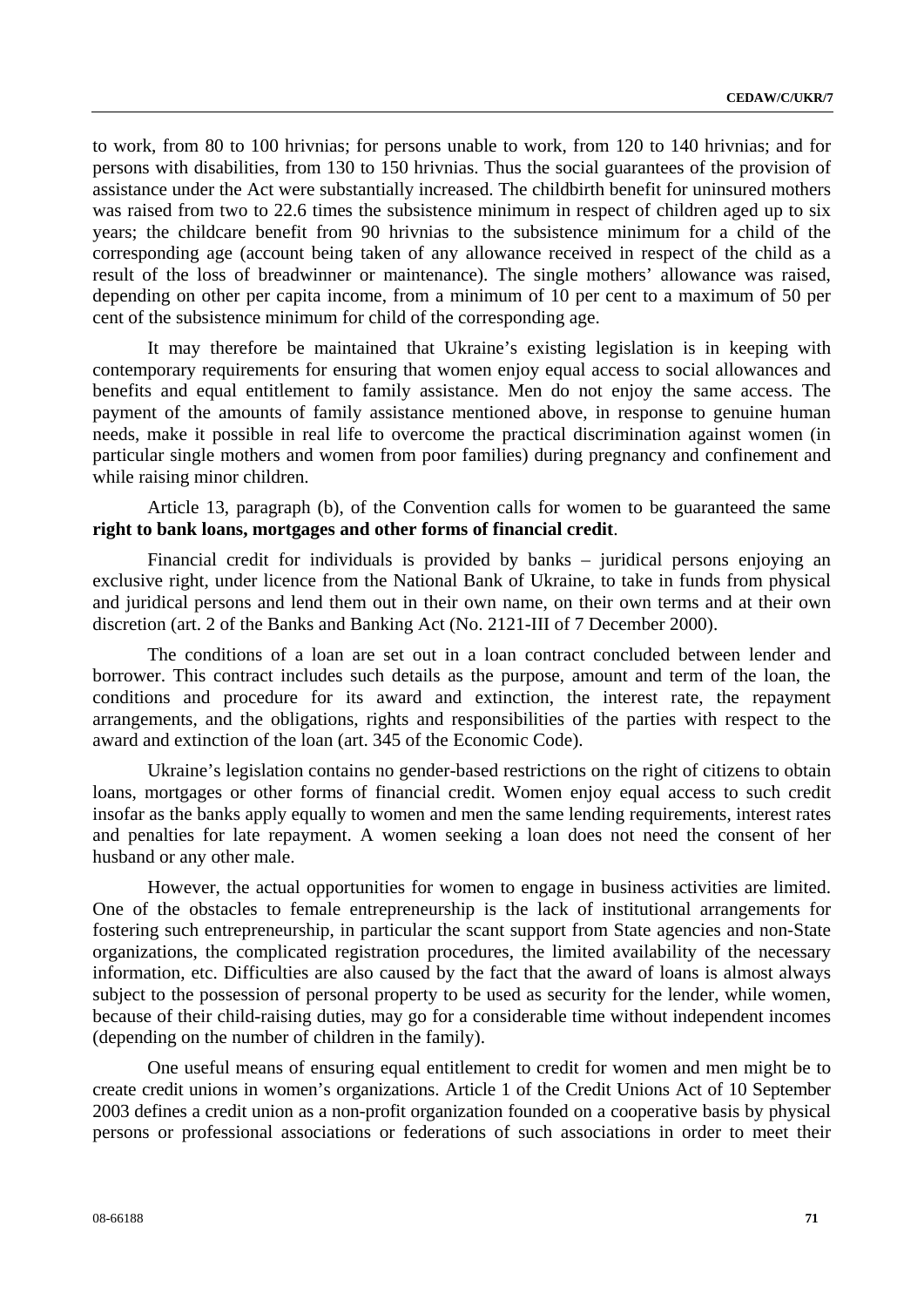to work, from 80 to 100 hrivnias; for persons unable to work, from 120 to 140 hrivnias; and for persons with disabilities, from 130 to 150 hrivnias. Thus the social guarantees of the provision of assistance under the Act were substantially increased. The childbirth benefit for uninsured mothers was raised from two to 22.6 times the subsistence minimum in respect of children aged up to six years; the childcare benefit from 90 hrivnias to the subsistence minimum for a child of the corresponding age (account being taken of any allowance received in respect of the child as a result of the loss of breadwinner or maintenance). The single mothers' allowance was raised, depending on other per capita income, from a minimum of 10 per cent to a maximum of 50 per cent of the subsistence minimum for child of the corresponding age.

It may therefore be maintained that Ukraine's existing legislation is in keeping with contemporary requirements for ensuring that women enjoy equal access to social allowances and benefits and equal entitlement to family assistance. Men do not enjoy the same access. The payment of the amounts of family assistance mentioned above, in response to genuine human needs, make it possible in real life to overcome the practical discrimination against women (in particular single mothers and women from poor families) during pregnancy and confinement and while raising minor children.

Article 13, paragraph (b), of the Convention calls for women to be guaranteed the same **right to bank loans, mortgages and other forms of financial credit**.

Financial credit for individuals is provided by banks – juridical persons enjoying an exclusive right, under licence from the National Bank of Ukraine, to take in funds from physical and juridical persons and lend them out in their own name, on their own terms and at their own discretion (art. 2 of the Banks and Banking Act (No. 2121-III of 7 December 2000).

The conditions of a loan are set out in a loan contract concluded between lender and borrower. This contract includes such details as the purpose, amount and term of the loan, the conditions and procedure for its award and extinction, the interest rate, the repayment arrangements, and the obligations, rights and responsibilities of the parties with respect to the award and extinction of the loan (art. 345 of the Economic Code).

Ukraine's legislation contains no gender-based restrictions on the right of citizens to obtain loans, mortgages or other forms of financial credit. Women enjoy equal access to such credit insofar as the banks apply equally to women and men the same lending requirements, interest rates and penalties for late repayment. A women seeking a loan does not need the consent of her husband or any other male.

However, the actual opportunities for women to engage in business activities are limited. One of the obstacles to female entrepreneurship is the lack of institutional arrangements for fostering such entrepreneurship, in particular the scant support from State agencies and non-State organizations, the complicated registration procedures, the limited availability of the necessary information, etc. Difficulties are also caused by the fact that the award of loans is almost always subject to the possession of personal property to be used as security for the lender, while women, because of their child-raising duties, may go for a considerable time without independent incomes (depending on the number of children in the family).

One useful means of ensuring equal entitlement to credit for women and men might be to create credit unions in women's organizations. Article 1 of the Credit Unions Act of 10 September 2003 defines a credit union as a non-profit organization founded on a cooperative basis by physical persons or professional associations or federations of such associations in order to meet their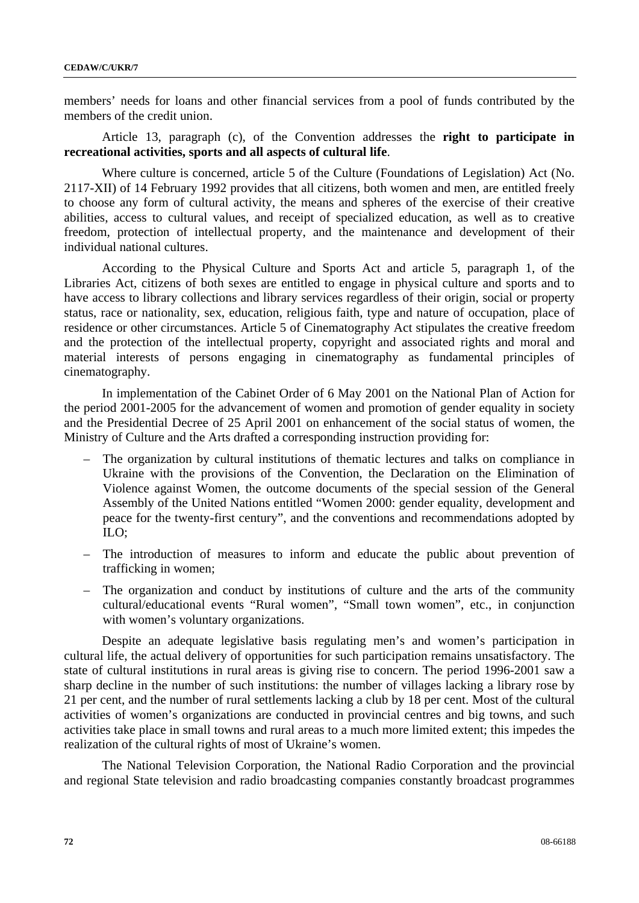members' needs for loans and other financial services from a pool of funds contributed by the members of the credit union.

Article 13, paragraph (c), of the Convention addresses the **right to participate in recreational activities, sports and all aspects of cultural life**.

Where culture is concerned, article 5 of the Culture (Foundations of Legislation) Act (No. 2117-XII) of 14 February 1992 provides that all citizens, both women and men, are entitled freely to choose any form of cultural activity, the means and spheres of the exercise of their creative abilities, access to cultural values, and receipt of specialized education, as well as to creative freedom, protection of intellectual property, and the maintenance and development of their individual national cultures.

According to the Physical Culture and Sports Act and article 5, paragraph 1, of the Libraries Act, citizens of both sexes are entitled to engage in physical culture and sports and to have access to library collections and library services regardless of their origin, social or property status, race or nationality, sex, education, religious faith, type and nature of occupation, place of residence or other circumstances. Article 5 of Cinematography Act stipulates the creative freedom and the protection of the intellectual property, copyright and associated rights and moral and material interests of persons engaging in cinematography as fundamental principles of cinematography.

In implementation of the Cabinet Order of 6 May 2001 on the National Plan of Action for the period 2001-2005 for the advancement of women and promotion of gender equality in society and the Presidential Decree of 25 April 2001 on enhancement of the social status of women, the Ministry of Culture and the Arts drafted a corresponding instruction providing for:

- The organization by cultural institutions of thematic lectures and talks on compliance in Ukraine with the provisions of the Convention, the Declaration on the Elimination of Violence against Women, the outcome documents of the special session of the General Assembly of the United Nations entitled "Women 2000: gender equality, development and peace for the twenty-first century", and the conventions and recommendations adopted by ILO;
- The introduction of measures to inform and educate the public about prevention of trafficking in women;
- The organization and conduct by institutions of culture and the arts of the community cultural/educational events "Rural women", "Small town women", etc., in conjunction with women's voluntary organizations.

Despite an adequate legislative basis regulating men's and women's participation in cultural life, the actual delivery of opportunities for such participation remains unsatisfactory. The state of cultural institutions in rural areas is giving rise to concern. The period 1996-2001 saw a sharp decline in the number of such institutions: the number of villages lacking a library rose by 21 per cent, and the number of rural settlements lacking a club by 18 per cent. Most of the cultural activities of women's organizations are conducted in provincial centres and big towns, and such activities take place in small towns and rural areas to a much more limited extent; this impedes the realization of the cultural rights of most of Ukraine's women.

The National Television Corporation, the National Radio Corporation and the provincial and regional State television and radio broadcasting companies constantly broadcast programmes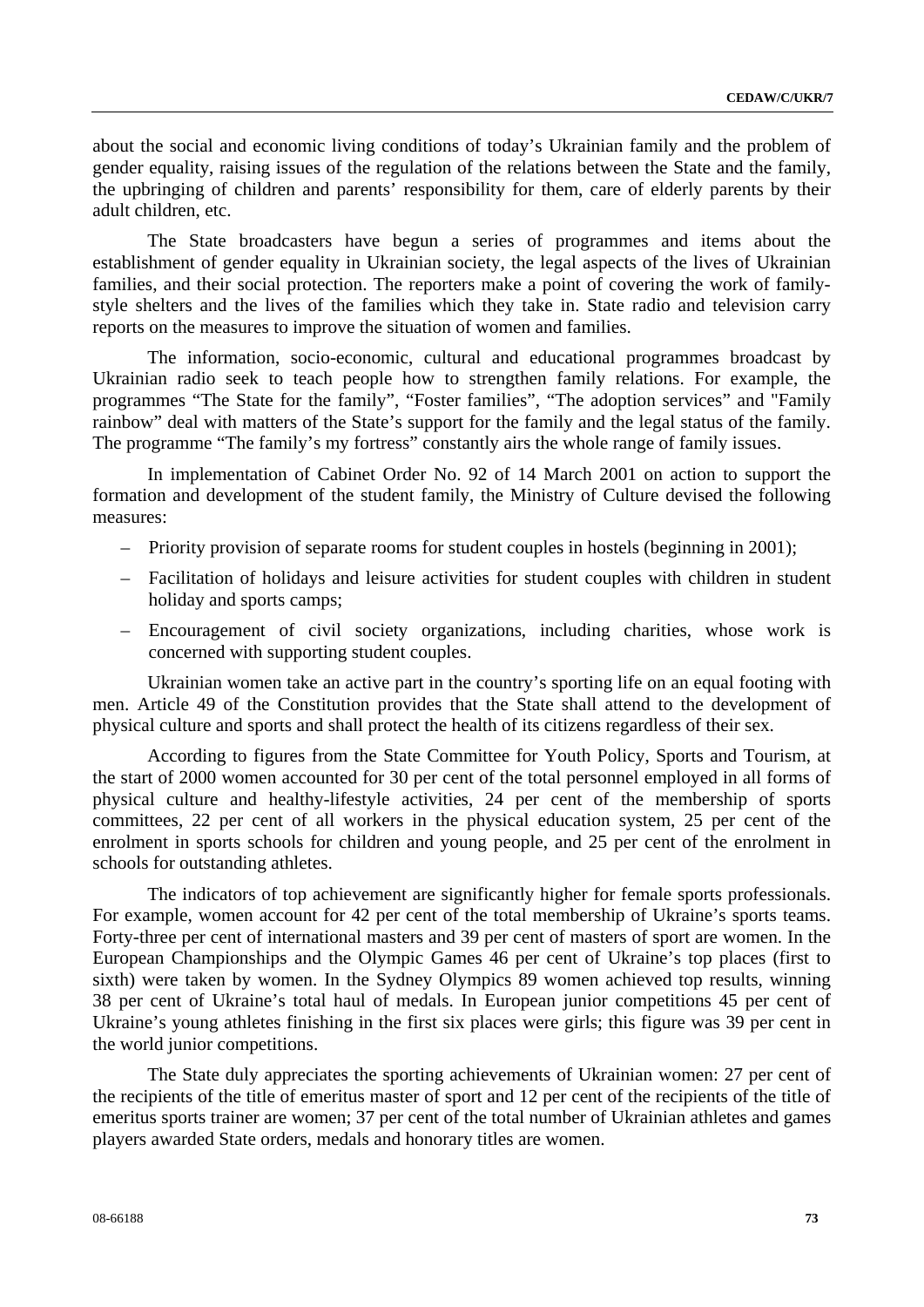about the social and economic living conditions of today's Ukrainian family and the problem of gender equality, raising issues of the regulation of the relations between the State and the family, the upbringing of children and parents' responsibility for them, care of elderly parents by their adult children, etc.

The State broadcasters have begun a series of programmes and items about the establishment of gender equality in Ukrainian society, the legal aspects of the lives of Ukrainian families, and their social protection. The reporters make a point of covering the work of family-style shelters and the lives of the families which they take in. State radio and television carry reports on the measures to improve the situation of women and families.

The information, socio-economic, cultural and educational programmes broadcast by Ukrainian radio seek to teach people how to strengthen family relations. For example, the programmes "The State for the family", "Foster families", "The adoption services" and "Family rainbow" deal with matters of the State's support for the family and the legal status of the family. The programme "The family's my fortress" constantly airs the whole range of family issues.

In implementation of Cabinet Order No. 92 of 14 March 2001 on action to support the formation and development of the student family, the Ministry of Culture devised the following measures:

– Priority provision of separate rooms for student couples in hostels (beginning in 2001);

– Facilitation of holidays and leisure activities for student couples with children in student holiday and sports camps;

– Encouragement of civil society organizations, including charities, whose work is concerned with supporting student couples.

Ukrainian women take an active part in the country's sporting life on an equal footing with men. Article 49 of the Constitution provides that the State shall attend to the development of physical culture and sports and shall protect the health of its citizens regardless of their sex.

According to figures from the State Committee for Youth Policy, Sports and Tourism, at the start of 2000 women accounted for 30 per cent of the total personnel employed in all forms of physical culture and healthy-lifestyle activities, 24 per cent of the membership of sports committees, 22 per cent of all workers in the physical education system, 25 per cent of the enrolment in sports schools for children and young people, and 25 per cent of the enrolment in schools for outstanding athletes.

The indicators of top achievement are significantly higher for female sports professionals. For example, women account for 42 per cent of the total membership of Ukraine's sports teams. Forty-three per cent of international masters and 39 per cent of masters of sport are women. In the European Championships and the Olympic Games 46 per cent of Ukraine's top places (first to sixth) were taken by women. In the Sydney Olympics 89 women achieved top results, winning 38 per cent of Ukraine's total haul of medals. In European junior competitions 45 per cent of Ukraine's young athletes finishing in the first six places were girls; this figure was 39 per cent in the world junior competitions.

The State duly appreciates the sporting achievements of Ukrainian women: 27 per cent of the recipients of the title of emeritus master of sport and 12 per cent of the recipients of the title of emeritus sports trainer are women; 37 per cent of the total number of Ukrainian athletes and games players awarded State orders, medals and honorary titles are women.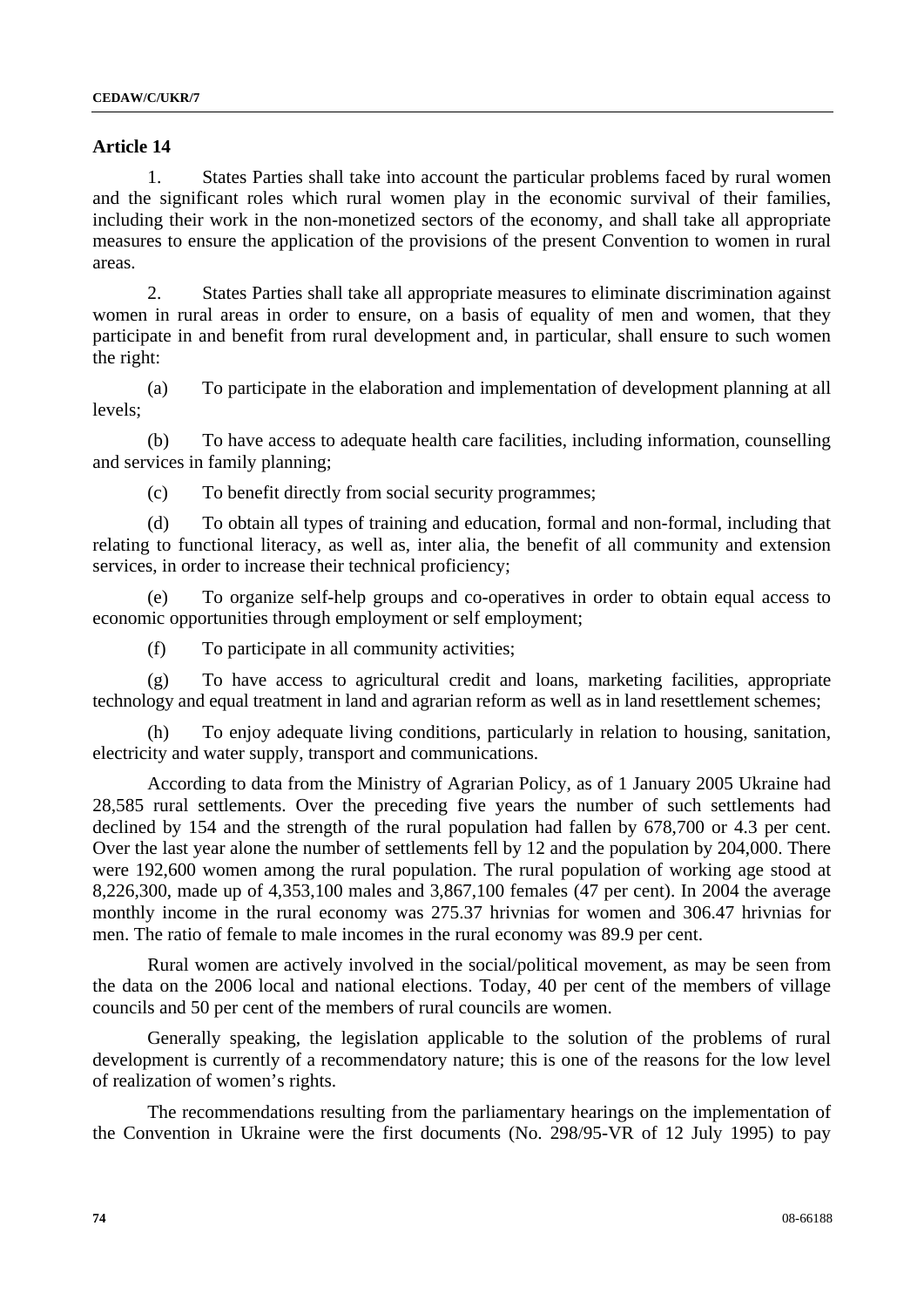## Article 14

1. States Parties shall take into account the particular problems faced by rural women and the significant roles which rural women play in the economic survival of their families, including their work in the non-monetized sectors of the economy, and shall take all appropriate measures to ensure the application of the provisions of the present Convention to women in rural areas.

2. States Parties shall take all appropriate measures to eliminate discrimination against women in rural areas in order to ensure, on a basis of equality of men and women, that they participate in and benefit from rural development and, in particular, shall ensure to such women the right:

(a) To participate in the elaboration and implementation of development planning at all levels;

(b) To have access to adequate health care facilities, including information, counselling and services in family planning;

(c) To benefit directly from social security programmes;

(d) To obtain all types of training and education, formal and non-formal, including that relating to functional literacy, as well as, inter alia, the benefit of all community and extension services, in order to increase their technical proficiency;

(e) To organize self-help groups and co-operatives in order to obtain equal access to economic opportunities through employment or self employment;

(f) To participate in all community activities;

(g) To have access to agricultural credit and loans, marketing facilities, appropriate technology and equal treatment in land and agrarian reform as well as in land resettlement schemes;

(h) To enjoy adequate living conditions, particularly in relation to housing, sanitation, electricity and water supply, transport and communications.

According to data from the Ministry of Agrarian Policy, as of 1 January 2005 Ukraine had 28,585 rural settlements. Over the preceding five years the number of such settlements had declined by 154 and the strength of the rural population had fallen by 678,700 or 4.3 per cent. Over the last year alone the number of settlements fell by 12 and the population by 204,000. There were 192,600 women among the rural population. The rural population of working age stood at 8,226,300, made up of 4,353,100 males and 3,867,100 females (47 per cent). In 2004 the average monthly income in the rural economy was 275.37 hrivnias for women and 306.47 hrivnias for men. The ratio of female to male incomes in the rural economy was 89.9 per cent.

Rural women are actively involved in the social/political movement, as may be seen from the data on the 2006 local and national elections. Today, 40 per cent of the members of village councils and 50 per cent of the members of rural councils are women.

Generally speaking, the legislation applicable to the solution of the problems of rural development is currently of a recommendatory nature; this is one of the reasons for the low level of realization of women's rights.

The recommendations resulting from the parliamentary hearings on the implementation of the Convention in Ukraine were the first documents (No. 298/95-VR of 12 July 1995) to pay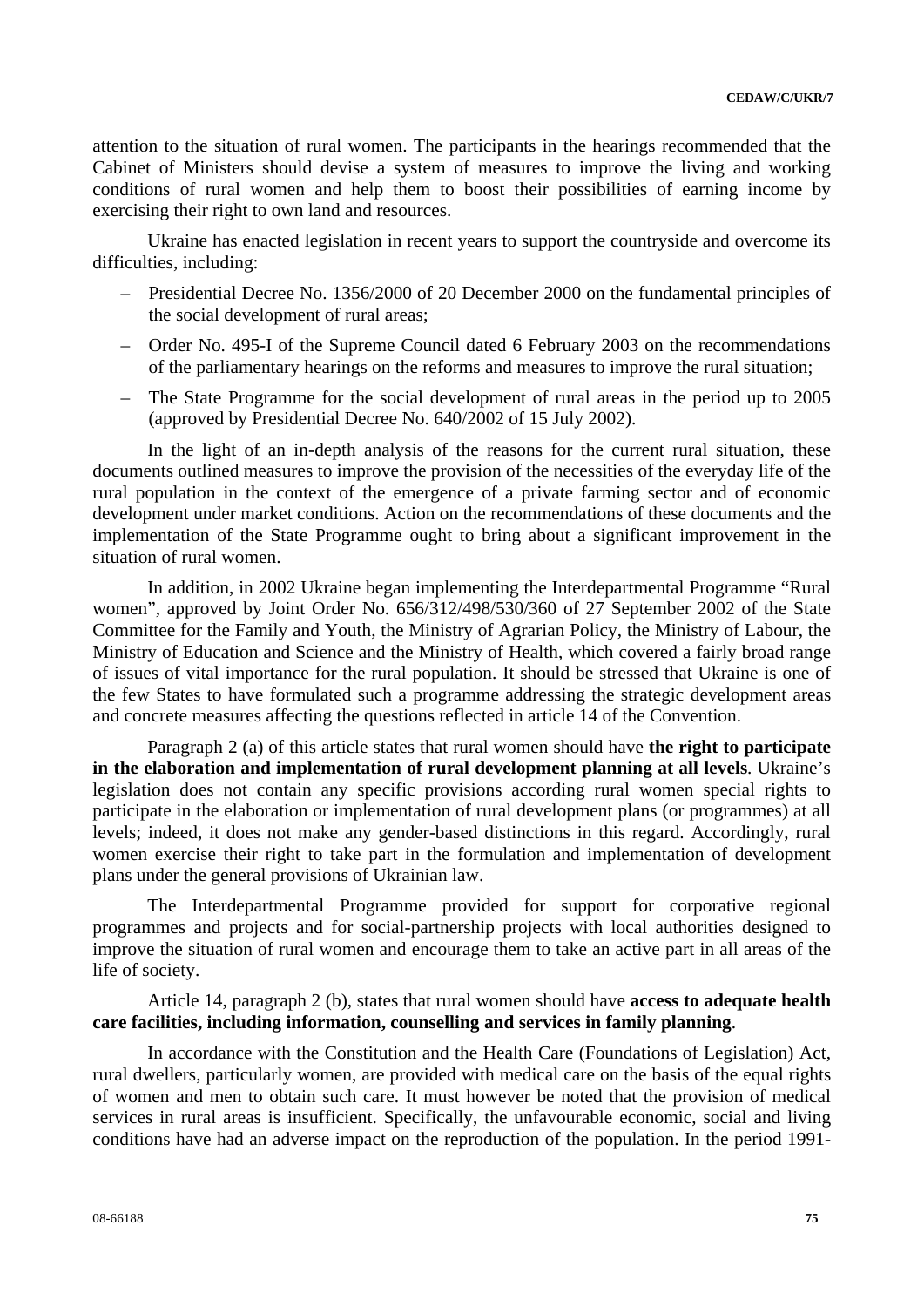attention to the situation of rural women. The participants in the hearings recommended that the Cabinet of Ministers should devise a system of measures to improve the living and working conditions of rural women and help them to boost their possibilities of earning income by exercising their right to own land and resources.

Ukraine has enacted legislation in recent years to support the countryside and overcome its difficulties, including:

- Presidential Decree No. 1356/2000 of 20 December 2000 on the fundamental principles of the social development of rural areas;
- Order No. 495-I of the Supreme Council dated 6 February 2003 on the recommendations of the parliamentary hearings on the reforms and measures to improve the rural situation;
- The State Programme for the social development of rural areas in the period up to 2005 (approved by Presidential Decree No. 640/2002 of 15 July 2002).

In the light of an in-depth analysis of the reasons for the current rural situation, these documents outlined measures to improve the provision of the necessities of the everyday life of the rural population in the context of the emergence of a private farming sector and of economic development under market conditions. Action on the recommendations of these documents and the implementation of the State Programme ought to bring about a significant improvement in the situation of rural women.

In addition, in 2002 Ukraine began implementing the Interdepartmental Programme "Rural women", approved by Joint Order No. 656/312/498/530/360 of 27 September 2002 of the State Committee for the Family and Youth, the Ministry of Agrarian Policy, the Ministry of Labour, the Ministry of Education and Science and the Ministry of Health, which covered a fairly broad range of issues of vital importance for the rural population. It should be stressed that Ukraine is one of the few States to have formulated such a programme addressing the strategic development areas and concrete measures affecting the questions reflected in article 14 of the Convention.

Paragraph 2 (a) of this article states that rural women should have **the right to participate in the elaboration and implementation of rural development planning at all levels**. Ukraine's legislation does not contain any specific provisions according rural women special rights to participate in the elaboration or implementation of rural development plans (or programmes) at all levels; indeed, it does not make any gender-based distinctions in this regard. Accordingly, rural women exercise their right to take part in the formulation and implementation of development plans under the general provisions of Ukrainian law.

The Interdepartmental Programme provided for support for corporative regional programmes and projects and for social-partnership projects with local authorities designed to improve the situation of rural women and encourage them to take an active part in all areas of the life of society.

Article 14, paragraph 2 (b), states that rural women should have **access to adequate health care facilities, including information, counselling and services in family planning**.

In accordance with the Constitution and the Health Care (Foundations of Legislation) Act, rural dwellers, particularly women, are provided with medical care on the basis of the equal rights of women and men to obtain such care. It must however be noted that the provision of medical services in rural areas is insufficient. Specifically, the unfavourable economic, social and living conditions have had an adverse impact on the reproduction of the population. In the period 1991-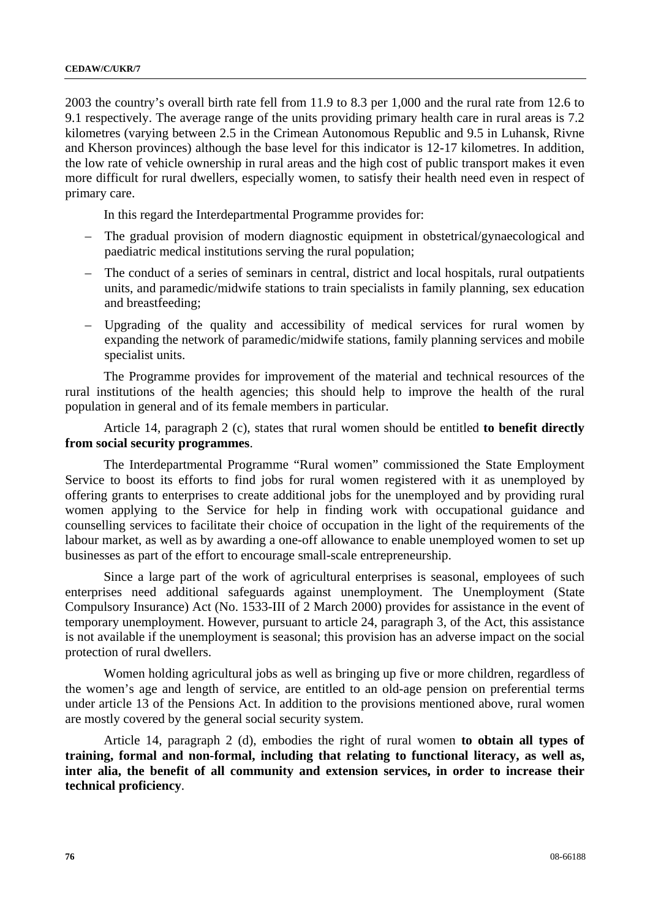2003 the country's overall birth rate fell from 11.9 to 8.3 per 1,000 and the rural rate from 12.6 to 9.1 respectively. The average range of the units providing primary health care in rural areas is 7.2 kilometres (varying between 2.5 in the Crimean Autonomous Republic and 9.5 in Luhansk, Rivne and Kherson provinces) although the base level for this indicator is 12-17 kilometres. In addition, the low rate of vehicle ownership in rural areas and the high cost of public transport makes it even more difficult for rural dwellers, especially women, to satisfy their health need even in respect of primary care.

In this regard the Interdepartmental Programme provides for:

– The gradual provision of modern diagnostic equipment in obstetrical/gynaecological and paediatric medical institutions serving the rural population;

– The conduct of a series of seminars in central, district and local hospitals, rural outpatients units, and paramedic/midwife stations to train specialists in family planning, sex education and breastfeeding;

– Upgrading of the quality and accessibility of medical services for rural women by expanding the network of paramedic/midwife stations, family planning services and mobile specialist units.

The Programme provides for improvement of the material and technical resources of the rural institutions of the health agencies; this should help to improve the health of the rural population in general and of its female members in particular.

Article 14, paragraph 2 (c), states that rural women should be entitled **to benefit directly from social security programmes**.

The Interdepartmental Programme "Rural women" commissioned the State Employment Service to boost its efforts to find jobs for rural women registered with it as unemployed by offering grants to enterprises to create additional jobs for the unemployed and by providing rural women applying to the Service for help in finding work with occupational guidance and counselling services to facilitate their choice of occupation in the light of the requirements of the labour market, as well as by awarding a one-off allowance to enable unemployed women to set up businesses as part of the effort to encourage small-scale entrepreneurship.

Since a large part of the work of agricultural enterprises is seasonal, employees of such enterprises need additional safeguards against unemployment. The Unemployment (State Compulsory Insurance) Act (No. 1533-III of 2 March 2000) provides for assistance in the event of temporary unemployment. However, pursuant to article 24, paragraph 3, of the Act, this assistance is not available if the unemployment is seasonal; this provision has an adverse impact on the social protection of rural dwellers.

Women holding agricultural jobs as well as bringing up five or more children, regardless of the women's age and length of service, are entitled to an old-age pension on preferential terms under article 13 of the Pensions Act. In addition to the provisions mentioned above, rural women are mostly covered by the general social security system.

Article 14, paragraph 2 (d), embodies the right of rural women **to obtain all types of training, formal and non-formal, including that relating to functional literacy, as well as, inter alia, the benefit of all community and extension services, in order to increase their technical proficiency**.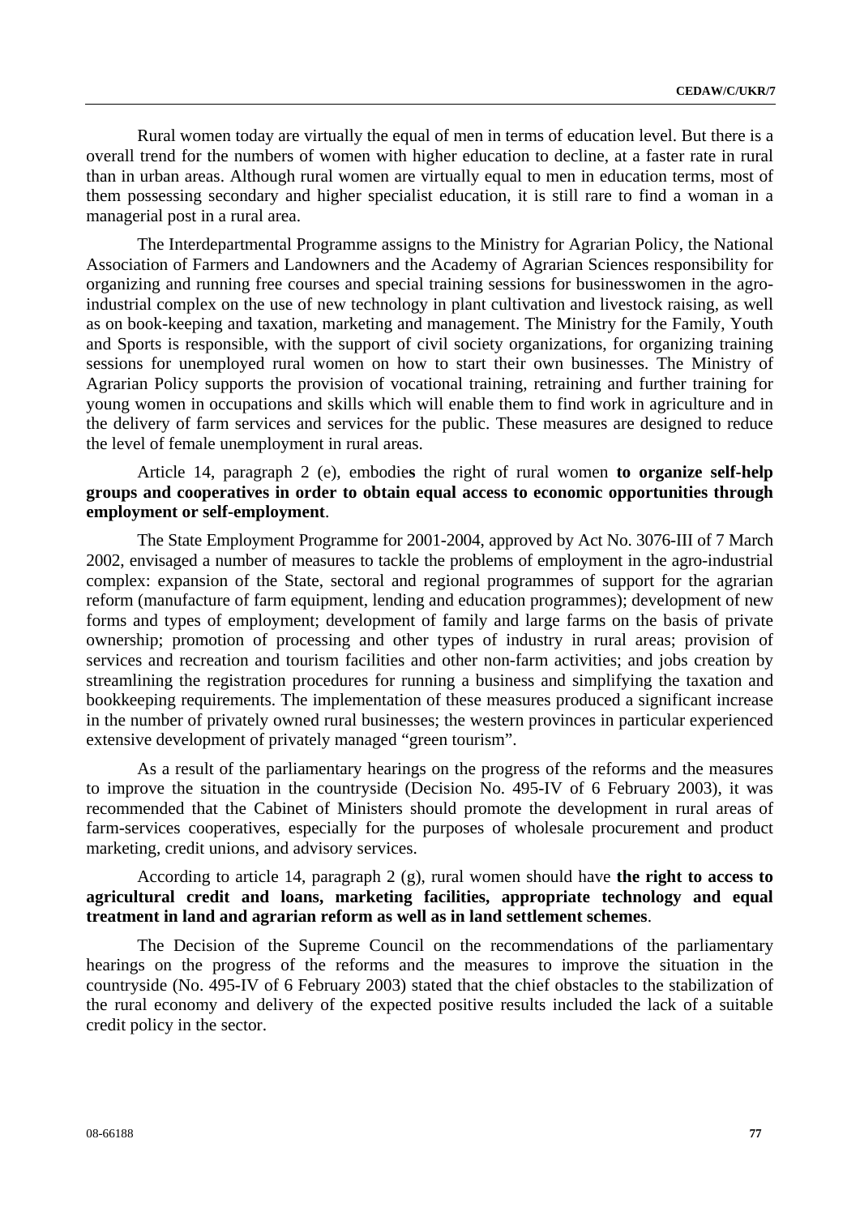Rural women today are virtually the equal of men in terms of education level. But there is a overall trend for the numbers of women with higher education to decline, at a faster rate in rural than in urban areas. Although rural women are virtually equal to men in education terms, most of them possessing secondary and higher specialist education, it is still rare to find a woman in a managerial post in a rural area.

The Interdepartmental Programme assigns to the Ministry for Agrarian Policy, the National Association of Farmers and Landowners and the Academy of Agrarian Sciences responsibility for organizing and running free courses and special training sessions for businesswomen in the agro-industrial complex on the use of new technology in plant cultivation and livestock raising, as well as on book-keeping and taxation, marketing and management. The Ministry for the Family, Youth and Sports is responsible, with the support of civil society organizations, for organizing training sessions for unemployed rural women on how to start their own businesses. The Ministry of Agrarian Policy supports the provision of vocational training, retraining and further training for young women in occupations and skills which will enable them to find work in agriculture and in the delivery of farm services and services for the public. These measures are designed to reduce the level of female unemployment in rural areas.

Article 14, paragraph 2 (e), embodies the right of rural women **to organize self-help groups and cooperatives in order to obtain equal access to economic opportunities through employment or self-employment**.

The State Employment Programme for 2001-2004, approved by Act No. 3076-III of 7 March 2002, envisaged a number of measures to tackle the problems of employment in the agro-industrial complex: expansion of the State, sectoral and regional programmes of support for the agrarian reform (manufacture of farm equipment, lending and education programmes); development of new forms and types of employment; development of family and large farms on the basis of private ownership; promotion of processing and other types of industry in rural areas; provision of services and recreation and tourism facilities and other non-farm activities; and jobs creation by streamlining the registration procedures for running a business and simplifying the taxation and bookkeeping requirements. The implementation of these measures produced a significant increase in the number of privately owned rural businesses; the western provinces in particular experienced extensive development of privately managed "green tourism".

As a result of the parliamentary hearings on the progress of the reforms and the measures to improve the situation in the countryside (Decision No. 495-IV of 6 February 2003), it was recommended that the Cabinet of Ministers should promote the development in rural areas of farm-services cooperatives, especially for the purposes of wholesale procurement and product marketing, credit unions, and advisory services.

According to article 14, paragraph 2 (g), rural women should have **the right to access to agricultural credit and loans, marketing facilities, appropriate technology and equal treatment in land and agrarian reform as well as in land settlement schemes**.

The Decision of the Supreme Council on the recommendations of the parliamentary hearings on the progress of the reforms and the measures to improve the situation in the countryside (No. 495-IV of 6 February 2003) stated that the chief obstacles to the stabilization of the rural economy and delivery of the expected positive results included the lack of a suitable credit policy in the sector.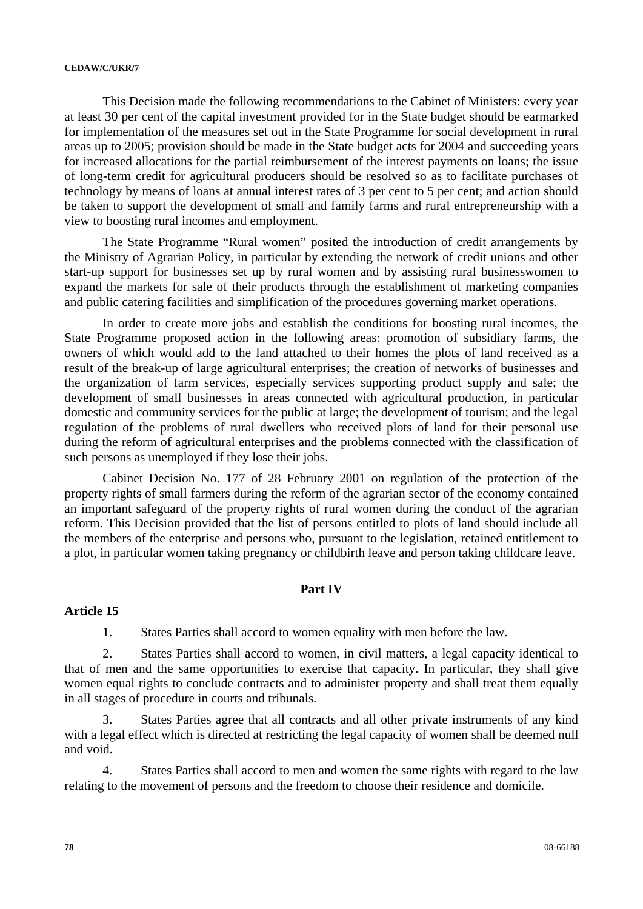This Decision made the following recommendations to the Cabinet of Ministers: every year at least 30 per cent of the capital investment provided for in the State budget should be earmarked for implementation of the measures set out in the State Programme for social development in rural areas up to 2005; provision should be made in the State budget acts for 2004 and succeeding years for increased allocations for the partial reimbursement of the interest payments on loans; the issue of long-term credit for agricultural producers should be resolved so as to facilitate purchases of technology by means of loans at annual interest rates of 3 per cent to 5 per cent; and action should be taken to support the development of small and family farms and rural entrepreneurship with a view to boosting rural incomes and employment.

The State Programme "Rural women" posited the introduction of credit arrangements by the Ministry of Agrarian Policy, in particular by extending the network of credit unions and other start-up support for businesses set up by rural women and by assisting rural businesswomen to expand the markets for sale of their products through the establishment of marketing companies and public catering facilities and simplification of the procedures governing market operations.

In order to create more jobs and establish the conditions for boosting rural incomes, the State Programme proposed action in the following areas: promotion of subsidiary farms, the owners of which would add to the land attached to their homes the plots of land received as a result of the break-up of large agricultural enterprises; the creation of networks of businesses and the organization of farm services, especially services supporting product supply and sale; the development of small businesses in areas connected with agricultural production, in particular domestic and community services for the public at large; the development of tourism; and the legal regulation of the problems of rural dwellers who received plots of land for their personal use during the reform of agricultural enterprises and the problems connected with the classification of such persons as unemployed if they lose their jobs.

Cabinet Decision No. 177 of 28 February 2001 on regulation of the protection of the property rights of small farmers during the reform of the agrarian sector of the economy contained an important safeguard of the property rights of rural women during the conduct of the agrarian reform. This Decision provided that the list of persons entitled to plots of land should include all the members of the enterprise and persons who, pursuant to the legislation, retained entitlement to a plot, in particular women taking pregnancy or childbirth leave and person taking childcare leave.

## Part IV

### Article 15

1. States Parties shall accord to women equality with men before the law.

2. States Parties shall accord to women, in civil matters, a legal capacity identical to that of men and the same opportunities to exercise that capacity. In particular, they shall give women equal rights to conclude contracts and to administer property and shall treat them equally in all stages of procedure in courts and tribunals.

3. States Parties agree that all contracts and all other private instruments of any kind with a legal effect which is directed at restricting the legal capacity of women shall be deemed null and void.

4. States Parties shall accord to men and women the same rights with regard to the law relating to the movement of persons and the freedom to choose their residence and domicile.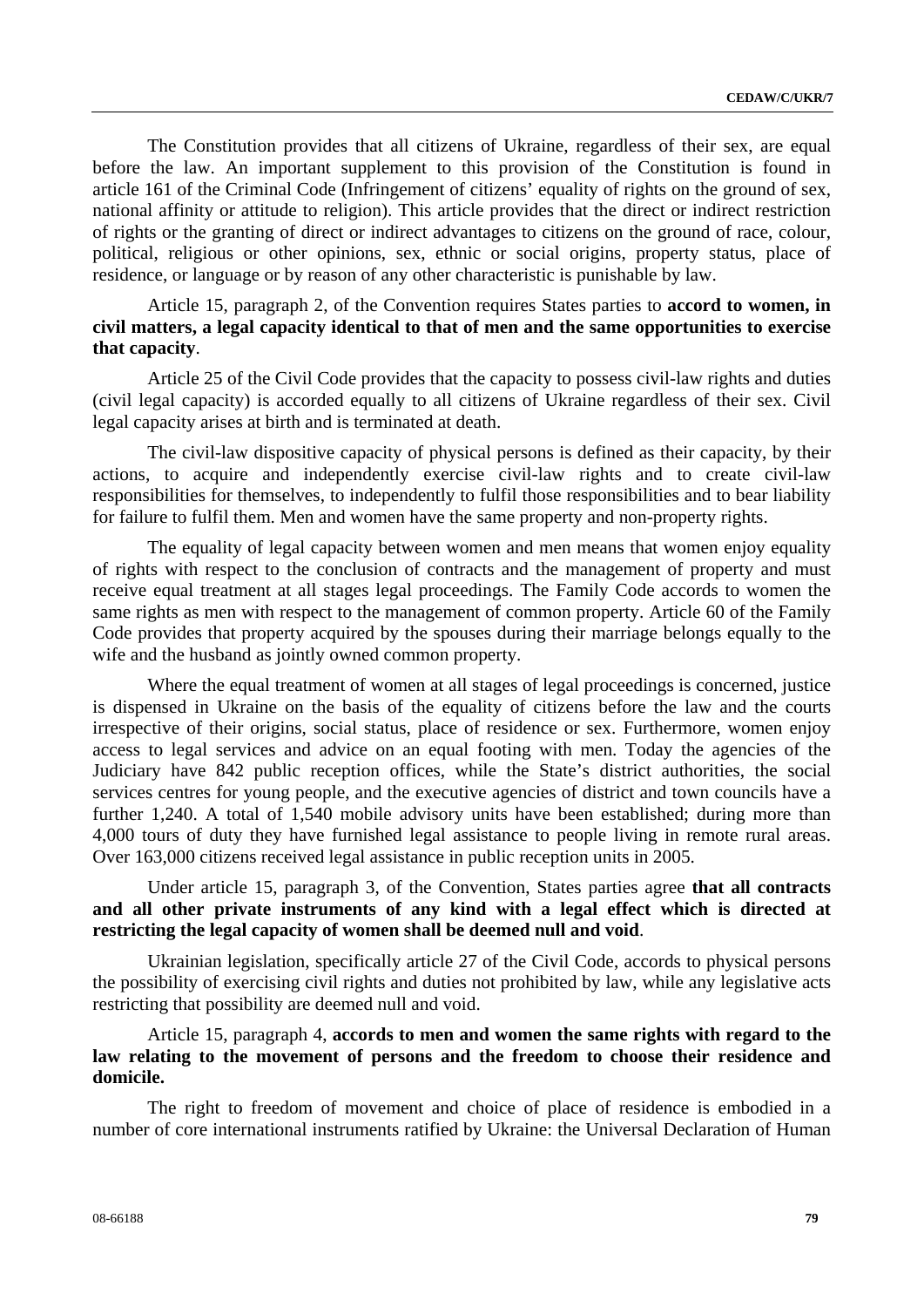The Constitution provides that all citizens of Ukraine, regardless of their sex, are equal before the law. An important supplement to this provision of the Constitution is found in article 161 of the Criminal Code (Infringement of citizens' equality of rights on the ground of sex, national affinity or attitude to religion). This article provides that the direct or indirect restriction of rights or the granting of direct or indirect advantages to citizens on the ground of race, colour, political, religious or other opinions, sex, ethnic or social origins, property status, place of residence, or language or by reason of any other characteristic is punishable by law.

Article 15, paragraph 2, of the Convention requires States parties to **accord to women, in civil matters, a legal capacity identical to that of men and the same opportunities to exercise that capacity**.

Article 25 of the Civil Code provides that the capacity to possess civil-law rights and duties (civil legal capacity) is accorded equally to all citizens of Ukraine regardless of their sex. Civil legal capacity arises at birth and is terminated at death.

The civil-law dispositive capacity of physical persons is defined as their capacity, by their actions, to acquire and independently exercise civil-law rights and to create civil-law responsibilities for themselves, to independently to fulfil those responsibilities and to bear liability for failure to fulfil them. Men and women have the same property and non-property rights.

The equality of legal capacity between women and men means that women enjoy equality of rights with respect to the conclusion of contracts and the management of property and must receive equal treatment at all stages legal proceedings. The Family Code accords to women the same rights as men with respect to the management of common property. Article 60 of the Family Code provides that property acquired by the spouses during their marriage belongs equally to the wife and the husband as jointly owned common property.

Where the equal treatment of women at all stages of legal proceedings is concerned, justice is dispensed in Ukraine on the basis of the equality of citizens before the law and the courts irrespective of their origins, social status, place of residence or sex. Furthermore, women enjoy access to legal services and advice on an equal footing with men. Today the agencies of the Judiciary have 842 public reception offices, while the State's district authorities, the social services centres for young people, and the executive agencies of district and town councils have a further 1,240. A total of 1,540 mobile advisory units have been established; during more than 4,000 tours of duty they have furnished legal assistance to people living in remote rural areas. Over 163,000 citizens received legal assistance in public reception units in 2005.

Under article 15, paragraph 3, of the Convention, States parties agree **that all contracts and all other private instruments of any kind with a legal effect which is directed at restricting the legal capacity of women shall be deemed null and void**.

Ukrainian legislation, specifically article 27 of the Civil Code, accords to physical persons the possibility of exercising civil rights and duties not prohibited by law, while any legislative acts restricting that possibility are deemed null and void.

Article 15, paragraph 4, **accords to men and women the same rights with regard to the law relating to the movement of persons and the freedom to choose their residence and domicile.**

The right to freedom of movement and choice of place of residence is embodied in a number of core international instruments ratified by Ukraine: the Universal Declaration of Human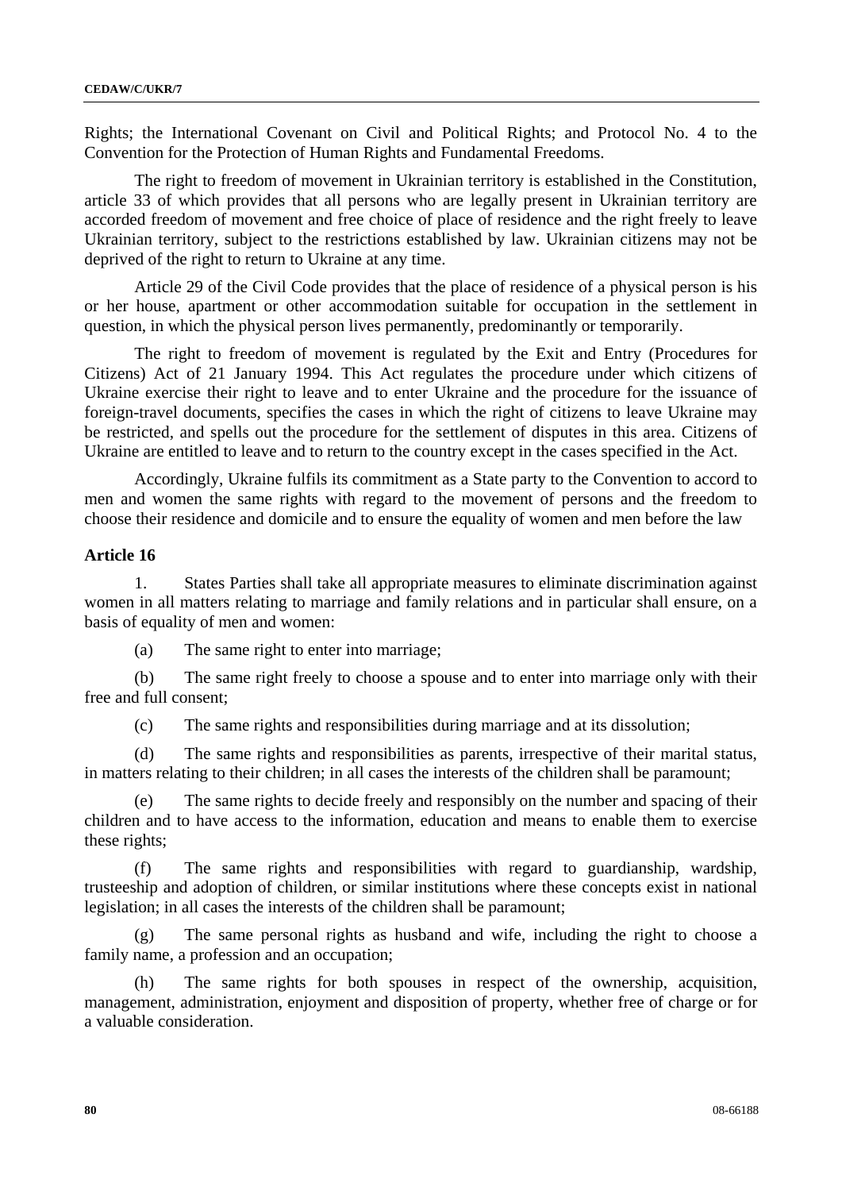Rights; the International Covenant on Civil and Political Rights; and Protocol No. 4 to the Convention for the Protection of Human Rights and Fundamental Freedoms.

The right to freedom of movement in Ukrainian territory is established in the Constitution, article 33 of which provides that all persons who are legally present in Ukrainian territory are accorded freedom of movement and free choice of place of residence and the right freely to leave Ukrainian territory, subject to the restrictions established by law. Ukrainian citizens may not be deprived of the right to return to Ukraine at any time.

Article 29 of the Civil Code provides that the place of residence of a physical person is his or her house, apartment or other accommodation suitable for occupation in the settlement in question, in which the physical person lives permanently, predominantly or temporarily.

The right to freedom of movement is regulated by the Exit and Entry (Procedures for Citizens) Act of 21 January 1994. This Act regulates the procedure under which citizens of Ukraine exercise their right to leave and to enter Ukraine and the procedure for the issuance of foreign-travel documents, specifies the cases in which the right of citizens to leave Ukraine may be restricted, and spells out the procedure for the settlement of disputes in this area. Citizens of Ukraine are entitled to leave and to return to the country except in the cases specified in the Act.

Accordingly, Ukraine fulfils its commitment as a State party to the Convention to accord to men and women the same rights with regard to the movement of persons and the freedom to choose their residence and domicile and to ensure the equality of women and men before the law

**Article 16**

1. States Parties shall take all appropriate measures to eliminate discrimination against women in all matters relating to marriage and family relations and in particular shall ensure, on a basis of equality of men and women:

(a) The same right to enter into marriage;

(b) The same right freely to choose a spouse and to enter into marriage only with their free and full consent;

(c) The same rights and responsibilities during marriage and at its dissolution;

(d) The same rights and responsibilities as parents, irrespective of their marital status, in matters relating to their children; in all cases the interests of the children shall be paramount;

(e) The same rights to decide freely and responsibly on the number and spacing of their children and to have access to the information, education and means to enable them to exercise these rights;

(f) The same rights and responsibilities with regard to guardianship, wardship, trusteeship and adoption of children, or similar institutions where these concepts exist in national legislation; in all cases the interests of the children shall be paramount;

(g) The same personal rights as husband and wife, including the right to choose a family name, a profession and an occupation;

(h) The same rights for both spouses in respect of the ownership, acquisition, management, administration, enjoyment and disposition of property, whether free of charge or for a valuable consideration.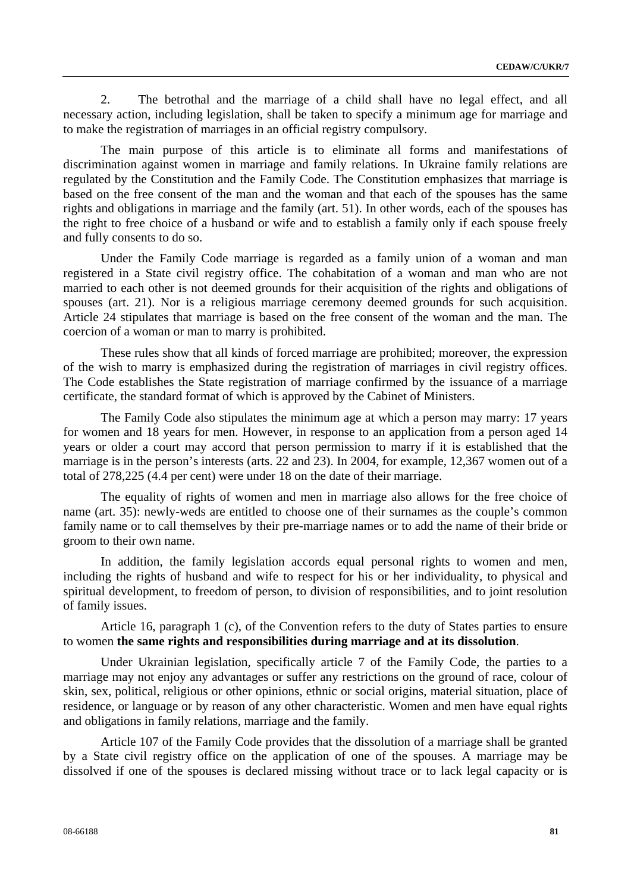2. The betrothal and the marriage of a child shall have no legal effect, and all necessary action, including legislation, shall be taken to specify a minimum age for marriage and to make the registration of marriages in an official registry compulsory.

The main purpose of this article is to eliminate all forms and manifestations of discrimination against women in marriage and family relations. In Ukraine family relations are regulated by the Constitution and the Family Code. The Constitution emphasizes that marriage is based on the free consent of the man and the woman and that each of the spouses has the same rights and obligations in marriage and the family (art. 51). In other words, each of the spouses has the right to free choice of a husband or wife and to establish a family only if each spouse freely and fully consents to do so.

Under the Family Code marriage is regarded as a family union of a woman and man registered in a State civil registry office. The cohabitation of a woman and man who are not married to each other is not deemed grounds for their acquisition of the rights and obligations of spouses (art. 21). Nor is a religious marriage ceremony deemed grounds for such acquisition. Article 24 stipulates that marriage is based on the free consent of the woman and the man. The coercion of a woman or man to marry is prohibited.

These rules show that all kinds of forced marriage are prohibited; moreover, the expression of the wish to marry is emphasized during the registration of marriages in civil registry offices. The Code establishes the State registration of marriage confirmed by the issuance of a marriage certificate, the standard format of which is approved by the Cabinet of Ministers.

The Family Code also stipulates the minimum age at which a person may marry: 17 years for women and 18 years for men. However, in response to an application from a person aged 14 years or older a court may accord that person permission to marry if it is established that the marriage is in the person's interests (arts. 22 and 23). In 2004, for example, 12,367 women out of a total of 278,225 (4.4 per cent) were under 18 on the date of their marriage.

The equality of rights of women and men in marriage also allows for the free choice of name (art. 35): newly-weds are entitled to choose one of their surnames as the couple's common family name or to call themselves by their pre-marriage names or to add the name of their bride or groom to their own name.

In addition, the family legislation accords equal personal rights to women and men, including the rights of husband and wife to respect for his or her individuality, to physical and spiritual development, to freedom of person, to division of responsibilities, and to joint resolution of family issues.

Article 16, paragraph 1 (c), of the Convention refers to the duty of States parties to ensure to women **the same rights and responsibilities during marriage and at its dissolution**.

Under Ukrainian legislation, specifically article 7 of the Family Code, the parties to a marriage may not enjoy any advantages or suffer any restrictions on the ground of race, colour of skin, sex, political, religious or other opinions, ethnic or social origins, material situation, place of residence, or language or by reason of any other characteristic. Women and men have equal rights and obligations in family relations, marriage and the family.

Article 107 of the Family Code provides that the dissolution of a marriage shall be granted by a State civil registry office on the application of one of the spouses. A marriage may be dissolved if one of the spouses is declared missing without trace or to lack legal capacity or is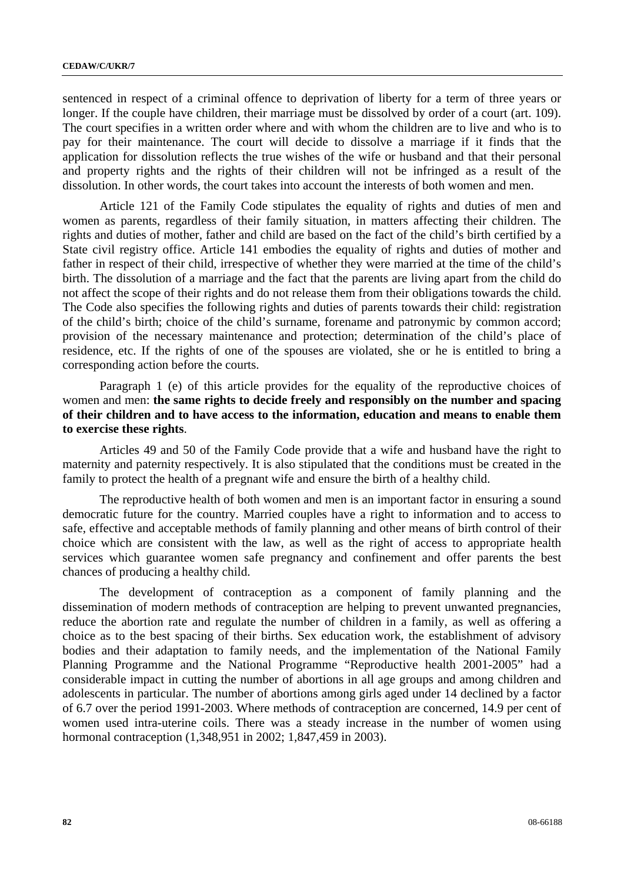sentenced in respect of a criminal offence to deprivation of liberty for a term of three years or longer. If the couple have children, their marriage must be dissolved by order of a court (art. 109). The court specifies in a written order where and with whom the children are to live and who is to pay for their maintenance. The court will decide to dissolve a marriage if it finds that the application for dissolution reflects the true wishes of the wife or husband and that their personal and property rights and the rights of their children will not be infringed as a result of the dissolution. In other words, the court takes into account the interests of both women and men.

Article 121 of the Family Code stipulates the equality of rights and duties of men and women as parents, regardless of their family situation, in matters affecting their children. The rights and duties of mother, father and child are based on the fact of the child's birth certified by a State civil registry office. Article 141 embodies the equality of rights and duties of mother and father in respect of their child, irrespective of whether they were married at the time of the child's birth. The dissolution of a marriage and the fact that the parents are living apart from the child do not affect the scope of their rights and do not release them from their obligations towards the child. The Code also specifies the following rights and duties of parents towards their child: registration of the child's birth; choice of the child's surname, forename and patronymic by common accord; provision of the necessary maintenance and protection; determination of the child's place of residence, etc. If the rights of one of the spouses are violated, she or he is entitled to bring a corresponding action before the courts.

Paragraph 1 (e) of this article provides for the equality of the reproductive choices of women and men: **the same rights to decide freely and responsibly on the number and spacing of their children and to have access to the information, education and means to enable them to exercise these rights**.

Articles 49 and 50 of the Family Code provide that a wife and husband have the right to maternity and paternity respectively. It is also stipulated that the conditions must be created in the family to protect the health of a pregnant wife and ensure the birth of a healthy child.

The reproductive health of both women and men is an important factor in ensuring a sound democratic future for the country. Married couples have a right to information and to access to safe, effective and acceptable methods of family planning and other means of birth control of their choice which are consistent with the law, as well as the right of access to appropriate health services which guarantee women safe pregnancy and confinement and offer parents the best chances of producing a healthy child.

The development of contraception as a component of family planning and the dissemination of modern methods of contraception are helping to prevent unwanted pregnancies, reduce the abortion rate and regulate the number of children in a family, as well as offering a choice as to the best spacing of their births. Sex education work, the establishment of advisory bodies and their adaptation to family needs, and the implementation of the National Family Planning Programme and the National Programme "Reproductive health 2001-2005" had a considerable impact in cutting the number of abortions in all age groups and among children and adolescents in particular. The number of abortions among girls aged under 14 declined by a factor of 6.7 over the period 1991-2003. Where methods of contraception are concerned, 14.9 per cent of women used intra-uterine coils. There was a steady increase in the number of women using hormonal contraception (1,348,951 in 2002; 1,847,459 in 2003).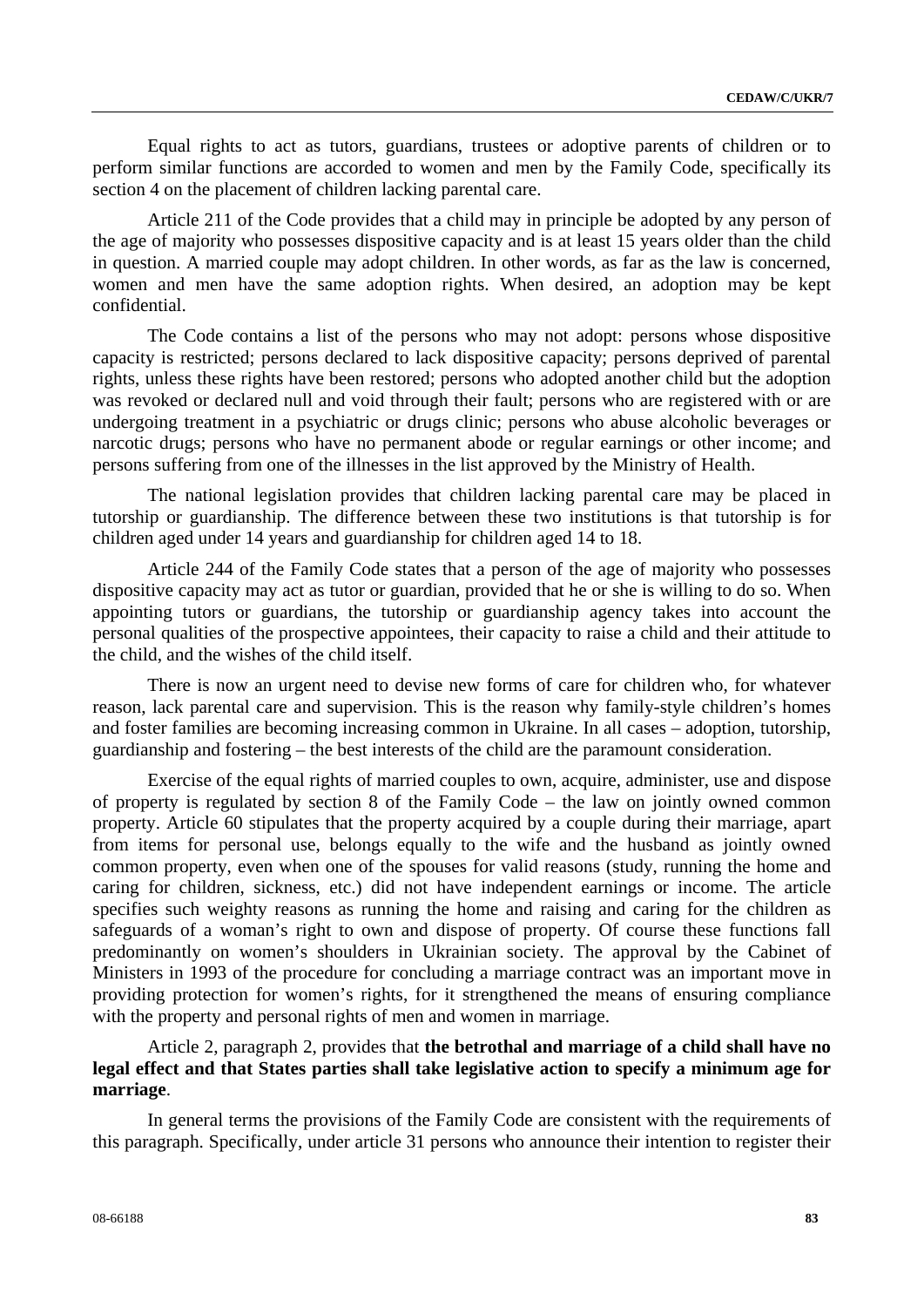Equal rights to act as tutors, guardians, trustees or adoptive parents of children or to perform similar functions are accorded to women and men by the Family Code, specifically its section 4 on the placement of children lacking parental care.

Article 211 of the Code provides that a child may in principle be adopted by any person of the age of majority who possesses dispositive capacity and is at least 15 years older than the child in question. A married couple may adopt children. In other words, as far as the law is concerned, women and men have the same adoption rights. When desired, an adoption may be kept confidential.

The Code contains a list of the persons who may not adopt: persons whose dispositive capacity is restricted; persons declared to lack dispositive capacity; persons deprived of parental rights, unless these rights have been restored; persons who adopted another child but the adoption was revoked or declared null and void through their fault; persons who are registered with or are undergoing treatment in a psychiatric or drugs clinic; persons who abuse alcoholic beverages or narcotic drugs; persons who have no permanent abode or regular earnings or other income; and persons suffering from one of the illnesses in the list approved by the Ministry of Health.

The national legislation provides that children lacking parental care may be placed in tutorship or guardianship. The difference between these two institutions is that tutorship is for children aged under 14 years and guardianship for children aged 14 to 18.

Article 244 of the Family Code states that a person of the age of majority who possesses dispositive capacity may act as tutor or guardian, provided that he or she is willing to do so. When appointing tutors or guardians, the tutorship or guardianship agency takes into account the personal qualities of the prospective appointees, their capacity to raise a child and their attitude to the child, and the wishes of the child itself.

There is now an urgent need to devise new forms of care for children who, for whatever reason, lack parental care and supervision. This is the reason why family-style children's homes and foster families are becoming increasing common in Ukraine. In all cases – adoption, tutorship, guardianship and fostering – the best interests of the child are the paramount consideration.

Exercise of the equal rights of married couples to own, acquire, administer, use and dispose of property is regulated by section 8 of the Family Code – the law on jointly owned common property. Article 60 stipulates that the property acquired by a couple during their marriage, apart from items for personal use, belongs equally to the wife and the husband as jointly owned common property, even when one of the spouses for valid reasons (study, running the home and caring for children, sickness, etc.) did not have independent earnings or income. The article specifies such weighty reasons as running the home and raising and caring for the children as safeguards of a woman's right to own and dispose of property. Of course these functions fall predominantly on women's shoulders in Ukrainian society. The approval by the Cabinet of Ministers in 1993 of the procedure for concluding a marriage contract was an important move in providing protection for women's rights, for it strengthened the means of ensuring compliance with the property and personal rights of men and women in marriage.

Article 2, paragraph 2, provides that **the betrothal and marriage of a child shall have no legal effect and that States parties shall take legislative action to specify a minimum age for marriage**.

In general terms the provisions of the Family Code are consistent with the requirements of this paragraph. Specifically, under article 31 persons who announce their intention to register their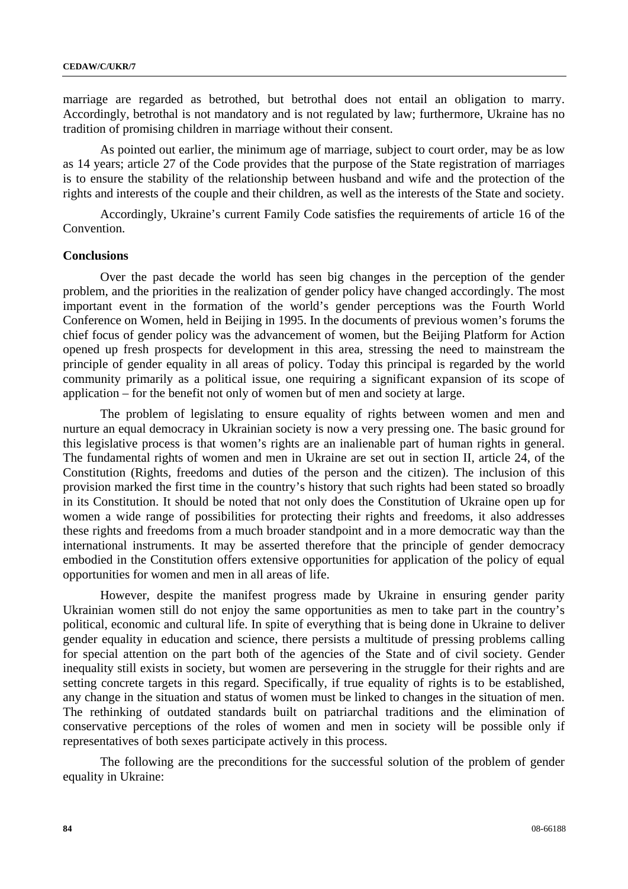marriage are regarded as betrothed, but betrothal does not entail an obligation to marry. Accordingly, betrothal is not mandatory and is not regulated by law; furthermore, Ukraine has no tradition of promising children in marriage without their consent.

As pointed out earlier, the minimum age of marriage, subject to court order, may be as low as 14 years; article 27 of the Code provides that the purpose of the State registration of marriages is to ensure the stability of the relationship between husband and wife and the protection of the rights and interests of the couple and their children, as well as the interests of the State and society.

Accordingly, Ukraine's current Family Code satisfies the requirements of article 16 of the Convention.

**Conclusions**

Over the past decade the world has seen big changes in the perception of the gender problem, and the priorities in the realization of gender policy have changed accordingly. The most important event in the formation of the world's gender perceptions was the Fourth World Conference on Women, held in Beijing in 1995. In the documents of previous women's forums the chief focus of gender policy was the advancement of women, but the Beijing Platform for Action opened up fresh prospects for development in this area, stressing the need to mainstream the principle of gender equality in all areas of policy. Today this principal is regarded by the world community primarily as a political issue, one requiring a significant expansion of its scope of application – for the benefit not only of women but of men and society at large.

The problem of legislating to ensure equality of rights between women and men and nurture an equal democracy in Ukrainian society is now a very pressing one. The basic ground for this legislative process is that women's rights are an inalienable part of human rights in general. The fundamental rights of women and men in Ukraine are set out in section II, article 24, of the Constitution (Rights, freedoms and duties of the person and the citizen). The inclusion of this provision marked the first time in the country's history that such rights had been stated so broadly in its Constitution. It should be noted that not only does the Constitution of Ukraine open up for women a wide range of possibilities for protecting their rights and freedoms, it also addresses these rights and freedoms from a much broader standpoint and in a more democratic way than the international instruments. It may be asserted therefore that the principle of gender democracy embodied in the Constitution offers extensive opportunities for application of the policy of equal opportunities for women and men in all areas of life.

However, despite the manifest progress made by Ukraine in ensuring gender parity Ukrainian women still do not enjoy the same opportunities as men to take part in the country's political, economic and cultural life. In spite of everything that is being done in Ukraine to deliver gender equality in education and science, there persists a multitude of pressing problems calling for special attention on the part both of the agencies of the State and of civil society. Gender inequality still exists in society, but women are persevering in the struggle for their rights and are setting concrete targets in this regard. Specifically, if true equality of rights is to be established, any change in the situation and status of women must be linked to changes in the situation of men. The rethinking of outdated standards built on patriarchal traditions and the elimination of conservative perceptions of the roles of women and men in society will be possible only if representatives of both sexes participate actively in this process.

The following are the preconditions for the successful solution of the problem of gender equality in Ukraine: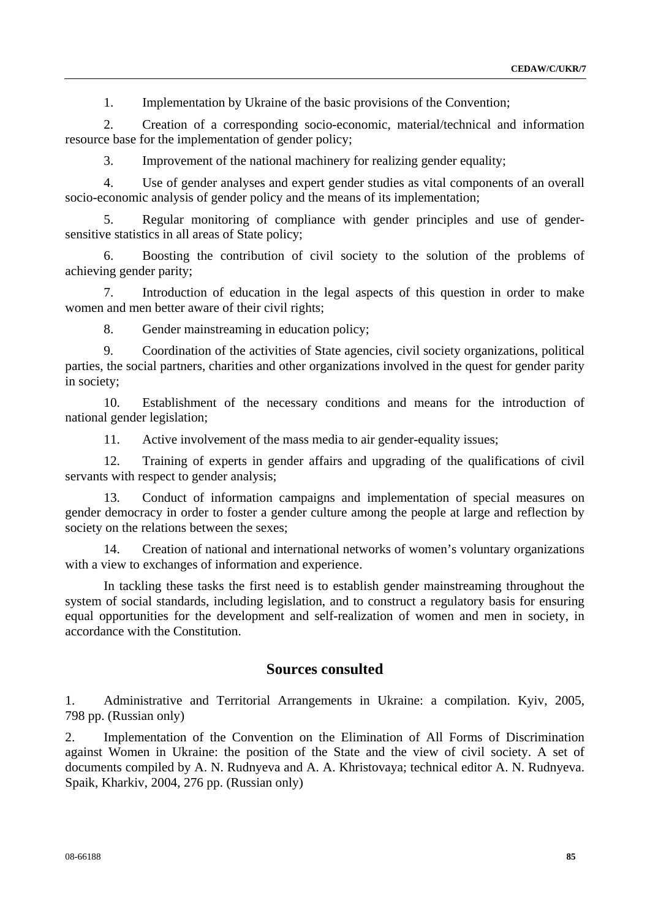1. Implementation by Ukraine of the basic provisions of the Convention;

2. Creation of a corresponding socio-economic, material/technical and information resource base for the implementation of gender policy;

3. Improvement of the national machinery for realizing gender equality;

4. Use of gender analyses and expert gender studies as vital components of an overall socio-economic analysis of gender policy and the means of its implementation;

5. Regular monitoring of compliance with gender principles and use of gender-sensitive statistics in all areas of State policy;

6. Boosting the contribution of civil society to the solution of the problems of achieving gender parity;

7. Introduction of education in the legal aspects of this question in order to make women and men better aware of their civil rights;

8. Gender mainstreaming in education policy;

9. Coordination of the activities of State agencies, civil society organizations, political parties, the social partners, charities and other organizations involved in the quest for gender parity in society;

10. Establishment of the necessary conditions and means for the introduction of national gender legislation;

11. Active involvement of the mass media to air gender-equality issues;

12. Training of experts in gender affairs and upgrading of the qualifications of civil servants with respect to gender analysis;

13. Conduct of information campaigns and implementation of special measures on gender democracy in order to foster a gender culture among the people at large and reflection by society on the relations between the sexes;

14. Creation of national and international networks of women's voluntary organizations with a view to exchanges of information and experience.

In tackling these tasks the first need is to establish gender mainstreaming throughout the system of social standards, including legislation, and to construct a regulatory basis for ensuring equal opportunities for the development and self-realization of women and men in society, in accordance with the Constitution.

## Sources consulted

1. Administrative and Territorial Arrangements in Ukraine: a compilation. Kyiv, 2005, 798 pp. (Russian only)

2. Implementation of the Convention on the Elimination of All Forms of Discrimination against Women in Ukraine: the position of the State and the view of civil society. A set of documents compiled by A. N. Rudnyeva and A. A. Khristovaya; technical editor A. N. Rudnyeva. Spaik, Kharkiv, 2004, 276 pp. (Russian only)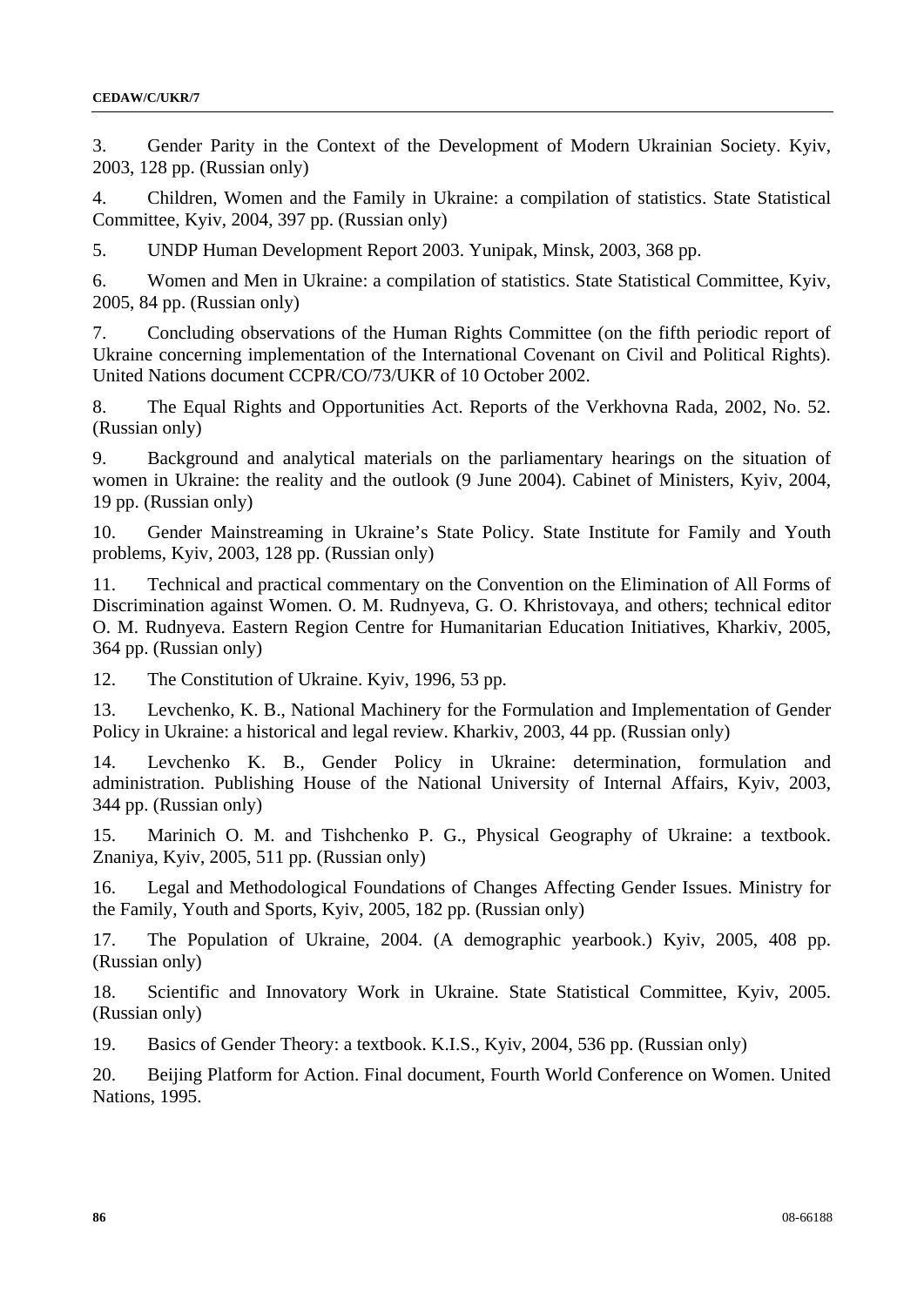3. Gender Parity in the Context of the Development of Modern Ukrainian Society. Kyiv, 2003, 128 pp. (Russian only)

4. Children, Women and the Family in Ukraine: a compilation of statistics. State Statistical Committee, Kyiv, 2004, 397 pp. (Russian only)

5. UNDP Human Development Report 2003. Yunipak, Minsk, 2003, 368 pp.

6. Women and Men in Ukraine: a compilation of statistics. State Statistical Committee, Kyiv, 2005, 84 pp. (Russian only)

7. Concluding observations of the Human Rights Committee (on the fifth periodic report of Ukraine concerning implementation of the International Covenant on Civil and Political Rights). United Nations document CCPR/CO/73/UKR of 10 October 2002.

8. The Equal Rights and Opportunities Act. Reports of the Verkhovna Rada, 2002, No. 52. (Russian only)

9. Background and analytical materials on the parliamentary hearings on the situation of women in Ukraine: the reality and the outlook (9 June 2004). Cabinet of Ministers, Kyiv, 2004, 19 pp. (Russian only)

10. Gender Mainstreaming in Ukraine's State Policy. State Institute for Family and Youth problems, Kyiv, 2003, 128 pp. (Russian only)

11. Technical and practical commentary on the Convention on the Elimination of All Forms of Discrimination against Women. O. M. Rudnyeva, G. O. Khristovaya, and others; technical editor O. M. Rudnyeva. Eastern Region Centre for Humanitarian Education Initiatives, Kharkiv, 2005, 364 pp. (Russian only)

12. The Constitution of Ukraine. Kyiv, 1996, 53 pp.

13. Levchenko, K. B., National Machinery for the Formulation and Implementation of Gender Policy in Ukraine: a historical and legal review. Kharkiv, 2003, 44 pp. (Russian only)

14. Levchenko K. B., Gender Policy in Ukraine: determination, formulation and administration. Publishing House of the National University of Internal Affairs, Kyiv, 2003, 344 pp. (Russian only)

15. Marinich O. M. and Tishchenko P. G., Physical Geography of Ukraine: a textbook. Znaniya, Kyiv, 2005, 511 pp. (Russian only)

16. Legal and Methodological Foundations of Changes Affecting Gender Issues. Ministry for the Family, Youth and Sports, Kyiv, 2005, 182 pp. (Russian only)

17. The Population of Ukraine, 2004. (A demographic yearbook.) Kyiv, 2005, 408 pp. (Russian only)

18. Scientific and Innovatory Work in Ukraine. State Statistical Committee, Kyiv, 2005. (Russian only)

19. Basics of Gender Theory: a textbook. K.I.S., Kyiv, 2004, 536 pp. (Russian only)

20. Beijing Platform for Action. Final document, Fourth World Conference on Women. United Nations, 1995.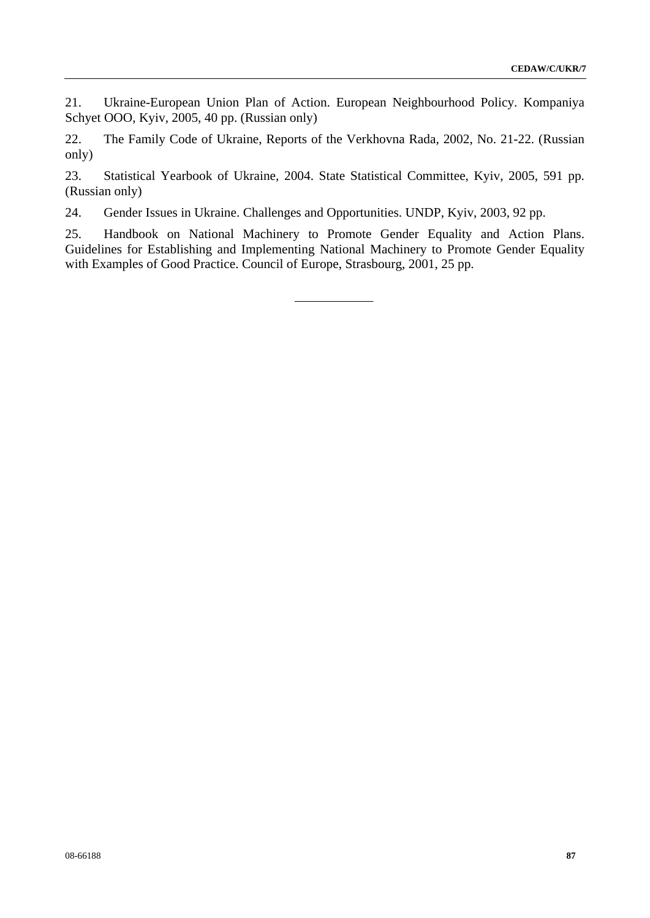21. Ukraine-European Union Plan of Action. European Neighbourhood Policy. Kompaniya Schyet OOO, Kyiv, 2005, 40 pp. (Russian only)

22. The Family Code of Ukraine, Reports of the Verkhovna Rada, 2002, No. 21-22. (Russian only)

23. Statistical Yearbook of Ukraine, 2004. State Statistical Committee, Kyiv, 2005, 591 pp. (Russian only)

24. Gender Issues in Ukraine. Challenges and Opportunities. UNDP, Kyiv, 2003, 92 pp.

25. Handbook on National Machinery to Promote Gender Equality and Action Plans. Guidelines for Establishing and Implementing National Machinery to Promote Gender Equality with Examples of Good Practice. Council of Europe, Strasbourg, 2001, 25 pp.